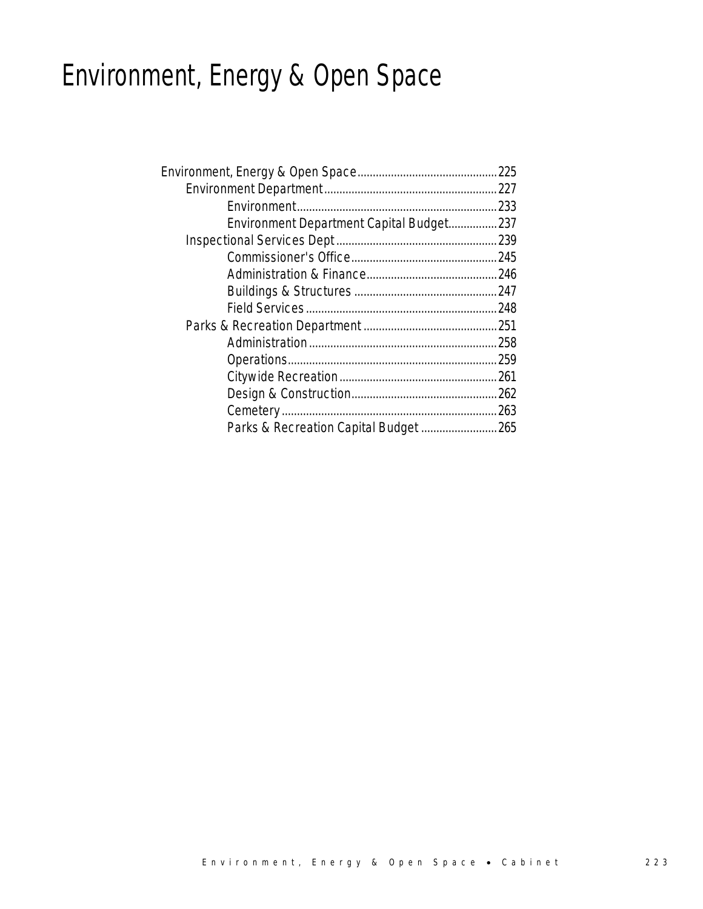# Environment, Energy & Open Space

- Environment, Energy & Open Space .......... 225
  - Environment Department .......... 227
    - Environment .......... 233
    - Environment Department Capital Budget .......... 237
  - Inspectional Services Dept .......... 239
    - Commissioner's Office .......... 245
    - Administration & Finance .......... 246
    - Buildings & Structures .......... 247
    - Field Services .......... 248
  - Parks & Recreation Department .......... 251
    - Administration .......... 258
    - Operations .......... 259
    - Citywide Recreation .......... 261
    - Design & Construction .......... 262
    - Cemetery .......... 263
    - Parks & Recreation Capital Budget .......... 265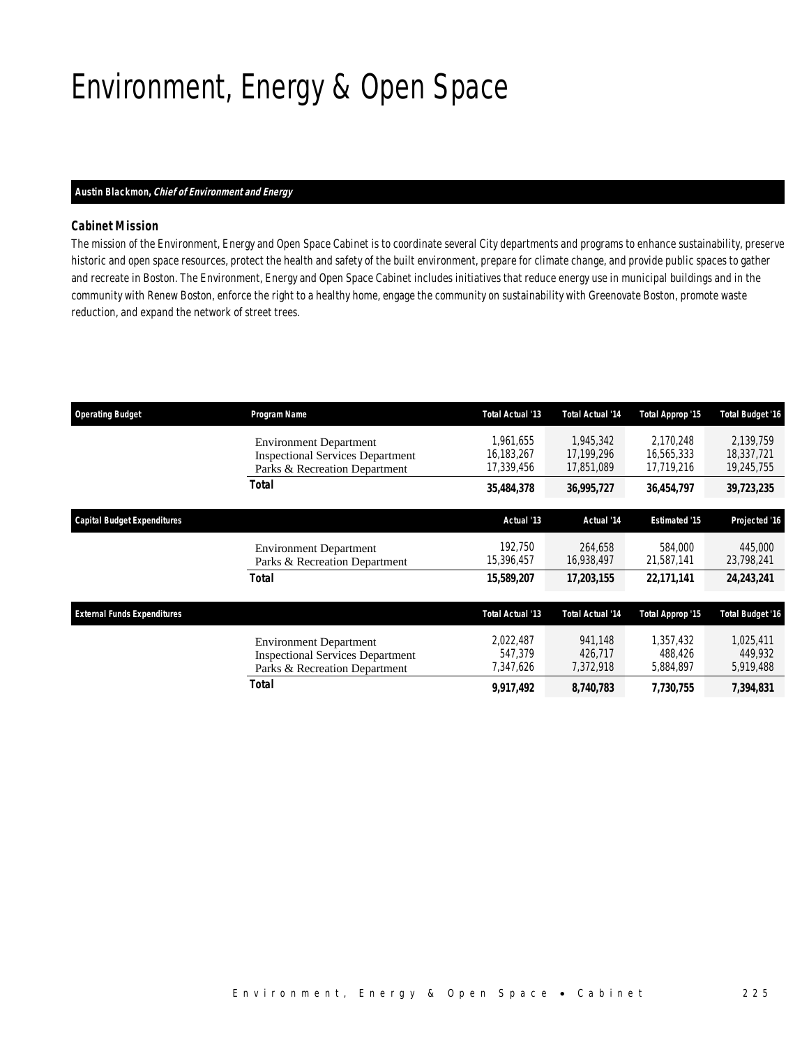# Environment, Energy & Open Space

**Austin Blackmon, *Chief of Environment and Energy***

### Cabinet Mission

The mission of the Environment, Energy and Open Space Cabinet is to coordinate several City departments and programs to enhance sustainability, preserve historic and open space resources, protect the health and safety of the built environment, prepare for climate change, and provide public spaces to gather and recreate in Boston. The Environment, Energy and Open Space Cabinet includes initiatives that reduce energy use in municipal buildings and in the community with Renew Boston, enforce the right to a healthy home, engage the community on sustainability with Greenovate Boston, promote waste reduction, and expand the network of street trees.

| Operating Budget | Program Name | Total Actual '13 | Total Actual '14 | Total Approp '15 | Total Budget '16 |
|---|---|---|---|---|---|
| | Environment Department | 1,961,655 | 1,945,342 | 2,170,248 | 2,139,759 |
| | Inspectional Services Department | 16,183,267 | 17,199,296 | 16,565,333 | 18,337,721 |
| | Parks & Recreation Department | 17,339,456 | 17,851,089 | 17,719,216 | 19,245,755 |
| | **Total** | **35,484,378** | **36,995,727** | **36,454,797** | **39,723,235** |

| Capital Budget Expenditures | | Actual '13 | Actual '14 | Estimated '15 | Projected '16 |
|---|---|---|---|---|---|
| | Environment Department | 192,750 | 264,658 | 584,000 | 445,000 |
| | Parks & Recreation Department | 15,396,457 | 16,938,497 | 21,587,141 | 23,798,241 |
| | **Total** | **15,589,207** | **17,203,155** | **22,171,141** | **24,243,241** |

| External Funds Expenditures | | Total Actual '13 | Total Actual '14 | Total Approp '15 | Total Budget '16 |
|---|---|---|---|---|---|
| | Environment Department | 2,022,487 | 941,148 | 1,357,432 | 1,025,411 |
| | Inspectional Services Department | 547,379 | 426,717 | 488,426 | 449,932 |
| | Parks & Recreation Department | 7,347,626 | 7,372,918 | 5,884,897 | 5,919,488 |
| | **Total** | **9,917,492** | **8,740,783** | **7,730,755** | **7,394,831** |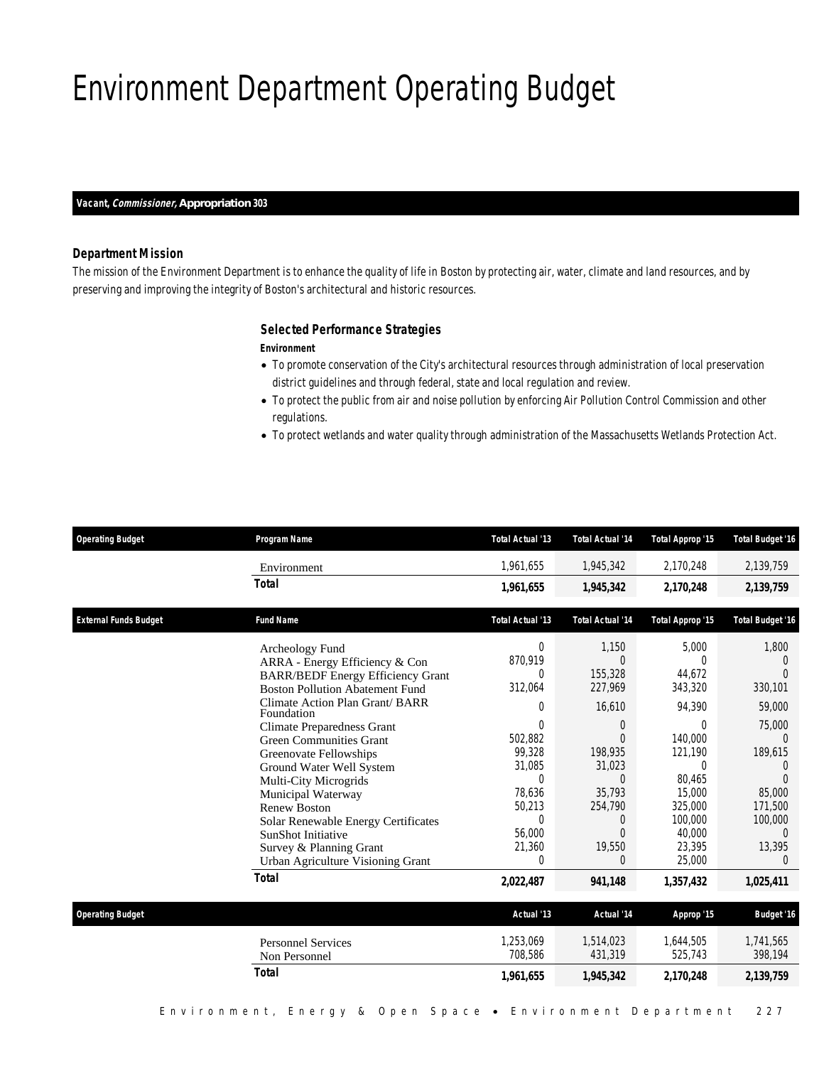# Environment Department Operating Budget

***Vacant, Commissioner,* Appropriation 303**

### Department Mission

The mission of the Environment Department is to enhance the quality of life in Boston by protecting air, water, climate and land resources, and by preserving and improving the integrity of Boston's architectural and historic resources.

### Selected Performance Strategies

**Environment**

- To promote conservation of the City's architectural resources through administration of local preservation district guidelines and through federal, state and local regulation and review.
- To protect the public from air and noise pollution by enforcing Air Pollution Control Commission and other regulations.
- To protect wetlands and water quality through administration of the Massachusetts Wetlands Protection Act.

| Operating Budget | Program Name | Total Actual '13 | Total Actual '14 | Total Approp '15 | Total Budget '16 |
|---|---|---|---|---|---|
| | Environment | 1,961,655 | 1,945,342 | 2,170,248 | 2,139,759 |
| | **Total** | **1,961,655** | **1,945,342** | **2,170,248** | **2,139,759** |

| External Funds Budget | Fund Name | Total Actual '13 | Total Actual '14 | Total Approp '15 | Total Budget '16 |
|---|---|---|---|---|---|
| | Archeology Fund | 0 | 1,150 | 5,000 | 1,800 |
| | ARRA - Energy Efficiency & Con | 870,919 | 0 | 0 | 0 |
| | BARR/BEDF Energy Efficiency Grant | 0 | 155,328 | 44,672 | 0 |
| | Boston Pollution Abatement Fund | 312,064 | 227,969 | 343,320 | 330,101 |
| | Climate Action Plan Grant/ BARR Foundation | 0 | 16,610 | 94,390 | 59,000 |
| | Climate Preparedness Grant | 0 | 0 | 0 | 75,000 |
| | Green Communities Grant | 502,882 | 0 | 140,000 | 0 |
| | Greenovate Fellowships | 99,328 | 198,935 | 121,190 | 189,615 |
| | Ground Water Well System | 31,085 | 31,023 | 0 | 0 |
| | Multi-City Microgrids | 0 | 0 | 80,465 | 0 |
| | Municipal Waterway | 78,636 | 35,793 | 15,000 | 85,000 |
| | Renew Boston | 50,213 | 254,790 | 325,000 | 171,500 |
| | Solar Renewable Energy Certificates | 0 | 0 | 100,000 | 100,000 |
| | SunShot Initiative | 56,000 | 0 | 40,000 | 0 |
| | Survey & Planning Grant | 21,360 | 19,550 | 23,395 | 13,395 |
| | Urban Agriculture Visioning Grant | 0 | 0 | 25,000 | 0 |
| | **Total** | **2,022,487** | **941,148** | **1,357,432** | **1,025,411** |

| Operating Budget | | Actual '13 | Actual '14 | Approp '15 | Budget '16 |
|---|---|---|---|---|---|
| | Personnel Services | 1,253,069 | 1,514,023 | 1,644,505 | 1,741,565 |
| | Non Personnel | 708,586 | 431,319 | 525,743 | 398,194 |
| | **Total** | **1,961,655** | **1,945,342** | **2,170,248** | **2,139,759** |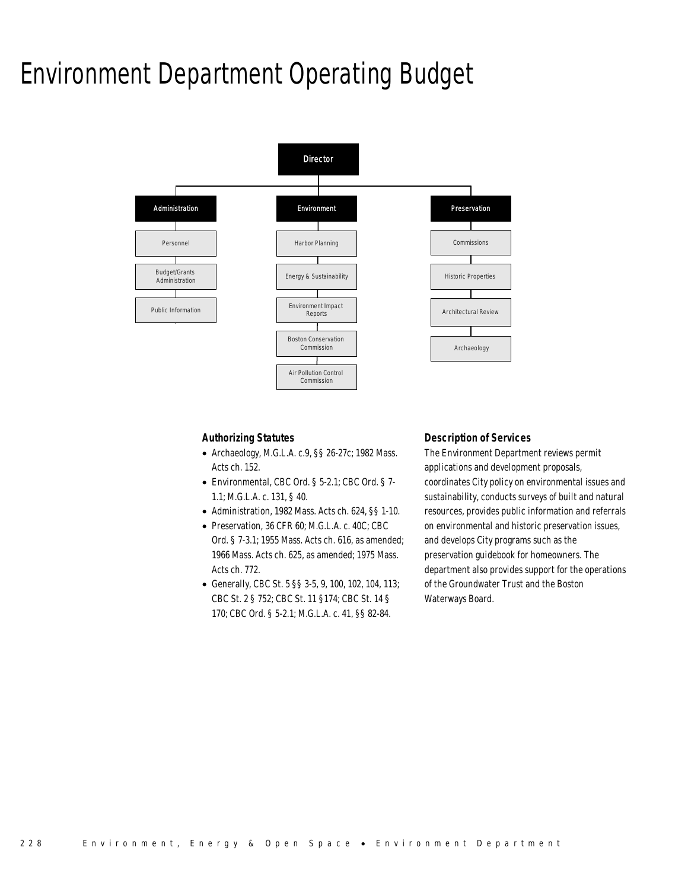# Environment Department Operating Budget

Director

- Administration
  - Personnel
  - Budget/Grants Administration
  - Public Information
- Environment
  - Harbor Planning
  - Energy & Sustainability
  - Environment Impact Reports
  - Boston Conservation Commission
  - Air Pollution Control Commission
- Preservation
  - Commissions
  - Historic Properties
  - Architectural Review
  - Archaeology

### Authorizing Statutes

- Archaeology, M.G.L.A. c.9, §§ 26-27c; 1982 Mass. Acts ch. 152.
- Environmental, CBC Ord. § 5-2.1; CBC Ord. § 7-1.1; M.G.L.A. c. 131, § 40.
- Administration, 1982 Mass. Acts ch. 624, §§ 1-10.
- Preservation, 36 CFR 60; M.G.L.A. c. 40C; CBC Ord. § 7-3.1; 1955 Mass. Acts ch. 616, as amended; 1966 Mass. Acts ch. 625, as amended; 1975 Mass. Acts ch. 772.
- Generally, CBC St. 5 §§ 3-5, 9, 100, 102, 104, 113; CBC St. 2 § 752; CBC St. 11 §174; CBC St. 14 § 170; CBC Ord. § 5-2.1; M.G.L.A. c. 41, §§ 82-84.

### Description of Services

The Environment Department reviews permit applications and development proposals, coordinates City policy on environmental issues and sustainability, conducts surveys of built and natural resources, provides public information and referrals on environmental and historic preservation issues, and develops City programs such as the preservation guidebook for homeowners. The department also provides support for the operations of the Groundwater Trust and the Boston Waterways Board.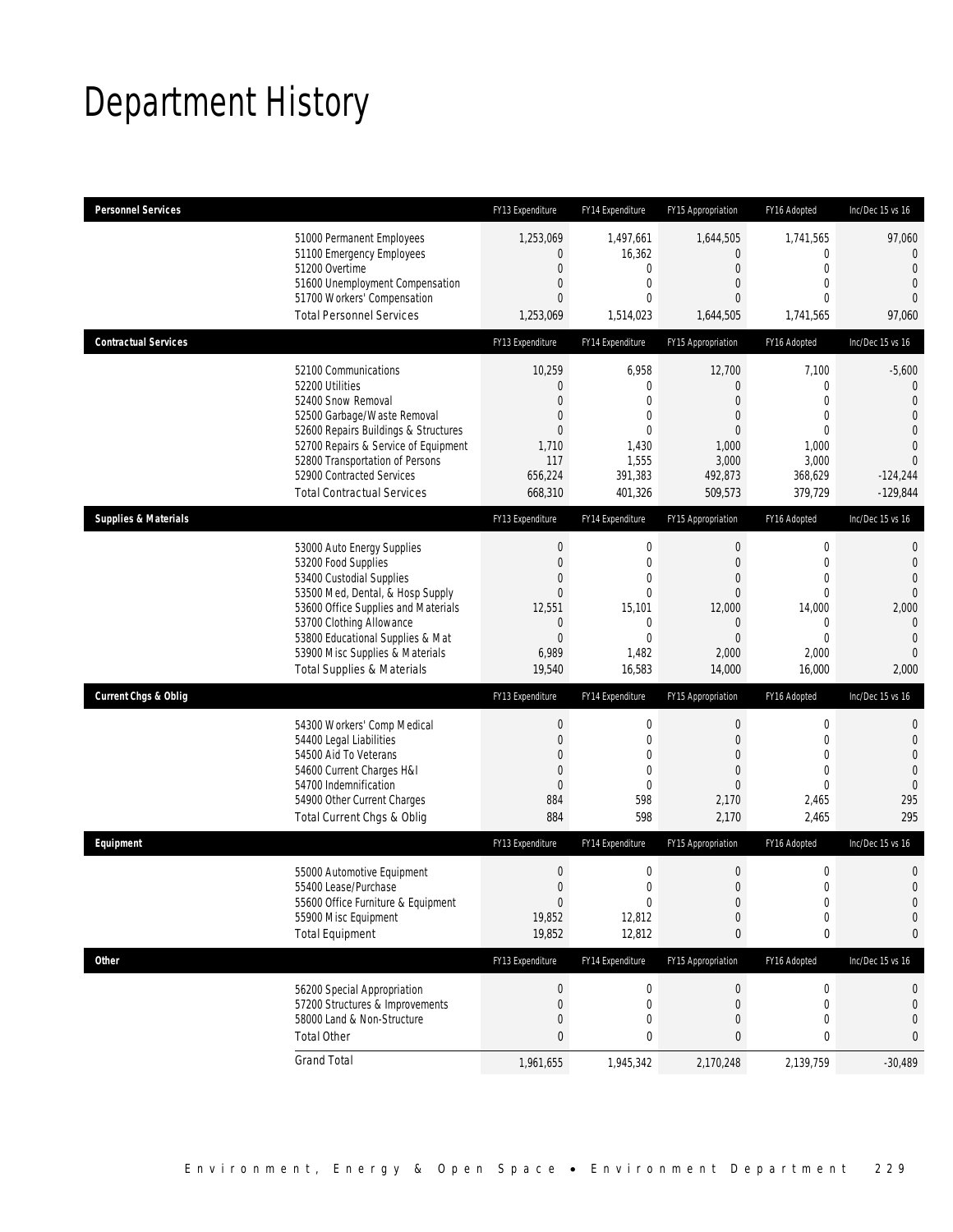# Department History

| Personnel Services | FY13 Expenditure | FY14 Expenditure | FY15 Appropriation | FY16 Adopted | Inc/Dec 15 vs 16 |
|---|---|---|---|---|---|
| 51000 Permanent Employees | 1,253,069 | 1,497,661 | 1,644,505 | 1,741,565 | 97,060 |
| 51100 Emergency Employees | 0 | 16,362 | 0 | 0 | 0 |
| 51200 Overtime | 0 | 0 | 0 | 0 | 0 |
| 51600 Unemployment Compensation | 0 | 0 | 0 | 0 | 0 |
| 51700 Workers' Compensation | 0 | 0 | 0 | 0 | 0 |
| Total Personnel Services | 1,253,069 | 1,514,023 | 1,644,505 | 1,741,565 | 97,060 |

| Contractual Services | FY13 Expenditure | FY14 Expenditure | FY15 Appropriation | FY16 Adopted | Inc/Dec 15 vs 16 |
|---|---|---|---|---|---|
| 52100 Communications | 10,259 | 6,958 | 12,700 | 7,100 | -5,600 |
| 52200 Utilities | 0 | 0 | 0 | 0 | 0 |
| 52400 Snow Removal | 0 | 0 | 0 | 0 | 0 |
| 52500 Garbage/Waste Removal | 0 | 0 | 0 | 0 | 0 |
| 52600 Repairs Buildings & Structures | 0 | 0 | 0 | 0 | 0 |
| 52700 Repairs & Service of Equipment | 1,710 | 1,430 | 1,000 | 1,000 | 0 |
| 52800 Transportation of Persons | 117 | 1,555 | 3,000 | 3,000 | 0 |
| 52900 Contracted Services | 656,224 | 391,383 | 492,873 | 368,629 | -124,244 |
| Total Contractual Services | 668,310 | 401,326 | 509,573 | 379,729 | -129,844 |

| Supplies & Materials | FY13 Expenditure | FY14 Expenditure | FY15 Appropriation | FY16 Adopted | Inc/Dec 15 vs 16 |
|---|---|---|---|---|---|
| 53000 Auto Energy Supplies | 0 | 0 | 0 | 0 | 0 |
| 53200 Food Supplies | 0 | 0 | 0 | 0 | 0 |
| 53400 Custodial Supplies | 0 | 0 | 0 | 0 | 0 |
| 53500 Med, Dental, & Hosp Supply | 0 | 0 | 0 | 0 | 0 |
| 53600 Office Supplies and Materials | 12,551 | 15,101 | 12,000 | 14,000 | 2,000 |
| 53700 Clothing Allowance | 0 | 0 | 0 | 0 | 0 |
| 53800 Educational Supplies & Mat | 0 | 0 | 0 | 0 | 0 |
| 53900 Misc Supplies & Materials | 6,989 | 1,482 | 2,000 | 2,000 | 0 |
| Total Supplies & Materials | 19,540 | 16,583 | 14,000 | 16,000 | 2,000 |

| Current Chgs & Oblig | FY13 Expenditure | FY14 Expenditure | FY15 Appropriation | FY16 Adopted | Inc/Dec 15 vs 16 |
|---|---|---|---|---|---|
| 54300 Workers' Comp Medical | 0 | 0 | 0 | 0 | 0 |
| 54400 Legal Liabilities | 0 | 0 | 0 | 0 | 0 |
| 54500 Aid To Veterans | 0 | 0 | 0 | 0 | 0 |
| 54600 Current Charges H&I | 0 | 0 | 0 | 0 | 0 |
| 54700 Indemnification | 0 | 0 | 0 | 0 | 0 |
| 54900 Other Current Charges | 884 | 598 | 2,170 | 2,465 | 295 |
| Total Current Chgs & Oblig | 884 | 598 | 2,170 | 2,465 | 295 |

| Equipment | FY13 Expenditure | FY14 Expenditure | FY15 Appropriation | FY16 Adopted | Inc/Dec 15 vs 16 |
|---|---|---|---|---|---|
| 55000 Automotive Equipment | 0 | 0 | 0 | 0 | 0 |
| 55400 Lease/Purchase | 0 | 0 | 0 | 0 | 0 |
| 55600 Office Furniture & Equipment | 0 | 0 | 0 | 0 | 0 |
| 55900 Misc Equipment | 19,852 | 12,812 | 0 | 0 | 0 |
| Total Equipment | 19,852 | 12,812 | 0 | 0 | 0 |

| Other | FY13 Expenditure | FY14 Expenditure | FY15 Appropriation | FY16 Adopted | Inc/Dec 15 vs 16 |
|---|---|---|---|---|---|
| 56200 Special Appropriation | 0 | 0 | 0 | 0 | 0 |
| 57200 Structures & Improvements | 0 | 0 | 0 | 0 | 0 |
| 58000 Land & Non-Structure | 0 | 0 | 0 | 0 | 0 |
| Total Other | 0 | 0 | 0 | 0 | 0 |
| Grand Total | 1,961,655 | 1,945,342 | 2,170,248 | 2,139,759 | -30,489 |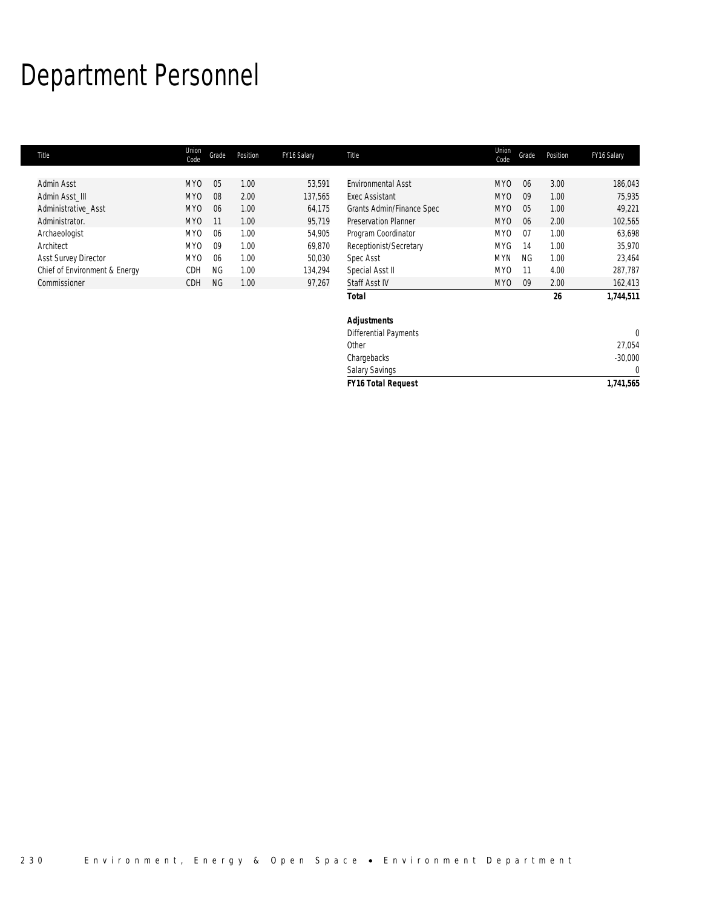# Department Personnel

| Title | Union Code | Grade | Position | FY16 Salary | Title | Union Code | Grade | Position | FY16 Salary |
|---|---|---|---|---|---|---|---|---|---|
| Admin Asst | MYO | 05 | 1.00 | 53,591 | Environmental Asst | MYO | 06 | 3.00 | 186,043 |
| Admin Asst_III | MYO | 08 | 2.00 | 137,565 | Exec Assistant | MYO | 09 | 1.00 | 75,935 |
| Administrative_Asst | MYO | 06 | 1.00 | 64,175 | Grants Admin/Finance Spec | MYO | 05 | 1.00 | 49,221 |
| Administrator. | MYO | 11 | 1.00 | 95,719 | Preservation Planner | MYO | 06 | 2.00 | 102,565 |
| Archaeologist | MYO | 06 | 1.00 | 54,905 | Program Coordinator | MYO | 07 | 1.00 | 63,698 |
| Architect | MYO | 09 | 1.00 | 69,870 | Receptionist/Secretary | MYG | 14 | 1.00 | 35,970 |
| Asst Survey Director | MYO | 06 | 1.00 | 50,030 | Spec Asst | MYN | NG | 1.00 | 23,464 |
| Chief of Environment & Energy | CDH | NG | 1.00 | 134,294 | Special Asst II | MYO | 11 | 4.00 | 287,787 |
| Commissioner | CDH | NG | 1.00 | 97,267 | Staff Asst IV | MYO | 09 | 2.00 | 162,413 |
| | | | | | ***Total*** | | | **26** | **1,744,511** |
| | | | | | | | | | |
| | | | | | ***Adjustments*** | | | | |
| | | | | | Differential Payments | | | | 0 |
| | | | | | Other | | | | 27,054 |
| | | | | | Chargebacks | | | | -30,000 |
| | | | | | Salary Savings | | | | 0 |
| | | | | | ***FY16 Total Request*** | | | | **1,741,565** |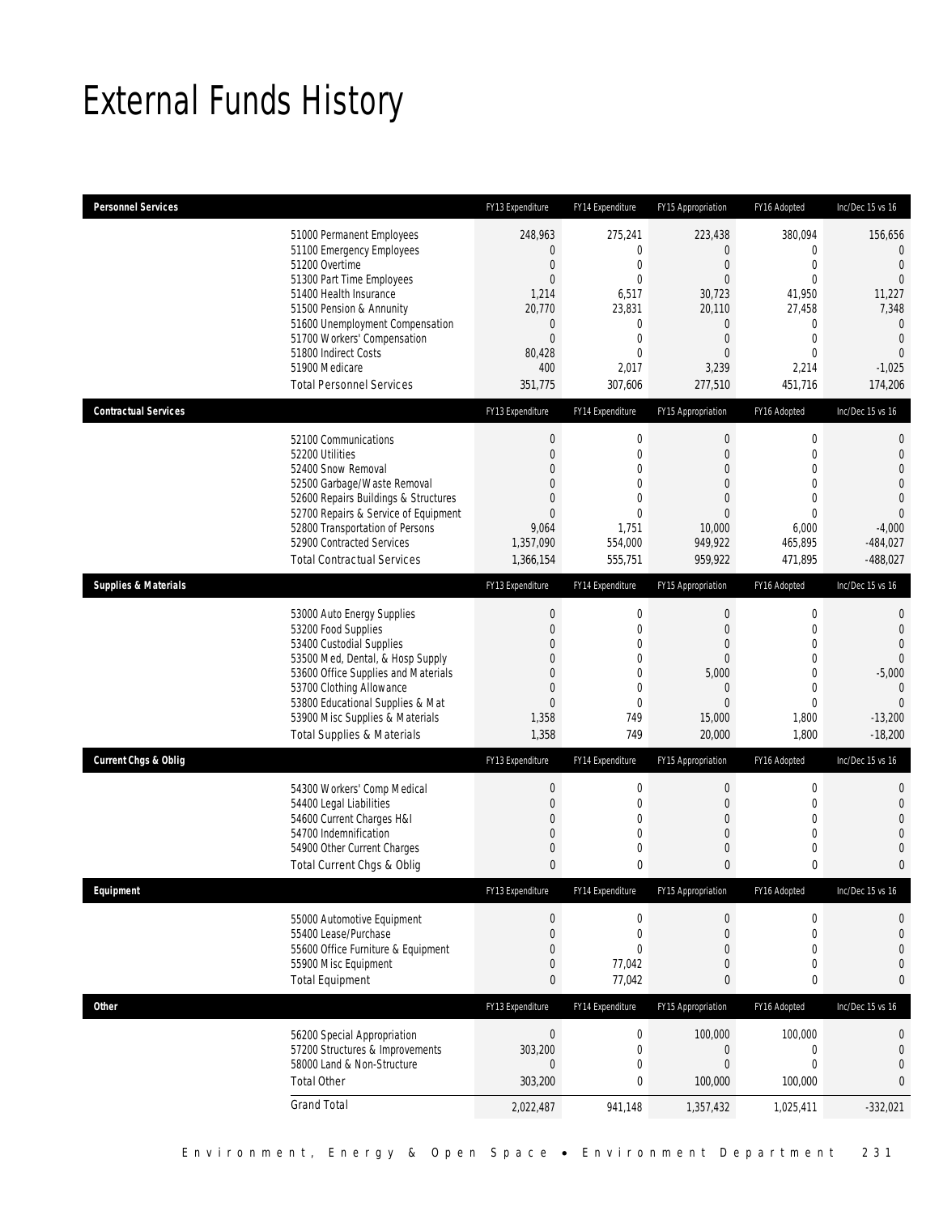# External Funds History

| Personnel Services | FY13 Expenditure | FY14 Expenditure | FY15 Appropriation | FY16 Adopted | Inc/Dec 15 vs 16 |
|---|---|---|---|---|---|
| 51000 Permanent Employees | 248,963 | 275,241 | 223,438 | 380,094 | 156,656 |
| 51100 Emergency Employees | 0 | 0 | 0 | 0 | 0 |
| 51200 Overtime | 0 | 0 | 0 | 0 | 0 |
| 51300 Part Time Employees | 0 | 0 | 0 | 0 | 0 |
| 51400 Health Insurance | 1,214 | 6,517 | 30,723 | 41,950 | 11,227 |
| 51500 Pension & Annunity | 20,770 | 23,831 | 20,110 | 27,458 | 7,348 |
| 51600 Unemployment Compensation | 0 | 0 | 0 | 0 | 0 |
| 51700 Workers' Compensation | 0 | 0 | 0 | 0 | 0 |
| 51800 Indirect Costs | 80,428 | 0 | 0 | 0 | 0 |
| 51900 Medicare | 400 | 2,017 | 3,239 | 2,214 | -1,025 |
| Total Personnel Services | 351,775 | 307,606 | 277,510 | 451,716 | 174,206 |

| Contractual Services | FY13 Expenditure | FY14 Expenditure | FY15 Appropriation | FY16 Adopted | Inc/Dec 15 vs 16 |
|---|---|---|---|---|---|
| 52100 Communications | 0 | 0 | 0 | 0 | 0 |
| 52200 Utilities | 0 | 0 | 0 | 0 | 0 |
| 52400 Snow Removal | 0 | 0 | 0 | 0 | 0 |
| 52500 Garbage/Waste Removal | 0 | 0 | 0 | 0 | 0 |
| 52600 Repairs Buildings & Structures | 0 | 0 | 0 | 0 | 0 |
| 52700 Repairs & Service of Equipment | 0 | 0 | 0 | 0 | 0 |
| 52800 Transportation of Persons | 9,064 | 1,751 | 10,000 | 6,000 | -4,000 |
| 52900 Contracted Services | 1,357,090 | 554,000 | 949,922 | 465,895 | -484,027 |
| Total Contractual Services | 1,366,154 | 555,751 | 959,922 | 471,895 | -488,027 |

| Supplies & Materials | FY13 Expenditure | FY14 Expenditure | FY15 Appropriation | FY16 Adopted | Inc/Dec 15 vs 16 |
|---|---|---|---|---|---|
| 53000 Auto Energy Supplies | 0 | 0 | 0 | 0 | 0 |
| 53200 Food Supplies | 0 | 0 | 0 | 0 | 0 |
| 53400 Custodial Supplies | 0 | 0 | 0 | 0 | 0 |
| 53500 Med, Dental, & Hosp Supply | 0 | 0 | 0 | 0 | 0 |
| 53600 Office Supplies and Materials | 0 | 0 | 5,000 | 0 | -5,000 |
| 53700 Clothing Allowance | 0 | 0 | 0 | 0 | 0 |
| 53800 Educational Supplies & Mat | 0 | 0 | 0 | 0 | 0 |
| 53900 Misc Supplies & Materials | 1,358 | 749 | 15,000 | 1,800 | -13,200 |
| Total Supplies & Materials | 1,358 | 749 | 20,000 | 1,800 | -18,200 |

| Current Chgs & Oblig | FY13 Expenditure | FY14 Expenditure | FY15 Appropriation | FY16 Adopted | Inc/Dec 15 vs 16 |
|---|---|---|---|---|---|
| 54300 Workers' Comp Medical | 0 | 0 | 0 | 0 | 0 |
| 54400 Legal Liabilities | 0 | 0 | 0 | 0 | 0 |
| 54600 Current Charges H&I | 0 | 0 | 0 | 0 | 0 |
| 54700 Indemnification | 0 | 0 | 0 | 0 | 0 |
| 54900 Other Current Charges | 0 | 0 | 0 | 0 | 0 |
| Total Current Chgs & Oblig | 0 | 0 | 0 | 0 | 0 |

| Equipment | FY13 Expenditure | FY14 Expenditure | FY15 Appropriation | FY16 Adopted | Inc/Dec 15 vs 16 |
|---|---|---|---|---|---|
| 55000 Automotive Equipment | 0 | 0 | 0 | 0 | 0 |
| 55400 Lease/Purchase | 0 | 0 | 0 | 0 | 0 |
| 55600 Office Furniture & Equipment | 0 | 0 | 0 | 0 | 0 |
| 55900 Misc Equipment | 0 | 77,042 | 0 | 0 | 0 |
| Total Equipment | 0 | 77,042 | 0 | 0 | 0 |

| Other | FY13 Expenditure | FY14 Expenditure | FY15 Appropriation | FY16 Adopted | Inc/Dec 15 vs 16 |
|---|---|---|---|---|---|
| 56200 Special Appropriation | 0 | 0 | 100,000 | 100,000 | 0 |
| 57200 Structures & Improvements | 303,200 | 0 | 0 | 0 | 0 |
| 58000 Land & Non-Structure | 0 | 0 | 0 | 0 | 0 |
| Total Other | 303,200 | 0 | 100,000 | 100,000 | 0 |
| Grand Total | 2,022,487 | 941,148 | 1,357,432 | 1,025,411 | -332,021 |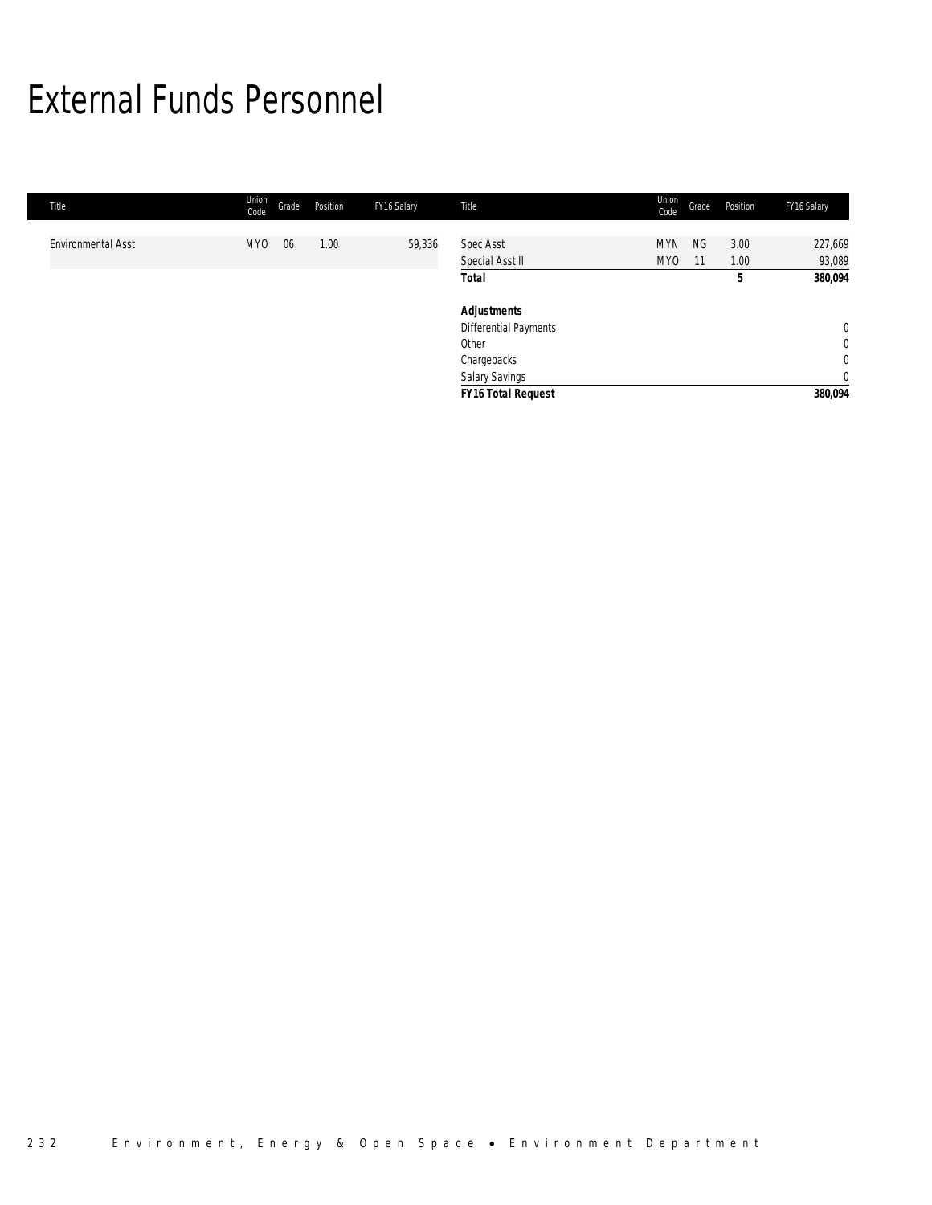# External Funds Personnel

| Title | Union Code | Grade | Position | FY16 Salary | Title | Union Code | Grade | Position | FY16 Salary |
|---|---|---|---|---|---|---|---|---|---|
| Environmental Asst | MYO | 06 | 1.00 | 59,336 | Spec Asst | MYN | NG | 3.00 | 227,669 |
| | | | | | Special Asst II | MYO | 11 | 1.00 | 93,089 |
| | | | | | **Total** | | | **5** | **380,094** |
| | | | | | | | | | |
| | | | | | ***Adjustments*** | | | | |
| | | | | | Differential Payments | | | | 0 |
| | | | | | Other | | | | 0 |
| | | | | | Chargebacks | | | | 0 |
| | | | | | Salary Savings | | | | 0 |
| | | | | | ***FY16 Total Request*** | | | | **380,094** |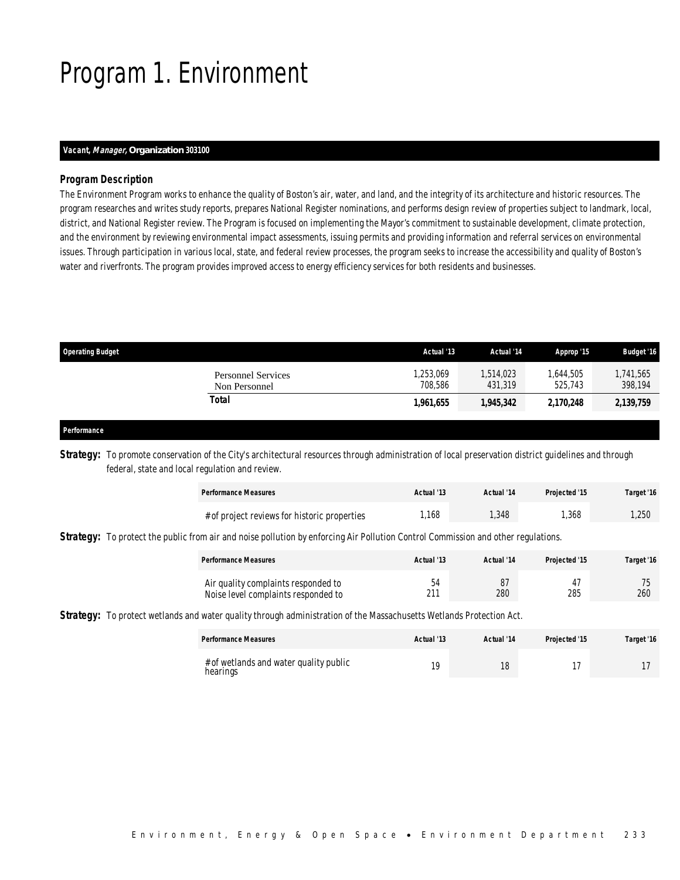# Program 1. Environment

***Vacant**, Manager, **Organization** 303100*

### *Program Description*

The Environment Program works to enhance the quality of Boston's air, water, and land, and the integrity of its architecture and historic resources. The program researches and writes study reports, prepares National Register nominations, and performs design review of properties subject to landmark, local, district, and National Register review. The Program is focused on implementing the Mayor's commitment to sustainable development, climate protection, and the environment by reviewing environmental impact assessments, issuing permits and providing information and referral services on environmental issues. Through participation in various local, state, and federal review processes, the program seeks to increase the accessibility and quality of Boston's water and riverfronts. The program provides improved access to energy efficiency services for both residents and businesses.

| Operating Budget | Actual '13 | Actual '14 | Approp '15 | Budget '16 |
|---|---|---|---|---|
| Personnel Services | 1,253,069 | 1,514,023 | 1,644,505 | 1,741,565 |
| Non Personnel | 708,586 | 431,319 | 525,743 | 398,194 |
| **Total** | **1,961,655** | **1,945,342** | **2,170,248** | **2,139,759** |

### *Performance*

**Strategy:** To promote conservation of the City's architectural resources through administration of local preservation district guidelines and through federal, state and local regulation and review.

| Performance Measures | Actual '13 | Actual '14 | Projected '15 | Target '16 |
|---|---|---|---|---|
| # of project reviews for historic properties | 1,168 | 1,348 | 1,368 | 1,250 |

**Strategy:** To protect the public from air and noise pollution by enforcing Air Pollution Control Commission and other regulations.

| Performance Measures | Actual '13 | Actual '14 | Projected '15 | Target '16 |
|---|---|---|---|---|
| Air quality complaints responded to | 54 | 87 | 47 | 75 |
| Noise level complaints responded to | 211 | 280 | 285 | 260 |

**Strategy:** To protect wetlands and water quality through administration of the Massachusetts Wetlands Protection Act.

| Performance Measures | Actual '13 | Actual '14 | Projected '15 | Target '16 |
|---|---|---|---|---|
| # of wetlands and water quality public hearings | 19 | 18 | 17 | 17 |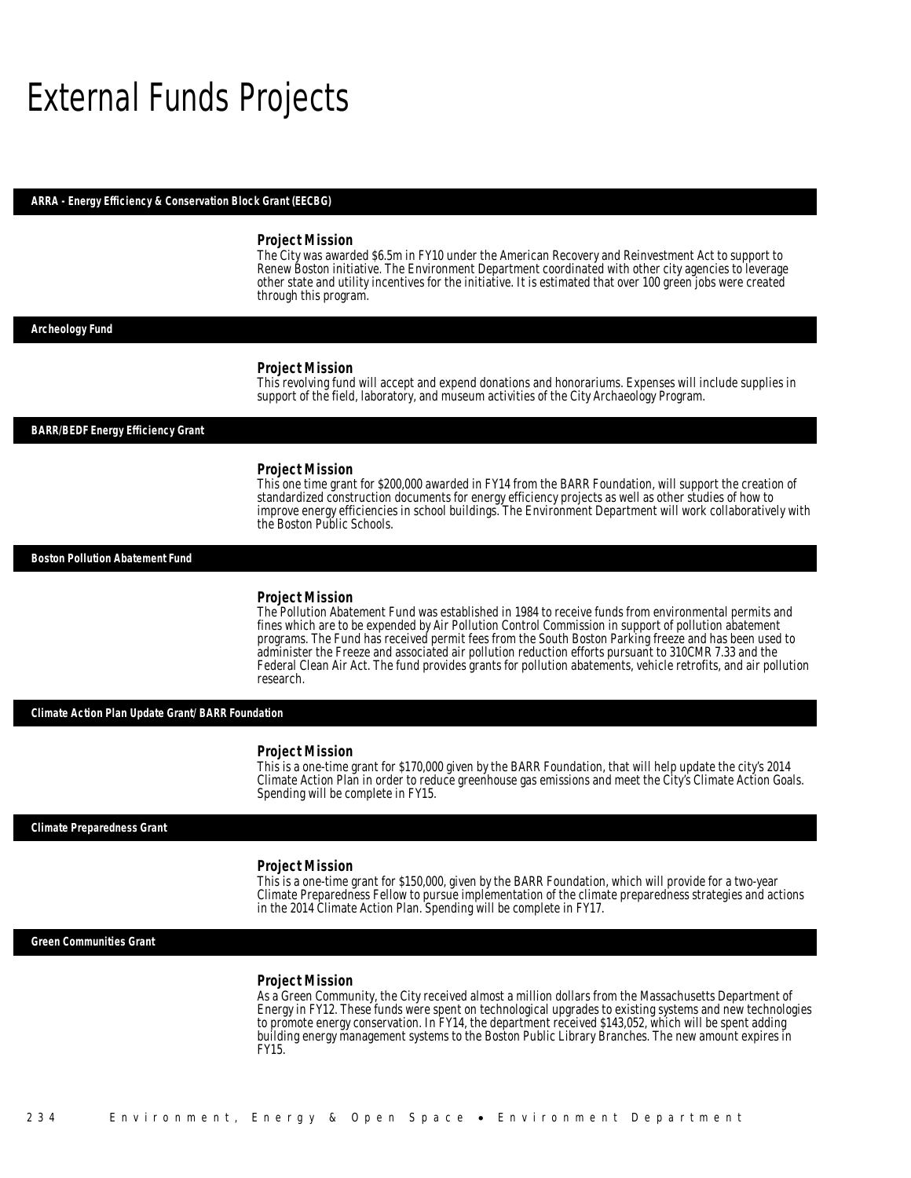# External Funds Projects

### ARRA - Energy Efficiency & Conservation Block Grant (EECBG)

**Project Mission**

The City was awarded \$6.5m in FY10 under the American Recovery and Reinvestment Act to support to Renew Boston initiative. The Environment Department coordinated with other city agencies to leverage other state and utility incentives for the initiative. It is estimated that over 100 green jobs were created through this program.

### Archeology Fund

**Project Mission**

This revolving fund will accept and expend donations and honorariums. Expenses will include supplies in support of the field, laboratory, and museum activities of the City Archaeology Program.

### BARR/BEDF Energy Efficiency Grant

**Project Mission**

This one time grant for \$200,000 awarded in FY14 from the BARR Foundation, will support the creation of standardized construction documents for energy efficiency projects as well as other studies of how to improve energy efficiencies in school buildings. The Environment Department will work collaboratively with the Boston Public Schools.

### Boston Pollution Abatement Fund

**Project Mission**

The Pollution Abatement Fund was established in 1984 to receive funds from environmental permits and fines which are to be expended by Air Pollution Control Commission in support of pollution abatement programs. The Fund has received permit fees from the South Boston Parking freeze and has been used to administer the Freeze and associated air pollution reduction efforts pursuant to 310CMR 7.33 and the Federal Clean Air Act. The fund provides grants for pollution abatements, vehicle retrofits, and air pollution research.

### Climate Action Plan Update Grant/ BARR Foundation

**Project Mission**

This is a one-time grant for \$170,000 given by the BARR Foundation, that will help update the city's 2014 Climate Action Plan in order to reduce greenhouse gas emissions and meet the City's Climate Action Goals. Spending will be complete in FY15.

### Climate Preparedness Grant

**Project Mission**

This is a one-time grant for \$150,000, given by the BARR Foundation, which will provide for a two-year Climate Preparedness Fellow to pursue implementation of the climate preparedness strategies and actions in the 2014 Climate Action Plan. Spending will be complete in FY17.

### Green Communities Grant

**Project Mission**

As a Green Community, the City received almost a million dollars from the Massachusetts Department of Energy in FY12. These funds were spent on technological upgrades to existing systems and new technologies to promote energy conservation. In FY14, the department received \$143,052, which will be spent adding building energy management systems to the Boston Public Library Branches. The new amount expires in FY15.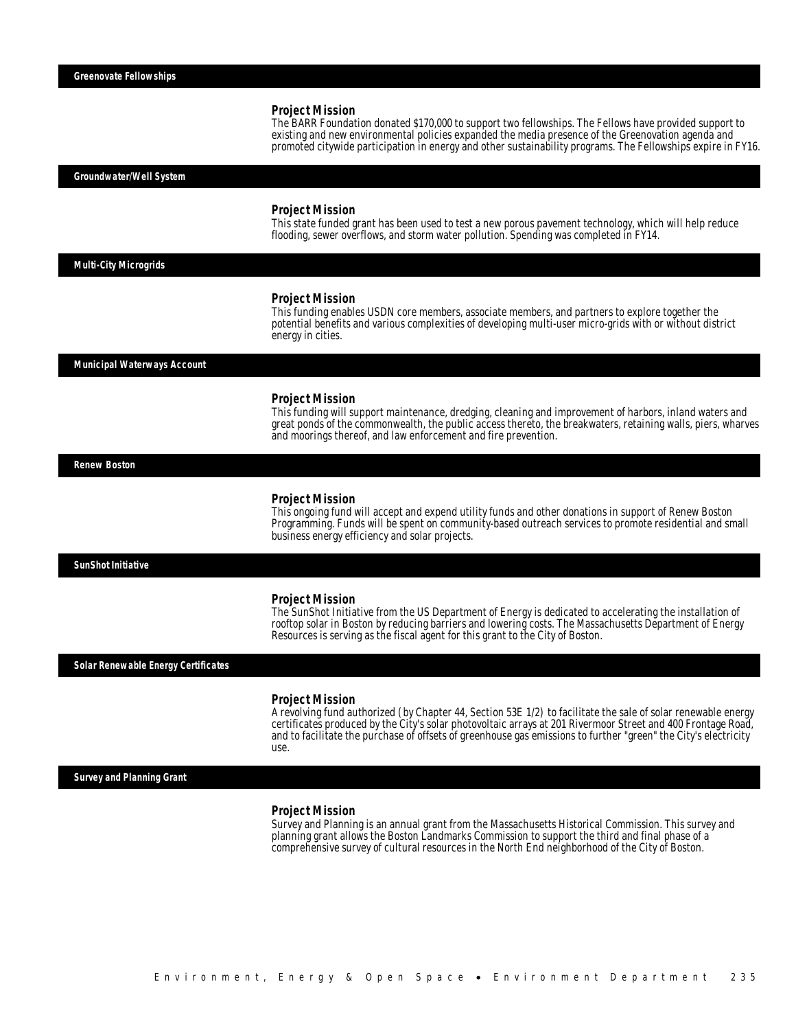## Greenovate Fellowships

### Project Mission

The BARR Foundation donated $170,000 to support two fellowships. The Fellows have provided support to existing and new environmental policies expanded the media presence of the Greenovation agenda and promoted citywide participation in energy and other sustainability programs. The Fellowships expire in FY16.

## Groundwater/Well System

### Project Mission

This state funded grant has been used to test a new porous pavement technology, which will help reduce flooding, sewer overflows, and storm water pollution. Spending was completed in FY14.

## Multi-City Microgrids

### Project Mission

This funding enables USDN core members, associate members, and partners to explore together the potential benefits and various complexities of developing multi-user micro-grids with or without district energy in cities.

## Municipal Waterways Account

### Project Mission

This funding will support maintenance, dredging, cleaning and improvement of harbors, inland waters and great ponds of the commonwealth, the public access thereto, the breakwaters, retaining walls, piers, wharves and moorings thereof, and law enforcement and fire prevention.

## Renew Boston

### Project Mission

This ongoing fund will accept and expend utility funds and other donations in support of Renew Boston Programming. Funds will be spent on community-based outreach services to promote residential and small business energy efficiency and solar projects.

## SunShot Initiative

### Project Mission

The SunShot Initiative from the US Department of Energy is dedicated to accelerating the installation of rooftop solar in Boston by reducing barriers and lowering costs. The Massachusetts Department of Energy Resources is serving as the fiscal agent for this grant to the City of Boston.

## Solar Renewable Energy Certificates

### Project Mission

A revolving fund authorized (by Chapter 44, Section 53E 1/2) to facilitate the sale of solar renewable energy certificates produced by the City's solar photovoltaic arrays at 201 Rivermoor Street and 400 Frontage Road, and to facilitate the purchase of offsets of greenhouse gas emissions to further "green" the City's electricity use.

## Survey and Planning Grant

### Project Mission

Survey and Planning is an annual grant from the Massachusetts Historical Commission. This survey and planning grant allows the Boston Landmarks Commission to support the third and final phase of a comprehensive survey of cultural resources in the North End neighborhood of the City of Boston.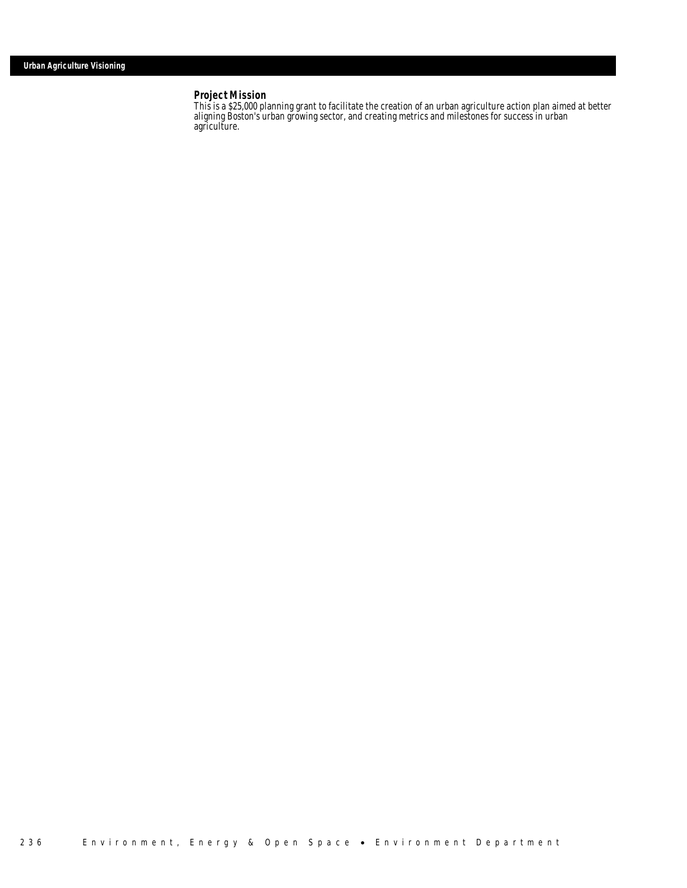## Urban Agriculture Visioning

### Project Mission

This is a $25,000 planning grant to facilitate the creation of an urban agriculture action plan aimed at better aligning Boston's urban growing sector, and creating metrics and milestones for success in urban agriculture.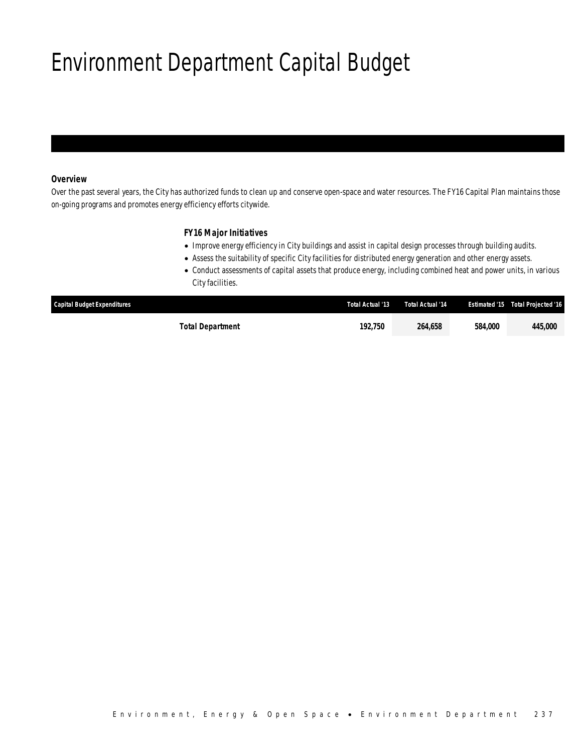# Environment Department Capital Budget

***Overview***

*Over the past several years, the City has authorized funds to clean up and conserve open-space and water resources. The FY16 Capital Plan maintains those on-going programs and promotes energy efficiency efforts citywide.*

***FY16 Major Initiatives***

- *Improve energy efficiency in City buildings and assist in capital design processes through building audits.*
- *Assess the suitability of specific City facilities for distributed energy generation and other energy assets.*
- *Conduct assessments of capital assets that produce energy, including combined heat and power units, in various City facilities.*

| Capital Budget Expenditures | Total Actual '13 | Total Actual '14 | Estimated '15 | Total Projected '16 |
|---|---|---|---|---|
| **Total Department** | **192,750** | **264,658** | **584,000** | **445,000** |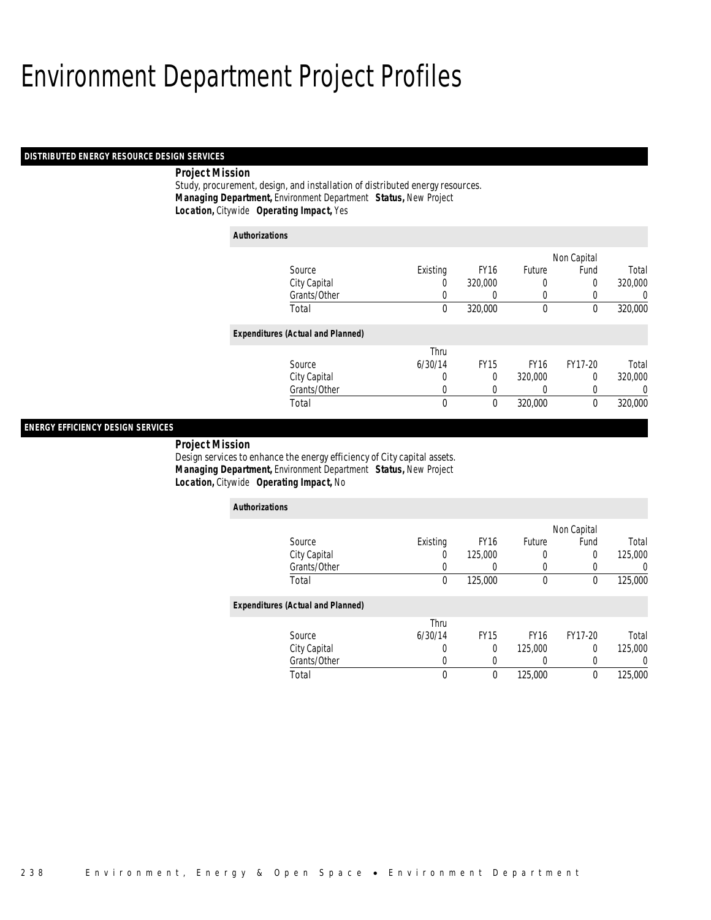# Environment Department Project Profiles

## DISTRIBUTED ENERGY RESOURCE DESIGN SERVICES

**Project Mission**

Study, procurement, design, and installation of distributed energy resources.

***Managing Department,*** Environment Department ***Status,*** New Project

***Location,*** Citywide ***Operating Impact,*** Yes

***Authorizations***

| Source | Existing | FY16 | Future | Non Capital Fund | Total |
|---|---|---|---|---|---|
| City Capital | 0 | 320,000 | 0 | 0 | 320,000 |
| Grants/Other | 0 | 0 | 0 | 0 | 0 |
| Total | 0 | 320,000 | 0 | 0 | 320,000 |

***Expenditures (Actual and Planned)***

| Source | Thru 6/30/14 | FY15 | FY16 | FY17-20 | Total |
|---|---|---|---|---|---|
| City Capital | 0 | 0 | 320,000 | 0 | 320,000 |
| Grants/Other | 0 | 0 | 0 | 0 | 0 |
| Total | 0 | 0 | 320,000 | 0 | 320,000 |

## ENERGY EFFICIENCY DESIGN SERVICES

**Project Mission**

Design services to enhance the energy efficiency of City capital assets.

***Managing Department,*** Environment Department ***Status,*** New Project

***Location,*** Citywide ***Operating Impact,*** No

***Authorizations***

| Source | Existing | FY16 | Future | Non Capital Fund | Total |
|---|---|---|---|---|---|
| City Capital | 0 | 125,000 | 0 | 0 | 125,000 |
| Grants/Other | 0 | 0 | 0 | 0 | 0 |
| Total | 0 | 125,000 | 0 | 0 | 125,000 |

***Expenditures (Actual and Planned)***

| Source | Thru 6/30/14 | FY15 | FY16 | FY17-20 | Total |
|---|---|---|---|---|---|
| City Capital | 0 | 0 | 125,000 | 0 | 125,000 |
| Grants/Other | 0 | 0 | 0 | 0 | 0 |
| Total | 0 | 0 | 125,000 | 0 | 125,000 |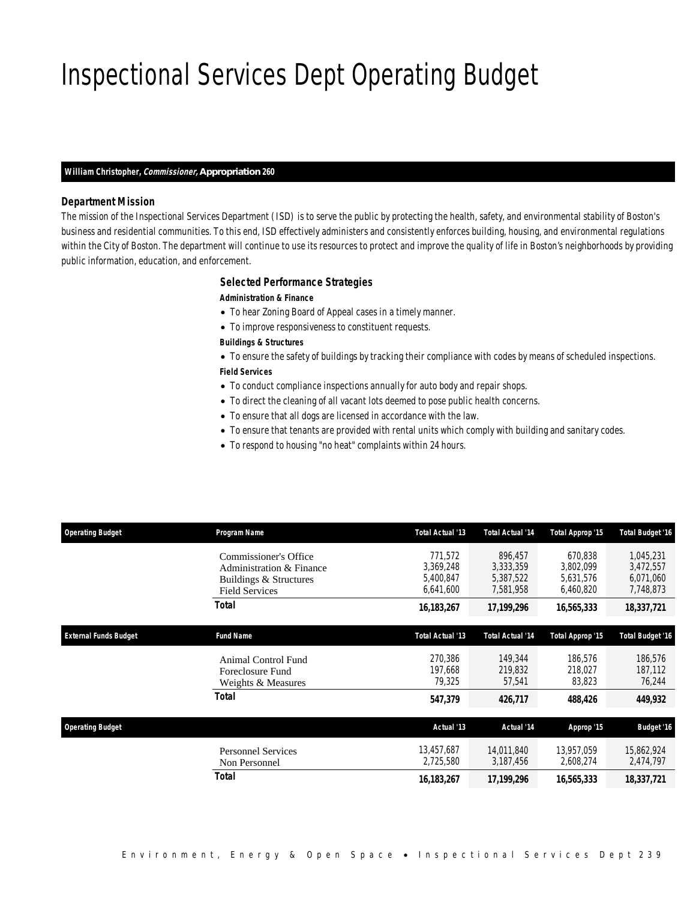# Inspectional Services Dept Operating Budget

**William Christopher, *Commissioner,* Appropriation 260**

### *Department Mission*

*The mission of the Inspectional Services Department (ISD) is to serve the public by protecting the health, safety, and environmental stability of Boston's business and residential communities. To this end, ISD effectively administers and consistently enforces building, housing, and environmental regulations within the City of Boston. The department will continue to use its resources to protect and improve the quality of life in Boston's neighborhoods by providing public information, education, and enforcement.*

### *Selected Performance Strategies*

***Administration & Finance***

- To hear Zoning Board of Appeal cases in a timely manner.
- To improve responsiveness to constituent requests.

***Buildings & Structures***

- To ensure the safety of buildings by tracking their compliance with codes by means of scheduled inspections.

***Field Services***

- To conduct compliance inspections annually for auto body and repair shops.
- To direct the cleaning of all vacant lots deemed to pose public health concerns.
- To ensure that all dogs are licensed in accordance with the law.
- To ensure that tenants are provided with rental units which comply with building and sanitary codes.
- To respond to housing "no heat" complaints within 24 hours.

| Operating Budget | Program Name | Total Actual '13 | Total Actual '14 | Total Approp '15 | Total Budget '16 |
|---|---|---|---|---|---|
| | Commissioner's Office | 771,572 | 896,457 | 670,838 | 1,045,231 |
| | Administration & Finance | 3,369,248 | 3,333,359 | 3,802,099 | 3,472,557 |
| | Buildings & Structures | 5,400,847 | 5,387,522 | 5,631,576 | 6,071,060 |
| | Field Services | 6,641,600 | 7,581,958 | 6,460,820 | 7,748,873 |
| | **Total** | **16,183,267** | **17,199,296** | **16,565,333** | **18,337,721** |

| External Funds Budget | Fund Name | Total Actual '13 | Total Actual '14 | Total Approp '15 | Total Budget '16 |
|---|---|---|---|---|---|
| | Animal Control Fund | 270,386 | 149,344 | 186,576 | 186,576 |
| | Foreclosure Fund | 197,668 | 219,832 | 218,027 | 187,112 |
| | Weights & Measures | 79,325 | 57,541 | 83,823 | 76,244 |
| | **Total** | **547,379** | **426,717** | **488,426** | **449,932** |

| Operating Budget | | Actual '13 | Actual '14 | Approp '15 | Budget '16 |
|---|---|---|---|---|---|
| | Personnel Services | 13,457,687 | 14,011,840 | 13,957,059 | 15,862,924 |
| | Non Personnel | 2,725,580 | 3,187,456 | 2,608,274 | 2,474,797 |
| | **Total** | **16,183,267** | **17,199,296** | **16,565,333** | **18,337,721** |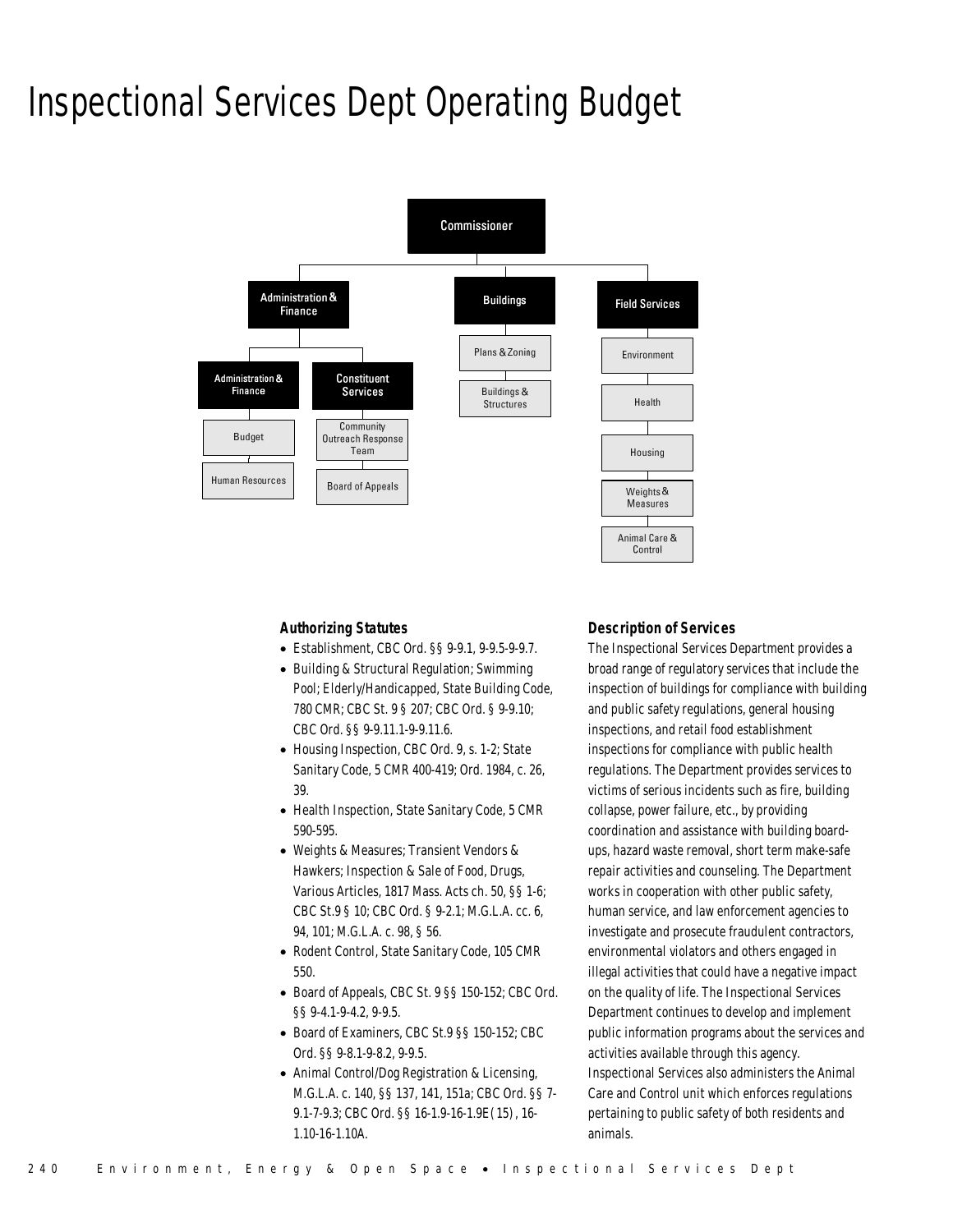# Inspectional Services Dept Operating Budget

- Commissioner
  - Administration & Finance
    - Administration & Finance
      - Budget
      - Human Resources
    - Constituent Services
      - Community Outreach Response Team
      - Board of Appeals
  - Buildings
    - Plans & Zoning
    - Buildings & Structures
  - Field Services
    - Environment
    - Health
    - Housing
    - Weights & Measures
    - Animal Care & Control

### Authorizing Statutes

- Establishment, CBC Ord. §§ 9-9.1, 9-9.5-9-9.7.
- Building & Structural Regulation; Swimming Pool; Elderly/Handicapped, State Building Code, 780 CMR; CBC St. 9 § 207; CBC Ord. § 9-9.10; CBC Ord. §§ 9-9.11.1-9-9.11.6.
- Housing Inspection, CBC Ord. 9, s. 1-2; State Sanitary Code, 5 CMR 400-419; Ord. 1984, c. 26, 39.
- Health Inspection, State Sanitary Code, 5 CMR 590-595.
- Weights & Measures; Transient Vendors & Hawkers; Inspection & Sale of Food, Drugs, Various Articles, 1817 Mass. Acts ch. 50, §§ 1-6; CBC St.9 § 10; CBC Ord. § 9-2.1; M.G.L.A. cc. 6, 94, 101; M.G.L.A. c. 98, § 56.
- Rodent Control, State Sanitary Code, 105 CMR 550.
- Board of Appeals, CBC St. 9 §§ 150-152; CBC Ord. §§ 9-4.1-9-4.2, 9-9.5.
- Board of Examiners, CBC St.9 §§ 150-152; CBC Ord. §§ 9-8.1-9-8.2, 9-9.5.
- Animal Control/Dog Registration & Licensing, M.G.L.A. c. 140, §§ 137, 141, 151a; CBC Ord. §§ 7-9.1-7-9.3; CBC Ord. §§ 16-1.9-16-1.9E(15), 16-1.10-16-1.10A.

### Description of Services

The Inspectional Services Department provides a broad range of regulatory services that include the inspection of buildings for compliance with building and public safety regulations, general housing inspections, and retail food establishment inspections for compliance with public health regulations. The Department provides services to victims of serious incidents such as fire, building collapse, power failure, etc., by providing coordination and assistance with building board-ups, hazard waste removal, short term make-safe repair activities and counseling. The Department works in cooperation with other public safety, human service, and law enforcement agencies to investigate and prosecute fraudulent contractors, environmental violators and others engaged in illegal activities that could have a negative impact on the quality of life. The Inspectional Services Department continues to develop and implement public information programs about the services and activities available through this agency. Inspectional Services also administers the Animal Care and Control unit which enforces regulations pertaining to public safety of both residents and animals.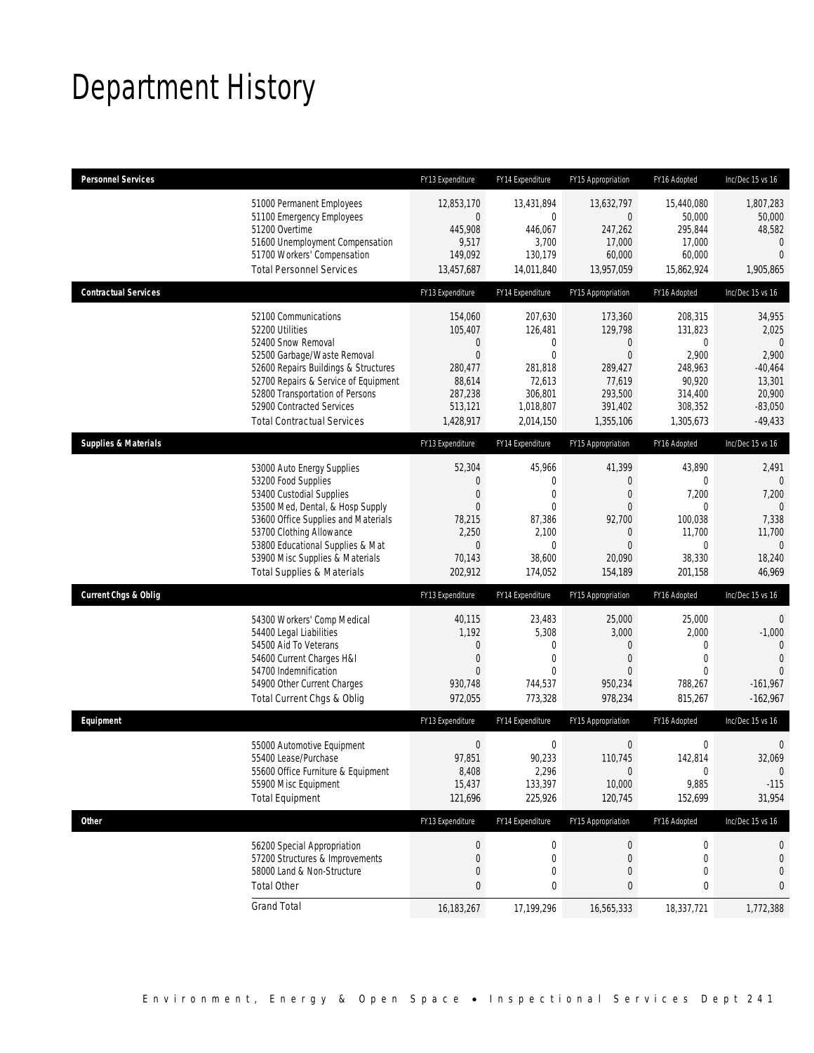# Department History

| Personnel Services | FY13 Expenditure | FY14 Expenditure | FY15 Appropriation | FY16 Adopted | Inc/Dec 15 vs 16 |
|---|---|---|---|---|---|
| 51000 Permanent Employees | 12,853,170 | 13,431,894 | 13,632,797 | 15,440,080 | 1,807,283 |
| 51100 Emergency Employees | 0 | 0 | 0 | 50,000 | 50,000 |
| 51200 Overtime | 445,908 | 446,067 | 247,262 | 295,844 | 48,582 |
| 51600 Unemployment Compensation | 9,517 | 3,700 | 17,000 | 17,000 | 0 |
| 51700 Workers' Compensation | 149,092 | 130,179 | 60,000 | 60,000 | 0 |
| Total Personnel Services | 13,457,687 | 14,011,840 | 13,957,059 | 15,862,924 | 1,905,865 |

| Contractual Services | FY13 Expenditure | FY14 Expenditure | FY15 Appropriation | FY16 Adopted | Inc/Dec 15 vs 16 |
|---|---|---|---|---|---|
| 52100 Communications | 154,060 | 207,630 | 173,360 | 208,315 | 34,955 |
| 52200 Utilities | 105,407 | 126,481 | 129,798 | 131,823 | 2,025 |
| 52400 Snow Removal | 0 | 0 | 0 | 0 | 0 |
| 52500 Garbage/Waste Removal | 0 | 0 | 0 | 2,900 | 2,900 |
| 52600 Repairs Buildings & Structures | 280,477 | 281,818 | 289,427 | 248,963 | -40,464 |
| 52700 Repairs & Service of Equipment | 88,614 | 72,613 | 77,619 | 90,920 | 13,301 |
| 52800 Transportation of Persons | 287,238 | 306,801 | 293,500 | 314,400 | 20,900 |
| 52900 Contracted Services | 513,121 | 1,018,807 | 391,402 | 308,352 | -83,050 |
| Total Contractual Services | 1,428,917 | 2,014,150 | 1,355,106 | 1,305,673 | -49,433 |

| Supplies & Materials | FY13 Expenditure | FY14 Expenditure | FY15 Appropriation | FY16 Adopted | Inc/Dec 15 vs 16 |
|---|---|---|---|---|---|
| 53000 Auto Energy Supplies | 52,304 | 45,966 | 41,399 | 43,890 | 2,491 |
| 53200 Food Supplies | 0 | 0 | 0 | 0 | 0 |
| 53400 Custodial Supplies | 0 | 0 | 0 | 7,200 | 7,200 |
| 53500 Med, Dental, & Hosp Supply | 0 | 0 | 0 | 0 | 0 |
| 53600 Office Supplies and Materials | 78,215 | 87,386 | 92,700 | 100,038 | 7,338 |
| 53700 Clothing Allowance | 2,250 | 2,100 | 0 | 11,700 | 11,700 |
| 53800 Educational Supplies & Mat | 0 | 0 | 0 | 0 | 0 |
| 53900 Misc Supplies & Materials | 70,143 | 38,600 | 20,090 | 38,330 | 18,240 |
| Total Supplies & Materials | 202,912 | 174,052 | 154,189 | 201,158 | 46,969 |

| Current Chgs & Oblig | FY13 Expenditure | FY14 Expenditure | FY15 Appropriation | FY16 Adopted | Inc/Dec 15 vs 16 |
|---|---|---|---|---|---|
| 54300 Workers' Comp Medical | 40,115 | 23,483 | 25,000 | 25,000 | 0 |
| 54400 Legal Liabilities | 1,192 | 5,308 | 3,000 | 2,000 | -1,000 |
| 54500 Aid To Veterans | 0 | 0 | 0 | 0 | 0 |
| 54600 Current Charges H&I | 0 | 0 | 0 | 0 | 0 |
| 54700 Indemnification | 0 | 0 | 0 | 0 | 0 |
| 54900 Other Current Charges | 930,748 | 744,537 | 950,234 | 788,267 | -161,967 |
| Total Current Chgs & Oblig | 972,055 | 773,328 | 978,234 | 815,267 | -162,967 |

| Equipment | FY13 Expenditure | FY14 Expenditure | FY15 Appropriation | FY16 Adopted | Inc/Dec 15 vs 16 |
|---|---|---|---|---|---|
| 55000 Automotive Equipment | 0 | 0 | 0 | 0 | 0 |
| 55400 Lease/Purchase | 97,851 | 90,233 | 110,745 | 142,814 | 32,069 |
| 55600 Office Furniture & Equipment | 8,408 | 2,296 | 0 | 0 | 0 |
| 55900 Misc Equipment | 15,437 | 133,397 | 10,000 | 9,885 | -115 |
| Total Equipment | 121,696 | 225,926 | 120,745 | 152,699 | 31,954 |

| Other | FY13 Expenditure | FY14 Expenditure | FY15 Appropriation | FY16 Adopted | Inc/Dec 15 vs 16 |
|---|---|---|---|---|---|
| 56200 Special Appropriation | 0 | 0 | 0 | 0 | 0 |
| 57200 Structures & Improvements | 0 | 0 | 0 | 0 | 0 |
| 58000 Land & Non-Structure | 0 | 0 | 0 | 0 | 0 |
| Total Other | 0 | 0 | 0 | 0 | 0 |
| Grand Total | 16,183,267 | 17,199,296 | 16,565,333 | 18,337,721 | 1,772,388 |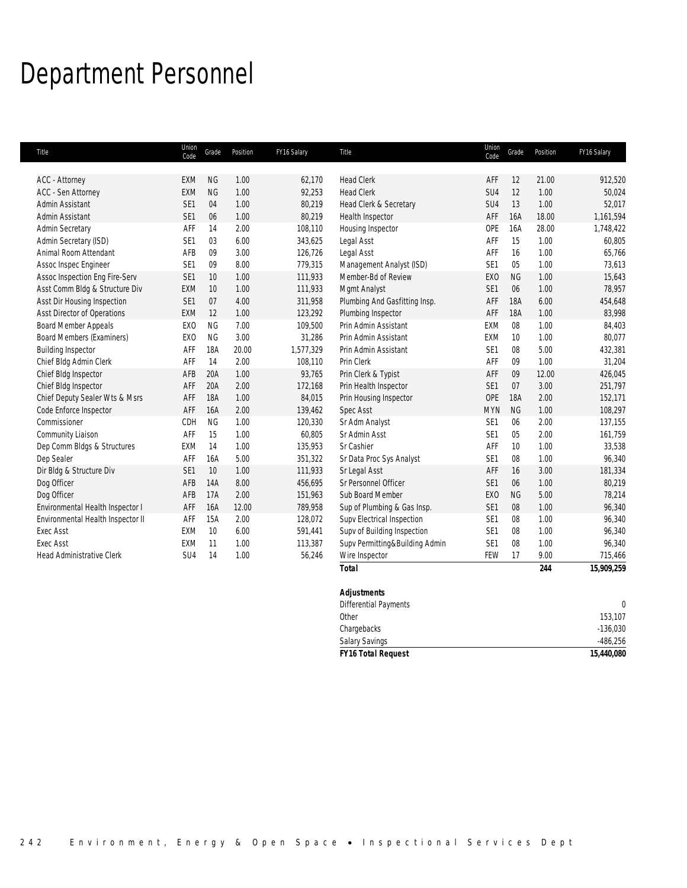# Department Personnel

| Title | Union Code | Grade | Position | FY16 Salary |
|---|---|---|---|---|
| ACC - Attorney | EXM | NG | 1.00 | 62,170 |
| ACC - Sen Attorney | EXM | NG | 1.00 | 92,253 |
| Admin Assistant | SE1 | 04 | 1.00 | 80,219 |
| Admin Assistant | SE1 | 06 | 1.00 | 80,219 |
| Admin Secretary | AFF | 14 | 2.00 | 108,110 |
| Admin Secretary (ISD) | SE1 | 03 | 6.00 | 343,625 |
| Animal Room Attendant | AFB | 09 | 3.00 | 126,726 |
| Assoc Inspec Engineer | SE1 | 09 | 8.00 | 779,315 |
| Assoc Inspection Eng Fire-Serv | SE1 | 10 | 1.00 | 111,933 |
| Asst Comm Bldg & Structure Div | EXM | 10 | 1.00 | 111,933 |
| Asst Dir Housing Inspection | SE1 | 07 | 4.00 | 311,958 |
| Asst Director of Operations | EXM | 12 | 1.00 | 123,292 |
| Board Member Appeals | EXO | NG | 7.00 | 109,500 |
| Board Members (Examiners) | EXO | NG | 3.00 | 31,286 |
| Building Inspector | AFF | 18A | 20.00 | 1,577,329 |
| Chief Bldg Admin Clerk | AFF | 14 | 2.00 | 108,110 |
| Chief Bldg Inspector | AFB | 20A | 1.00 | 93,765 |
| Chief Bldg Inspector | AFF | 20A | 2.00 | 172,168 |
| Chief Deputy Sealer Wts & Msrs | AFF | 18A | 1.00 | 84,015 |
| Code Enforce Inspector | AFF | 16A | 2.00 | 139,462 |
| Commissioner | CDH | NG | 1.00 | 120,330 |
| Community Liaison | AFF | 15 | 1.00 | 60,805 |
| Dep Comm Bldgs & Structures | EXM | 14 | 1.00 | 135,953 |
| Dep Sealer | AFF | 16A | 5.00 | 351,322 |
| Dir Bldg & Structure Div | SE1 | 10 | 1.00 | 111,933 |
| Dog Officer | AFB | 14A | 8.00 | 456,695 |
| Dog Officer | AFB | 17A | 2.00 | 151,963 |
| Environmental Health Inspector I | AFF | 16A | 12.00 | 789,958 |
| Environmental Health Inspector II | AFF | 15A | 2.00 | 128,072 |
| Exec Asst | EXM | 10 | 6.00 | 591,441 |
| Exec Asst | EXM | 11 | 1.00 | 113,387 |
| Head Administrative Clerk | SU4 | 14 | 1.00 | 56,246 |
| Head Clerk | AFF | 12 | 21.00 | 912,520 |
| Head Clerk | SU4 | 12 | 1.00 | 50,024 |
| Head Clerk & Secretary | SU4 | 13 | 1.00 | 52,017 |
| Health Inspector | AFF | 16A | 18.00 | 1,161,594 |
| Housing Inspector | OPE | 16A | 28.00 | 1,748,422 |
| Legal Asst | AFF | 15 | 1.00 | 60,805 |
| Legal Asst | AFF | 16 | 1.00 | 65,766 |
| Management Analyst (ISD) | SE1 | 05 | 1.00 | 73,613 |
| Member-Bd of Review | EXO | NG | 1.00 | 15,643 |
| Mgmt Analyst | SE1 | 06 | 1.00 | 78,957 |
| Plumbing And Gasfitting Insp. | AFF | 18A | 6.00 | 454,648 |
| Plumbing Inspector | AFF | 18A | 1.00 | 83,998 |
| Prin Admin Assistant | EXM | 08 | 1.00 | 84,403 |
| Prin Admin Assistant | EXM | 10 | 1.00 | 80,077 |
| Prin Admin Assistant | SE1 | 08 | 5.00 | 432,381 |
| Prin Clerk | AFF | 09 | 1.00 | 31,204 |
| Prin Clerk & Typist | AFF | 09 | 12.00 | 426,045 |
| Prin Health Inspector | SE1 | 07 | 3.00 | 251,797 |
| Prin Housing Inspector | OPE | 18A | 2.00 | 152,171 |
| Spec Asst | MYN | NG | 1.00 | 108,297 |
| Sr Adm Analyst | SE1 | 06 | 2.00 | 137,155 |
| Sr Admin Asst | SE1 | 05 | 2.00 | 161,759 |
| Sr Cashier | AFF | 10 | 1.00 | 33,538 |
| Sr Data Proc Sys Analyst | SE1 | 08 | 1.00 | 96,340 |
| Sr Legal Asst | AFF | 16 | 3.00 | 181,334 |
| Sr Personnel Officer | SE1 | 06 | 1.00 | 80,219 |
| Sub Board Member | EXO | NG | 5.00 | 78,214 |
| Sup of Plumbing & Gas Insp. | SE1 | 08 | 1.00 | 96,340 |
| Supv Electrical Inspection | SE1 | 08 | 1.00 | 96,340 |
| Supv of Building Inspection | SE1 | 08 | 1.00 | 96,340 |
| Supv Permitting&Building Admin | SE1 | 08 | 1.00 | 96,340 |
| Wire Inspector | FEW | 17 | 9.00 | 715,466 |
| ***Total*** | | | **244** | **15,909,259** |

| ***Adjustments*** | |
|---|---|
| Differential Payments | 0 |
| Other | 153,107 |
| Chargebacks | -136,030 |
| Salary Savings | -486,256 |
| ***FY16 Total Request*** | **15,440,080** |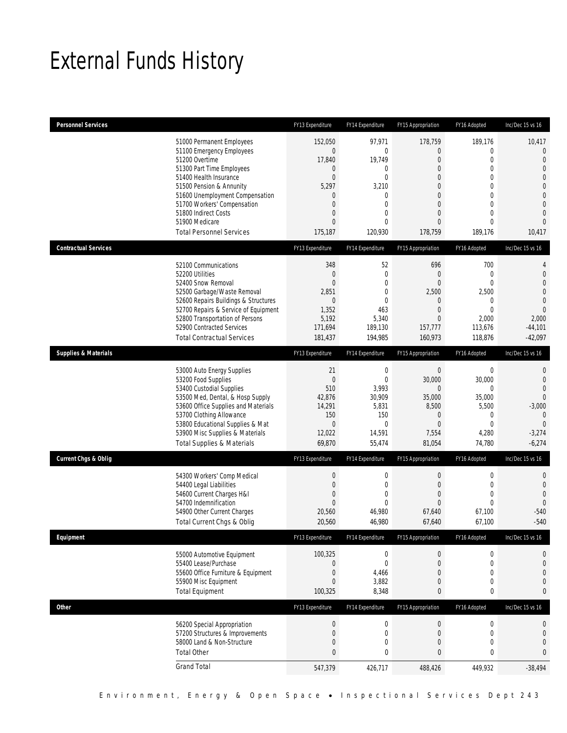# External Funds History

| Personnel Services | FY13 Expenditure | FY14 Expenditure | FY15 Appropriation | FY16 Adopted | Inc/Dec 15 vs 16 |
|---|---|---|---|---|---|
| 51000 Permanent Employees | 152,050 | 97,971 | 178,759 | 189,176 | 10,417 |
| 51100 Emergency Employees | 0 | 0 | 0 | 0 | 0 |
| 51200 Overtime | 17,840 | 19,749 | 0 | 0 | 0 |
| 51300 Part Time Employees | 0 | 0 | 0 | 0 | 0 |
| 51400 Health Insurance | 0 | 0 | 0 | 0 | 0 |
| 51500 Pension & Annunity | 5,297 | 3,210 | 0 | 0 | 0 |
| 51600 Unemployment Compensation | 0 | 0 | 0 | 0 | 0 |
| 51700 Workers' Compensation | 0 | 0 | 0 | 0 | 0 |
| 51800 Indirect Costs | 0 | 0 | 0 | 0 | 0 |
| 51900 Medicare | 0 | 0 | 0 | 0 | 0 |
| Total Personnel Services | 175,187 | 120,930 | 178,759 | 189,176 | 10,417 |

| Contractual Services | FY13 Expenditure | FY14 Expenditure | FY15 Appropriation | FY16 Adopted | Inc/Dec 15 vs 16 |
|---|---|---|---|---|---|
| 52100 Communications | 348 | 52 | 696 | 700 | 4 |
| 52200 Utilities | 0 | 0 | 0 | 0 | 0 |
| 52400 Snow Removal | 0 | 0 | 0 | 0 | 0 |
| 52500 Garbage/Waste Removal | 2,851 | 0 | 2,500 | 2,500 | 0 |
| 52600 Repairs Buildings & Structures | 0 | 0 | 0 | 0 | 0 |
| 52700 Repairs & Service of Equipment | 1,352 | 463 | 0 | 0 | 0 |
| 52800 Transportation of Persons | 5,192 | 5,340 | 0 | 2,000 | 2,000 |
| 52900 Contracted Services | 171,694 | 189,130 | 157,777 | 113,676 | -44,101 |
| Total Contractual Services | 181,437 | 194,985 | 160,973 | 118,876 | -42,097 |

| Supplies & Materials | FY13 Expenditure | FY14 Expenditure | FY15 Appropriation | FY16 Adopted | Inc/Dec 15 vs 16 |
|---|---|---|---|---|---|
| 53000 Auto Energy Supplies | 21 | 0 | 0 | 0 | 0 |
| 53200 Food Supplies | 0 | 0 | 30,000 | 30,000 | 0 |
| 53400 Custodial Supplies | 510 | 3,993 | 0 | 0 | 0 |
| 53500 Med, Dental, & Hosp Supply | 42,876 | 30,909 | 35,000 | 35,000 | 0 |
| 53600 Office Supplies and Materials | 14,291 | 5,831 | 8,500 | 5,500 | -3,000 |
| 53700 Clothing Allowance | 150 | 150 | 0 | 0 | 0 |
| 53800 Educational Supplies & Mat | 0 | 0 | 0 | 0 | 0 |
| 53900 Misc Supplies & Materials | 12,022 | 14,591 | 7,554 | 4,280 | -3,274 |
| Total Supplies & Materials | 69,870 | 55,474 | 81,054 | 74,780 | -6,274 |

| Current Chgs & Oblig | FY13 Expenditure | FY14 Expenditure | FY15 Appropriation | FY16 Adopted | Inc/Dec 15 vs 16 |
|---|---|---|---|---|---|
| 54300 Workers' Comp Medical | 0 | 0 | 0 | 0 | 0 |
| 54400 Legal Liabilities | 0 | 0 | 0 | 0 | 0 |
| 54600 Current Charges H&I | 0 | 0 | 0 | 0 | 0 |
| 54700 Indemnification | 0 | 0 | 0 | 0 | 0 |
| 54900 Other Current Charges | 20,560 | 46,980 | 67,640 | 67,100 | -540 |
| Total Current Chgs & Oblig | 20,560 | 46,980 | 67,640 | 67,100 | -540 |

| Equipment | FY13 Expenditure | FY14 Expenditure | FY15 Appropriation | FY16 Adopted | Inc/Dec 15 vs 16 |
|---|---|---|---|---|---|
| 55000 Automotive Equipment | 100,325 | 0 | 0 | 0 | 0 |
| 55400 Lease/Purchase | 0 | 0 | 0 | 0 | 0 |
| 55600 Office Furniture & Equipment | 0 | 4,466 | 0 | 0 | 0 |
| 55900 Misc Equipment | 0 | 3,882 | 0 | 0 | 0 |
| Total Equipment | 100,325 | 8,348 | 0 | 0 | 0 |

| Other | FY13 Expenditure | FY14 Expenditure | FY15 Appropriation | FY16 Adopted | Inc/Dec 15 vs 16 |
|---|---|---|---|---|---|
| 56200 Special Appropriation | 0 | 0 | 0 | 0 | 0 |
| 57200 Structures & Improvements | 0 | 0 | 0 | 0 | 0 |
| 58000 Land & Non-Structure | 0 | 0 | 0 | 0 | 0 |
| Total Other | 0 | 0 | 0 | 0 | 0 |
| Grand Total | 547,379 | 426,717 | 488,426 | 449,932 | -38,494 |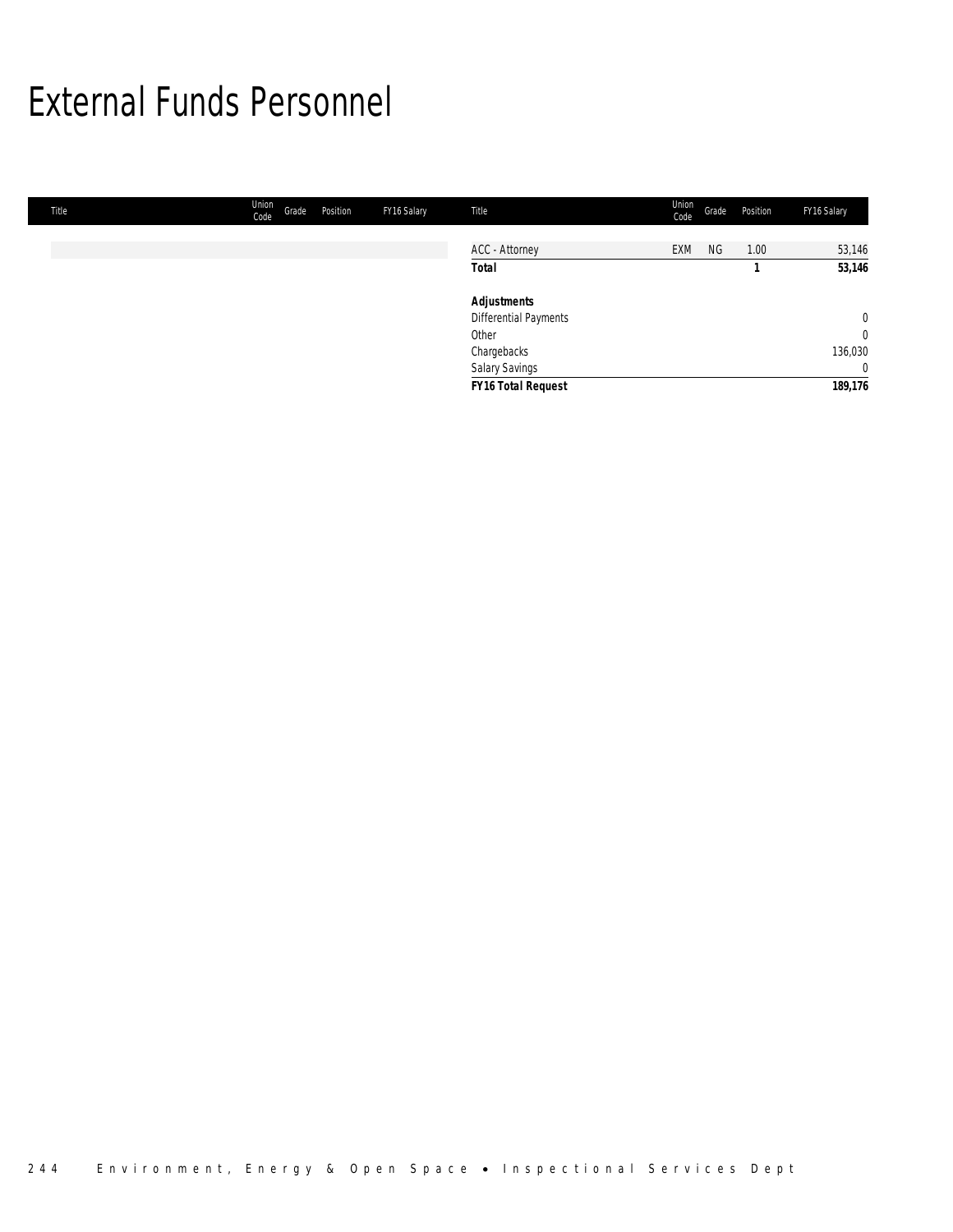# External Funds Personnel

| Title | Union Code | Grade | Position | FY16 Salary |
|---|---|---|---|---|
| ACC - Attorney | EXM | NG | 1.00 | 53,146 |
| **Total** | | | **1** | **53,146** |
| | | | | |
| ***Adjustments*** | | | | |
| Differential Payments | | | | 0 |
| Other | | | | 0 |
| Chargebacks | | | | 136,030 |
| Salary Savings | | | | 0 |
| ***FY16 Total Request*** | | | | **189,176** |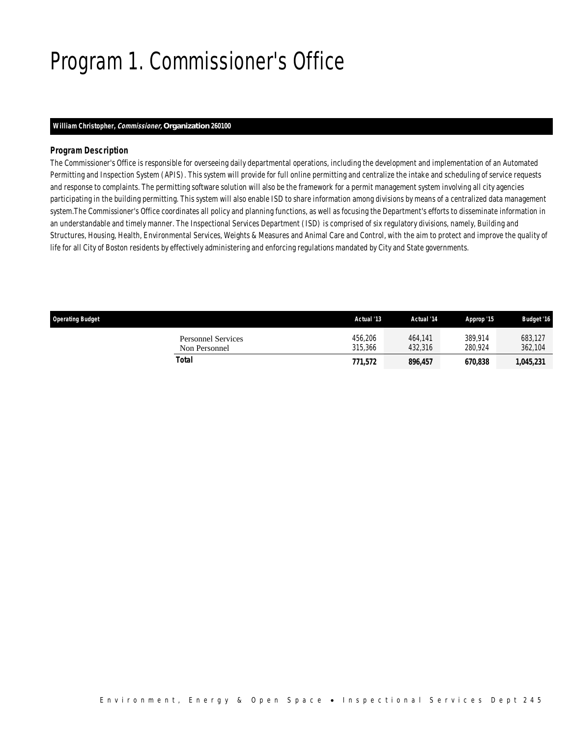# Program 1. Commissioner's Office

**William Christopher, *Commissioner,* Organization 260100**

### *Program Description*

The Commissioner's Office is responsible for overseeing daily departmental operations, including the development and implementation of an Automated Permitting and Inspection System (APIS). This system will provide for full online permitting and centralize the intake and scheduling of service requests and response to complaints. The permitting software solution will also be the framework for a permit management system involving all city agencies participating in the building permitting. This system will also enable ISD to share information among divisions by means of a centralized data management system.The Commissioner's Office coordinates all policy and planning functions, as well as focusing the Department's efforts to disseminate information in an understandable and timely manner. The Inspectional Services Department (ISD) is comprised of six regulatory divisions, namely, Building and Structures, Housing, Health, Environmental Services, Weights & Measures and Animal Care and Control, with the aim to protect and improve the quality of life for all City of Boston residents by effectively administering and enforcing regulations mandated by City and State governments.

| Operating Budget | Actual '13 | Actual '14 | Approp '15 | Budget '16 |
|---|---|---|---|---|
| Personnel Services | 456,206 | 464,141 | 389,914 | 683,127 |
| Non Personnel | 315,366 | 432,316 | 280,924 | 362,104 |
| **Total** | **771,572** | **896,457** | **670,838** | **1,045,231** |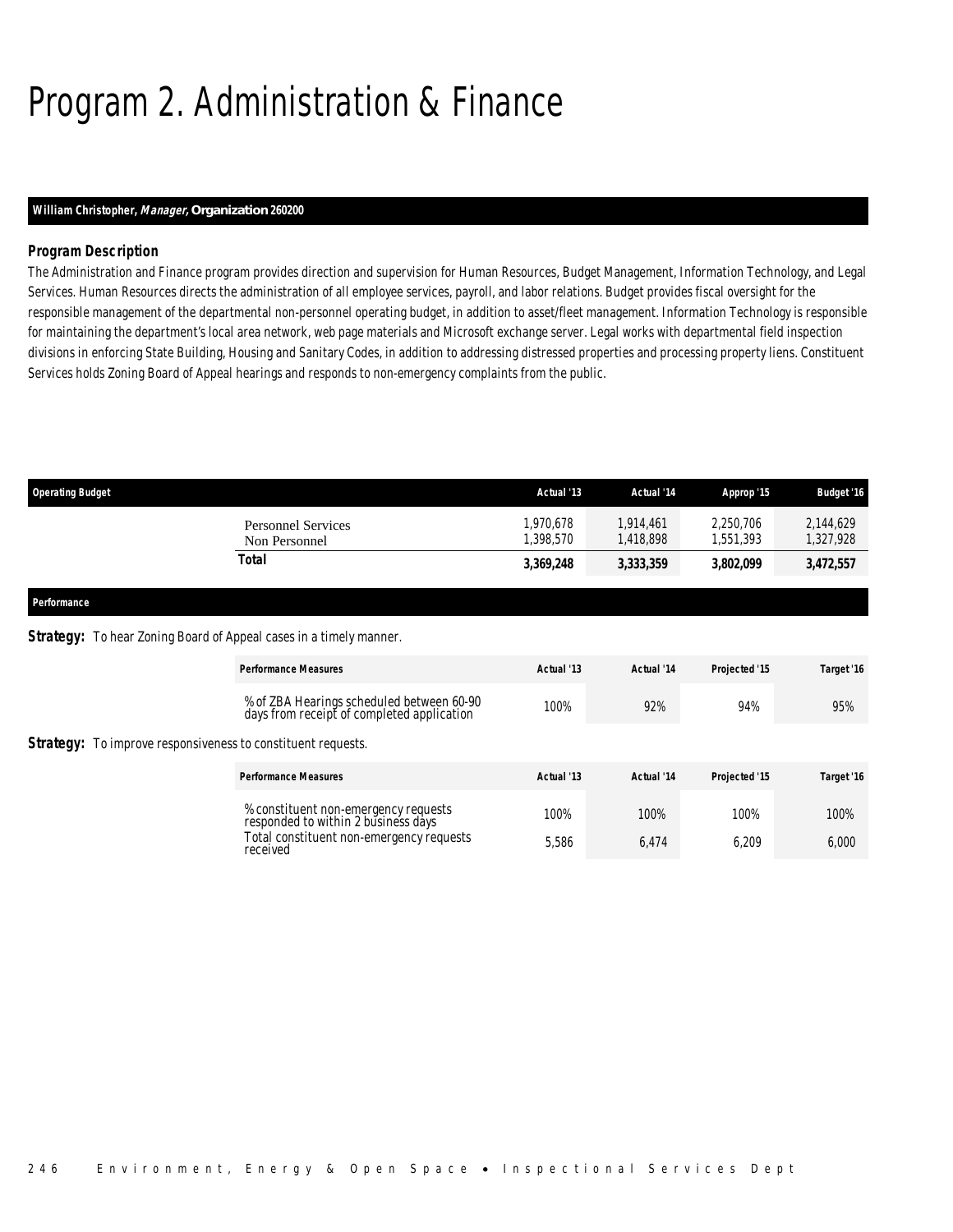# Program 2. Administration & Finance

**William Christopher, *Manager*, Organization 260200**

### *Program Description*

The Administration and Finance program provides direction and supervision for Human Resources, Budget Management, Information Technology, and Legal Services. Human Resources directs the administration of all employee services, payroll, and labor relations. Budget provides fiscal oversight for the responsible management of the departmental non-personnel operating budget, in addition to asset/fleet management. Information Technology is responsible for maintaining the department's local area network, web page materials and Microsoft exchange server. Legal works with departmental field inspection divisions in enforcing State Building, Housing and Sanitary Codes, in addition to addressing distressed properties and processing property liens. Constituent Services holds Zoning Board of Appeal hearings and responds to non-emergency complaints from the public.

| Operating Budget | Actual '13 | Actual '14 | Approp '15 | Budget '16 |
|---|---|---|---|---|
| Personnel Services | 1,970,678 | 1,914,461 | 2,250,706 | 2,144,629 |
| Non Personnel | 1,398,570 | 1,418,898 | 1,551,393 | 1,327,928 |
| **Total** | **3,369,248** | **3,333,359** | **3,802,099** | **3,472,557** |

**Performance**

**Strategy:** To hear Zoning Board of Appeal cases in a timely manner.

| Performance Measures | Actual '13 | Actual '14 | Projected '15 | Target '16 |
|---|---|---|---|---|
| % of ZBA Hearings scheduled between 60-90 days from receipt of completed application | 100% | 92% | 94% | 95% |

**Strategy:** To improve responsiveness to constituent requests.

| Performance Measures | Actual '13 | Actual '14 | Projected '15 | Target '16 |
|---|---|---|---|---|
| % constituent non-emergency requests responded to within 2 business days | 100% | 100% | 100% | 100% |
| Total constituent non-emergency requests received | 5,586 | 6,474 | 6,209 | 6,000 |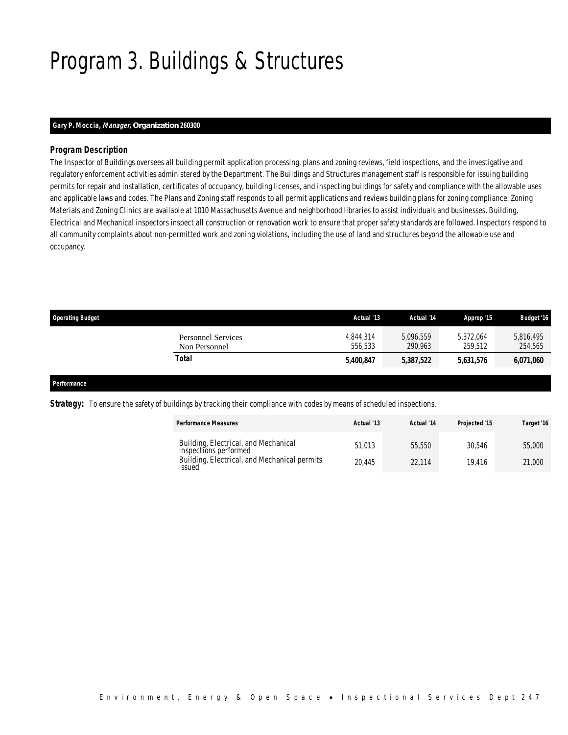# Program 3. Buildings & Structures

**Gary P. Moccia, *Manager,* Organization 260300**

### *Program Description*

*The Inspector of Buildings oversees all building permit application processing, plans and zoning reviews, field inspections, and the investigative and regulatory enforcement activities administered by the Department. The Buildings and Structures management staff is responsible for issuing building permits for repair and installation, certificates of occupancy, building licenses, and inspecting buildings for safety and compliance with the allowable uses and applicable laws and codes. The Plans and Zoning staff responds to all permit applications and reviews building plans for zoning compliance. Zoning Materials and Zoning Clinics are available at 1010 Massachusetts Avenue and neighborhood libraries to assist individuals and businesses. Building, Electrical and Mechanical inspectors inspect all construction or renovation work to ensure that proper safety standards are followed. Inspectors respond to all community complaints about non-permitted work and zoning violations, including the use of land and structures beyond the allowable use and occupancy.*

| Operating Budget | Actual '13 | Actual '14 | Approp '15 | Budget '16 |
|---|---|---|---|---|
| Personnel Services | 4,844,314 | 5,096,559 | 5,372,064 | 5,816,495 |
| Non Personnel | 556,533 | 290,963 | 259,512 | 254,565 |
| **Total** | **5,400,847** | **5,387,522** | **5,631,576** | **6,071,060** |

### *Performance*

***Strategy:*** To ensure the safety of buildings by tracking their compliance with codes by means of scheduled inspections.

| Performance Measures | Actual '13 | Actual '14 | Projected '15 | Target '16 |
|---|---|---|---|---|
| Building, Electrical, and Mechanical inspections performed | 51,013 | 55,550 | 30,546 | 55,000 |
| Building, Electrical, and Mechanical permits issued | 20,445 | 22,114 | 19,416 | 21,000 |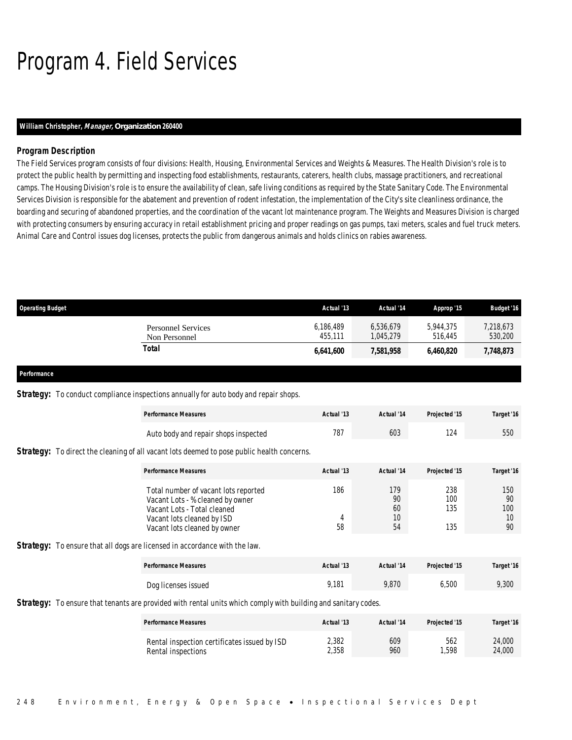# Program 4. Field Services

**William Christopher, *Manager*, Organization 260400**

### *Program Description*

The Field Services program consists of four divisions: Health, Housing, Environmental Services and Weights & Measures. The Health Division's role is to protect the public health by permitting and inspecting food establishments, restaurants, caterers, health clubs, massage practitioners, and recreational camps. The Housing Division's role is to ensure the availability of clean, safe living conditions as required by the State Sanitary Code. The Environmental Services Division is responsible for the abatement and prevention of rodent infestation, the implementation of the City's site cleanliness ordinance, the boarding and securing of abandoned properties, and the coordination of the vacant lot maintenance program. The Weights and Measures Division is charged with protecting consumers by ensuring accuracy in retail establishment pricing and proper readings on gas pumps, taxi meters, scales and fuel truck meters. Animal Care and Control issues dog licenses, protects the public from dangerous animals and holds clinics on rabies awareness.

| Operating Budget | Actual '13 | Actual '14 | Approp '15 | Budget '16 |
|---|---|---|---|---|
| Personnel Services | 6,186,489 | 6,536,679 | 5,944,375 | 7,218,673 |
| Non Personnel | 455,111 | 1,045,279 | 516,445 | 530,200 |
| **Total** | **6,641,600** | **7,581,958** | **6,460,820** | **7,748,873** |

### *Performance*

***Strategy:*** To conduct compliance inspections annually for auto body and repair shops.

| Performance Measures | Actual '13 | Actual '14 | Projected '15 | Target '16 |
|---|---|---|---|---|
| Auto body and repair shops inspected | 787 | 603 | 124 | 550 |

***Strategy:*** To direct the cleaning of all vacant lots deemed to pose public health concerns.

| Performance Measures | Actual '13 | Actual '14 | Projected '15 | Target '16 |
|---|---|---|---|---|
| Total number of vacant lots reported | 186 | 179 | 238 | 150 |
| Vacant Lots - % cleaned by owner | | 90 | 100 | 90 |
| Vacant Lots - Total cleaned | | 60 | 135 | 100 |
| Vacant lots cleaned by ISD | 4 | 10 | | 10 |
| Vacant lots cleaned by owner | 58 | 54 | 135 | 90 |

***Strategy:*** To ensure that all dogs are licensed in accordance with the law.

| Performance Measures | Actual '13 | Actual '14 | Projected '15 | Target '16 |
|---|---|---|---|---|
| Dog licenses issued | 9,181 | 9,870 | 6,500 | 9,300 |

***Strategy:*** To ensure that tenants are provided with rental units which comply with building and sanitary codes.

| Performance Measures | Actual '13 | Actual '14 | Projected '15 | Target '16 |
|---|---|---|---|---|
| Rental inspection certificates issued by ISD | 2,382 | 609 | 562 | 24,000 |
| Rental inspections | 2,358 | 960 | 1,598 | 24,000 |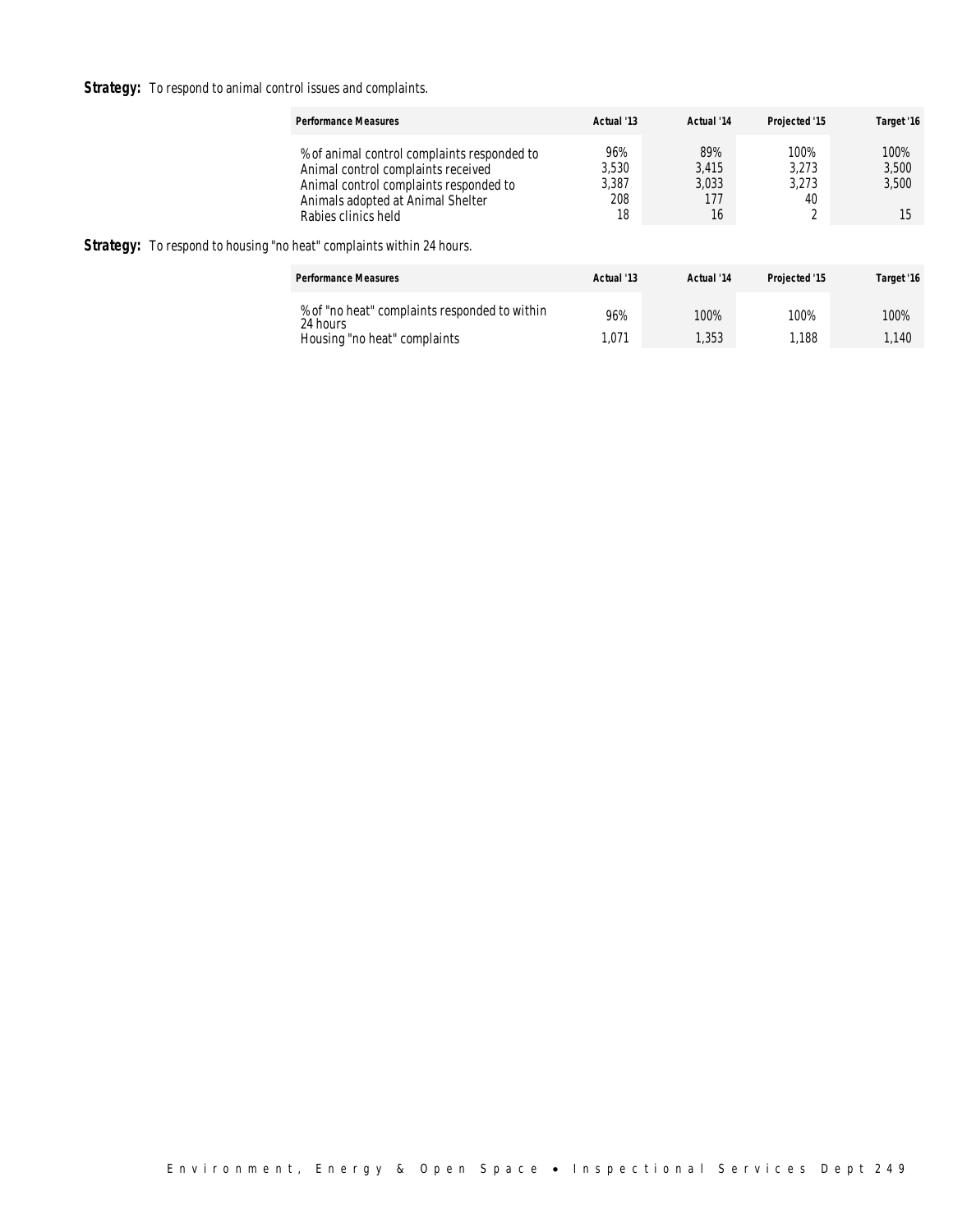**Strategy:** To respond to animal control issues and complaints.

| Performance Measures | Actual '13 | Actual '14 | Projected '15 | Target '16 |
|---|---|---|---|---|
| % of animal control complaints responded to | 96% | 89% | 100% | 100% |
| Animal control complaints received | 3,530 | 3,415 | 3,273 | 3,500 |
| Animal control complaints responded to | 3,387 | 3,033 | 3,273 | 3,500 |
| Animals adopted at Animal Shelter | 208 | 177 | 40 | |
| Rabies clinics held | 18 | 16 | 2 | 15 |

**Strategy:** To respond to housing "no heat" complaints within 24 hours.

| Performance Measures | Actual '13 | Actual '14 | Projected '15 | Target '16 |
|---|---|---|---|---|
| % of "no heat" complaints responded to within 24 hours | 96% | 100% | 100% | 100% |
| Housing "no heat" complaints | 1,071 | 1,353 | 1,188 | 1,140 |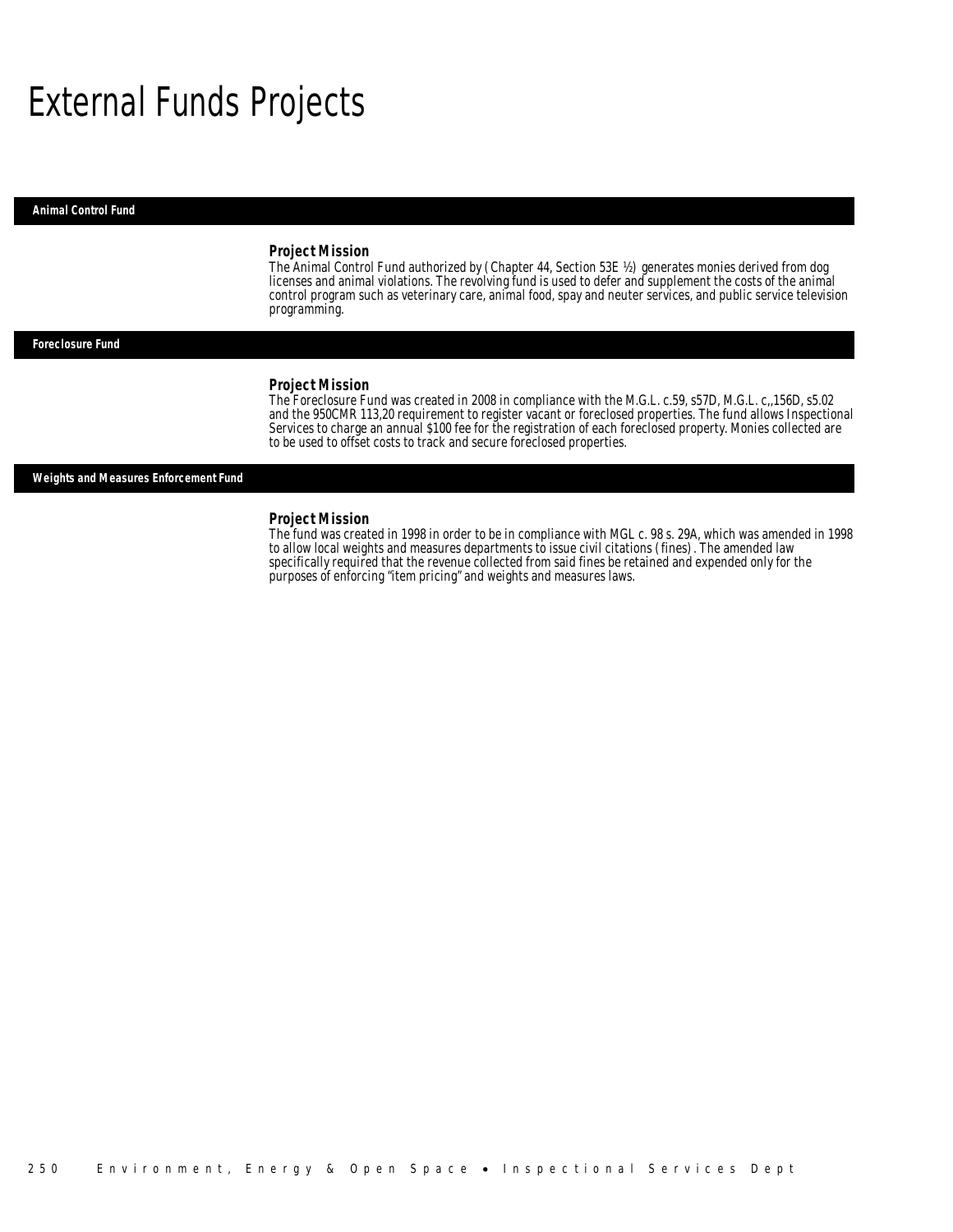# External Funds Projects

## Animal Control Fund

### Project Mission

The Animal Control Fund authorized by (Chapter 44, Section 53E ½) generates monies derived from dog licenses and animal violations. The revolving fund is used to defer and supplement the costs of the animal control program such as veterinary care, animal food, spay and neuter services, and public service television programming.

## Foreclosure Fund

### Project Mission

The Foreclosure Fund was created in 2008 in compliance with the M.G.L. c.59, s57D, M.G.L. c,,156D, s5.02 and the 950CMR 113,20 requirement to register vacant or foreclosed properties. The fund allows Inspectional Services to charge an annual $100 fee for the registration of each foreclosed property. Monies collected are to be used to offset costs to track and secure foreclosed properties.

## Weights and Measures Enforcement Fund

### Project Mission

The fund was created in 1998 in order to be in compliance with MGL c. 98 s. 29A, which was amended in 1998 to allow local weights and measures departments to issue civil citations (fines). The amended law specifically required that the revenue collected from said fines be retained and expended only for the purposes of enforcing "item pricing" and weights and measures laws.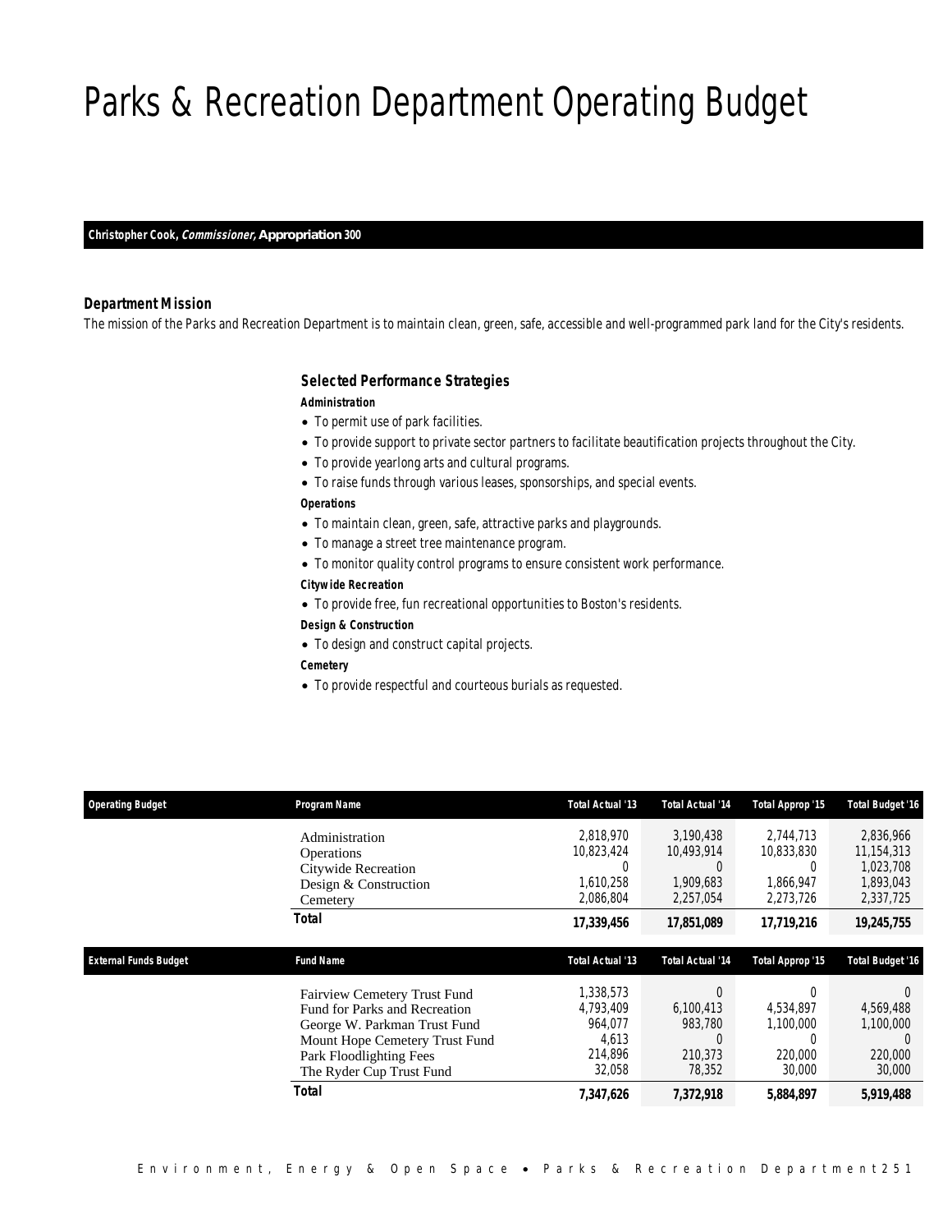# Parks & Recreation Department Operating Budget

**Christopher Cook, *Commissioner,* Appropriation 300**

### Department Mission

The mission of the Parks and Recreation Department is to maintain clean, green, safe, accessible and well-programmed park land for the City's residents.

### Selected Performance Strategies

**Administration**

- To permit use of park facilities.
- To provide support to private sector partners to facilitate beautification projects throughout the City.
- To provide yearlong arts and cultural programs.
- To raise funds through various leases, sponsorships, and special events.

**Operations**

- To maintain clean, green, safe, attractive parks and playgrounds.
- To manage a street tree maintenance program.
- To monitor quality control programs to ensure consistent work performance.

**Citywide Recreation**

- To provide free, fun recreational opportunities to Boston's residents.

**Design & Construction**

- To design and construct capital projects.

**Cemetery**

- To provide respectful and courteous burials as requested.

| Operating Budget | Program Name | Total Actual '13 | Total Actual '14 | Total Approp '15 | Total Budget '16 |
|---|---|---|---|---|---|
| | Administration | 2,818,970 | 3,190,438 | 2,744,713 | 2,836,966 |
| | Operations | 10,823,424 | 10,493,914 | 10,833,830 | 11,154,313 |
| | Citywide Recreation | 0 | 0 | 0 | 1,023,708 |
| | Design & Construction | 1,610,258 | 1,909,683 | 1,866,947 | 1,893,043 |
| | Cemetery | 2,086,804 | 2,257,054 | 2,273,726 | 2,337,725 |
| | **Total** | **17,339,456** | **17,851,089** | **17,719,216** | **19,245,755** |

| External Funds Budget | Fund Name | Total Actual '13 | Total Actual '14 | Total Approp '15 | Total Budget '16 |
|---|---|---|---|---|---|
| | Fairview Cemetery Trust Fund | 1,338,573 | 0 | 0 | 0 |
| | Fund for Parks and Recreation | 4,793,409 | 6,100,413 | 4,534,897 | 4,569,488 |
| | George W. Parkman Trust Fund | 964,077 | 983,780 | 1,100,000 | 1,100,000 |
| | Mount Hope Cemetery Trust Fund | 4,613 | 0 | 0 | 0 |
| | Park Floodlighting Fees | 214,896 | 210,373 | 220,000 | 220,000 |
| | The Ryder Cup Trust Fund | 32,058 | 78,352 | 30,000 | 30,000 |
| | **Total** | **7,347,626** | **7,372,918** | **5,884,897** | **5,919,488** |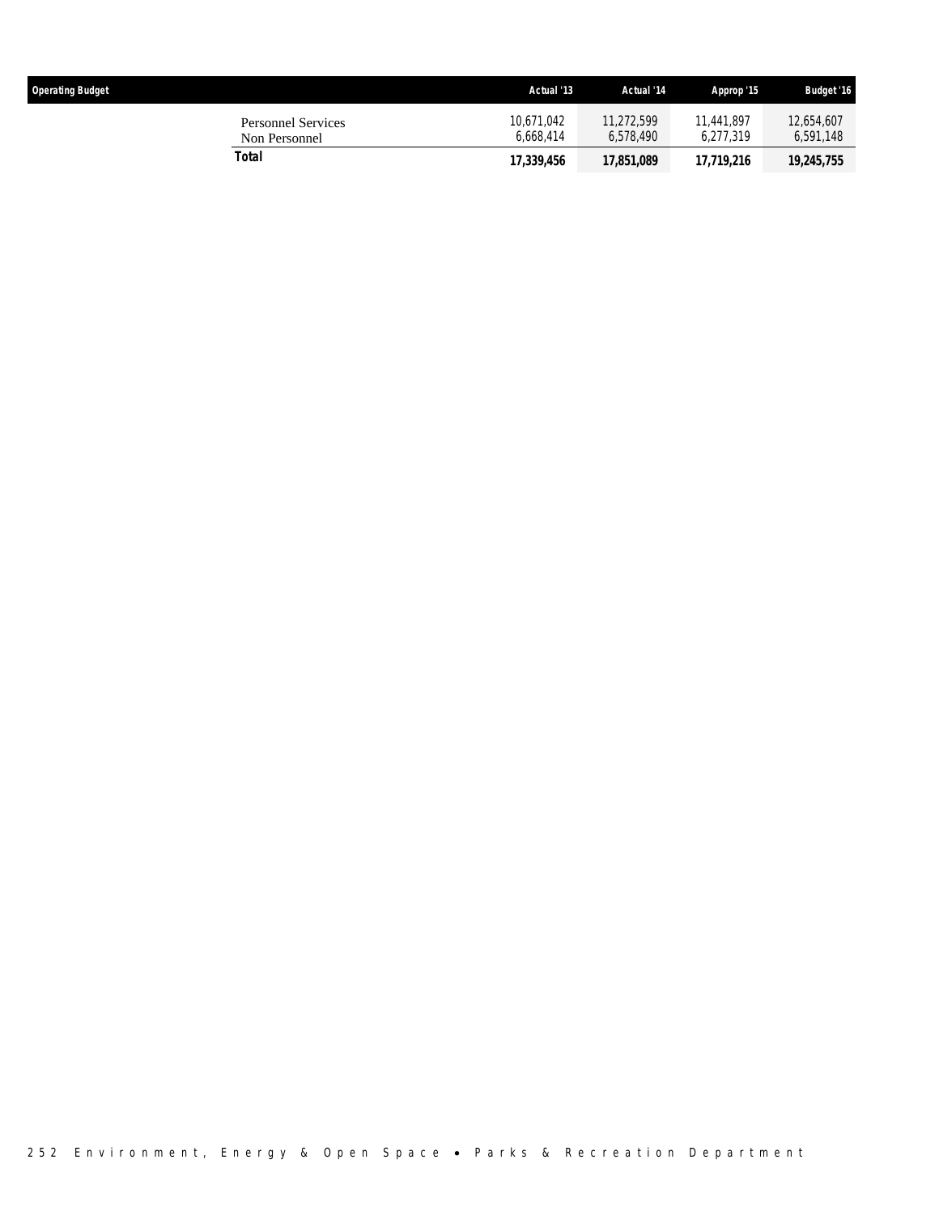| Operating Budget | Actual '13 | Actual '14 | Approp '15 | Budget '16 |
|---|---|---|---|---|
| Personnel Services | 10,671,042 | 11,272,599 | 11,441,897 | 12,654,607 |
| Non Personnel | 6,668,414 | 6,578,490 | 6,277,319 | 6,591,148 |
| **Total** | **17,339,456** | **17,851,089** | **17,719,216** | **19,245,755** |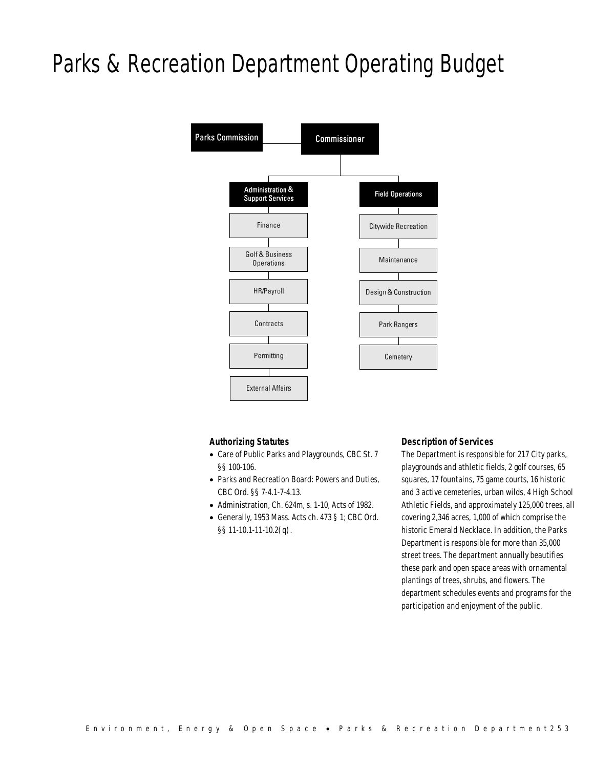# Parks & Recreation Department Operating Budget

- Parks Commission
- Commissioner
  - Administration & Support Services
    - Finance
    - Golf & Business Operations
    - HR/Payroll
    - Contracts
    - Permitting
    - External Affairs
  - Field Operations
    - Citywide Recreation
    - Maintenance
    - Design & Construction
    - Park Rangers
    - Cemetery

### Authorizing Statutes

- Care of Public Parks and Playgrounds, CBC St. 7 §§ 100-106.
- Parks and Recreation Board: Powers and Duties, CBC Ord. §§ 7-4.1-7-4.13.
- Administration, Ch. 624m, s. 1-10, Acts of 1982.
- Generally, 1953 Mass. Acts ch. 473 § 1; CBC Ord. §§ 11-10.1-11-10.2(q).

### Description of Services

The Department is responsible for 217 City parks, playgrounds and athletic fields, 2 golf courses, 65 squares, 17 fountains, 75 game courts, 16 historic and 3 active cemeteries, urban wilds, 4 High School Athletic Fields, and approximately 125,000 trees, all covering 2,346 acres, 1,000 of which comprise the historic Emerald Necklace. In addition, the Parks Department is responsible for more than 35,000 street trees. The department annually beautifies these park and open space areas with ornamental plantings of trees, shrubs, and flowers. The department schedules events and programs for the participation and enjoyment of the public.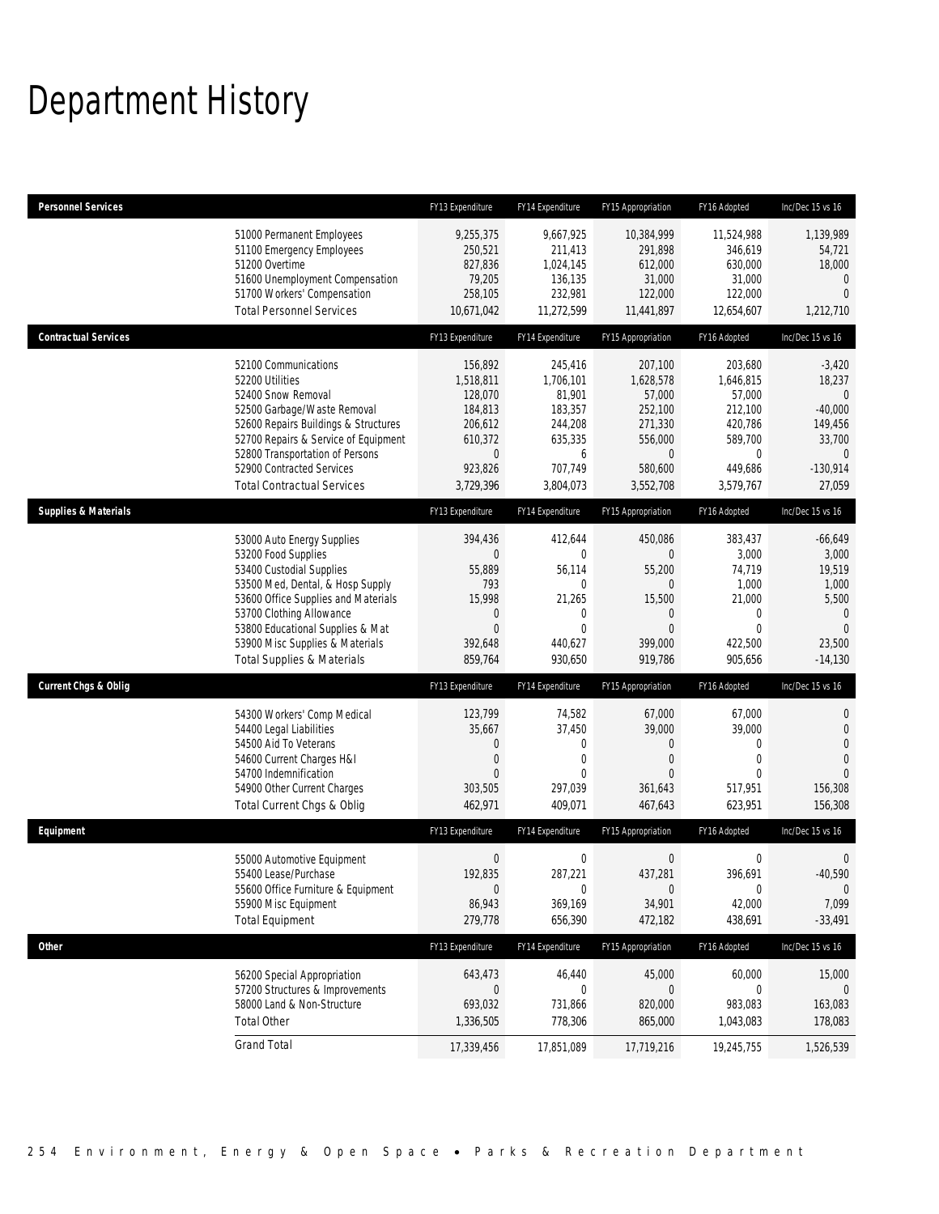# Department History

| Personnel Services | FY13 Expenditure | FY14 Expenditure | FY15 Appropriation | FY16 Adopted | Inc/Dec 15 vs 16 |
|---|---|---|---|---|---|
| 51000 Permanent Employees | 9,255,375 | 9,667,925 | 10,384,999 | 11,524,988 | 1,139,989 |
| 51100 Emergency Employees | 250,521 | 211,413 | 291,898 | 346,619 | 54,721 |
| 51200 Overtime | 827,836 | 1,024,145 | 612,000 | 630,000 | 18,000 |
| 51600 Unemployment Compensation | 79,205 | 136,135 | 31,000 | 31,000 | 0 |
| 51700 Workers' Compensation | 258,105 | 232,981 | 122,000 | 122,000 | 0 |
| Total Personnel Services | 10,671,042 | 11,272,599 | 11,441,897 | 12,654,607 | 1,212,710 |
| **Contractual Services** | FY13 Expenditure | FY14 Expenditure | FY15 Appropriation | FY16 Adopted | Inc/Dec 15 vs 16 |
| 52100 Communications | 156,892 | 245,416 | 207,100 | 203,680 | -3,420 |
| 52200 Utilities | 1,518,811 | 1,706,101 | 1,628,578 | 1,646,815 | 18,237 |
| 52400 Snow Removal | 128,070 | 81,901 | 57,000 | 57,000 | 0 |
| 52500 Garbage/Waste Removal | 184,813 | 183,357 | 252,100 | 212,100 | -40,000 |
| 52600 Repairs Buildings & Structures | 206,612 | 244,208 | 271,330 | 420,786 | 149,456 |
| 52700 Repairs & Service of Equipment | 610,372 | 635,335 | 556,000 | 589,700 | 33,700 |
| 52800 Transportation of Persons | 0 | 6 | 0 | 0 | 0 |
| 52900 Contracted Services | 923,826 | 707,749 | 580,600 | 449,686 | -130,914 |
| Total Contractual Services | 3,729,396 | 3,804,073 | 3,552,708 | 3,579,767 | 27,059 |
| **Supplies & Materials** | FY13 Expenditure | FY14 Expenditure | FY15 Appropriation | FY16 Adopted | Inc/Dec 15 vs 16 |
| 53000 Auto Energy Supplies | 394,436 | 412,644 | 450,086 | 383,437 | -66,649 |
| 53200 Food Supplies | 0 | 0 | 0 | 3,000 | 3,000 |
| 53400 Custodial Supplies | 55,889 | 56,114 | 55,200 | 74,719 | 19,519 |
| 53500 Med, Dental, & Hosp Supply | 793 | 0 | 0 | 1,000 | 1,000 |
| 53600 Office Supplies and Materials | 15,998 | 21,265 | 15,500 | 21,000 | 5,500 |
| 53700 Clothing Allowance | 0 | 0 | 0 | 0 | 0 |
| 53800 Educational Supplies & Mat | 0 | 0 | 0 | 0 | 0 |
| 53900 Misc Supplies & Materials | 392,648 | 440,627 | 399,000 | 422,500 | 23,500 |
| Total Supplies & Materials | 859,764 | 930,650 | 919,786 | 905,656 | -14,130 |
| **Current Chgs & Oblig** | FY13 Expenditure | FY14 Expenditure | FY15 Appropriation | FY16 Adopted | Inc/Dec 15 vs 16 |
| 54300 Workers' Comp Medical | 123,799 | 74,582 | 67,000 | 67,000 | 0 |
| 54400 Legal Liabilities | 35,667 | 37,450 | 39,000 | 39,000 | 0 |
| 54500 Aid To Veterans | 0 | 0 | 0 | 0 | 0 |
| 54600 Current Charges H&I | 0 | 0 | 0 | 0 | 0 |
| 54700 Indemnification | 0 | 0 | 0 | 0 | 0 |
| 54900 Other Current Charges | 303,505 | 297,039 | 361,643 | 517,951 | 156,308 |
| Total Current Chgs & Oblig | 462,971 | 409,071 | 467,643 | 623,951 | 156,308 |
| **Equipment** | FY13 Expenditure | FY14 Expenditure | FY15 Appropriation | FY16 Adopted | Inc/Dec 15 vs 16 |
| 55000 Automotive Equipment | 0 | 0 | 0 | 0 | 0 |
| 55400 Lease/Purchase | 192,835 | 287,221 | 437,281 | 396,691 | -40,590 |
| 55600 Office Furniture & Equipment | 0 | 0 | 0 | 0 | 0 |
| 55900 Misc Equipment | 86,943 | 369,169 | 34,901 | 42,000 | 7,099 |
| Total Equipment | 279,778 | 656,390 | 472,182 | 438,691 | -33,491 |
| **Other** | FY13 Expenditure | FY14 Expenditure | FY15 Appropriation | FY16 Adopted | Inc/Dec 15 vs 16 |
| 56200 Special Appropriation | 643,473 | 46,440 | 45,000 | 60,000 | 15,000 |
| 57200 Structures & Improvements | 0 | 0 | 0 | 0 | 0 |
| 58000 Land & Non-Structure | 693,032 | 731,866 | 820,000 | 983,083 | 163,083 |
| Total Other | 1,336,505 | 778,306 | 865,000 | 1,043,083 | 178,083 |
| Grand Total | 17,339,456 | 17,851,089 | 17,719,216 | 19,245,755 | 1,526,539 |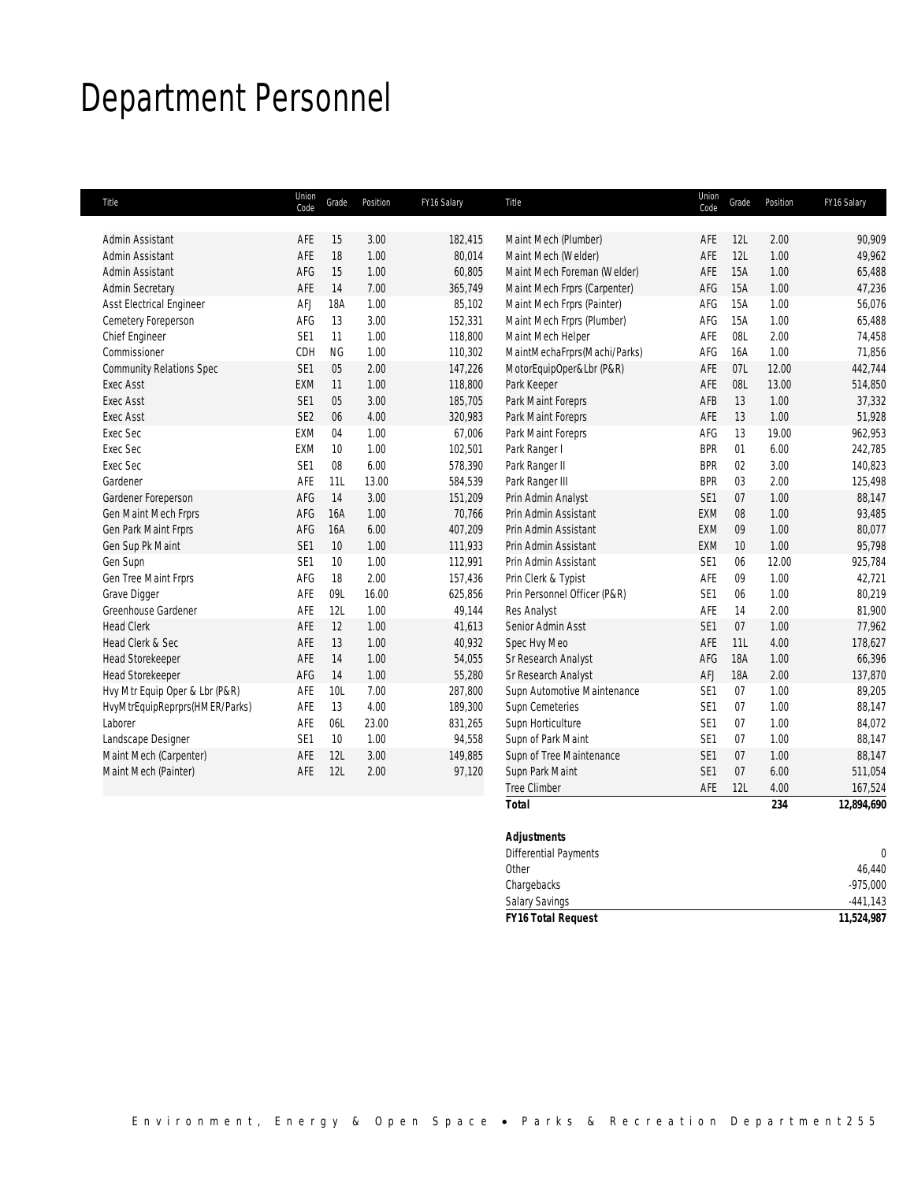# Department Personnel

| Title | Union Code | Grade | Position | FY16 Salary |
|---|---|---|---|---|
| Admin Assistant | AFE | 15 | 3.00 | 182,415 |
| Admin Assistant | AFE | 18 | 1.00 | 80,014 |
| Admin Assistant | AFG | 15 | 1.00 | 60,805 |
| Admin Secretary | AFE | 14 | 7.00 | 365,749 |
| Asst Electrical Engineer | AFJ | 18A | 1.00 | 85,102 |
| Cemetery Foreperson | AFG | 13 | 3.00 | 152,331 |
| Chief Engineer | SE1 | 11 | 1.00 | 118,800 |
| Commissioner | CDH | NG | 1.00 | 110,302 |
| Community Relations Spec | SE1 | 05 | 2.00 | 147,226 |
| Exec Asst | EXM | 11 | 1.00 | 118,800 |
| Exec Asst | SE1 | 05 | 3.00 | 185,705 |
| Exec Asst | SE2 | 06 | 4.00 | 320,983 |
| Exec Sec | EXM | 04 | 1.00 | 67,006 |
| Exec Sec | EXM | 10 | 1.00 | 102,501 |
| Exec Sec | SE1 | 08 | 6.00 | 578,390 |
| Gardener | AFE | 11L | 13.00 | 584,539 |
| Gardener Foreperson | AFG | 14 | 3.00 | 151,209 |
| Gen Maint Mech Frprs | AFG | 16A | 1.00 | 70,766 |
| Gen Park Maint Frprs | AFG | 16A | 6.00 | 407,209 |
| Gen Sup Pk Maint | SE1 | 10 | 1.00 | 111,933 |
| Gen Supn | SE1 | 10 | 1.00 | 112,991 |
| Gen Tree Maint Frprs | AFG | 18 | 2.00 | 157,436 |
| Grave Digger | AFE | 09L | 16.00 | 625,856 |
| Greenhouse Gardener | AFE | 12L | 1.00 | 49,144 |
| Head Clerk | AFE | 12 | 1.00 | 41,613 |
| Head Clerk & Sec | AFE | 13 | 1.00 | 40,932 |
| Head Storekeeper | AFE | 14 | 1.00 | 54,055 |
| Head Storekeeper | AFG | 14 | 1.00 | 55,280 |
| Hvy Mtr Equip Oper & Lbr (P&R) | AFE | 10L | 7.00 | 287,800 |
| HvyMtrEquipReprprs(HMER/Parks) | AFE | 13 | 4.00 | 189,300 |
| Laborer | AFE | 06L | 23.00 | 831,265 |
| Landscape Designer | SE1 | 10 | 1.00 | 94,558 |
| Maint Mech (Carpenter) | AFE | 12L | 3.00 | 149,885 |
| Maint Mech (Painter) | AFE | 12L | 2.00 | 97,120 |
| Maint Mech (Plumber) | AFE | 12L | 2.00 | 90,909 |
| Maint Mech (Welder) | AFE | 12L | 1.00 | 49,962 |
| Maint Mech Foreman (Welder) | AFE | 15A | 1.00 | 65,488 |
| Maint Mech Frprs (Carpenter) | AFG | 15A | 1.00 | 47,236 |
| Maint Mech Frprs (Painter) | AFG | 15A | 1.00 | 56,076 |
| Maint Mech Frprs (Plumber) | AFG | 15A | 1.00 | 65,488 |
| Maint Mech Helper | AFE | 08L | 2.00 | 74,458 |
| MaintMechaFrprs(Machi/Parks) | AFG | 16A | 1.00 | 71,856 |
| MotorEquipOper&Lbr (P&R) | AFE | 07L | 12.00 | 442,744 |
| Park Keeper | AFE | 08L | 13.00 | 514,850 |
| Park Maint Foreprs | AFB | 13 | 1.00 | 37,332 |
| Park Maint Foreprs | AFE | 13 | 1.00 | 51,928 |
| Park Maint Foreprs | AFG | 13 | 19.00 | 962,953 |
| Park Ranger I | BPR | 01 | 6.00 | 242,785 |
| Park Ranger II | BPR | 02 | 3.00 | 140,823 |
| Park Ranger III | BPR | 03 | 2.00 | 125,498 |
| Prin Admin Analyst | SE1 | 07 | 1.00 | 88,147 |
| Prin Admin Assistant | EXM | 08 | 1.00 | 93,485 |
| Prin Admin Assistant | EXM | 09 | 1.00 | 80,077 |
| Prin Admin Assistant | EXM | 10 | 1.00 | 95,798 |
| Prin Admin Assistant | SE1 | 06 | 12.00 | 925,784 |
| Prin Clerk & Typist | AFE | 09 | 1.00 | 42,721 |
| Prin Personnel Officer (P&R) | SE1 | 06 | 1.00 | 80,219 |
| Res Analyst | AFE | 14 | 2.00 | 81,900 |
| Senior Admin Asst | SE1 | 07 | 1.00 | 77,962 |
| Spec Hvy Meo | AFE | 11L | 4.00 | 178,627 |
| Sr Research Analyst | AFG | 18A | 1.00 | 66,396 |
| Sr Research Analyst | AFJ | 18A | 2.00 | 137,870 |
| Supn Automotive Maintenance | SE1 | 07 | 1.00 | 89,205 |
| Supn Cemeteries | SE1 | 07 | 1.00 | 88,147 |
| Supn Horticulture | SE1 | 07 | 1.00 | 84,072 |
| Supn of Park Maint | SE1 | 07 | 1.00 | 88,147 |
| Supn of Tree Maintenance | SE1 | 07 | 1.00 | 88,147 |
| Supn Park Maint | SE1 | 07 | 6.00 | 511,054 |
| Tree Climber | AFE | 12L | 4.00 | 167,524 |
| **Total** | | | **234** | **12,894,690** |

| **Adjustments** | |
|---|---|
| Differential Payments | 0 |
| Other | 46,440 |
| Chargebacks | -975,000 |
| Salary Savings | -441,143 |
| ***FY16 Total Request*** | **11,524,987** |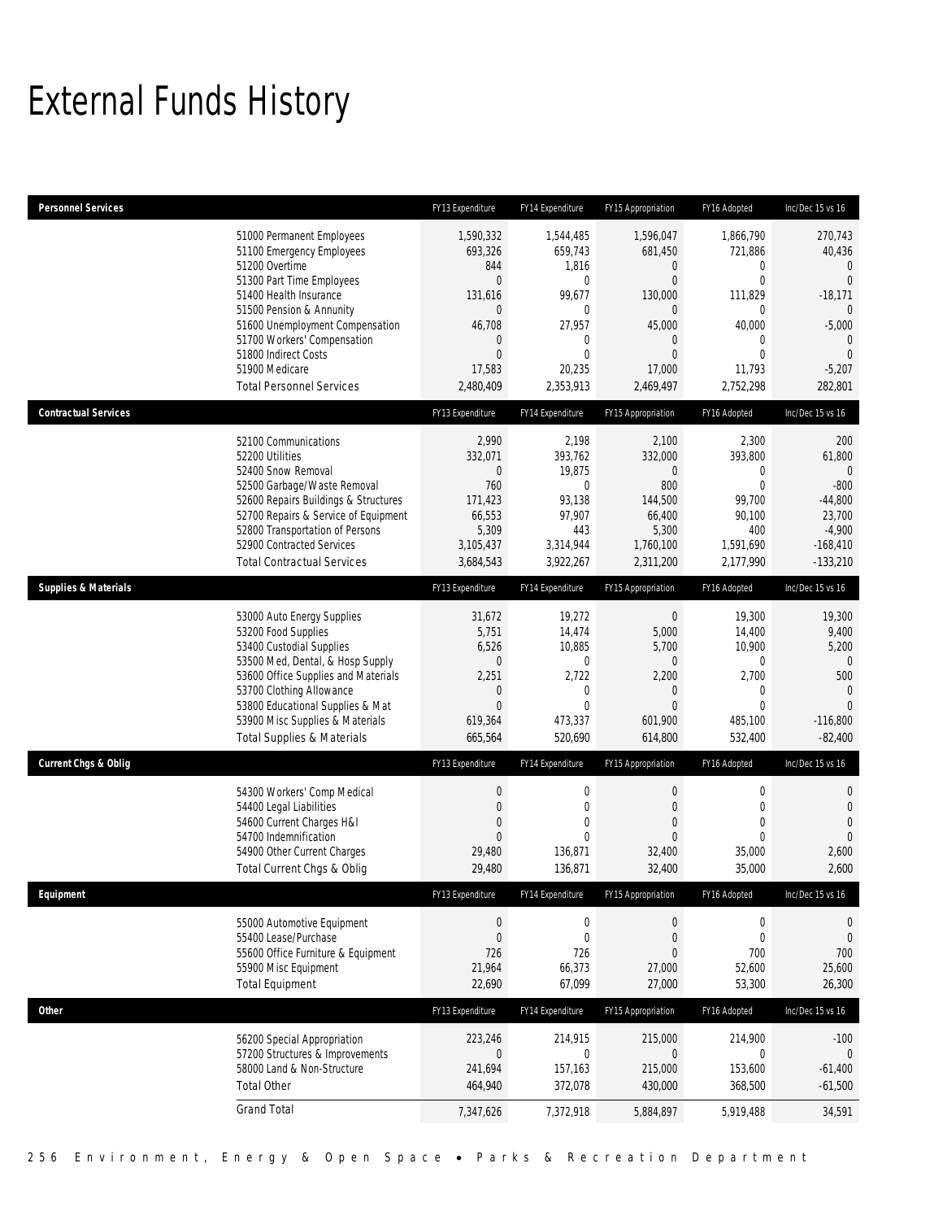# External Funds History

| Personnel Services | FY13 Expenditure | FY14 Expenditure | FY15 Appropriation | FY16 Adopted | Inc/Dec 15 vs 16 |
|---|---|---|---|---|---|
| 51000 Permanent Employees | 1,590,332 | 1,544,485 | 1,596,047 | 1,866,790 | 270,743 |
| 51100 Emergency Employees | 693,326 | 659,743 | 681,450 | 721,886 | 40,436 |
| 51200 Overtime | 844 | 1,816 | 0 | 0 | 0 |
| 51300 Part Time Employees | 0 | 0 | 0 | 0 | 0 |
| 51400 Health Insurance | 131,616 | 99,677 | 130,000 | 111,829 | -18,171 |
| 51500 Pension & Annunity | 0 | 0 | 0 | 0 | 0 |
| 51600 Unemployment Compensation | 46,708 | 27,957 | 45,000 | 40,000 | -5,000 |
| 51700 Workers' Compensation | 0 | 0 | 0 | 0 | 0 |
| 51800 Indirect Costs | 0 | 0 | 0 | 0 | 0 |
| 51900 Medicare | 17,583 | 20,235 | 17,000 | 11,793 | -5,207 |
| Total Personnel Services | 2,480,409 | 2,353,913 | 2,469,497 | 2,752,298 | 282,801 |

| Contractual Services | FY13 Expenditure | FY14 Expenditure | FY15 Appropriation | FY16 Adopted | Inc/Dec 15 vs 16 |
|---|---|---|---|---|---|
| 52100 Communications | 2,990 | 2,198 | 2,100 | 2,300 | 200 |
| 52200 Utilities | 332,071 | 393,762 | 332,000 | 393,800 | 61,800 |
| 52400 Snow Removal | 0 | 19,875 | 0 | 0 | 0 |
| 52500 Garbage/Waste Removal | 760 | 0 | 800 | 0 | -800 |
| 52600 Repairs Buildings & Structures | 171,423 | 93,138 | 144,500 | 99,700 | -44,800 |
| 52700 Repairs & Service of Equipment | 66,553 | 97,907 | 66,400 | 90,100 | 23,700 |
| 52800 Transportation of Persons | 5,309 | 443 | 5,300 | 400 | -4,900 |
| 52900 Contracted Services | 3,105,437 | 3,314,944 | 1,760,100 | 1,591,690 | -168,410 |
| Total Contractual Services | 3,684,543 | 3,922,267 | 2,311,200 | 2,177,990 | -133,210 |

| Supplies & Materials | FY13 Expenditure | FY14 Expenditure | FY15 Appropriation | FY16 Adopted | Inc/Dec 15 vs 16 |
|---|---|---|---|---|---|
| 53000 Auto Energy Supplies | 31,672 | 19,272 | 0 | 19,300 | 19,300 |
| 53200 Food Supplies | 5,751 | 14,474 | 5,000 | 14,400 | 9,400 |
| 53400 Custodial Supplies | 6,526 | 10,885 | 5,700 | 10,900 | 5,200 |
| 53500 Med, Dental, & Hosp Supply | 0 | 0 | 0 | 0 | 0 |
| 53600 Office Supplies and Materials | 2,251 | 2,722 | 2,200 | 2,700 | 500 |
| 53700 Clothing Allowance | 0 | 0 | 0 | 0 | 0 |
| 53800 Educational Supplies & Mat | 0 | 0 | 0 | 0 | 0 |
| 53900 Misc Supplies & Materials | 619,364 | 473,337 | 601,900 | 485,100 | -116,800 |
| Total Supplies & Materials | 665,564 | 520,690 | 614,800 | 532,400 | -82,400 |

| Current Chgs & Oblig | FY13 Expenditure | FY14 Expenditure | FY15 Appropriation | FY16 Adopted | Inc/Dec 15 vs 16 |
|---|---|---|---|---|---|
| 54300 Workers' Comp Medical | 0 | 0 | 0 | 0 | 0 |
| 54400 Legal Liabilities | 0 | 0 | 0 | 0 | 0 |
| 54600 Current Charges H&I | 0 | 0 | 0 | 0 | 0 |
| 54700 Indemnification | 0 | 0 | 0 | 0 | 0 |
| 54900 Other Current Charges | 29,480 | 136,871 | 32,400 | 35,000 | 2,600 |
| Total Current Chgs & Oblig | 29,480 | 136,871 | 32,400 | 35,000 | 2,600 |

| Equipment | FY13 Expenditure | FY14 Expenditure | FY15 Appropriation | FY16 Adopted | Inc/Dec 15 vs 16 |
|---|---|---|---|---|---|
| 55000 Automotive Equipment | 0 | 0 | 0 | 0 | 0 |
| 55400 Lease/Purchase | 0 | 0 | 0 | 0 | 0 |
| 55600 Office Furniture & Equipment | 726 | 726 | 0 | 700 | 700 |
| 55900 Misc Equipment | 21,964 | 66,373 | 27,000 | 52,600 | 25,600 |
| Total Equipment | 22,690 | 67,099 | 27,000 | 53,300 | 26,300 |

| Other | FY13 Expenditure | FY14 Expenditure | FY15 Appropriation | FY16 Adopted | Inc/Dec 15 vs 16 |
|---|---|---|---|---|---|
| 56200 Special Appropriation | 223,246 | 214,915 | 215,000 | 214,900 | -100 |
| 57200 Structures & Improvements | 0 | 0 | 0 | 0 | 0 |
| 58000 Land & Non-Structure | 241,694 | 157,163 | 215,000 | 153,600 | -61,400 |
| Total Other | 464,940 | 372,078 | 430,000 | 368,500 | -61,500 |
| Grand Total | 7,347,626 | 7,372,918 | 5,884,897 | 5,919,488 | 34,591 |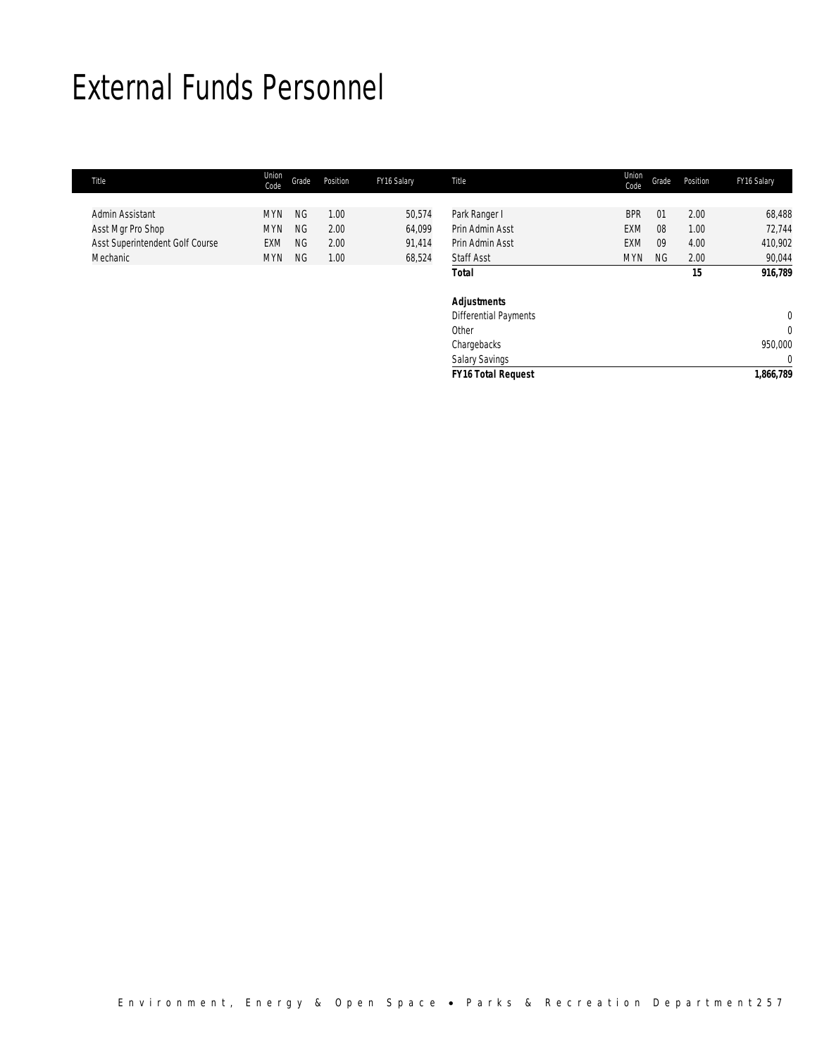# External Funds Personnel

| Title | Union Code | Grade | Position | FY16 Salary |
|---|---|---|---|---|
| Admin Assistant | MYN | NG | 1.00 | 50,574 |
| Asst Mgr Pro Shop | MYN | NG | 2.00 | 64,099 |
| Asst Superintendent Golf Course | EXM | NG | 2.00 | 91,414 |
| Mechanic | MYN | NG | 1.00 | 68,524 |
| Park Ranger I | BPR | 01 | 2.00 | 68,488 |
| Prin Admin Asst | EXM | 08 | 1.00 | 72,744 |
| Prin Admin Asst | EXM | 09 | 4.00 | 410,902 |
| Staff Asst | MYN | NG | 2.00 | 90,044 |
| **Total** | | | **15** | **916,789** |
| | | | | |
| **Adjustments** | | | | |
| Differential Payments | | | | 0 |
| Other | | | | 0 |
| Chargebacks | | | | 950,000 |
| Salary Savings | | | | 0 |
| ***FY16 Total Request*** | | | | **1,866,789** |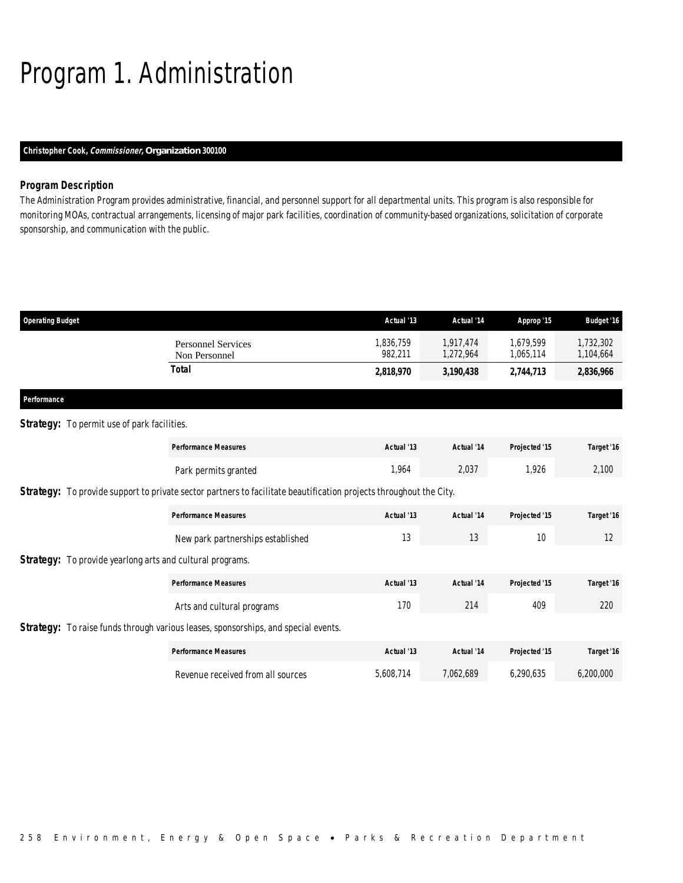# Program 1. Administration

**Christopher Cook, *Commissioner*, Organization 300100**

### Program Description

The Administration Program provides administrative, financial, and personnel support for all departmental units. This program is also responsible for monitoring MOAs, contractual arrangements, licensing of major park facilities, coordination of community-based organizations, solicitation of corporate sponsorship, and communication with the public.

| Operating Budget | Actual '13 | Actual '14 | Approp '15 | Budget '16 |
|---|---|---|---|---|
| Personnel Services | 1,836,759 | 1,917,474 | 1,679,599 | 1,732,302 |
| Non Personnel | 982,211 | 1,272,964 | 1,065,114 | 1,104,664 |
| **Total** | **2,818,970** | **3,190,438** | **2,744,713** | **2,836,966** |

### Performance

**Strategy:** To permit use of park facilities.

| Performance Measures | Actual '13 | Actual '14 | Projected '15 | Target '16 |
|---|---|---|---|---|
| Park permits granted | 1,964 | 2,037 | 1,926 | 2,100 |

**Strategy:** To provide support to private sector partners to facilitate beautification projects throughout the City.

| Performance Measures | Actual '13 | Actual '14 | Projected '15 | Target '16 |
|---|---|---|---|---|
| New park partnerships established | 13 | 13 | 10 | 12 |

**Strategy:** To provide yearlong arts and cultural programs.

| Performance Measures | Actual '13 | Actual '14 | Projected '15 | Target '16 |
|---|---|---|---|---|
| Arts and cultural programs | 170 | 214 | 409 | 220 |

**Strategy:** To raise funds through various leases, sponsorships, and special events.

| Performance Measures | Actual '13 | Actual '14 | Projected '15 | Target '16 |
|---|---|---|---|---|
| Revenue received from all sources | 5,608,714 | 7,062,689 | 6,290,635 | 6,200,000 |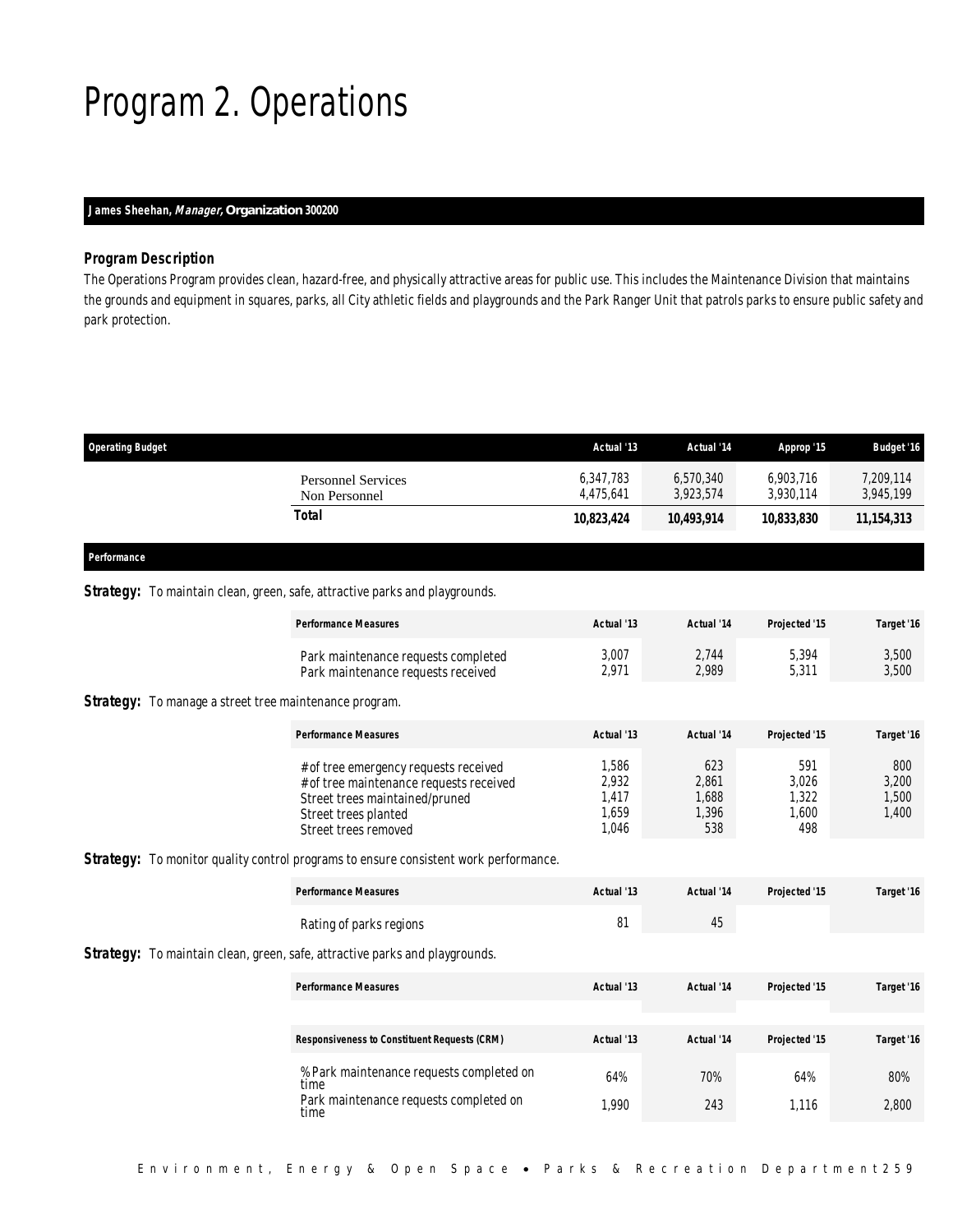# Program 2. Operations

**James Sheehan, *Manager*, Organization 300200**

### Program Description

The Operations Program provides clean, hazard-free, and physically attractive areas for public use. This includes the Maintenance Division that maintains the grounds and equipment in squares, parks, all City athletic fields and playgrounds and the Park Ranger Unit that patrols parks to ensure public safety and park protection.

| Operating Budget | Actual '13 | Actual '14 | Approp '15 | Budget '16 |
|---|---|---|---|---|
| Personnel Services | 6,347,783 | 6,570,340 | 6,903,716 | 7,209,114 |
| Non Personnel | 4,475,641 | 3,923,574 | 3,930,114 | 3,945,199 |
| **Total** | **10,823,424** | **10,493,914** | **10,833,830** | **11,154,313** |

### Performance

**Strategy:** To maintain clean, green, safe, attractive parks and playgrounds.

| Performance Measures | Actual '13 | Actual '14 | Projected '15 | Target '16 |
|---|---|---|---|---|
| Park maintenance requests completed | 3,007 | 2,744 | 5,394 | 3,500 |
| Park maintenance requests received | 2,971 | 2,989 | 5,311 | 3,500 |

**Strategy:** To manage a street tree maintenance program.

| Performance Measures | Actual '13 | Actual '14 | Projected '15 | Target '16 |
|---|---|---|---|---|
| # of tree emergency requests received | 1,586 | 623 | 591 | 800 |
| # of tree maintenance requests received | 2,932 | 2,861 | 3,026 | 3,200 |
| Street trees maintained/pruned | 1,417 | 1,688 | 1,322 | 1,500 |
| Street trees planted | 1,659 | 1,396 | 1,600 | 1,400 |
| Street trees removed | 1,046 | 538 | 498 | |

**Strategy:** To monitor quality control programs to ensure consistent work performance.

| Performance Measures | Actual '13 | Actual '14 | Projected '15 | Target '16 |
|---|---|---|---|---|
| Rating of parks regions | 81 | 45 | | |

**Strategy:** To maintain clean, green, safe, attractive parks and playgrounds.

| Performance Measures | Actual '13 | Actual '14 | Projected '15 | Target '16 |
|---|---|---|---|---|

| Responsiveness to Constituent Requests (CRM) | Actual '13 | Actual '14 | Projected '15 | Target '16 |
|---|---|---|---|---|
| % Park maintenance requests completed on time | 64% | 70% | 64% | 80% |
| Park maintenance requests completed on time | 1,990 | 243 | 1,116 | 2,800 |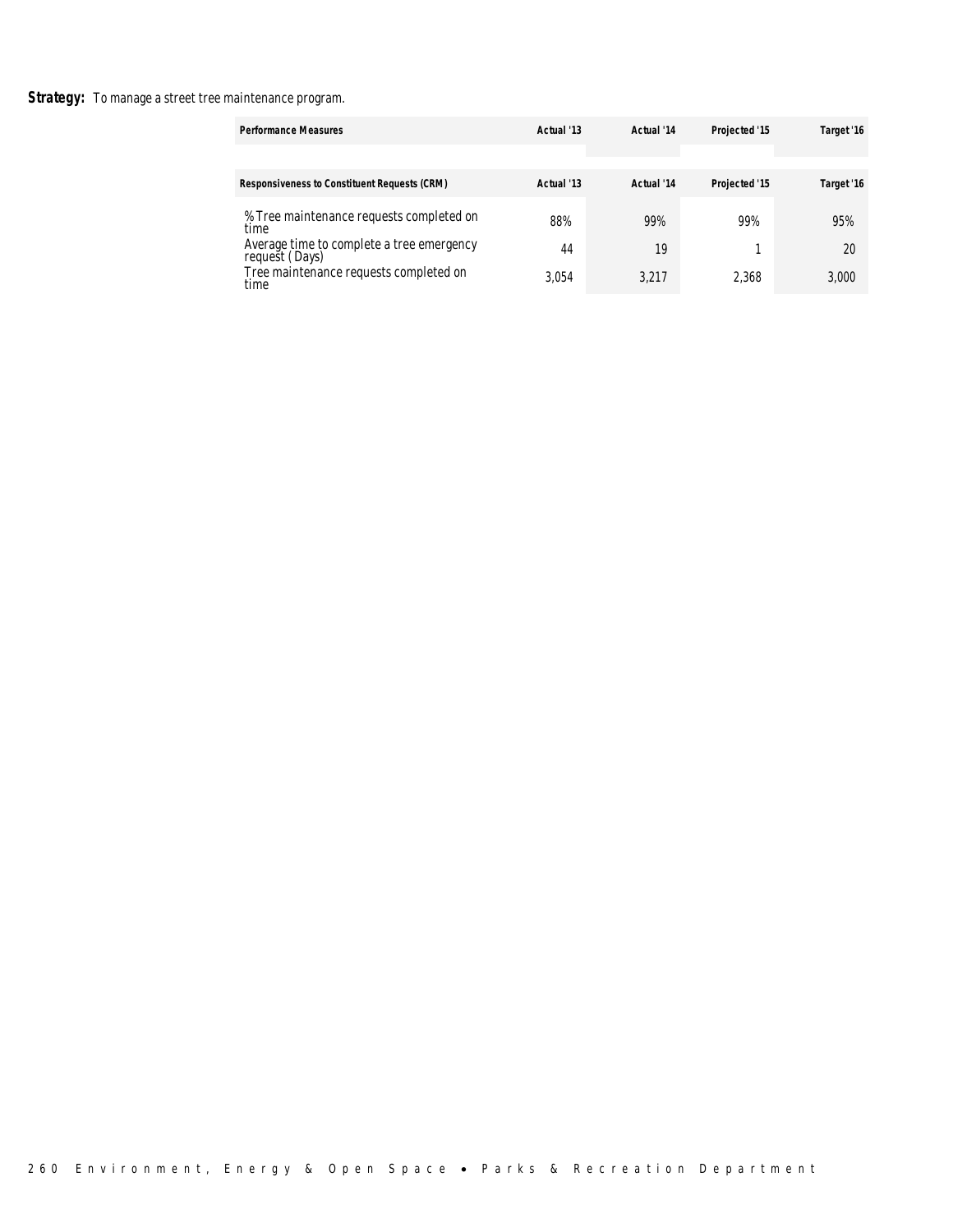**Strategy:** To manage a street tree maintenance program.

| Performance Measures | Actual '13 | Actual '14 | Projected '15 | Target '16 |
|---|---|---|---|---|
| **Responsiveness to Constituent Requests (CRM)** | **Actual '13** | **Actual '14** | **Projected '15** | **Target '16** |
| % Tree maintenance requests completed on time | 88% | 99% | 99% | 95% |
| Average time to complete a tree emergency request ( Days) | 44 | 19 | 1 | 20 |
| Tree maintenance requests completed on time | 3,054 | 3,217 | 2,368 | 3,000 |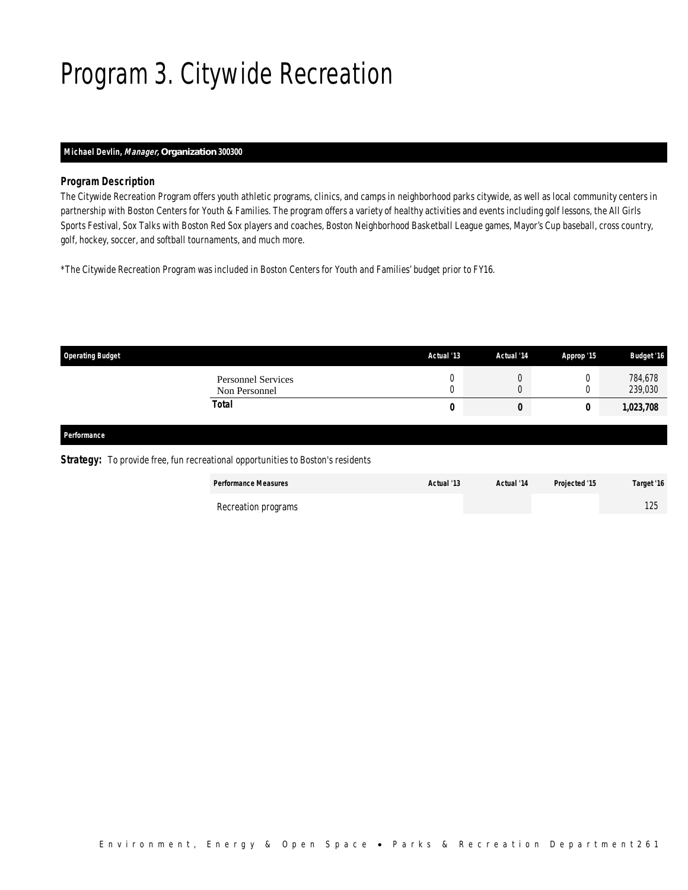# Program 3. Citywide Recreation

**Michael Devlin, *Manager,* Organization 300300**

### *Program Description*

The Citywide Recreation Program offers youth athletic programs, clinics, and camps in neighborhood parks citywide, as well as local community centers in partnership with Boston Centers for Youth & Families. The program offers a variety of healthy activities and events including golf lessons, the All Girls Sports Festival, Sox Talks with Boston Red Sox players and coaches, Boston Neighborhood Basketball League games, Mayor's Cup baseball, cross country, golf, hockey, soccer, and softball tournaments, and much more.

*The Citywide Recreation Program was included in Boston Centers for Youth and Families' budget prior to FY16.

| Operating Budget | Actual '13 | Actual '14 | Approp '15 | Budget '16 |
|---|---|---|---|---|
| Personnel Services | 0 | 0 | 0 | 784,678 |
| Non Personnel | 0 | 0 | 0 | 239,030 |
| **Total** | **0** | **0** | **0** | **1,023,708** |

### Performance

**Strategy:** To provide free, fun recreational opportunities to Boston's residents

| Performance Measures | Actual '13 | Actual '14 | Projected '15 | Target '16 |
|---|---|---|---|---|
| Recreation programs | | | | 125 |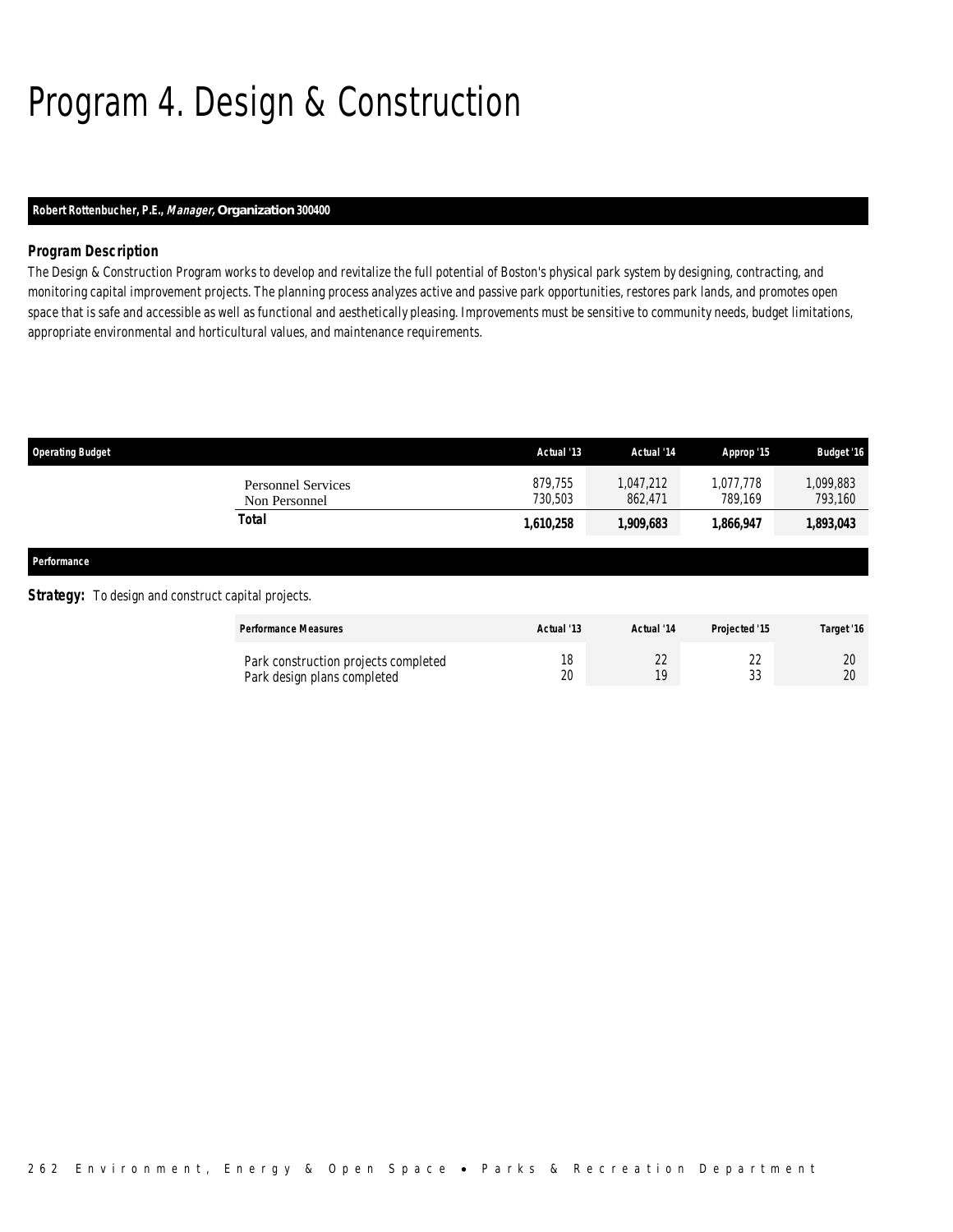# Program 4. Design & Construction

**Robert Rottenbucher, P.E., *Manager*, Organization 300400**

### Program Description

The Design & Construction Program works to develop and revitalize the full potential of Boston's physical park system by designing, contracting, and monitoring capital improvement projects. The planning process analyzes active and passive park opportunities, restores park lands, and promotes open space that is safe and accessible as well as functional and aesthetically pleasing. Improvements must be sensitive to community needs, budget limitations, appropriate environmental and horticultural values, and maintenance requirements.

| Operating Budget | Actual '13 | Actual '14 | Approp '15 | Budget '16 |
|---|---|---|---|---|
| Personnel Services | 879,755 | 1,047,212 | 1,077,778 | 1,099,883 |
| Non Personnel | 730,503 | 862,471 | 789,169 | 793,160 |
| **Total** | **1,610,258** | **1,909,683** | **1,866,947** | **1,893,043** |

### Performance

**Strategy:** To design and construct capital projects.

| Performance Measures | Actual '13 | Actual '14 | Projected '15 | Target '16 |
|---|---|---|---|---|
| Park construction projects completed | 18 | 22 | 22 | 20 |
| Park design plans completed | 20 | 19 | 33 | 20 |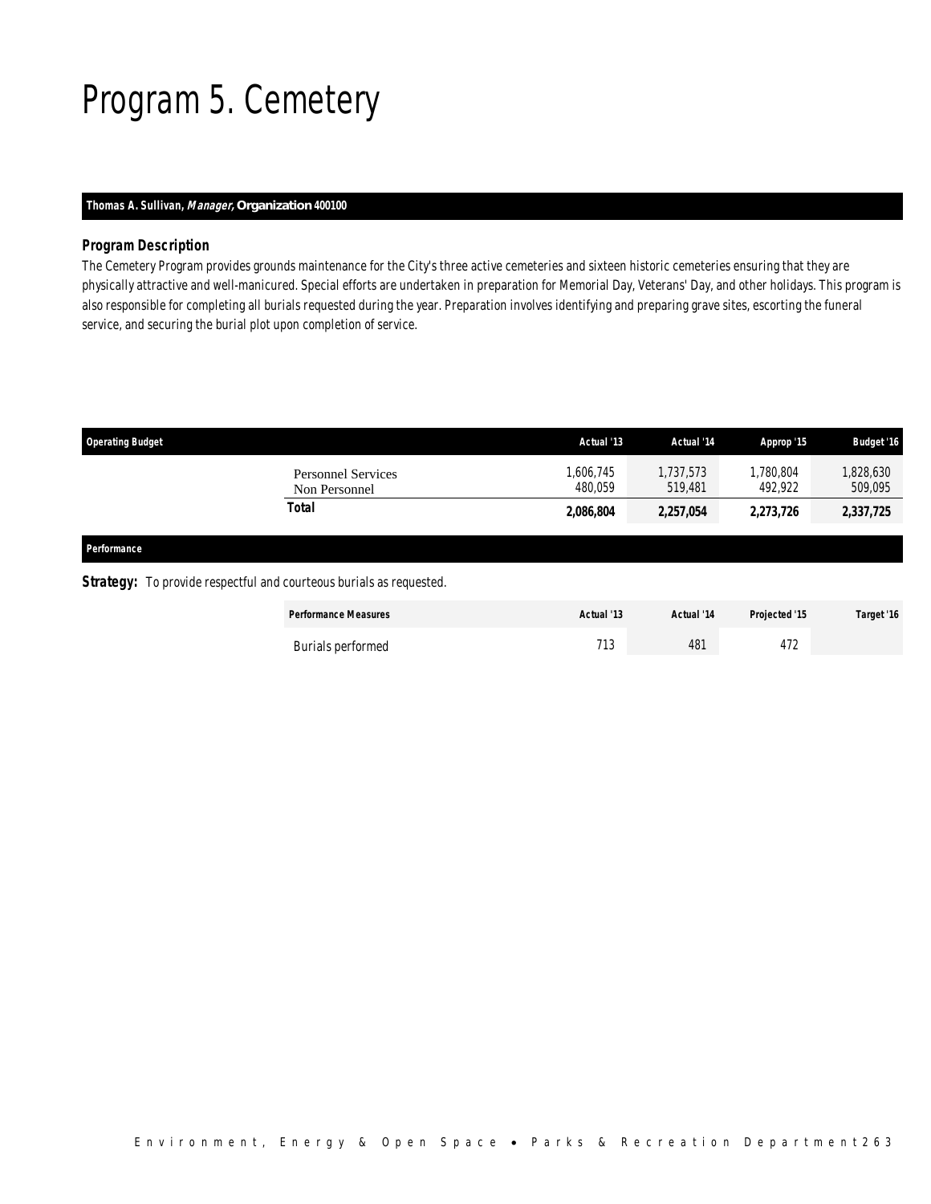# Program 5. Cemetery

**Thomas A. Sullivan, *Manager,* Organization 400100**

### *Program Description*

*The Cemetery Program provides grounds maintenance for the City's three active cemeteries and sixteen historic cemeteries ensuring that they are physically attractive and well-manicured. Special efforts are undertaken in preparation for Memorial Day, Veterans' Day, and other holidays. This program is also responsible for completing all burials requested during the year. Preparation involves identifying and preparing grave sites, escorting the funeral service, and securing the burial plot upon completion of service.*

| Operating Budget | Actual '13 | Actual '14 | Approp '15 | Budget '16 |
|---|---|---|---|---|
| Personnel Services | 1,606,745 | 1,737,573 | 1,780,804 | 1,828,630 |
| Non Personnel | 480,059 | 519,481 | 492,922 | 509,095 |
| **Total** | **2,086,804** | **2,257,054** | **2,273,726** | **2,337,725** |

**Performance**

**Strategy:** To provide respectful and courteous burials as requested.

| Performance Measures | Actual '13 | Actual '14 | Projected '15 | Target '16 |
|---|---|---|---|---|
| Burials performed | 713 | 481 | 472 | |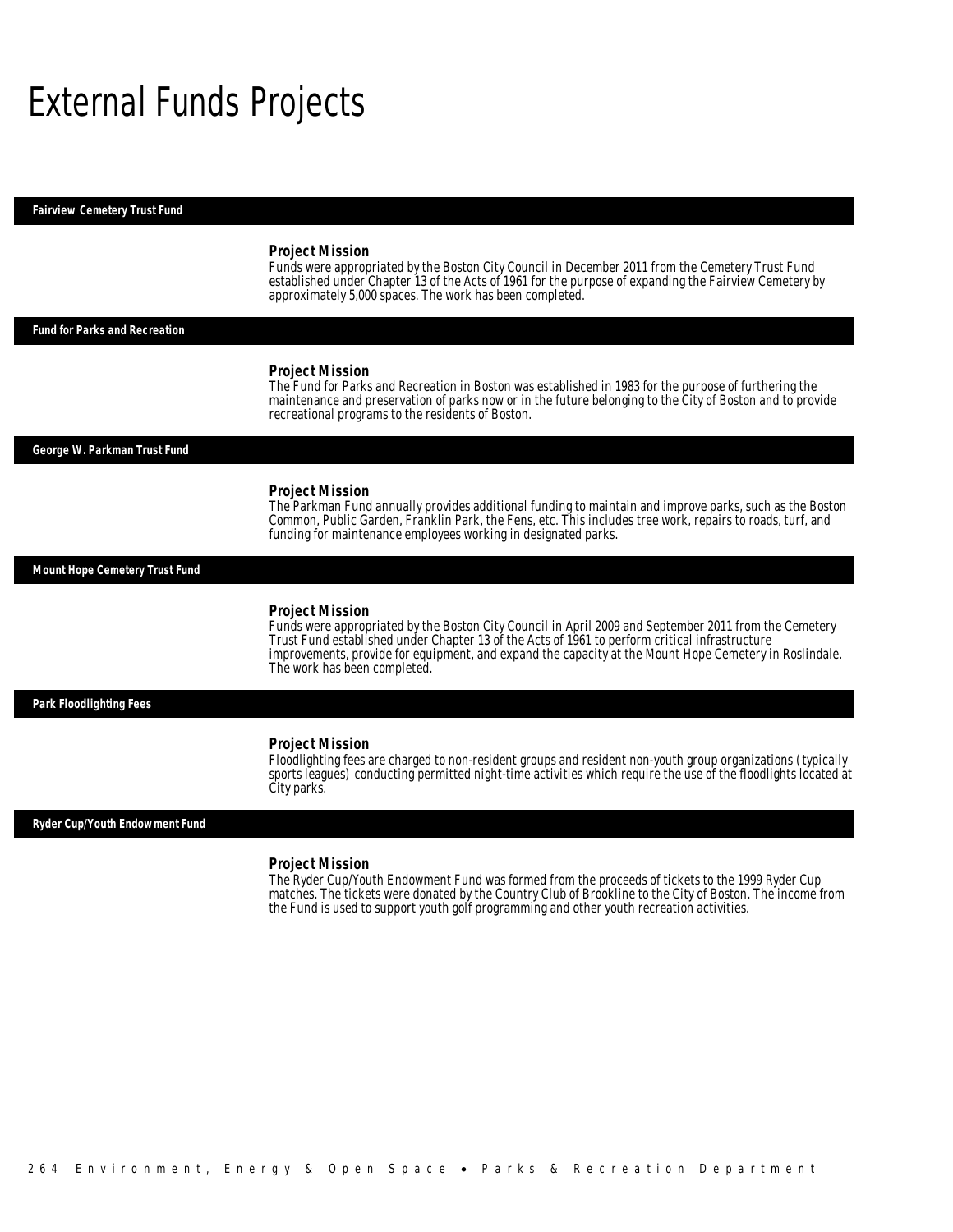# External Funds Projects

## Fairview Cemetery Trust Fund

### Project Mission

Funds were appropriated by the Boston City Council in December 2011 from the Cemetery Trust Fund established under Chapter 13 of the Acts of 1961 for the purpose of expanding the Fairview Cemetery by approximately 5,000 spaces. The work has been completed.

## Fund for Parks and Recreation

### Project Mission

The Fund for Parks and Recreation in Boston was established in 1983 for the purpose of furthering the maintenance and preservation of parks now or in the future belonging to the City of Boston and to provide recreational programs to the residents of Boston.

## George W. Parkman Trust Fund

### Project Mission

The Parkman Fund annually provides additional funding to maintain and improve parks, such as the Boston Common, Public Garden, Franklin Park, the Fens, etc. This includes tree work, repairs to roads, turf, and funding for maintenance employees working in designated parks.

## Mount Hope Cemetery Trust Fund

### Project Mission

Funds were appropriated by the Boston City Council in April 2009 and September 2011 from the Cemetery Trust Fund established under Chapter 13 of the Acts of 1961 to perform critical infrastructure improvements, provide for equipment, and expand the capacity at the Mount Hope Cemetery in Roslindale. The work has been completed.

## Park Floodlighting Fees

### Project Mission

Floodlighting fees are charged to non-resident groups and resident non-youth group organizations (typically sports leagues) conducting permitted night-time activities which require the use of the floodlights located at City parks.

## Ryder Cup/Youth Endowment Fund

### Project Mission

The Ryder Cup/Youth Endowment Fund was formed from the proceeds of tickets to the 1999 Ryder Cup matches. The tickets were donated by the Country Club of Brookline to the City of Boston. The income from the Fund is used to support youth golf programming and other youth recreation activities.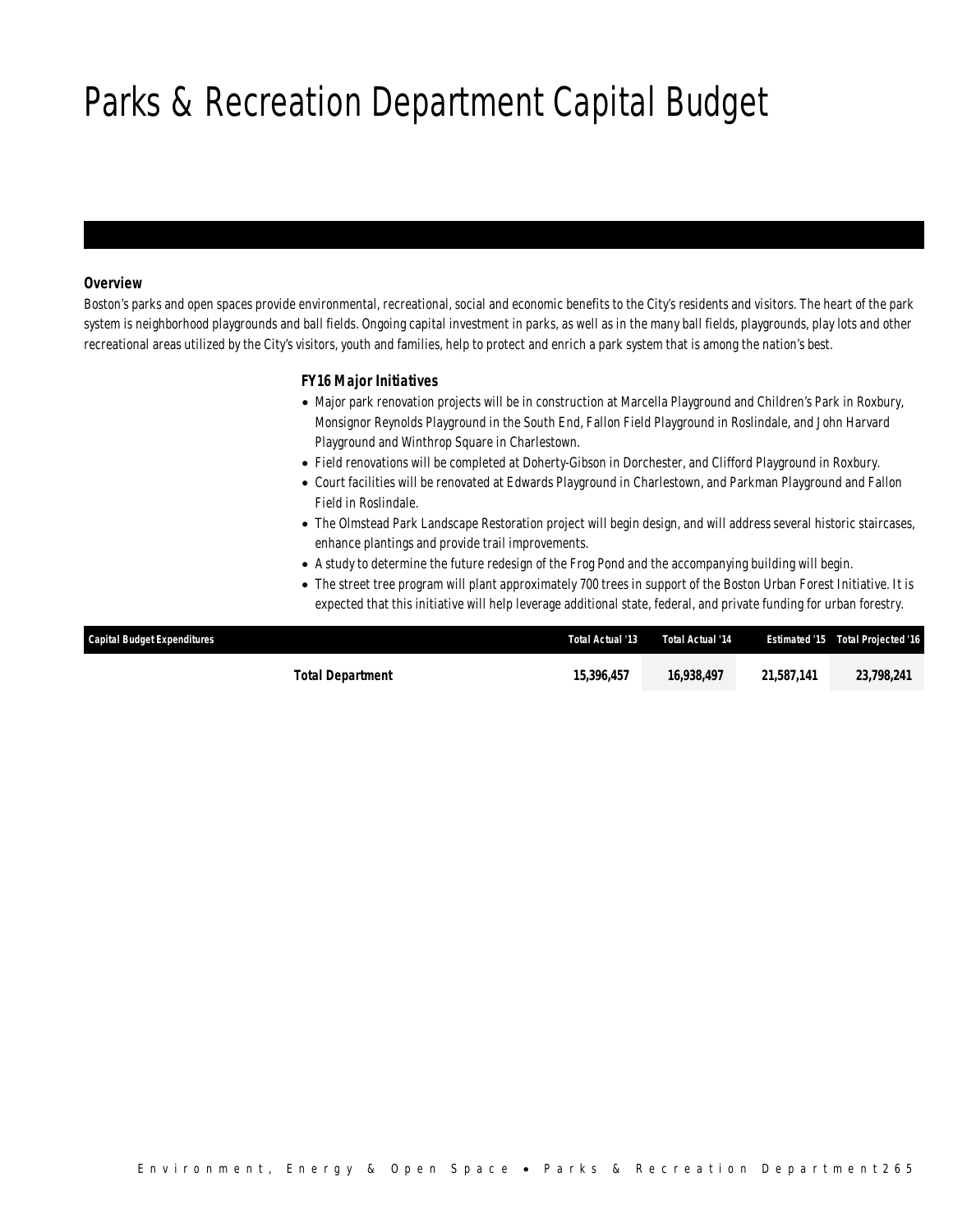# Parks & Recreation Department Capital Budget

### *Overview*

*Boston's parks and open spaces provide environmental, recreational, social and economic benefits to the City's residents and visitors. The heart of the park system is neighborhood playgrounds and ball fields. Ongoing capital investment in parks, as well as in the many ball fields, playgrounds, play lots and other recreational areas utilized by the City's visitors, youth and families, help to protect and enrich a park system that is among the nation's best.*

### *FY16 Major Initiatives*

- *Major park renovation projects will be in construction at Marcella Playground and Children's Park in Roxbury, Monsignor Reynolds Playground in the South End, Fallon Field Playground in Roslindale, and John Harvard Playground and Winthrop Square in Charlestown.*
- *Field renovations will be completed at Doherty-Gibson in Dorchester, and Clifford Playground in Roxbury.*
- *Court facilities will be renovated at Edwards Playground in Charlestown, and Parkman Playground and Fallon Field in Roslindale.*
- *The Olmstead Park Landscape Restoration project will begin design, and will address several historic staircases, enhance plantings and provide trail improvements.*
- *A study to determine the future redesign of the Frog Pond and the accompanying building will begin.*
- *The street tree program will plant approximately 700 trees in support of the Boston Urban Forest Initiative. It is expected that this initiative will help leverage additional state, federal, and private funding for urban forestry.*

| Capital Budget Expenditures | Total Actual '13 | Total Actual '14 | Estimated '15 | Total Projected '16 |
|---|---|---|---|---|
| **Total Department** | **15,396,457** | **16,938,497** | **21,587,141** | **23,798,241** |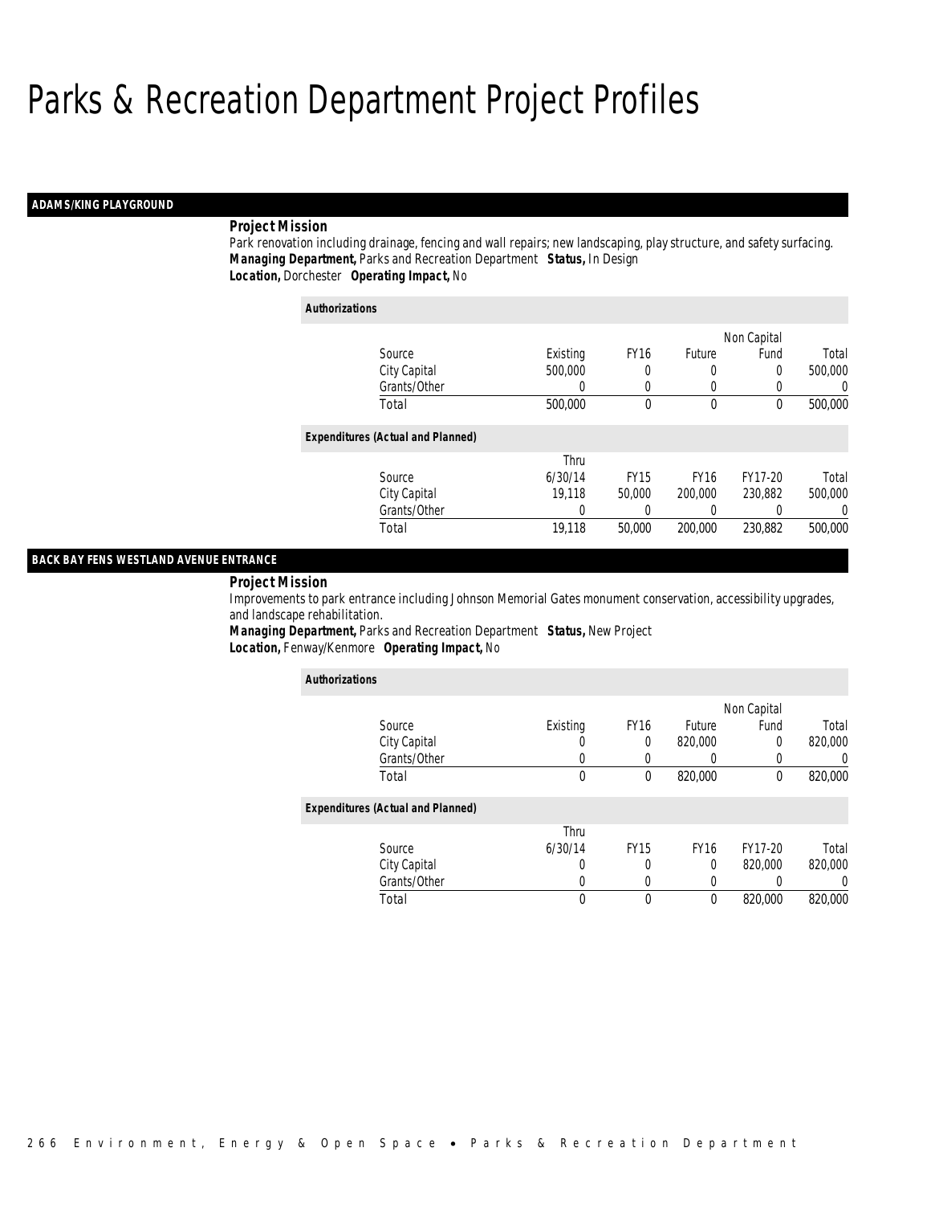# Parks & Recreation Department Project Profiles

## ADAMS/KING PLAYGROUND

***Project Mission***

Park renovation including drainage, fencing and wall repairs; new landscaping, play structure, and safety surfacing.

***Managing Department,*** Parks and Recreation Department ***Status,*** In Design

***Location,*** Dorchester ***Operating Impact,*** No

***Authorizations***

| Source | Existing | FY16 | Future | Non Capital Fund | Total |
|---|---|---|---|---|---|
| City Capital | 500,000 | 0 | 0 | 0 | 500,000 |
| Grants/Other | 0 | 0 | 0 | 0 | 0 |
| Total | 500,000 | 0 | 0 | 0 | 500,000 |

***Expenditures (Actual and Planned)***

| Source | Thru 6/30/14 | FY15 | FY16 | FY17-20 | Total |
|---|---|---|---|---|---|
| City Capital | 19,118 | 50,000 | 200,000 | 230,882 | 500,000 |
| Grants/Other | 0 | 0 | 0 | 0 | 0 |
| Total | 19,118 | 50,000 | 200,000 | 230,882 | 500,000 |

## BACK BAY FENS WESTLAND AVENUE ENTRANCE

***Project Mission***

Improvements to park entrance including Johnson Memorial Gates monument conservation, accessibility upgrades, and landscape rehabilitation.

***Managing Department,*** Parks and Recreation Department ***Status,*** New Project

***Location,*** Fenway/Kenmore ***Operating Impact,*** No

***Authorizations***

| Source | Existing | FY16 | Future | Non Capital Fund | Total |
|---|---|---|---|---|---|
| City Capital | 0 | 0 | 820,000 | 0 | 820,000 |
| Grants/Other | 0 | 0 | 0 | 0 | 0 |
| Total | 0 | 0 | 820,000 | 0 | 820,000 |

***Expenditures (Actual and Planned)***

| Source | Thru 6/30/14 | FY15 | FY16 | FY17-20 | Total |
|---|---|---|---|---|---|
| City Capital | 0 | 0 | 0 | 820,000 | 820,000 |
| Grants/Other | 0 | 0 | 0 | 0 | 0 |
| Total | 0 | 0 | 0 | 820,000 | 820,000 |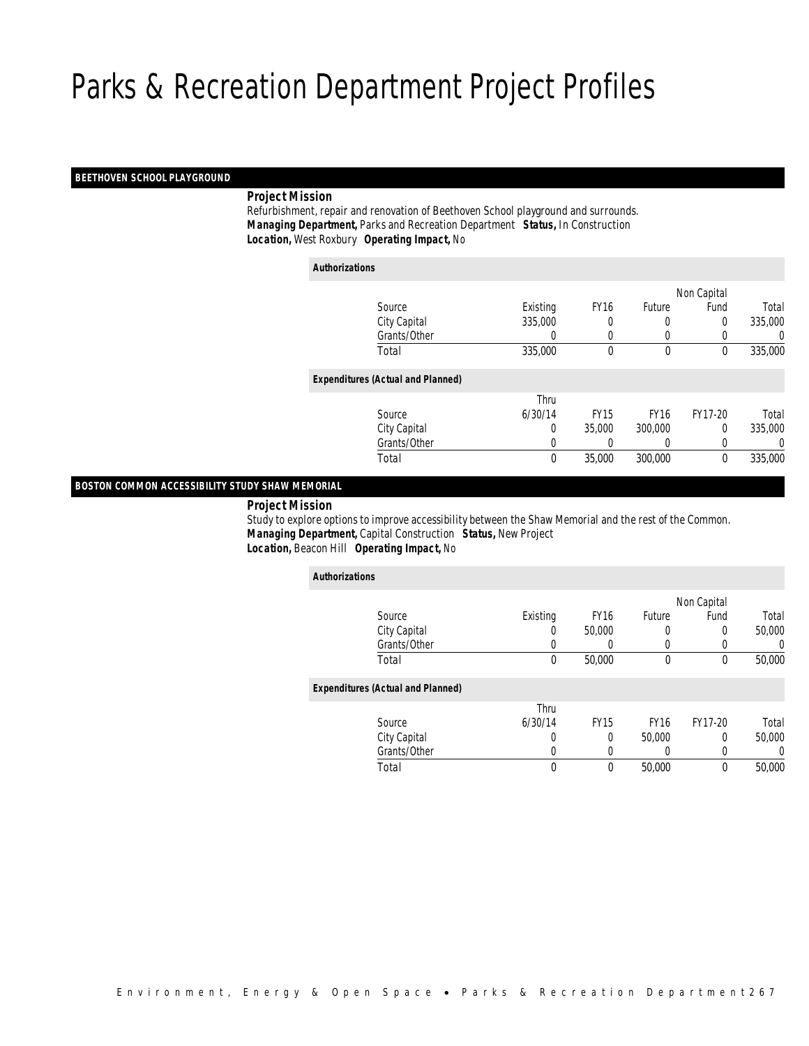# Parks & Recreation Department Project Profiles

## BEETHOVEN SCHOOL PLAYGROUND

**Project Mission**

Refurbishment, repair and renovation of Beethoven School playground and surrounds.

**Managing Department,** Parks and Recreation Department **Status,** In Construction

**Location,** West Roxbury **Operating Impact,** No

**Authorizations**

| Source | Existing | FY16 | Future | Non Capital Fund | Total |
|---|---|---|---|---|---|
| City Capital | 335,000 | 0 | 0 | 0 | 335,000 |
| Grants/Other | 0 | 0 | 0 | 0 | 0 |
| Total | 335,000 | 0 | 0 | 0 | 335,000 |

**Expenditures (Actual and Planned)**

| Source | Thru 6/30/14 | FY15 | FY16 | FY17-20 | Total |
|---|---|---|---|---|---|
| City Capital | 0 | 35,000 | 300,000 | 0 | 335,000 |
| Grants/Other | 0 | 0 | 0 | 0 | 0 |
| Total | 0 | 35,000 | 300,000 | 0 | 335,000 |

## BOSTON COMMON ACCESSIBILITY STUDY SHAW MEMORIAL

**Project Mission**

Study to explore options to improve accessibility between the Shaw Memorial and the rest of the Common.

**Managing Department,** Capital Construction **Status,** New Project

**Location,** Beacon Hill **Operating Impact,** No

**Authorizations**

| Source | Existing | FY16 | Future | Non Capital Fund | Total |
|---|---|---|---|---|---|
| City Capital | 0 | 50,000 | 0 | 0 | 50,000 |
| Grants/Other | 0 | 0 | 0 | 0 | 0 |
| Total | 0 | 50,000 | 0 | 0 | 50,000 |

**Expenditures (Actual and Planned)**

| Source | Thru 6/30/14 | FY15 | FY16 | FY17-20 | Total |
|---|---|---|---|---|---|
| City Capital | 0 | 0 | 50,000 | 0 | 50,000 |
| Grants/Other | 0 | 0 | 0 | 0 | 0 |
| Total | 0 | 0 | 50,000 | 0 | 50,000 |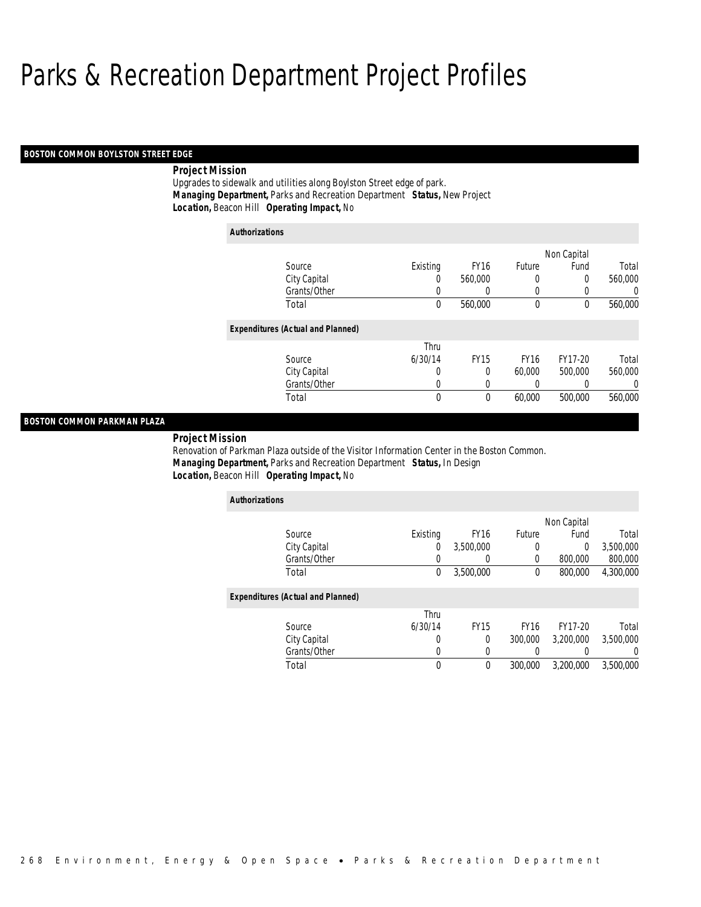# Parks & Recreation Department Project Profiles

### BOSTON COMMON BOYLSTON STREET EDGE

**Project Mission**

Upgrades to sidewalk and utilities along Boylston Street edge of park.

***Managing Department,*** Parks and Recreation Department ***Status,*** New Project

***Location,*** Beacon Hill ***Operating Impact,*** No

***Authorizations***

| Source | Existing | FY16 | Future | Non Capital Fund | Total |
|---|---|---|---|---|---|
| City Capital | 0 | 560,000 | 0 | 0 | 560,000 |
| Grants/Other | 0 | 0 | 0 | 0 | 0 |
| Total | 0 | 560,000 | 0 | 0 | 560,000 |

***Expenditures (Actual and Planned)***

| Source | Thru 6/30/14 | FY15 | FY16 | FY17-20 | Total |
|---|---|---|---|---|---|
| City Capital | 0 | 0 | 60,000 | 500,000 | 560,000 |
| Grants/Other | 0 | 0 | 0 | 0 | 0 |
| Total | 0 | 0 | 60,000 | 500,000 | 560,000 |

### BOSTON COMMON PARKMAN PLAZA

**Project Mission**

Renovation of Parkman Plaza outside of the Visitor Information Center in the Boston Common.

***Managing Department,*** Parks and Recreation Department ***Status,*** In Design

***Location,*** Beacon Hill ***Operating Impact,*** No

***Authorizations***

| Source | Existing | FY16 | Future | Non Capital Fund | Total |
|---|---|---|---|---|---|
| City Capital | 0 | 3,500,000 | 0 | 0 | 3,500,000 |
| Grants/Other | 0 | 0 | 0 | 800,000 | 800,000 |
| Total | 0 | 3,500,000 | 0 | 800,000 | 4,300,000 |

***Expenditures (Actual and Planned)***

| Source | Thru 6/30/14 | FY15 | FY16 | FY17-20 | Total |
|---|---|---|---|---|---|
| City Capital | 0 | 0 | 300,000 | 3,200,000 | 3,500,000 |
| Grants/Other | 0 | 0 | 0 | 0 | 0 |
| Total | 0 | 0 | 300,000 | 3,200,000 | 3,500,000 |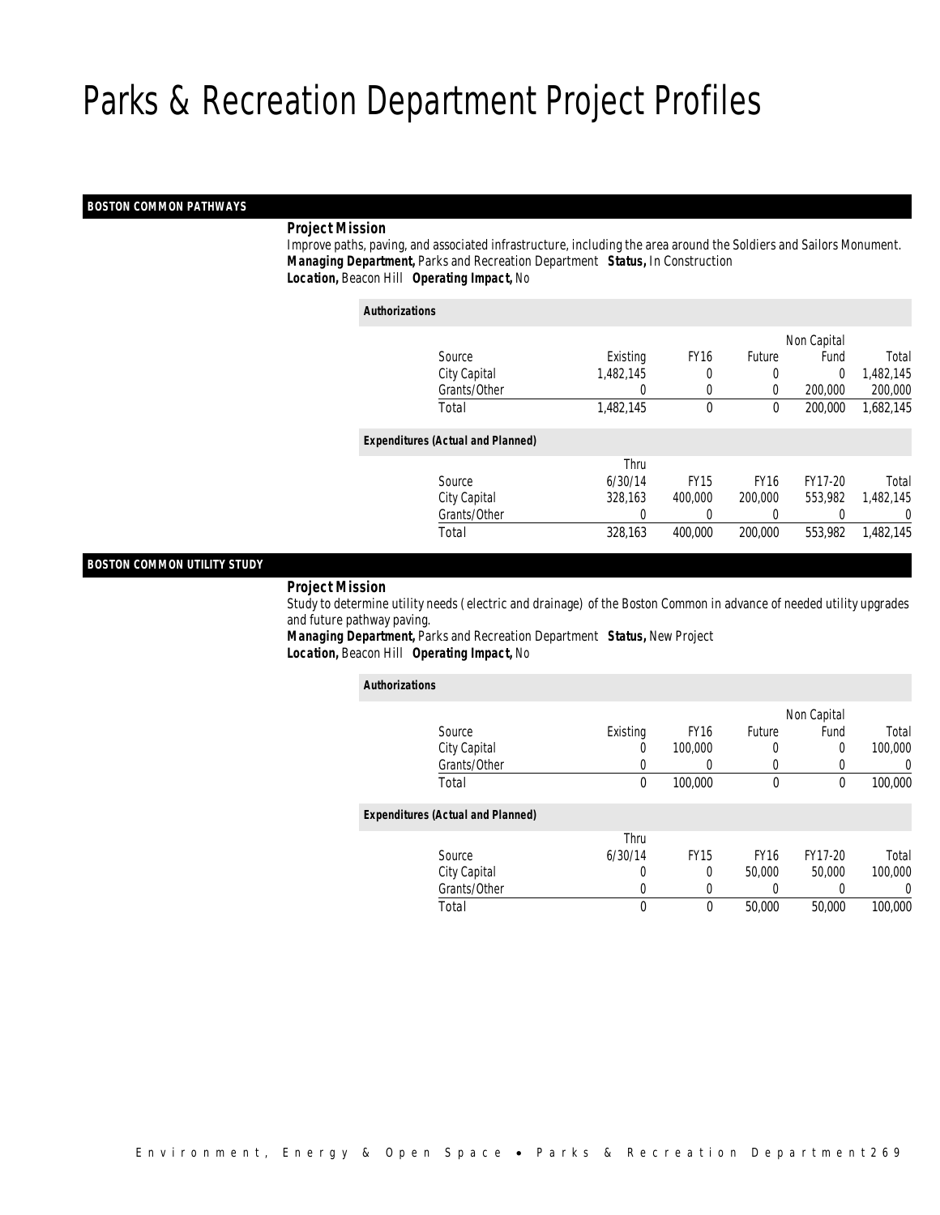# Parks & Recreation Department Project Profiles

## BOSTON COMMON PATHWAYS

***Project Mission***

Improve paths, paving, and associated infrastructure, including the area around the Soldiers and Sailors Monument.

***Managing Department,*** Parks and Recreation Department ***Status,*** In Construction

***Location,*** Beacon Hill ***Operating Impact,*** No

***Authorizations***

| Source | Existing | FY16 | Future | Non Capital Fund | Total |
|---|---|---|---|---|---|
| City Capital | 1,482,145 | 0 | 0 | 0 | 1,482,145 |
| Grants/Other | 0 | 0 | 0 | 200,000 | 200,000 |
| Total | 1,482,145 | 0 | 0 | 200,000 | 1,682,145 |

***Expenditures (Actual and Planned)***

| Source | Thru 6/30/14 | FY15 | FY16 | FY17-20 | Total |
|---|---|---|---|---|---|
| City Capital | 328,163 | 400,000 | 200,000 | 553,982 | 1,482,145 |
| Grants/Other | 0 | 0 | 0 | 0 | 0 |
| Total | 328,163 | 400,000 | 200,000 | 553,982 | 1,482,145 |

## BOSTON COMMON UTILITY STUDY

***Project Mission***

Study to determine utility needs (electric and drainage) of the Boston Common in advance of needed utility upgrades and future pathway paving.

***Managing Department,*** Parks and Recreation Department ***Status,*** New Project

***Location,*** Beacon Hill ***Operating Impact,*** No

***Authorizations***

| Source | Existing | FY16 | Future | Non Capital Fund | Total |
|---|---|---|---|---|---|
| City Capital | 0 | 100,000 | 0 | 0 | 100,000 |
| Grants/Other | 0 | 0 | 0 | 0 | 0 |
| Total | 0 | 100,000 | 0 | 0 | 100,000 |

***Expenditures (Actual and Planned)***

| Source | Thru 6/30/14 | FY15 | FY16 | FY17-20 | Total |
|---|---|---|---|---|---|
| City Capital | 0 | 0 | 50,000 | 50,000 | 100,000 |
| Grants/Other | 0 | 0 | 0 | 0 | 0 |
| Total | 0 | 0 | 50,000 | 50,000 | 100,000 |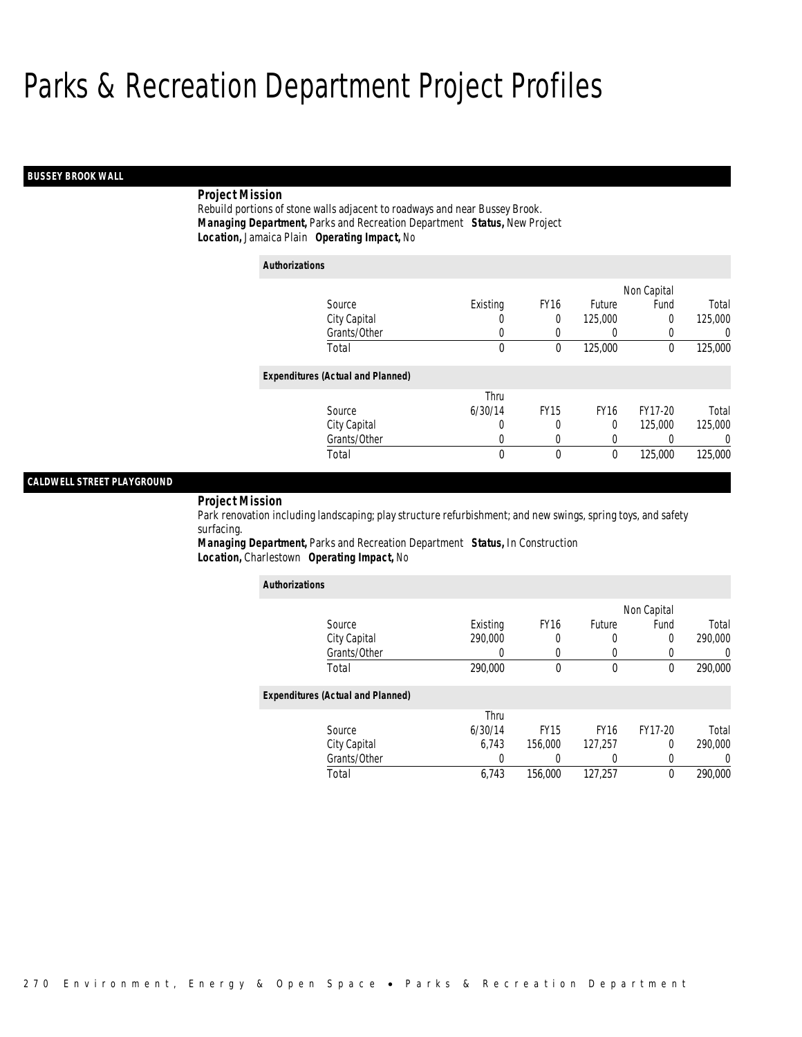# Parks & Recreation Department Project Profiles

## BUSSEY BROOK WALL

**Project Mission**

Rebuild portions of stone walls adjacent to roadways and near Bussey Brook.

***Managing Department,*** Parks and Recreation Department ***Status,*** New Project

***Location,*** Jamaica Plain ***Operating Impact,*** No

***Authorizations***

| Source | Existing | FY16 | Future | Non Capital Fund | Total |
|---|---|---|---|---|---|
| City Capital | 0 | 0 | 125,000 | 0 | 125,000 |
| Grants/Other | 0 | 0 | 0 | 0 | 0 |
| Total | 0 | 0 | 125,000 | 0 | 125,000 |

***Expenditures (Actual and Planned)***

| Source | Thru 6/30/14 | FY15 | FY16 | FY17-20 | Total |
|---|---|---|---|---|---|
| City Capital | 0 | 0 | 0 | 125,000 | 125,000 |
| Grants/Other | 0 | 0 | 0 | 0 | 0 |
| Total | 0 | 0 | 0 | 125,000 | 125,000 |

## CALDWELL STREET PLAYGROUND

**Project Mission**

Park renovation including landscaping; play structure refurbishment; and new swings, spring toys, and safety surfacing.

***Managing Department,*** Parks and Recreation Department ***Status,*** In Construction

***Location,*** Charlestown ***Operating Impact,*** No

***Authorizations***

| Source | Existing | FY16 | Future | Non Capital Fund | Total |
|---|---|---|---|---|---|
| City Capital | 290,000 | 0 | 0 | 0 | 290,000 |
| Grants/Other | 0 | 0 | 0 | 0 | 0 |
| Total | 290,000 | 0 | 0 | 0 | 290,000 |

***Expenditures (Actual and Planned)***

| Source | Thru 6/30/14 | FY15 | FY16 | FY17-20 | Total |
|---|---|---|---|---|---|
| City Capital | 6,743 | 156,000 | 127,257 | 0 | 290,000 |
| Grants/Other | 0 | 0 | 0 | 0 | 0 |
| Total | 6,743 | 156,000 | 127,257 | 0 | 290,000 |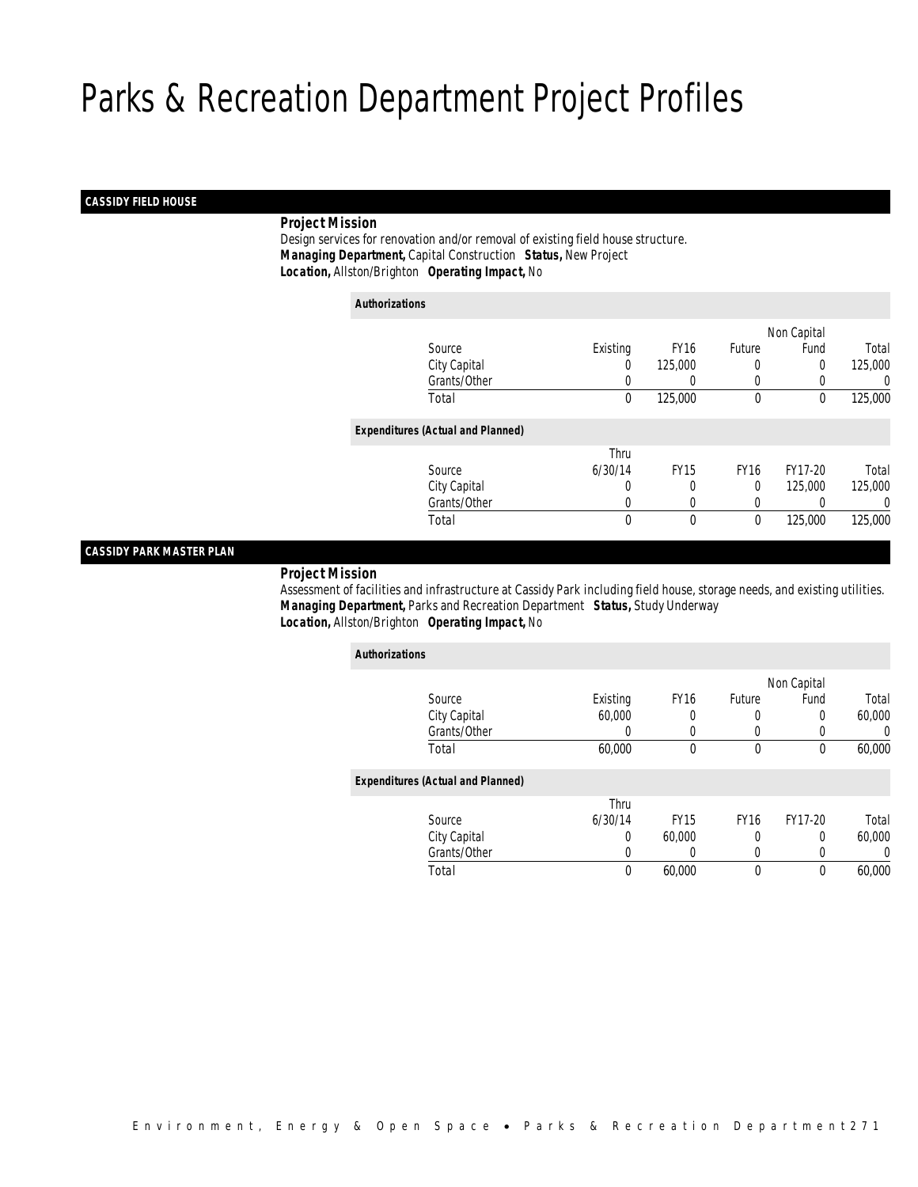# Parks & Recreation Department Project Profiles

## CASSIDY FIELD HOUSE

**Project Mission**

Design services for renovation and/or removal of existing field house structure.

***Managing Department,*** Capital Construction ***Status,*** New Project

***Location,*** Allston/Brighton ***Operating Impact,*** No

***Authorizations***

| Source | Existing | FY16 | Future | Non Capital Fund | Total |
|---|---|---|---|---|---|
| City Capital | 0 | 125,000 | 0 | 0 | 125,000 |
| Grants/Other | 0 | 0 | 0 | 0 | 0 |
| Total | 0 | 125,000 | 0 | 0 | 125,000 |

***Expenditures (Actual and Planned)***

| Source | Thru 6/30/14 | FY15 | FY16 | FY17-20 | Total |
|---|---|---|---|---|---|
| City Capital | 0 | 0 | 0 | 125,000 | 125,000 |
| Grants/Other | 0 | 0 | 0 | 0 | 0 |
| Total | 0 | 0 | 0 | 125,000 | 125,000 |

## CASSIDY PARK MASTER PLAN

**Project Mission**

Assessment of facilities and infrastructure at Cassidy Park including field house, storage needs, and existing utilities.

***Managing Department,*** Parks and Recreation Department ***Status,*** Study Underway

***Location,*** Allston/Brighton ***Operating Impact,*** No

***Authorizations***

| Source | Existing | FY16 | Future | Non Capital Fund | Total |
|---|---|---|---|---|---|
| City Capital | 60,000 | 0 | 0 | 0 | 60,000 |
| Grants/Other | 0 | 0 | 0 | 0 | 0 |
| Total | 60,000 | 0 | 0 | 0 | 60,000 |

***Expenditures (Actual and Planned)***

| Source | Thru 6/30/14 | FY15 | FY16 | FY17-20 | Total |
|---|---|---|---|---|---|
| City Capital | 0 | 60,000 | 0 | 0 | 60,000 |
| Grants/Other | 0 | 0 | 0 | 0 | 0 |
| Total | 0 | 60,000 | 0 | 0 | 60,000 |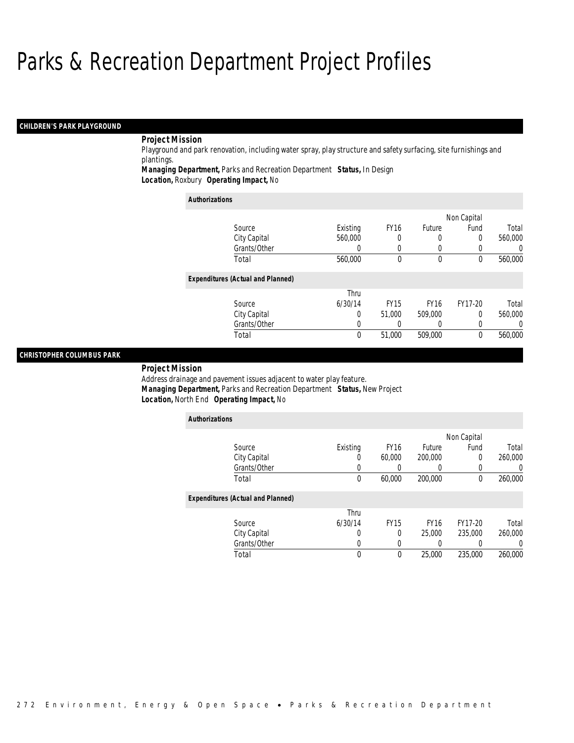# Parks & Recreation Department Project Profiles

## CHILDREN'S PARK PLAYGROUND

**Project Mission**

Playground and park renovation, including water spray, play structure and safety surfacing, site furnishings and plantings.

**Managing Department,** Parks and Recreation Department **Status,** In Design

**Location,** Roxbury **Operating Impact,** No

*Authorizations*

| Source | Existing | FY16 | Future | Non Capital Fund | Total |
|---|---|---|---|---|---|
| City Capital | 560,000 | 0 | 0 | 0 | 560,000 |
| Grants/Other | 0 | 0 | 0 | 0 | 0 |
| Total | 560,000 | 0 | 0 | 0 | 560,000 |

*Expenditures (Actual and Planned)*

| Source | Thru 6/30/14 | FY15 | FY16 | FY17-20 | Total |
|---|---|---|---|---|---|
| City Capital | 0 | 51,000 | 509,000 | 0 | 560,000 |
| Grants/Other | 0 | 0 | 0 | 0 | 0 |
| Total | 0 | 51,000 | 509,000 | 0 | 560,000 |

## CHRISTOPHER COLUMBUS PARK

**Project Mission**

Address drainage and pavement issues adjacent to water play feature.

**Managing Department,** Parks and Recreation Department **Status,** New Project

**Location,** North End **Operating Impact,** No

*Authorizations*

| Source | Existing | FY16 | Future | Non Capital Fund | Total |
|---|---|---|---|---|---|
| City Capital | 0 | 60,000 | 200,000 | 0 | 260,000 |
| Grants/Other | 0 | 0 | 0 | 0 | 0 |
| Total | 0 | 60,000 | 200,000 | 0 | 260,000 |

*Expenditures (Actual and Planned)*

| Source | Thru 6/30/14 | FY15 | FY16 | FY17-20 | Total |
|---|---|---|---|---|---|
| City Capital | 0 | 0 | 25,000 | 235,000 | 260,000 |
| Grants/Other | 0 | 0 | 0 | 0 | 0 |
| Total | 0 | 0 | 25,000 | 235,000 | 260,000 |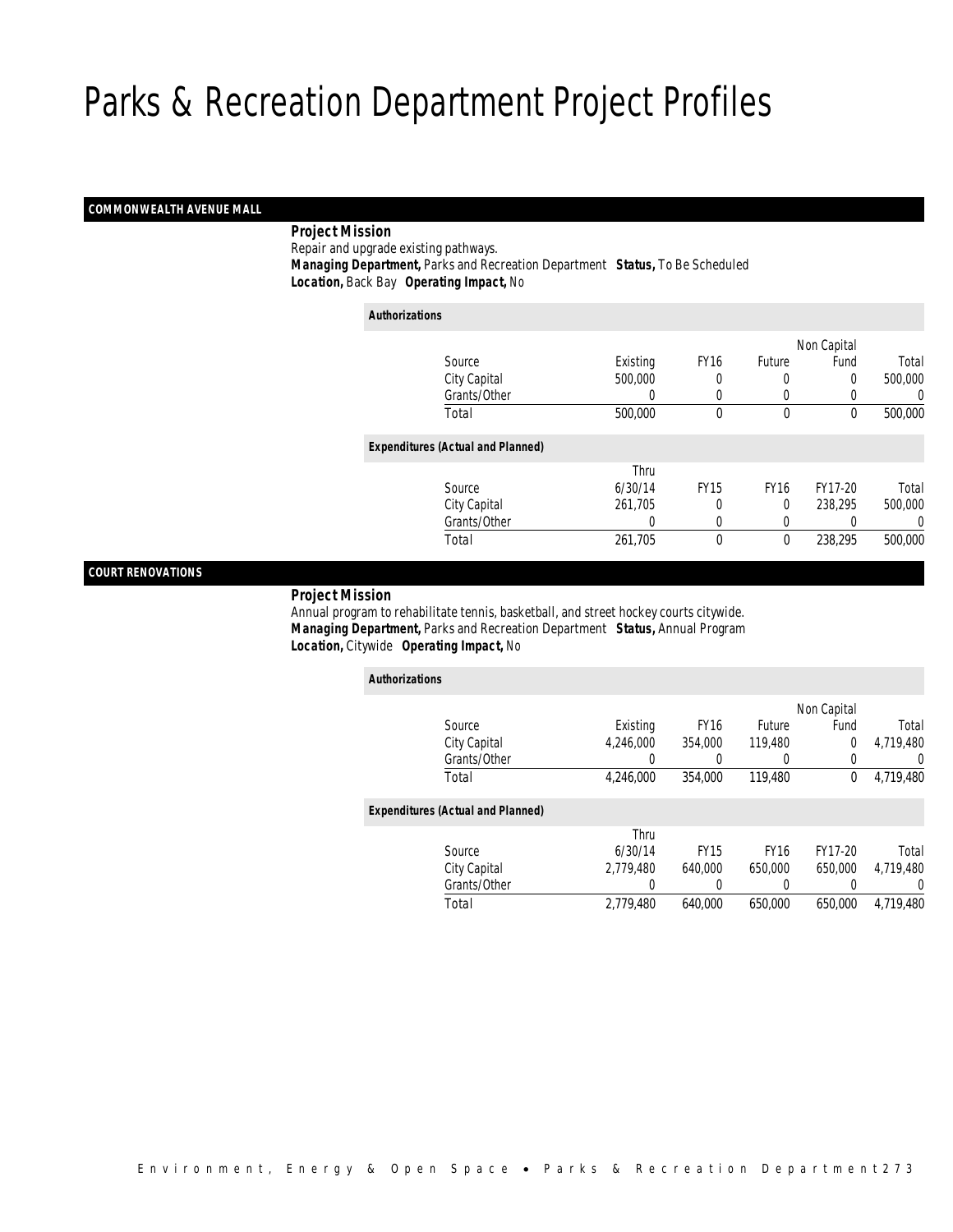# Parks & Recreation Department Project Profiles

## COMMONWEALTH AVENUE MALL

**Project Mission**

Repair and upgrade existing pathways.

**Managing Department,** Parks and Recreation Department **Status,** To Be Scheduled

**Location,** Back Bay **Operating Impact,** No

**Authorizations**

| Source | Existing | FY16 | Future | Non Capital Fund | Total |
|---|---|---|---|---|---|
| City Capital | 500,000 | 0 | 0 | 0 | 500,000 |
| Grants/Other | 0 | 0 | 0 | 0 | 0 |
| Total | 500,000 | 0 | 0 | 0 | 500,000 |

**Expenditures (Actual and Planned)**

| Source | Thru 6/30/14 | FY15 | FY16 | FY17-20 | Total |
|---|---|---|---|---|---|
| City Capital | 261,705 | 0 | 0 | 238,295 | 500,000 |
| Grants/Other | 0 | 0 | 0 | 0 | 0 |
| Total | 261,705 | 0 | 0 | 238,295 | 500,000 |

## COURT RENOVATIONS

**Project Mission**

Annual program to rehabilitate tennis, basketball, and street hockey courts citywide.

**Managing Department,** Parks and Recreation Department **Status,** Annual Program

**Location,** Citywide **Operating Impact,** No

**Authorizations**

| Source | Existing | FY16 | Future | Non Capital Fund | Total |
|---|---|---|---|---|---|
| City Capital | 4,246,000 | 354,000 | 119,480 | 0 | 4,719,480 |
| Grants/Other | 0 | 0 | 0 | 0 | 0 |
| Total | 4,246,000 | 354,000 | 119,480 | 0 | 4,719,480 |

**Expenditures (Actual and Planned)**

| Source | Thru 6/30/14 | FY15 | FY16 | FY17-20 | Total |
|---|---|---|---|---|---|
| City Capital | 2,779,480 | 640,000 | 650,000 | 650,000 | 4,719,480 |
| Grants/Other | 0 | 0 | 0 | 0 | 0 |
| Total | 2,779,480 | 640,000 | 650,000 | 650,000 | 4,719,480 |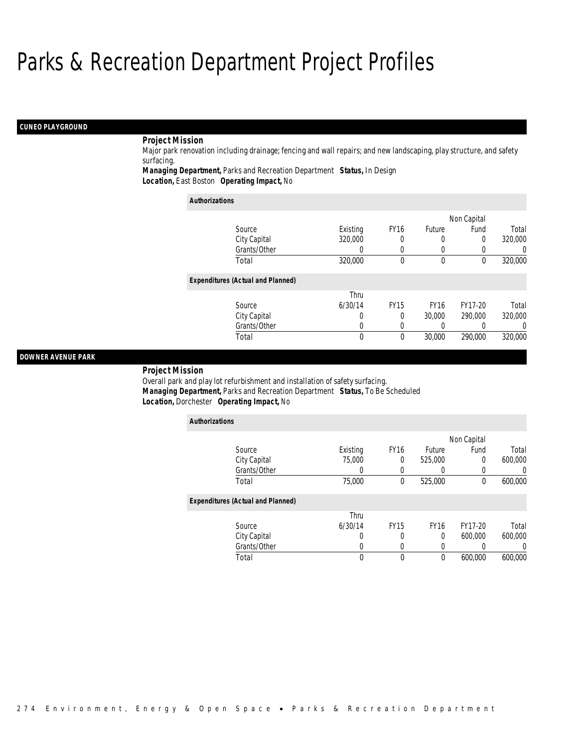# Parks & Recreation Department Project Profiles

## CUNEO PLAYGROUND

***Project Mission***

Major park renovation including drainage; fencing and wall repairs; and new landscaping, play structure, and safety surfacing.

***Managing Department,*** Parks and Recreation Department ***Status,*** In Design
***Location,*** East Boston ***Operating Impact,*** No

***Authorizations***

| Source | Existing | FY16 | Future | Non Capital Fund | Total |
|---|---|---|---|---|---|
| City Capital | 320,000 | 0 | 0 | 0 | 320,000 |
| Grants/Other | 0 | 0 | 0 | 0 | 0 |
| Total | 320,000 | 0 | 0 | 0 | 320,000 |

***Expenditures (Actual and Planned)***

| Source | Thru 6/30/14 | FY15 | FY16 | FY17-20 | Total |
|---|---|---|---|---|---|
| City Capital | 0 | 0 | 30,000 | 290,000 | 320,000 |
| Grants/Other | 0 | 0 | 0 | 0 | 0 |
| Total | 0 | 0 | 30,000 | 290,000 | 320,000 |

## DOWNER AVENUE PARK

***Project Mission***

Overall park and play lot refurbishment and installation of safety surfacing.

***Managing Department,*** Parks and Recreation Department ***Status,*** To Be Scheduled
***Location,*** Dorchester ***Operating Impact,*** No

***Authorizations***

| Source | Existing | FY16 | Future | Non Capital Fund | Total |
|---|---|---|---|---|---|
| City Capital | 75,000 | 0 | 525,000 | 0 | 600,000 |
| Grants/Other | 0 | 0 | 0 | 0 | 0 |
| Total | 75,000 | 0 | 525,000 | 0 | 600,000 |

***Expenditures (Actual and Planned)***

| Source | Thru 6/30/14 | FY15 | FY16 | FY17-20 | Total |
|---|---|---|---|---|---|
| City Capital | 0 | 0 | 0 | 600,000 | 600,000 |
| Grants/Other | 0 | 0 | 0 | 0 | 0 |
| Total | 0 | 0 | 0 | 600,000 | 600,000 |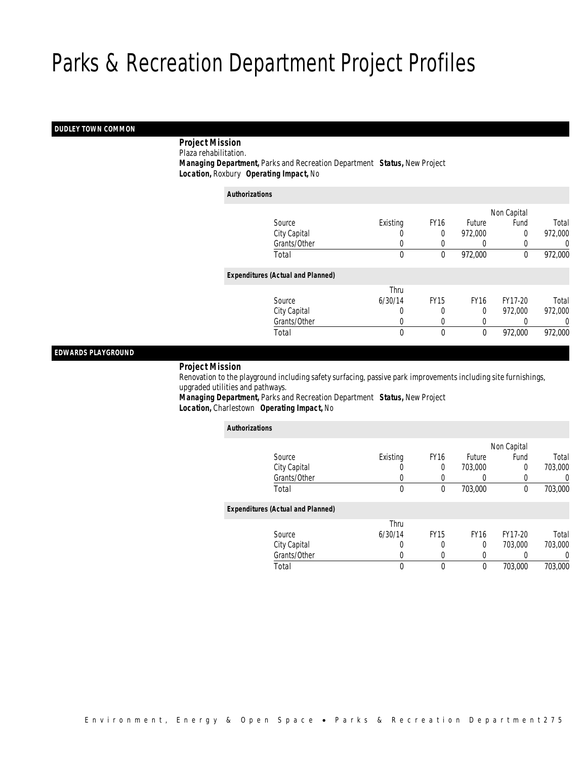# Parks & Recreation Department Project Profiles

## DUDLEY TOWN COMMON

***Project Mission***

Plaza rehabilitation.

***Managing Department,*** Parks and Recreation Department ***Status,*** New Project

***Location,*** Roxbury ***Operating Impact,*** No

***Authorizations***

| Source | Existing | FY16 | Future | Non Capital Fund | Total |
|---|---|---|---|---|---|
| City Capital | 0 | 0 | 972,000 | 0 | 972,000 |
| Grants/Other | 0 | 0 | 0 | 0 | 0 |
| Total | 0 | 0 | 972,000 | 0 | 972,000 |

***Expenditures (Actual and Planned)***

| Source | Thru 6/30/14 | FY15 | FY16 | FY17-20 | Total |
|---|---|---|---|---|---|
| City Capital | 0 | 0 | 0 | 972,000 | 972,000 |
| Grants/Other | 0 | 0 | 0 | 0 | 0 |
| Total | 0 | 0 | 0 | 972,000 | 972,000 |

## EDWARDS PLAYGROUND

***Project Mission***

Renovation to the playground including safety surfacing, passive park improvements including site furnishings, upgraded utilities and pathways.

***Managing Department,*** Parks and Recreation Department ***Status,*** New Project

***Location,*** Charlestown ***Operating Impact,*** No

***Authorizations***

| Source | Existing | FY16 | Future | Non Capital Fund | Total |
|---|---|---|---|---|---|
| City Capital | 0 | 0 | 703,000 | 0 | 703,000 |
| Grants/Other | 0 | 0 | 0 | 0 | 0 |
| Total | 0 | 0 | 703,000 | 0 | 703,000 |

***Expenditures (Actual and Planned)***

| Source | Thru 6/30/14 | FY15 | FY16 | FY17-20 | Total |
|---|---|---|---|---|---|
| City Capital | 0 | 0 | 0 | 703,000 | 703,000 |
| Grants/Other | 0 | 0 | 0 | 0 | 0 |
| Total | 0 | 0 | 0 | 703,000 | 703,000 |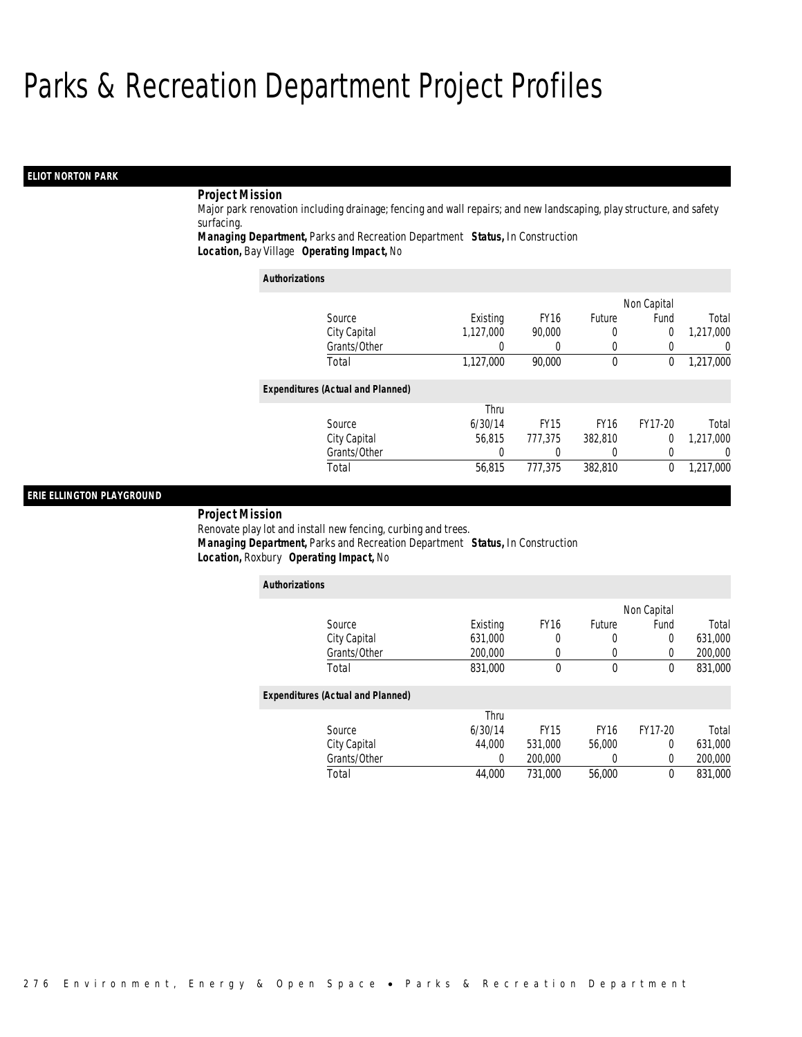# Parks & Recreation Department Project Profiles

## ELIOT NORTON PARK

***Project Mission***

Major park renovation including drainage; fencing and wall repairs; and new landscaping, play structure, and safety surfacing.

***Managing Department,*** Parks and Recreation Department ***Status,*** In Construction
***Location,*** Bay Village ***Operating Impact,*** No

***Authorizations***

| Source | Existing | FY16 | Future | Non Capital Fund | Total |
|---|---|---|---|---|---|
| City Capital | 1,127,000 | 90,000 | 0 | 0 | 1,217,000 |
| Grants/Other | 0 | 0 | 0 | 0 | 0 |
| Total | 1,127,000 | 90,000 | 0 | 0 | 1,217,000 |

***Expenditures (Actual and Planned)***

| Source | Thru 6/30/14 | FY15 | FY16 | FY17-20 | Total |
|---|---|---|---|---|---|
| City Capital | 56,815 | 777,375 | 382,810 | 0 | 1,217,000 |
| Grants/Other | 0 | 0 | 0 | 0 | 0 |
| Total | 56,815 | 777,375 | 382,810 | 0 | 1,217,000 |

## ERIE ELLINGTON PLAYGROUND

***Project Mission***

Renovate play lot and install new fencing, curbing and trees.

***Managing Department,*** Parks and Recreation Department ***Status,*** In Construction
***Location,*** Roxbury ***Operating Impact,*** No

***Authorizations***

| Source | Existing | FY16 | Future | Non Capital Fund | Total |
|---|---|---|---|---|---|
| City Capital | 631,000 | 0 | 0 | 0 | 631,000 |
| Grants/Other | 200,000 | 0 | 0 | 0 | 200,000 |
| Total | 831,000 | 0 | 0 | 0 | 831,000 |

***Expenditures (Actual and Planned)***

| Source | Thru 6/30/14 | FY15 | FY16 | FY17-20 | Total |
|---|---|---|---|---|---|
| City Capital | 44,000 | 531,000 | 56,000 | 0 | 631,000 |
| Grants/Other | 0 | 200,000 | 0 | 0 | 200,000 |
| Total | 44,000 | 731,000 | 56,000 | 0 | 831,000 |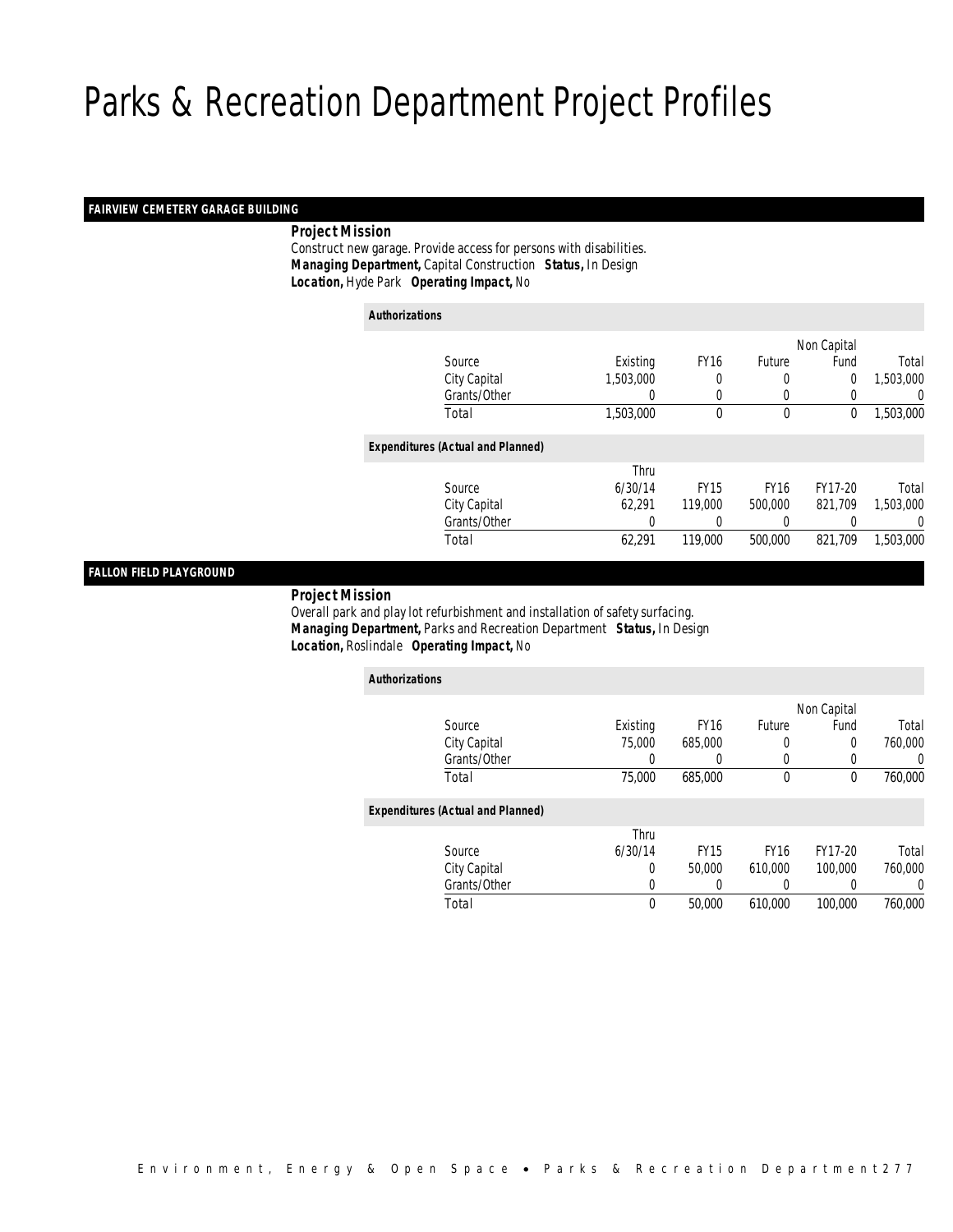# Parks & Recreation Department Project Profiles

## FAIRVIEW CEMETERY GARAGE BUILDING

**Project Mission**

Construct new garage. Provide access for persons with disabilities.

***Managing Department,*** Capital Construction ***Status,*** In Design

***Location,*** Hyde Park ***Operating Impact,*** No

**Authorizations**

| Source | Existing | FY16 | Future | Non Capital Fund | Total |
|---|---|---|---|---|---|
| City Capital | 1,503,000 | 0 | 0 | 0 | 1,503,000 |
| Grants/Other | 0 | 0 | 0 | 0 | 0 |
| Total | 1,503,000 | 0 | 0 | 0 | 1,503,000 |

**Expenditures (Actual and Planned)**

| Source | Thru 6/30/14 | FY15 | FY16 | FY17-20 | Total |
|---|---|---|---|---|---|
| City Capital | 62,291 | 119,000 | 500,000 | 821,709 | 1,503,000 |
| Grants/Other | 0 | 0 | 0 | 0 | 0 |
| Total | 62,291 | 119,000 | 500,000 | 821,709 | 1,503,000 |

## FALLON FIELD PLAYGROUND

**Project Mission**

Overall park and play lot refurbishment and installation of safety surfacing.

***Managing Department,*** Parks and Recreation Department ***Status,*** In Design

***Location,*** Roslindale ***Operating Impact,*** No

**Authorizations**

| Source | Existing | FY16 | Future | Non Capital Fund | Total |
|---|---|---|---|---|---|
| City Capital | 75,000 | 685,000 | 0 | 0 | 760,000 |
| Grants/Other | 0 | 0 | 0 | 0 | 0 |
| Total | 75,000 | 685,000 | 0 | 0 | 760,000 |

**Expenditures (Actual and Planned)**

| Source | Thru 6/30/14 | FY15 | FY16 | FY17-20 | Total |
|---|---|---|---|---|---|
| City Capital | 0 | 50,000 | 610,000 | 100,000 | 760,000 |
| Grants/Other | 0 | 0 | 0 | 0 | 0 |
| Total | 0 | 50,000 | 610,000 | 100,000 | 760,000 |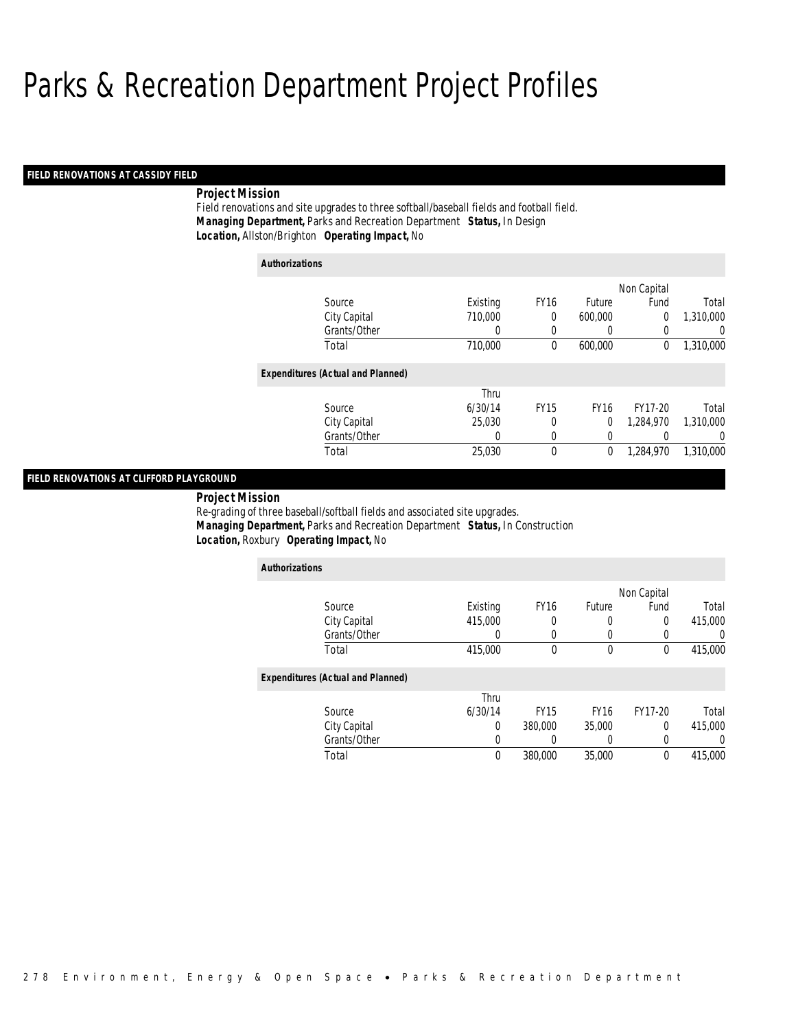# Parks & Recreation Department Project Profiles

## FIELD RENOVATIONS AT CASSIDY FIELD

**Project Mission**

Field renovations and site upgrades to three softball/baseball fields and football field.

***Managing Department,*** Parks and Recreation Department ***Status,*** In Design

***Location,*** Allston/Brighton ***Operating Impact,*** No

**Authorizations**

| Source | Existing | FY16 | Future | Non Capital Fund | Total |
|---|---|---|---|---|---|
| City Capital | 710,000 | 0 | 600,000 | 0 | 1,310,000 |
| Grants/Other | 0 | 0 | 0 | 0 | 0 |
| Total | 710,000 | 0 | 600,000 | 0 | 1,310,000 |

**Expenditures (Actual and Planned)**

| Source | Thru 6/30/14 | FY15 | FY16 | FY17-20 | Total |
|---|---|---|---|---|---|
| City Capital | 25,030 | 0 | 0 | 1,284,970 | 1,310,000 |
| Grants/Other | 0 | 0 | 0 | 0 | 0 |
| Total | 25,030 | 0 | 0 | 1,284,970 | 1,310,000 |

## FIELD RENOVATIONS AT CLIFFORD PLAYGROUND

**Project Mission**

Re-grading of three baseball/softball fields and associated site upgrades.

***Managing Department,*** Parks and Recreation Department ***Status,*** In Construction

***Location,*** Roxbury ***Operating Impact,*** No

**Authorizations**

| Source | Existing | FY16 | Future | Non Capital Fund | Total |
|---|---|---|---|---|---|
| City Capital | 415,000 | 0 | 0 | 0 | 415,000 |
| Grants/Other | 0 | 0 | 0 | 0 | 0 |
| Total | 415,000 | 0 | 0 | 0 | 415,000 |

**Expenditures (Actual and Planned)**

| Source | Thru 6/30/14 | FY15 | FY16 | FY17-20 | Total |
|---|---|---|---|---|---|
| City Capital | 0 | 380,000 | 35,000 | 0 | 415,000 |
| Grants/Other | 0 | 0 | 0 | 0 | 0 |
| Total | 0 | 380,000 | 35,000 | 0 | 415,000 |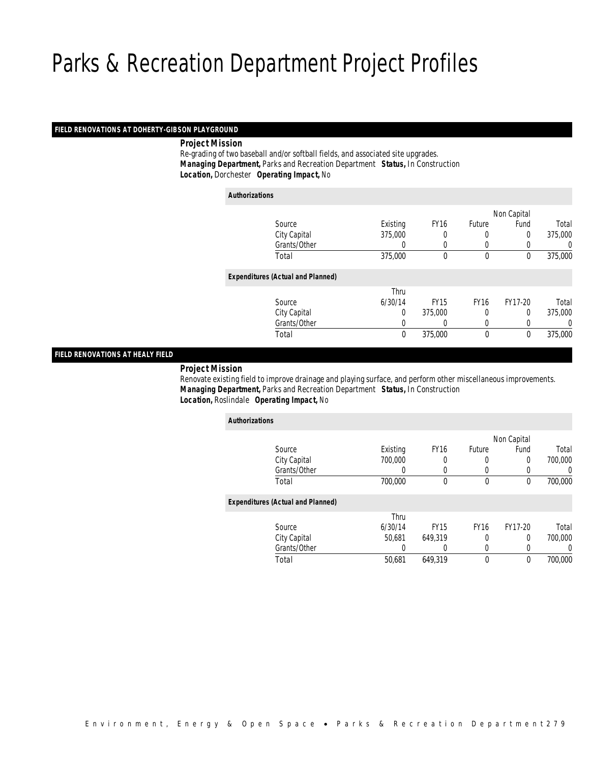# Parks & Recreation Department Project Profiles

## FIELD RENOVATIONS AT DOHERTY-GIBSON PLAYGROUND

***Project Mission***

Re-grading of two baseball and/or softball fields, and associated site upgrades.

***Managing Department,*** Parks and Recreation Department ***Status,*** In Construction

***Location,*** Dorchester ***Operating Impact,*** No

***Authorizations***

| Source | Existing | FY16 | Future | Non Capital Fund | Total |
|---|---|---|---|---|---|
| City Capital | 375,000 | 0 | 0 | 0 | 375,000 |
| Grants/Other | 0 | 0 | 0 | 0 | 0 |
| Total | 375,000 | 0 | 0 | 0 | 375,000 |

***Expenditures (Actual and Planned)***

| Source | Thru 6/30/14 | FY15 | FY16 | FY17-20 | Total |
|---|---|---|---|---|---|
| City Capital | 0 | 375,000 | 0 | 0 | 375,000 |
| Grants/Other | 0 | 0 | 0 | 0 | 0 |
| Total | 0 | 375,000 | 0 | 0 | 375,000 |

## FIELD RENOVATIONS AT HEALY FIELD

***Project Mission***

Renovate existing field to improve drainage and playing surface, and perform other miscellaneous improvements.

***Managing Department,*** Parks and Recreation Department ***Status,*** In Construction

***Location,*** Roslindale ***Operating Impact,*** No

***Authorizations***

| Source | Existing | FY16 | Future | Non Capital Fund | Total |
|---|---|---|---|---|---|
| City Capital | 700,000 | 0 | 0 | 0 | 700,000 |
| Grants/Other | 0 | 0 | 0 | 0 | 0 |
| Total | 700,000 | 0 | 0 | 0 | 700,000 |

***Expenditures (Actual and Planned)***

| Source | Thru 6/30/14 | FY15 | FY16 | FY17-20 | Total |
|---|---|---|---|---|---|
| City Capital | 50,681 | 649,319 | 0 | 0 | 700,000 |
| Grants/Other | 0 | 0 | 0 | 0 | 0 |
| Total | 50,681 | 649,319 | 0 | 0 | 700,000 |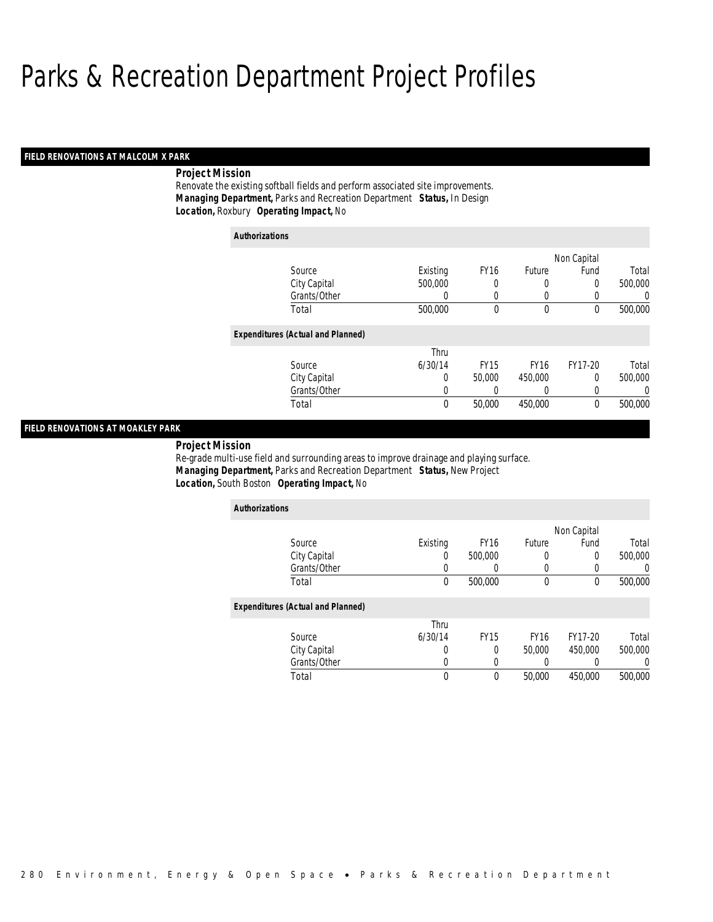# Parks & Recreation Department Project Profiles

## FIELD RENOVATIONS AT MALCOLM X PARK

**Project Mission**

Renovate the existing softball fields and perform associated site improvements.

***Managing Department,*** Parks and Recreation Department ***Status,*** In Design

***Location,*** Roxbury ***Operating Impact,*** No

**Authorizations**

| Source | Existing | FY16 | Future | Non Capital Fund | Total |
|---|---|---|---|---|---|
| City Capital | 500,000 | 0 | 0 | 0 | 500,000 |
| Grants/Other | 0 | 0 | 0 | 0 | 0 |
| Total | 500,000 | 0 | 0 | 0 | 500,000 |

**Expenditures (Actual and Planned)**

| Source | Thru 6/30/14 | FY15 | FY16 | FY17-20 | Total |
|---|---|---|---|---|---|
| City Capital | 0 | 50,000 | 450,000 | 0 | 500,000 |
| Grants/Other | 0 | 0 | 0 | 0 | 0 |
| Total | 0 | 50,000 | 450,000 | 0 | 500,000 |

## FIELD RENOVATIONS AT MOAKLEY PARK

**Project Mission**

Re-grade multi-use field and surrounding areas to improve drainage and playing surface.

***Managing Department,*** Parks and Recreation Department ***Status,*** New Project

***Location,*** South Boston ***Operating Impact,*** No

**Authorizations**

| Source | Existing | FY16 | Future | Non Capital Fund | Total |
|---|---|---|---|---|---|
| City Capital | 0 | 500,000 | 0 | 0 | 500,000 |
| Grants/Other | 0 | 0 | 0 | 0 | 0 |
| Total | 0 | 500,000 | 0 | 0 | 500,000 |

**Expenditures (Actual and Planned)**

| Source | Thru 6/30/14 | FY15 | FY16 | FY17-20 | Total |
|---|---|---|---|---|---|
| City Capital | 0 | 0 | 50,000 | 450,000 | 500,000 |
| Grants/Other | 0 | 0 | 0 | 0 | 0 |
| Total | 0 | 0 | 50,000 | 450,000 | 500,000 |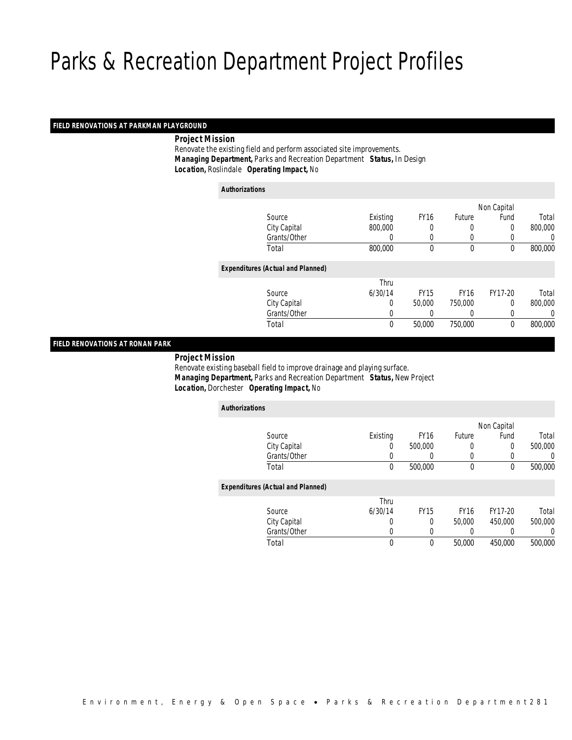# Parks & Recreation Department Project Profiles

## FIELD RENOVATIONS AT PARKMAN PLAYGROUND

***Project Mission***

Renovate the existing field and perform associated site improvements.

***Managing Department,*** Parks and Recreation Department ***Status,*** In Design

***Location,*** Roslindale ***Operating Impact,*** No

***Authorizations***

| Source | Existing | FY16 | Future | Non Capital Fund | Total |
|---|---|---|---|---|---|
| City Capital | 800,000 | 0 | 0 | 0 | 800,000 |
| Grants/Other | 0 | 0 | 0 | 0 | 0 |
| Total | 800,000 | 0 | 0 | 0 | 800,000 |

***Expenditures (Actual and Planned)***

| Source | Thru 6/30/14 | FY15 | FY16 | FY17-20 | Total |
|---|---|---|---|---|---|
| City Capital | 0 | 50,000 | 750,000 | 0 | 800,000 |
| Grants/Other | 0 | 0 | 0 | 0 | 0 |
| Total | 0 | 50,000 | 750,000 | 0 | 800,000 |

## FIELD RENOVATIONS AT RONAN PARK

***Project Mission***

Renovate existing baseball field to improve drainage and playing surface.

***Managing Department,*** Parks and Recreation Department ***Status,*** New Project

***Location,*** Dorchester ***Operating Impact,*** No

***Authorizations***

| Source | Existing | FY16 | Future | Non Capital Fund | Total |
|---|---|---|---|---|---|
| City Capital | 0 | 500,000 | 0 | 0 | 500,000 |
| Grants/Other | 0 | 0 | 0 | 0 | 0 |
| Total | 0 | 500,000 | 0 | 0 | 500,000 |

***Expenditures (Actual and Planned)***

| Source | Thru 6/30/14 | FY15 | FY16 | FY17-20 | Total |
|---|---|---|---|---|---|
| City Capital | 0 | 0 | 50,000 | 450,000 | 500,000 |
| Grants/Other | 0 | 0 | 0 | 0 | 0 |
| Total | 0 | 0 | 50,000 | 450,000 | 500,000 |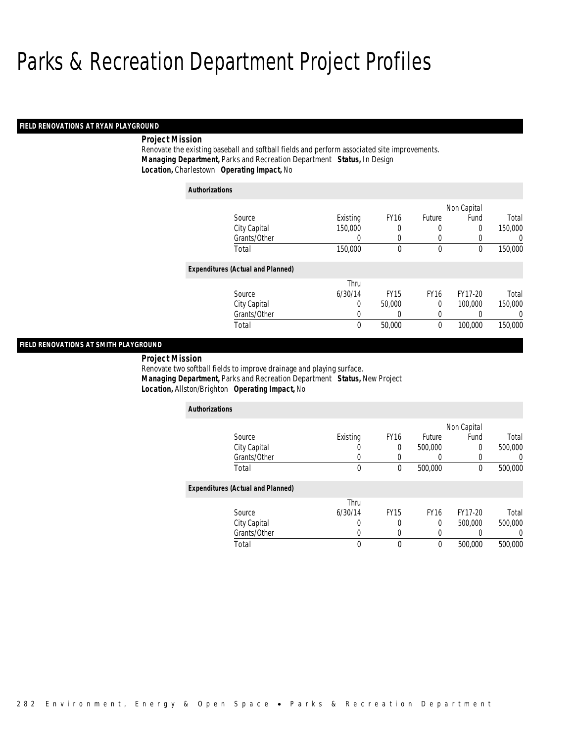# Parks & Recreation Department Project Profiles

## FIELD RENOVATIONS AT RYAN PLAYGROUND

***Project Mission***

Renovate the existing baseball and softball fields and perform associated site improvements.

***Managing Department,*** Parks and Recreation Department ***Status,*** In Design

***Location,*** Charlestown ***Operating Impact,*** No

***Authorizations***

| Source | Existing | FY16 | Future | Non Capital Fund | Total |
|---|---|---|---|---|---|
| City Capital | 150,000 | 0 | 0 | 0 | 150,000 |
| Grants/Other | 0 | 0 | 0 | 0 | 0 |
| Total | 150,000 | 0 | 0 | 0 | 150,000 |

***Expenditures (Actual and Planned)***

| Source | Thru 6/30/14 | FY15 | FY16 | FY17-20 | Total |
|---|---|---|---|---|---|
| City Capital | 0 | 50,000 | 0 | 100,000 | 150,000 |
| Grants/Other | 0 | 0 | 0 | 0 | 0 |
| Total | 0 | 50,000 | 0 | 100,000 | 150,000 |

## FIELD RENOVATIONS AT SMITH PLAYGROUND

***Project Mission***

Renovate two softball fields to improve drainage and playing surface.

***Managing Department,*** Parks and Recreation Department ***Status,*** New Project

***Location,*** Allston/Brighton ***Operating Impact,*** No

***Authorizations***

| Source | Existing | FY16 | Future | Non Capital Fund | Total |
|---|---|---|---|---|---|
| City Capital | 0 | 0 | 500,000 | 0 | 500,000 |
| Grants/Other | 0 | 0 | 0 | 0 | 0 |
| Total | 0 | 0 | 500,000 | 0 | 500,000 |

***Expenditures (Actual and Planned)***

| Source | Thru 6/30/14 | FY15 | FY16 | FY17-20 | Total |
|---|---|---|---|---|---|
| City Capital | 0 | 0 | 0 | 500,000 | 500,000 |
| Grants/Other | 0 | 0 | 0 | 0 | 0 |
| Total | 0 | 0 | 0 | 500,000 | 500,000 |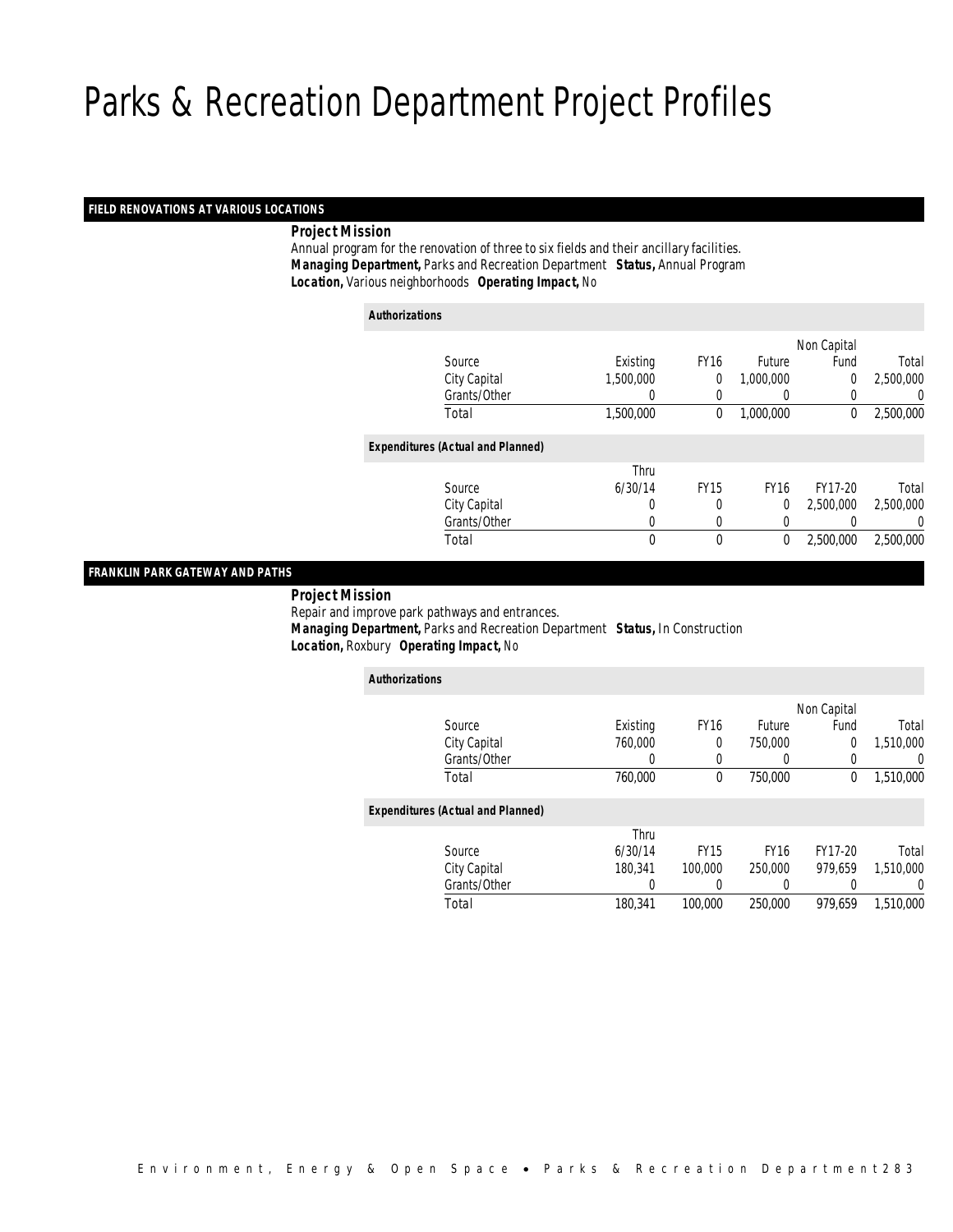# Parks & Recreation Department Project Profiles

## FIELD RENOVATIONS AT VARIOUS LOCATIONS

**Project Mission**

Annual program for the renovation of three to six fields and their ancillary facilities.

***Managing Department,*** Parks and Recreation Department ***Status,*** Annual Program

***Location,*** Various neighborhoods ***Operating Impact,*** No

**Authorizations**

| Source | Existing | FY16 | Future | Non Capital Fund | Total |
|---|---|---|---|---|---|
| City Capital | 1,500,000 | 0 | 1,000,000 | 0 | 2,500,000 |
| Grants/Other | 0 | 0 | 0 | 0 | 0 |
| Total | 1,500,000 | 0 | 1,000,000 | 0 | 2,500,000 |

**Expenditures (Actual and Planned)**

| Source | Thru 6/30/14 | FY15 | FY16 | FY17-20 | Total |
|---|---|---|---|---|---|
| City Capital | 0 | 0 | 0 | 2,500,000 | 2,500,000 |
| Grants/Other | 0 | 0 | 0 | 0 | 0 |
| Total | 0 | 0 | 0 | 2,500,000 | 2,500,000 |

## FRANKLIN PARK GATEWAY AND PATHS

**Project Mission**

Repair and improve park pathways and entrances.

***Managing Department,*** Parks and Recreation Department ***Status,*** In Construction

***Location,*** Roxbury ***Operating Impact,*** No

**Authorizations**

| Source | Existing | FY16 | Future | Non Capital Fund | Total |
|---|---|---|---|---|---|
| City Capital | 760,000 | 0 | 750,000 | 0 | 1,510,000 |
| Grants/Other | 0 | 0 | 0 | 0 | 0 |
| Total | 760,000 | 0 | 750,000 | 0 | 1,510,000 |

**Expenditures (Actual and Planned)**

| Source | Thru 6/30/14 | FY15 | FY16 | FY17-20 | Total |
|---|---|---|---|---|---|
| City Capital | 180,341 | 100,000 | 250,000 | 979,659 | 1,510,000 |
| Grants/Other | 0 | 0 | 0 | 0 | 0 |
| Total | 180,341 | 100,000 | 250,000 | 979,659 | 1,510,000 |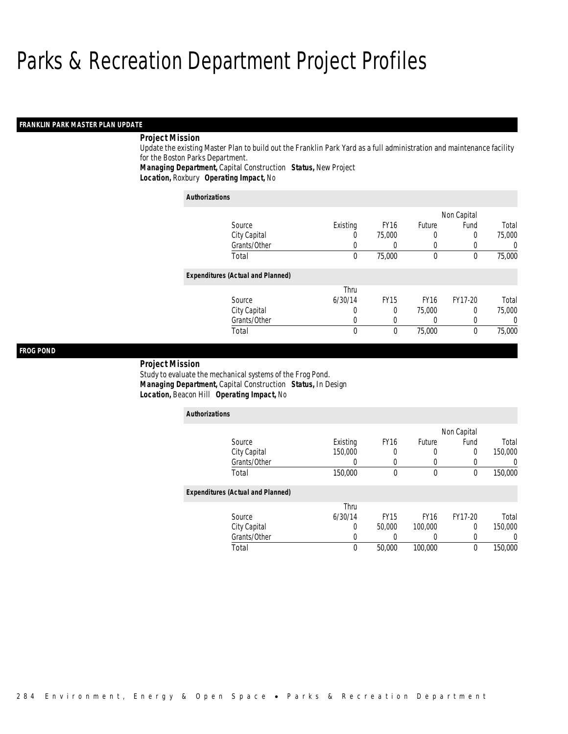# Parks & Recreation Department Project Profiles

## FRANKLIN PARK MASTER PLAN UPDATE

**Project Mission**

Update the existing Master Plan to build out the Franklin Park Yard as a full administration and maintenance facility for the Boston Parks Department.

***Managing Department,*** Capital Construction ***Status,*** New Project

***Location,*** Roxbury ***Operating Impact,*** No

**Authorizations**

| Source | Existing | FY16 | Future | Non Capital Fund | Total |
|---|---|---|---|---|---|
| City Capital | 0 | 75,000 | 0 | 0 | 75,000 |
| Grants/Other | 0 | 0 | 0 | 0 | 0 |
| Total | 0 | 75,000 | 0 | 0 | 75,000 |

**Expenditures (Actual and Planned)**

| Source | Thru 6/30/14 | FY15 | FY16 | FY17-20 | Total |
|---|---|---|---|---|---|
| City Capital | 0 | 0 | 75,000 | 0 | 75,000 |
| Grants/Other | 0 | 0 | 0 | 0 | 0 |
| Total | 0 | 0 | 75,000 | 0 | 75,000 |

## FROG POND

**Project Mission**

Study to evaluate the mechanical systems of the Frog Pond.

***Managing Department,*** Capital Construction ***Status,*** In Design

***Location,*** Beacon Hill ***Operating Impact,*** No

**Authorizations**

| Source | Existing | FY16 | Future | Non Capital Fund | Total |
|---|---|---|---|---|---|
| City Capital | 150,000 | 0 | 0 | 0 | 150,000 |
| Grants/Other | 0 | 0 | 0 | 0 | 0 |
| Total | 150,000 | 0 | 0 | 0 | 150,000 |

**Expenditures (Actual and Planned)**

| Source | Thru 6/30/14 | FY15 | FY16 | FY17-20 | Total |
|---|---|---|---|---|---|
| City Capital | 0 | 50,000 | 100,000 | 0 | 150,000 |
| Grants/Other | 0 | 0 | 0 | 0 | 0 |
| Total | 0 | 50,000 | 100,000 | 0 | 150,000 |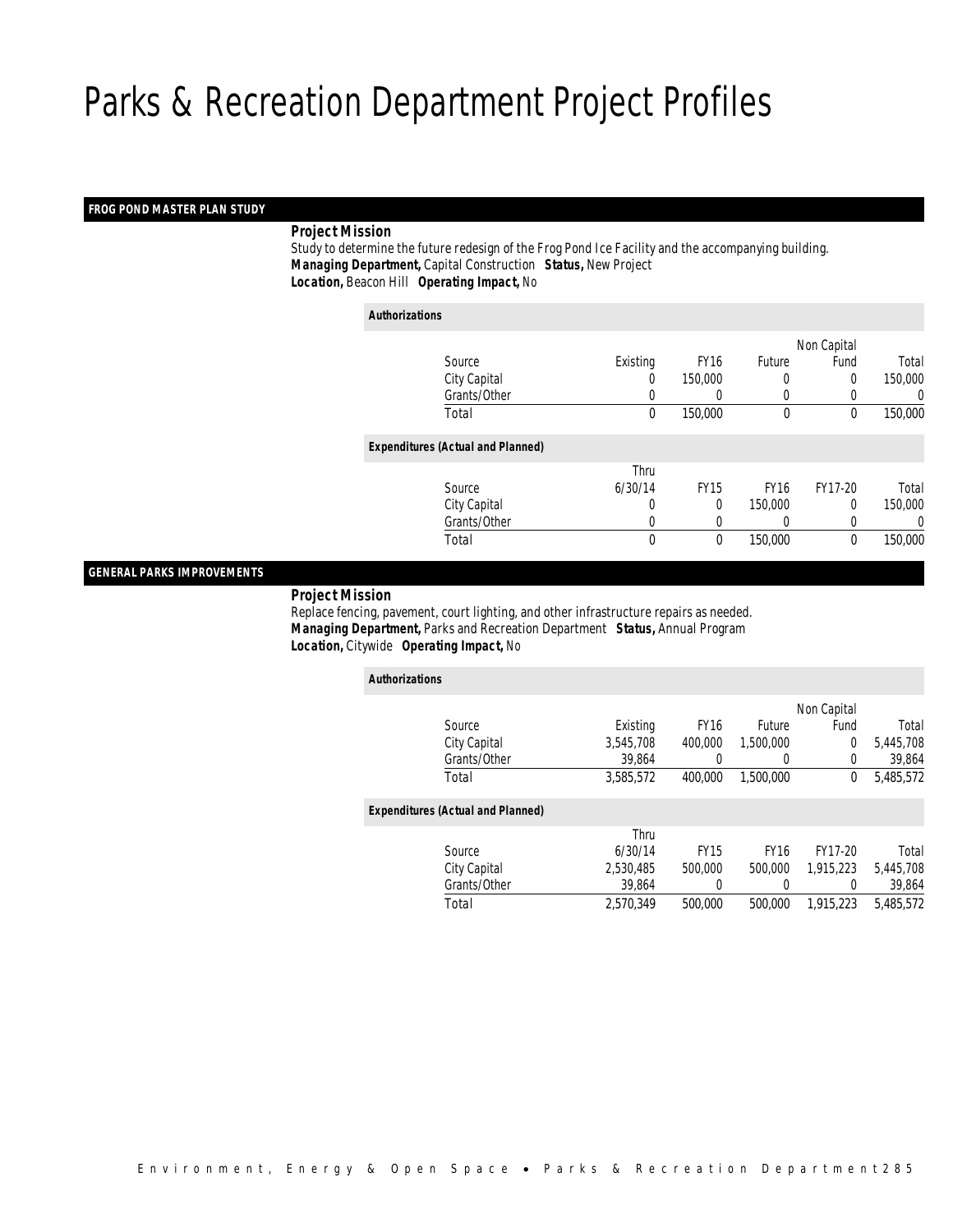# Parks & Recreation Department Project Profiles

## FROG POND MASTER PLAN STUDY

***Project Mission***

Study to determine the future redesign of the Frog Pond Ice Facility and the accompanying building.
***Managing Department,*** Capital Construction ***Status,*** New Project
***Location,*** Beacon Hill ***Operating Impact,*** No

***Authorizations***

| Source | Existing | FY16 | Future | Non Capital Fund | Total |
|---|---|---|---|---|---|
| City Capital | 0 | 150,000 | 0 | 0 | 150,000 |
| Grants/Other | 0 | 0 | 0 | 0 | 0 |
| Total | 0 | 150,000 | 0 | 0 | 150,000 |

***Expenditures (Actual and Planned)***

| Source | Thru 6/30/14 | FY15 | FY16 | FY17-20 | Total |
|---|---|---|---|---|---|
| City Capital | 0 | 0 | 150,000 | 0 | 150,000 |
| Grants/Other | 0 | 0 | 0 | 0 | 0 |
| Total | 0 | 0 | 150,000 | 0 | 150,000 |

## GENERAL PARKS IMPROVEMENTS

***Project Mission***

Replace fencing, pavement, court lighting, and other infrastructure repairs as needed.
***Managing Department,*** Parks and Recreation Department ***Status,*** Annual Program
***Location,*** Citywide ***Operating Impact,*** No

***Authorizations***

| Source | Existing | FY16 | Future | Non Capital Fund | Total |
|---|---|---|---|---|---|
| City Capital | 3,545,708 | 400,000 | 1,500,000 | 0 | 5,445,708 |
| Grants/Other | 39,864 | 0 | 0 | 0 | 39,864 |
| Total | 3,585,572 | 400,000 | 1,500,000 | 0 | 5,485,572 |

***Expenditures (Actual and Planned)***

| Source | Thru 6/30/14 | FY15 | FY16 | FY17-20 | Total |
|---|---|---|---|---|---|
| City Capital | 2,530,485 | 500,000 | 500,000 | 1,915,223 | 5,445,708 |
| Grants/Other | 39,864 | 0 | 0 | 0 | 39,864 |
| Total | 2,570,349 | 500,000 | 500,000 | 1,915,223 | 5,485,572 |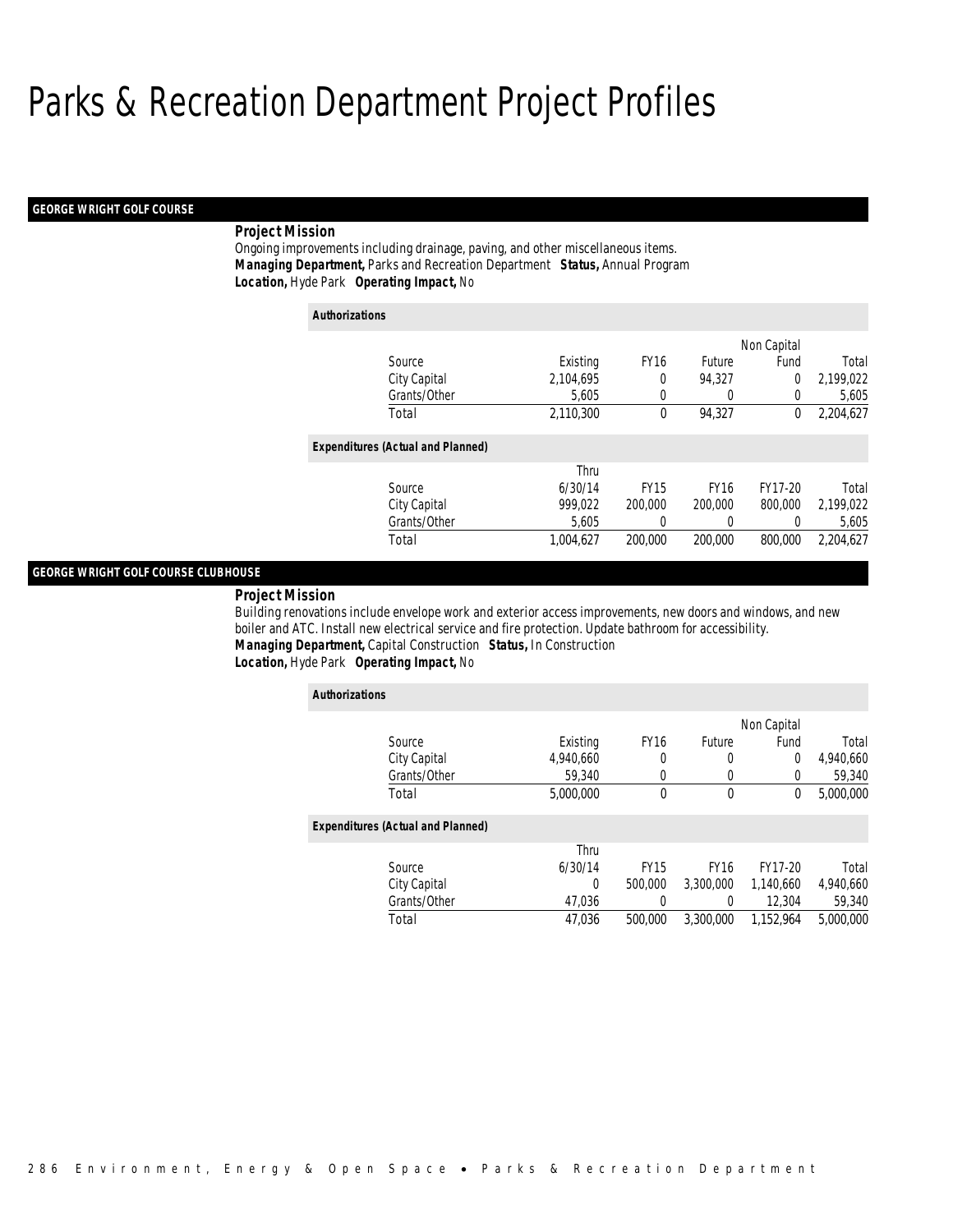# Parks & Recreation Department Project Profiles

## GEORGE WRIGHT GOLF COURSE

***Project Mission***

Ongoing improvements including drainage, paving, and other miscellaneous items.
***Managing Department,*** Parks and Recreation Department ***Status,*** Annual Program
***Location,*** Hyde Park ***Operating Impact,*** No

**Authorizations**

| Source | Existing | FY16 | Future | Non Capital Fund | Total |
|---|---|---|---|---|---|
| City Capital | 2,104,695 | 0 | 94,327 | 0 | 2,199,022 |
| Grants/Other | 5,605 | 0 | 0 | 0 | 5,605 |
| Total | 2,110,300 | 0 | 94,327 | 0 | 2,204,627 |

**Expenditures (Actual and Planned)**

| Source | Thru 6/30/14 | FY15 | FY16 | FY17-20 | Total |
|---|---|---|---|---|---|
| City Capital | 999,022 | 200,000 | 200,000 | 800,000 | 2,199,022 |
| Grants/Other | 5,605 | 0 | 0 | 0 | 5,605 |
| Total | 1,004,627 | 200,000 | 200,000 | 800,000 | 2,204,627 |

## GEORGE WRIGHT GOLF COURSE CLUBHOUSE

***Project Mission***

Building renovations include envelope work and exterior access improvements, new doors and windows, and new boiler and ATC. Install new electrical service and fire protection. Update bathroom for accessibility.
***Managing Department,*** Capital Construction ***Status,*** In Construction
***Location,*** Hyde Park ***Operating Impact,*** No

**Authorizations**

| Source | Existing | FY16 | Future | Non Capital Fund | Total |
|---|---|---|---|---|---|
| City Capital | 4,940,660 | 0 | 0 | 0 | 4,940,660 |
| Grants/Other | 59,340 | 0 | 0 | 0 | 59,340 |
| Total | 5,000,000 | 0 | 0 | 0 | 5,000,000 |

**Expenditures (Actual and Planned)**

| Source | Thru 6/30/14 | FY15 | FY16 | FY17-20 | Total |
|---|---|---|---|---|---|
| City Capital | 0 | 500,000 | 3,300,000 | 1,140,660 | 4,940,660 |
| Grants/Other | 47,036 | 0 | 0 | 12,304 | 59,340 |
| Total | 47,036 | 500,000 | 3,300,000 | 1,152,964 | 5,000,000 |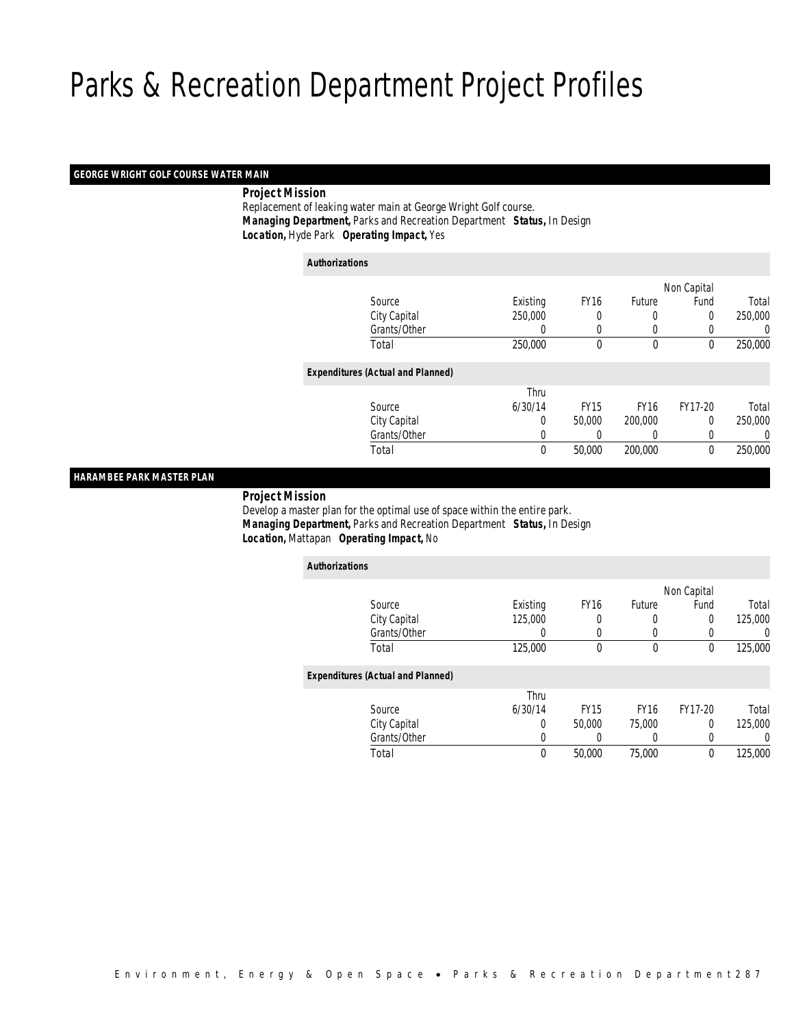# Parks & Recreation Department Project Profiles

## GEORGE WRIGHT GOLF COURSE WATER MAIN

***Project Mission***

Replacement of leaking water main at George Wright Golf course.

***Managing Department,*** Parks and Recreation Department ***Status,*** In Design

***Location,*** Hyde Park ***Operating Impact,*** Yes

***Authorizations***

| Source | Existing | FY16 | Future | Non Capital Fund | Total |
|---|---|---|---|---|---|
| City Capital | 250,000 | 0 | 0 | 0 | 250,000 |
| Grants/Other | 0 | 0 | 0 | 0 | 0 |
| Total | 250,000 | 0 | 0 | 0 | 250,000 |

***Expenditures (Actual and Planned)***

| Source | Thru 6/30/14 | FY15 | FY16 | FY17-20 | Total |
|---|---|---|---|---|---|
| City Capital | 0 | 50,000 | 200,000 | 0 | 250,000 |
| Grants/Other | 0 | 0 | 0 | 0 | 0 |
| Total | 0 | 50,000 | 200,000 | 0 | 250,000 |

## HARAMBEE PARK MASTER PLAN

***Project Mission***

Develop a master plan for the optimal use of space within the entire park.

***Managing Department,*** Parks and Recreation Department ***Status,*** In Design

***Location,*** Mattapan ***Operating Impact,*** No

***Authorizations***

| Source | Existing | FY16 | Future | Non Capital Fund | Total |
|---|---|---|---|---|---|
| City Capital | 125,000 | 0 | 0 | 0 | 125,000 |
| Grants/Other | 0 | 0 | 0 | 0 | 0 |
| Total | 125,000 | 0 | 0 | 0 | 125,000 |

***Expenditures (Actual and Planned)***

| Source | Thru 6/30/14 | FY15 | FY16 | FY17-20 | Total |
|---|---|---|---|---|---|
| City Capital | 0 | 50,000 | 75,000 | 0 | 125,000 |
| Grants/Other | 0 | 0 | 0 | 0 | 0 |
| Total | 0 | 50,000 | 75,000 | 0 | 125,000 |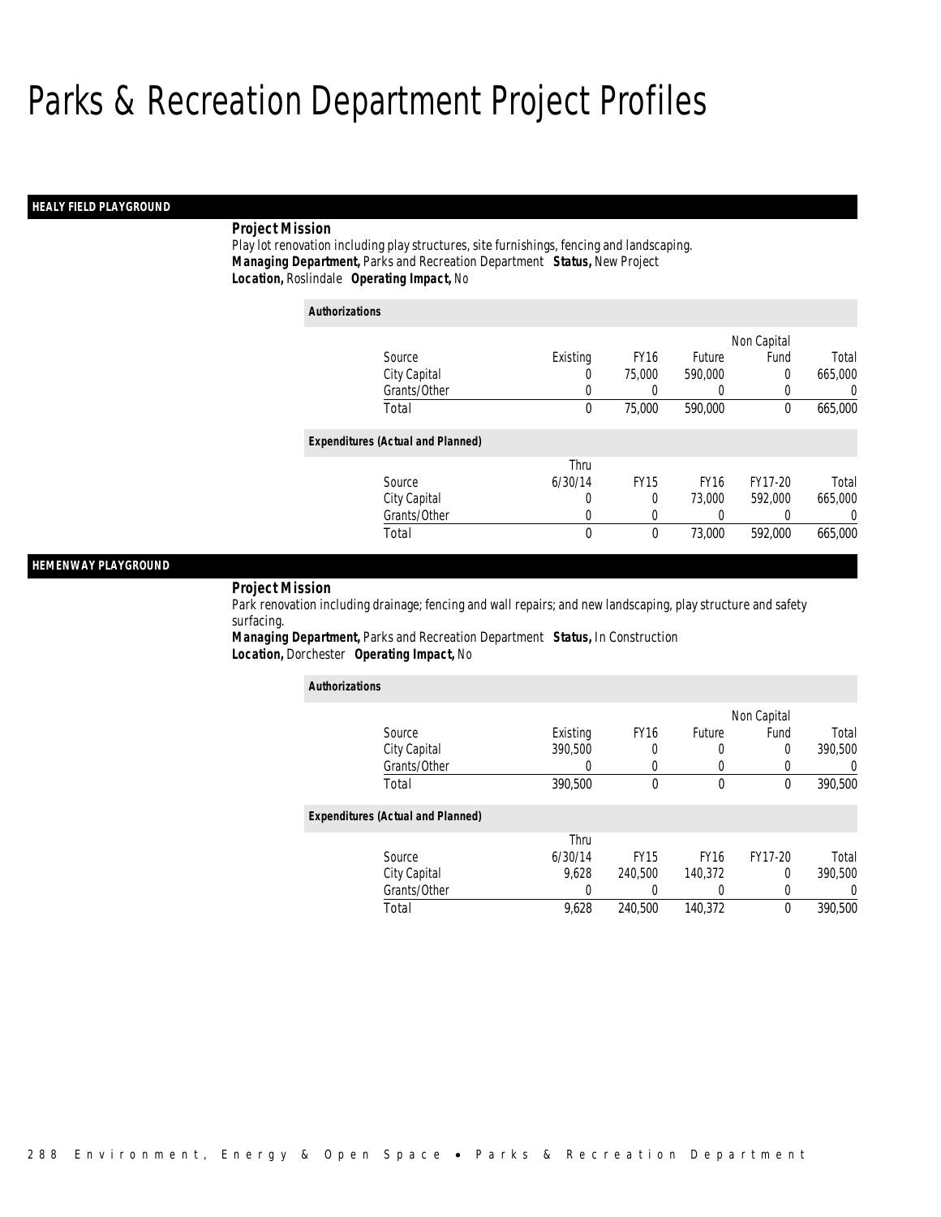# Parks & Recreation Department Project Profiles

## HEALY FIELD PLAYGROUND

**Project Mission**

Play lot renovation including play structures, site furnishings, fencing and landscaping.

***Managing Department,*** Parks and Recreation Department ***Status,*** New Project

***Location,*** Roslindale ***Operating Impact,*** No

**Authorizations**

| Source | Existing | FY16 | Future | Non Capital Fund | Total |
|---|---|---|---|---|---|
| City Capital | 0 | 75,000 | 590,000 | 0 | 665,000 |
| Grants/Other | 0 | 0 | 0 | 0 | 0 |
| Total | 0 | 75,000 | 590,000 | 0 | 665,000 |

**Expenditures (Actual and Planned)**

| Source | Thru 6/30/14 | FY15 | FY16 | FY17-20 | Total |
|---|---|---|---|---|---|
| City Capital | 0 | 0 | 73,000 | 592,000 | 665,000 |
| Grants/Other | 0 | 0 | 0 | 0 | 0 |
| Total | 0 | 0 | 73,000 | 592,000 | 665,000 |

## HEMENWAY PLAYGROUND

**Project Mission**

Park renovation including drainage; fencing and wall repairs; and new landscaping, play structure and safety surfacing.

***Managing Department,*** Parks and Recreation Department ***Status,*** In Construction

***Location,*** Dorchester ***Operating Impact,*** No

**Authorizations**

| Source | Existing | FY16 | Future | Non Capital Fund | Total |
|---|---|---|---|---|---|
| City Capital | 390,500 | 0 | 0 | 0 | 390,500 |
| Grants/Other | 0 | 0 | 0 | 0 | 0 |
| Total | 390,500 | 0 | 0 | 0 | 390,500 |

**Expenditures (Actual and Planned)**

| Source | Thru 6/30/14 | FY15 | FY16 | FY17-20 | Total |
|---|---|---|---|---|---|
| City Capital | 9,628 | 240,500 | 140,372 | 0 | 390,500 |
| Grants/Other | 0 | 0 | 0 | 0 | 0 |
| Total | 9,628 | 240,500 | 140,372 | 0 | 390,500 |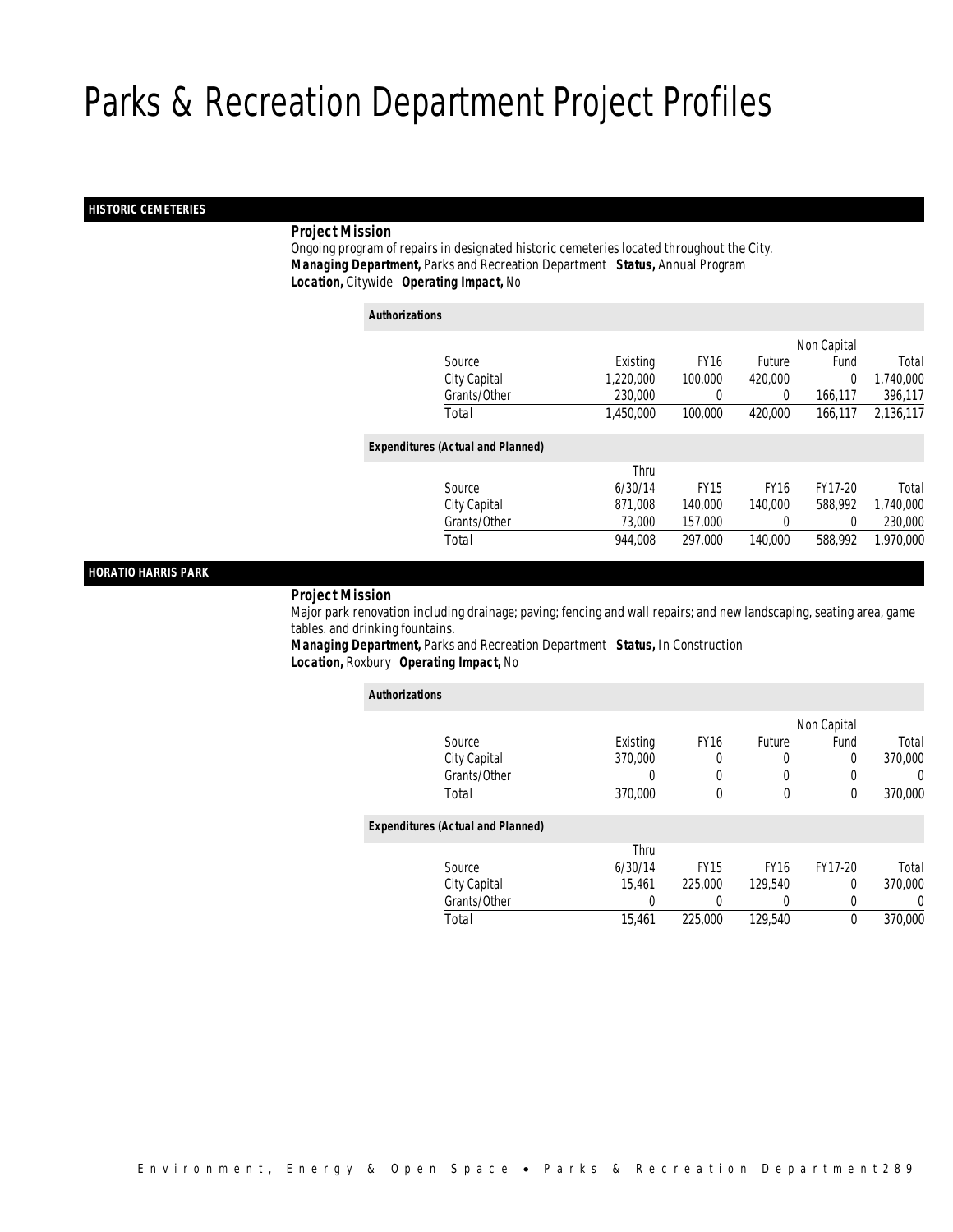# Parks & Recreation Department Project Profiles

## HISTORIC CEMETERIES

***Project Mission***

Ongoing program of repairs in designated historic cemeteries located throughout the City.

***Managing Department,*** Parks and Recreation Department ***Status,*** Annual Program

***Location,*** Citywide ***Operating Impact,*** No

***Authorizations***

| Source | Existing | FY16 | Future | Non Capital Fund | Total |
|---|---|---|---|---|---|
| City Capital | 1,220,000 | 100,000 | 420,000 | 0 | 1,740,000 |
| Grants/Other | 230,000 | 0 | 0 | 166,117 | 396,117 |
| Total | 1,450,000 | 100,000 | 420,000 | 166,117 | 2,136,117 |

***Expenditures (Actual and Planned)***

| Source | Thru 6/30/14 | FY15 | FY16 | FY17-20 | Total |
|---|---|---|---|---|---|
| City Capital | 871,008 | 140,000 | 140,000 | 588,992 | 1,740,000 |
| Grants/Other | 73,000 | 157,000 | 0 | 0 | 230,000 |
| Total | 944,008 | 297,000 | 140,000 | 588,992 | 1,970,000 |

## HORATIO HARRIS PARK

***Project Mission***

Major park renovation including drainage; paving; fencing and wall repairs; and new landscaping, seating area, game tables. and drinking fountains.

***Managing Department,*** Parks and Recreation Department ***Status,*** In Construction

***Location,*** Roxbury ***Operating Impact,*** No

***Authorizations***

| Source | Existing | FY16 | Future | Non Capital Fund | Total |
|---|---|---|---|---|---|
| City Capital | 370,000 | 0 | 0 | 0 | 370,000 |
| Grants/Other | 0 | 0 | 0 | 0 | 0 |
| Total | 370,000 | 0 | 0 | 0 | 370,000 |

***Expenditures (Actual and Planned)***

| Source | Thru 6/30/14 | FY15 | FY16 | FY17-20 | Total |
|---|---|---|---|---|---|
| City Capital | 15,461 | 225,000 | 129,540 | 0 | 370,000 |
| Grants/Other | 0 | 0 | 0 | 0 | 0 |
| Total | 15,461 | 225,000 | 129,540 | 0 | 370,000 |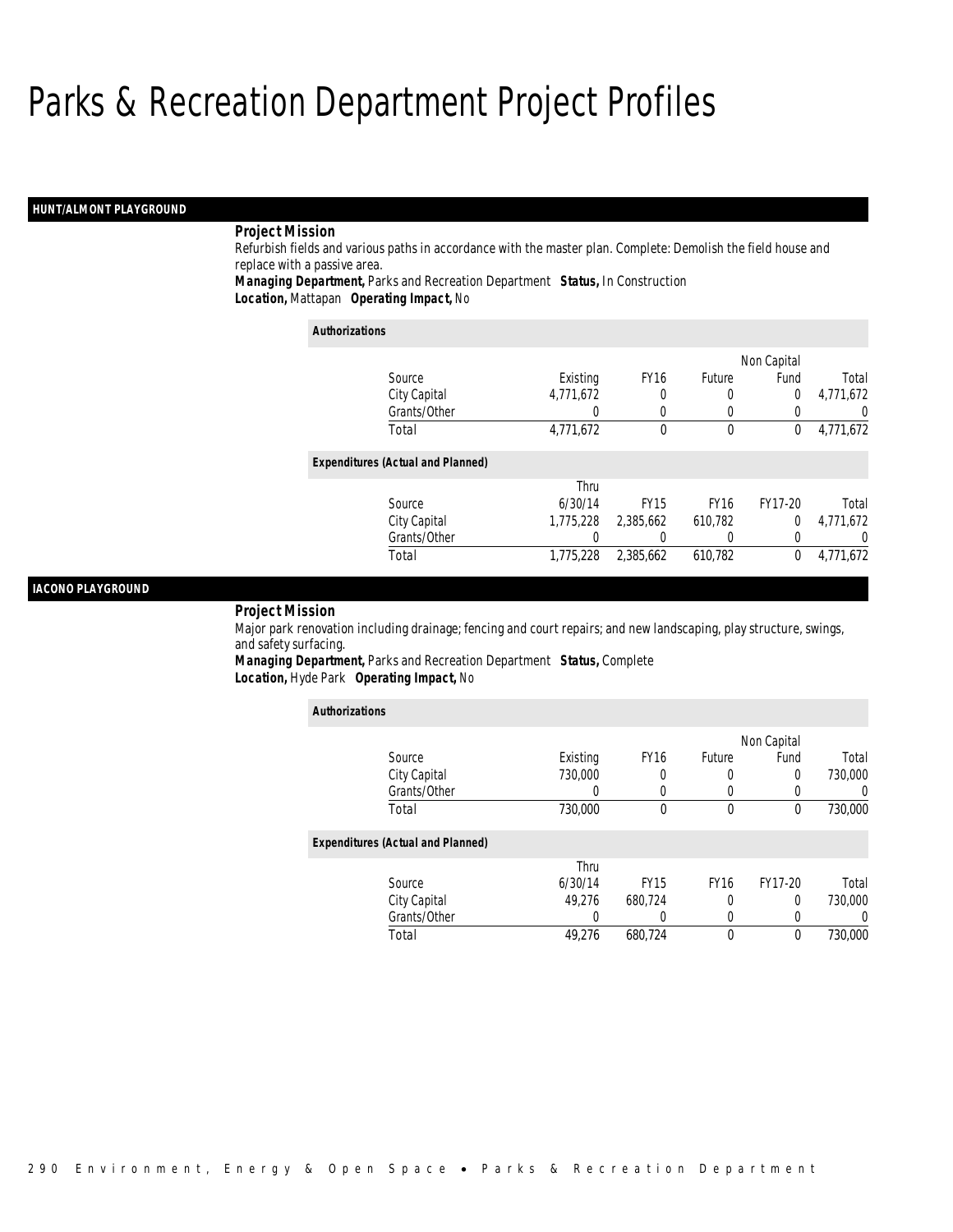# Parks & Recreation Department Project Profiles

## HUNT/ALMONT PLAYGROUND

**Project Mission**

Refurbish fields and various paths in accordance with the master plan. Complete: Demolish the field house and replace with a passive area.

***Managing Department,*** Parks and Recreation Department ***Status,*** In Construction
***Location,*** Mattapan ***Operating Impact,*** No

**Authorizations**

| Source | Existing | FY16 | Future | Non Capital Fund | Total |
|---|---|---|---|---|---|
| City Capital | 4,771,672 | 0 | 0 | 0 | 4,771,672 |
| Grants/Other | 0 | 0 | 0 | 0 | 0 |
| Total | 4,771,672 | 0 | 0 | 0 | 4,771,672 |

**Expenditures (Actual and Planned)**

| Source | Thru 6/30/14 | FY15 | FY16 | FY17-20 | Total |
|---|---|---|---|---|---|
| City Capital | 1,775,228 | 2,385,662 | 610,782 | 0 | 4,771,672 |
| Grants/Other | 0 | 0 | 0 | 0 | 0 |
| Total | 1,775,228 | 2,385,662 | 610,782 | 0 | 4,771,672 |

## IACONO PLAYGROUND

**Project Mission**

Major park renovation including drainage; fencing and court repairs; and new landscaping, play structure, swings, and safety surfacing.

***Managing Department,*** Parks and Recreation Department ***Status,*** Complete
***Location,*** Hyde Park ***Operating Impact,*** No

**Authorizations**

| Source | Existing | FY16 | Future | Non Capital Fund | Total |
|---|---|---|---|---|---|
| City Capital | 730,000 | 0 | 0 | 0 | 730,000 |
| Grants/Other | 0 | 0 | 0 | 0 | 0 |
| Total | 730,000 | 0 | 0 | 0 | 730,000 |

**Expenditures (Actual and Planned)**

| Source | Thru 6/30/14 | FY15 | FY16 | FY17-20 | Total |
|---|---|---|---|---|---|
| City Capital | 49,276 | 680,724 | 0 | 0 | 730,000 |
| Grants/Other | 0 | 0 | 0 | 0 | 0 |
| Total | 49,276 | 680,724 | 0 | 0 | 730,000 |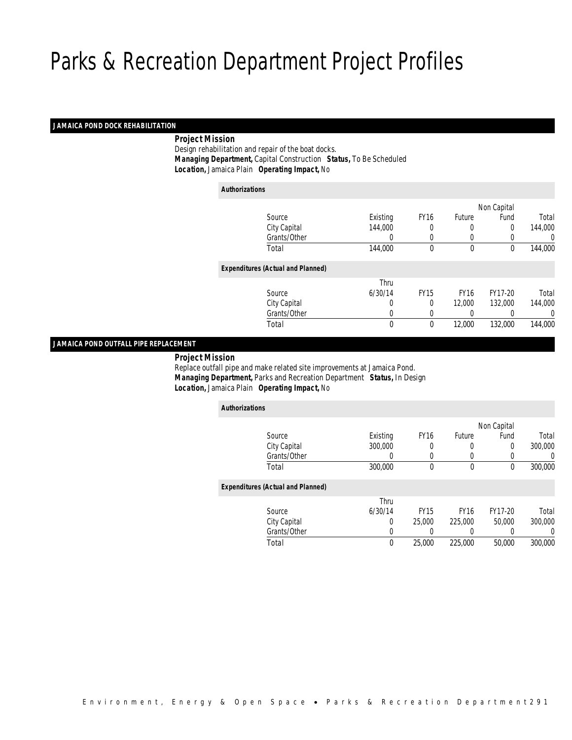# Parks & Recreation Department Project Profiles

## JAMAICA POND DOCK REHABILITATION

***Project Mission***

Design rehabilitation and repair of the boat docks.

***Managing Department,*** Capital Construction ***Status,*** To Be Scheduled

***Location,*** Jamaica Plain ***Operating Impact,*** No

***Authorizations***

| Source | Existing | FY16 | Future | Non Capital Fund | Total |
|---|---|---|---|---|---|
| City Capital | 144,000 | 0 | 0 | 0 | 144,000 |
| Grants/Other | 0 | 0 | 0 | 0 | 0 |
| Total | 144,000 | 0 | 0 | 0 | 144,000 |

***Expenditures (Actual and Planned)***

| Source | Thru 6/30/14 | FY15 | FY16 | FY17-20 | Total |
|---|---|---|---|---|---|
| City Capital | 0 | 0 | 12,000 | 132,000 | 144,000 |
| Grants/Other | 0 | 0 | 0 | 0 | 0 |
| Total | 0 | 0 | 12,000 | 132,000 | 144,000 |

## JAMAICA POND OUTFALL PIPE REPLACEMENT

***Project Mission***

Replace outfall pipe and make related site improvements at Jamaica Pond.

***Managing Department,*** Parks and Recreation Department ***Status,*** In Design

***Location,*** Jamaica Plain ***Operating Impact,*** No

***Authorizations***

| Source | Existing | FY16 | Future | Non Capital Fund | Total |
|---|---|---|---|---|---|
| City Capital | 300,000 | 0 | 0 | 0 | 300,000 |
| Grants/Other | 0 | 0 | 0 | 0 | 0 |
| Total | 300,000 | 0 | 0 | 0 | 300,000 |

***Expenditures (Actual and Planned)***

| Source | Thru 6/30/14 | FY15 | FY16 | FY17-20 | Total |
|---|---|---|---|---|---|
| City Capital | 0 | 25,000 | 225,000 | 50,000 | 300,000 |
| Grants/Other | 0 | 0 | 0 | 0 | 0 |
| Total | 0 | 25,000 | 225,000 | 50,000 | 300,000 |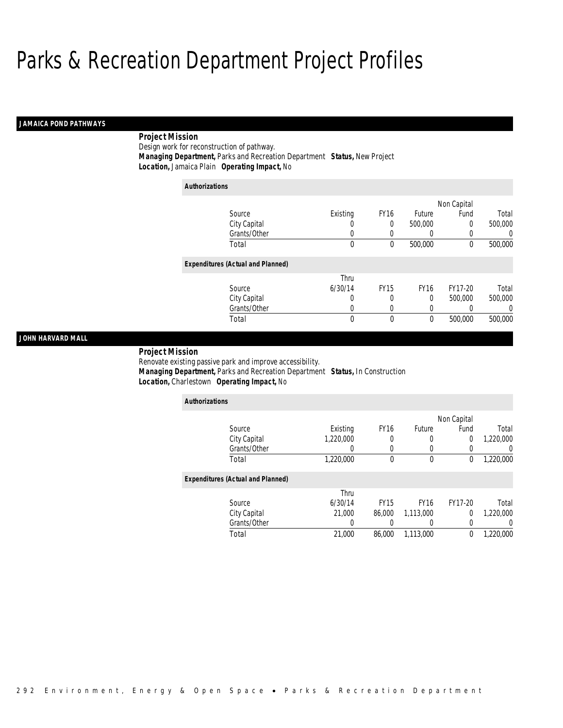# Parks & Recreation Department Project Profiles

## JAMAICA POND PATHWAYS

***Project Mission***

Design work for reconstruction of pathway.

***Managing Department,*** Parks and Recreation Department ***Status,*** New Project

***Location,*** Jamaica Plain ***Operating Impact,*** No

***Authorizations***

| Source | Existing | FY16 | Future | Non Capital Fund | Total |
|---|---|---|---|---|---|
| City Capital | 0 | 0 | 500,000 | 0 | 500,000 |
| Grants/Other | 0 | 0 | 0 | 0 | 0 |
| Total | 0 | 0 | 500,000 | 0 | 500,000 |

***Expenditures (Actual and Planned)***

| Source | Thru 6/30/14 | FY15 | FY16 | FY17-20 | Total |
|---|---|---|---|---|---|
| City Capital | 0 | 0 | 0 | 500,000 | 500,000 |
| Grants/Other | 0 | 0 | 0 | 0 | 0 |
| Total | 0 | 0 | 0 | 500,000 | 500,000 |

## JOHN HARVARD MALL

***Project Mission***

Renovate existing passive park and improve accessibility.

***Managing Department,*** Parks and Recreation Department ***Status,*** In Construction

***Location,*** Charlestown ***Operating Impact,*** No

***Authorizations***

| Source | Existing | FY16 | Future | Non Capital Fund | Total |
|---|---|---|---|---|---|
| City Capital | 1,220,000 | 0 | 0 | 0 | 1,220,000 |
| Grants/Other | 0 | 0 | 0 | 0 | 0 |
| Total | 1,220,000 | 0 | 0 | 0 | 1,220,000 |

***Expenditures (Actual and Planned)***

| Source | Thru 6/30/14 | FY15 | FY16 | FY17-20 | Total |
|---|---|---|---|---|---|
| City Capital | 21,000 | 86,000 | 1,113,000 | 0 | 1,220,000 |
| Grants/Other | 0 | 0 | 0 | 0 | 0 |
| Total | 21,000 | 86,000 | 1,113,000 | 0 | 1,220,000 |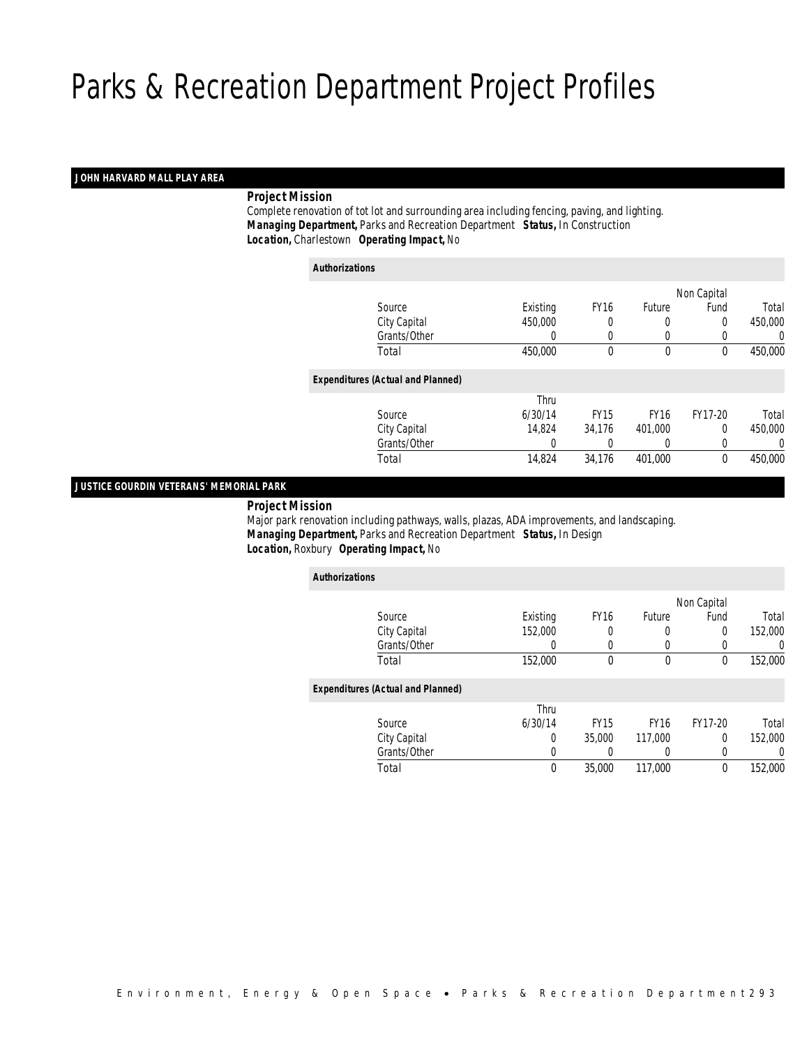# Parks & Recreation Department Project Profiles

## JOHN HARVARD MALL PLAY AREA

**Project Mission**

Complete renovation of tot lot and surrounding area including fencing, paving, and lighting.

***Managing Department,*** Parks and Recreation Department ***Status,*** In Construction

***Location,*** Charlestown ***Operating Impact,*** No

***Authorizations***

| Source | Existing | FY16 | Future | Non Capital Fund | Total |
|---|---|---|---|---|---|
| City Capital | 450,000 | 0 | 0 | 0 | 450,000 |
| Grants/Other | 0 | 0 | 0 | 0 | 0 |
| Total | 450,000 | 0 | 0 | 0 | 450,000 |

***Expenditures (Actual and Planned)***

| Source | Thru 6/30/14 | FY15 | FY16 | FY17-20 | Total |
|---|---|---|---|---|---|
| City Capital | 14,824 | 34,176 | 401,000 | 0 | 450,000 |
| Grants/Other | 0 | 0 | 0 | 0 | 0 |
| Total | 14,824 | 34,176 | 401,000 | 0 | 450,000 |

## JUSTICE GOURDIN VETERANS' MEMORIAL PARK

**Project Mission**

Major park renovation including pathways, walls, plazas, ADA improvements, and landscaping.

***Managing Department,*** Parks and Recreation Department ***Status,*** In Design

***Location,*** Roxbury ***Operating Impact,*** No

***Authorizations***

| Source | Existing | FY16 | Future | Non Capital Fund | Total |
|---|---|---|---|---|---|
| City Capital | 152,000 | 0 | 0 | 0 | 152,000 |
| Grants/Other | 0 | 0 | 0 | 0 | 0 |
| Total | 152,000 | 0 | 0 | 0 | 152,000 |

***Expenditures (Actual and Planned)***

| Source | Thru 6/30/14 | FY15 | FY16 | FY17-20 | Total |
|---|---|---|---|---|---|
| City Capital | 0 | 35,000 | 117,000 | 0 | 152,000 |
| Grants/Other | 0 | 0 | 0 | 0 | 0 |
| Total | 0 | 35,000 | 117,000 | 0 | 152,000 |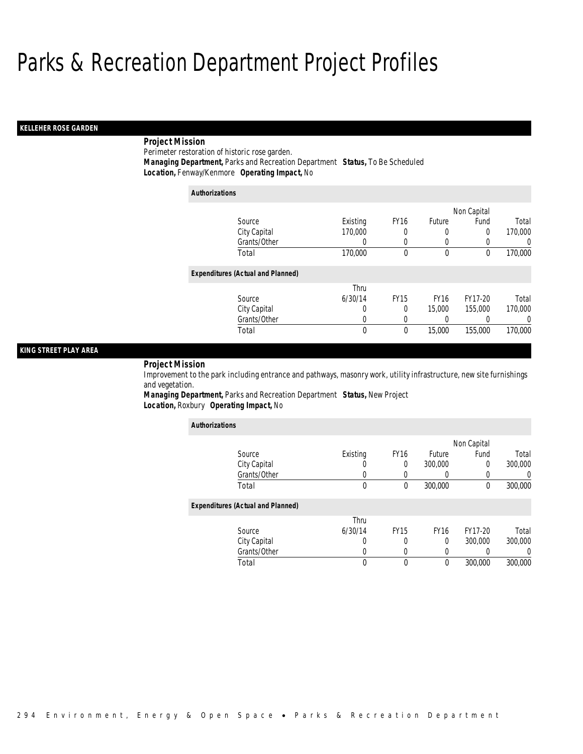# Parks & Recreation Department Project Profiles

## KELLEHER ROSE GARDEN

**Project Mission**

Perimeter restoration of historic rose garden.

***Managing Department,*** Parks and Recreation Department ***Status,*** To Be Scheduled
***Location,*** Fenway/Kenmore ***Operating Impact,*** No

**Authorizations**

| Source | Existing | FY16 | Future | Non Capital Fund | Total |
|---|---|---|---|---|---|
| City Capital | 170,000 | 0 | 0 | 0 | 170,000 |
| Grants/Other | 0 | 0 | 0 | 0 | 0 |
| Total | 170,000 | 0 | 0 | 0 | 170,000 |

**Expenditures (Actual and Planned)**

| Source | Thru 6/30/14 | FY15 | FY16 | FY17-20 | Total |
|---|---|---|---|---|---|
| City Capital | 0 | 0 | 15,000 | 155,000 | 170,000 |
| Grants/Other | 0 | 0 | 0 | 0 | 0 |
| Total | 0 | 0 | 15,000 | 155,000 | 170,000 |

## KING STREET PLAY AREA

**Project Mission**

Improvement to the park including entrance and pathways, masonry work, utility infrastructure, new site furnishings and vegetation.

***Managing Department,*** Parks and Recreation Department ***Status,*** New Project
***Location,*** Roxbury ***Operating Impact,*** No

**Authorizations**

| Source | Existing | FY16 | Future | Non Capital Fund | Total |
|---|---|---|---|---|---|
| City Capital | 0 | 0 | 300,000 | 0 | 300,000 |
| Grants/Other | 0 | 0 | 0 | 0 | 0 |
| Total | 0 | 0 | 300,000 | 0 | 300,000 |

**Expenditures (Actual and Planned)**

| Source | Thru 6/30/14 | FY15 | FY16 | FY17-20 | Total |
|---|---|---|---|---|---|
| City Capital | 0 | 0 | 0 | 300,000 | 300,000 |
| Grants/Other | 0 | 0 | 0 | 0 | 0 |
| Total | 0 | 0 | 0 | 300,000 | 300,000 |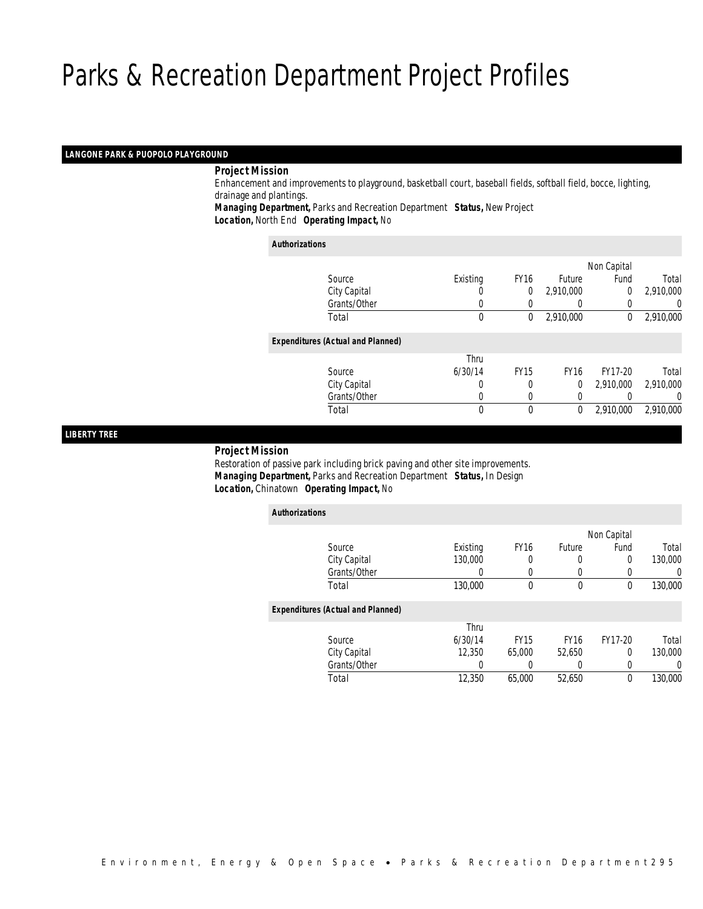# Parks & Recreation Department Project Profiles

## LANGONE PARK & PUOPOLO PLAYGROUND

***Project Mission***

Enhancement and improvements to playground, basketball court, baseball fields, softball field, bocce, lighting, drainage and plantings.

***Managing Department,*** Parks and Recreation Department ***Status,*** New Project
***Location,*** North End ***Operating Impact,*** No

***Authorizations***

| Source | Existing | FY16 | Future | Non Capital Fund | Total |
|---|---|---|---|---|---|
| City Capital | 0 | 0 | 2,910,000 | 0 | 2,910,000 |
| Grants/Other | 0 | 0 | 0 | 0 | 0 |
| Total | 0 | 0 | 2,910,000 | 0 | 2,910,000 |

***Expenditures (Actual and Planned)***

| Source | Thru 6/30/14 | FY15 | FY16 | FY17-20 | Total |
|---|---|---|---|---|---|
| City Capital | 0 | 0 | 0 | 2,910,000 | 2,910,000 |
| Grants/Other | 0 | 0 | 0 | 0 | 0 |
| Total | 0 | 0 | 0 | 2,910,000 | 2,910,000 |

## LIBERTY TREE

***Project Mission***

Restoration of passive park including brick paving and other site improvements.

***Managing Department,*** Parks and Recreation Department ***Status,*** In Design
***Location,*** Chinatown ***Operating Impact,*** No

***Authorizations***

| Source | Existing | FY16 | Future | Non Capital Fund | Total |
|---|---|---|---|---|---|
| City Capital | 130,000 | 0 | 0 | 0 | 130,000 |
| Grants/Other | 0 | 0 | 0 | 0 | 0 |
| Total | 130,000 | 0 | 0 | 0 | 130,000 |

***Expenditures (Actual and Planned)***

| Source | Thru 6/30/14 | FY15 | FY16 | FY17-20 | Total |
|---|---|---|---|---|---|
| City Capital | 12,350 | 65,000 | 52,650 | 0 | 130,000 |
| Grants/Other | 0 | 0 | 0 | 0 | 0 |
| Total | 12,350 | 65,000 | 52,650 | 0 | 130,000 |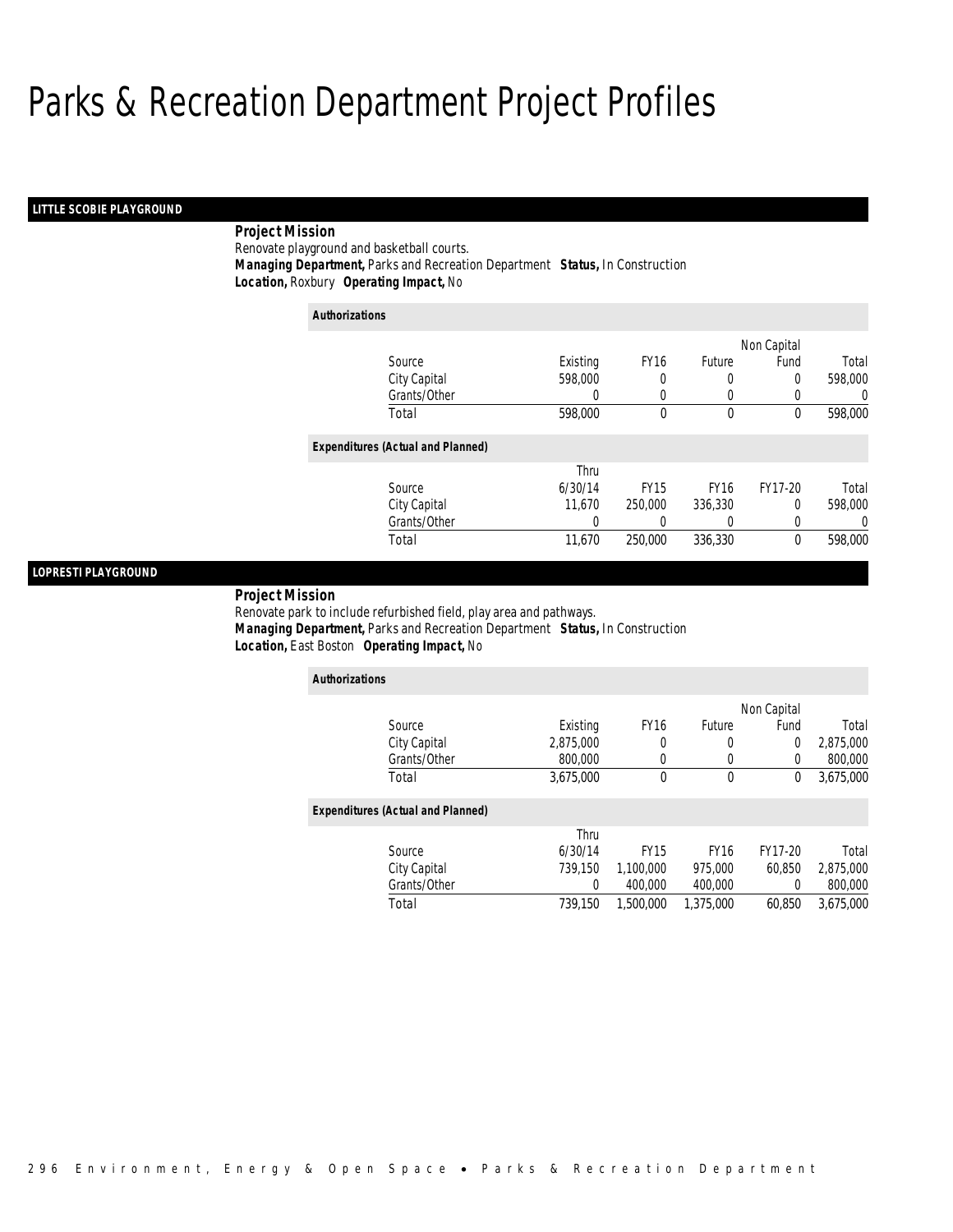# Parks & Recreation Department Project Profiles

## LITTLE SCOBIE PLAYGROUND

***Project Mission***
Renovate playground and basketball courts.
***Managing Department,*** Parks and Recreation Department ***Status,*** In Construction
***Location,*** Roxbury ***Operating Impact,*** No

***Authorizations***

| Source | Existing | FY16 | Future | Non Capital Fund | Total |
|---|---|---|---|---|---|
| City Capital | 598,000 | 0 | 0 | 0 | 598,000 |
| Grants/Other | 0 | 0 | 0 | 0 | 0 |
| Total | 598,000 | 0 | 0 | 0 | 598,000 |

***Expenditures (Actual and Planned)***

| Source | Thru 6/30/14 | FY15 | FY16 | FY17-20 | Total |
|---|---|---|---|---|---|
| City Capital | 11,670 | 250,000 | 336,330 | 0 | 598,000 |
| Grants/Other | 0 | 0 | 0 | 0 | 0 |
| Total | 11,670 | 250,000 | 336,330 | 0 | 598,000 |

## LOPRESTI PLAYGROUND

***Project Mission***
Renovate park to include refurbished field, play area and pathways.
***Managing Department,*** Parks and Recreation Department ***Status,*** In Construction
***Location,*** East Boston ***Operating Impact,*** No

***Authorizations***

| Source | Existing | FY16 | Future | Non Capital Fund | Total |
|---|---|---|---|---|---|
| City Capital | 2,875,000 | 0 | 0 | 0 | 2,875,000 |
| Grants/Other | 800,000 | 0 | 0 | 0 | 800,000 |
| Total | 3,675,000 | 0 | 0 | 0 | 3,675,000 |

***Expenditures (Actual and Planned)***

| Source | Thru 6/30/14 | FY15 | FY16 | FY17-20 | Total |
|---|---|---|---|---|---|
| City Capital | 739,150 | 1,100,000 | 975,000 | 60,850 | 2,875,000 |
| Grants/Other | 0 | 400,000 | 400,000 | 0 | 800,000 |
| Total | 739,150 | 1,500,000 | 1,375,000 | 60,850 | 3,675,000 |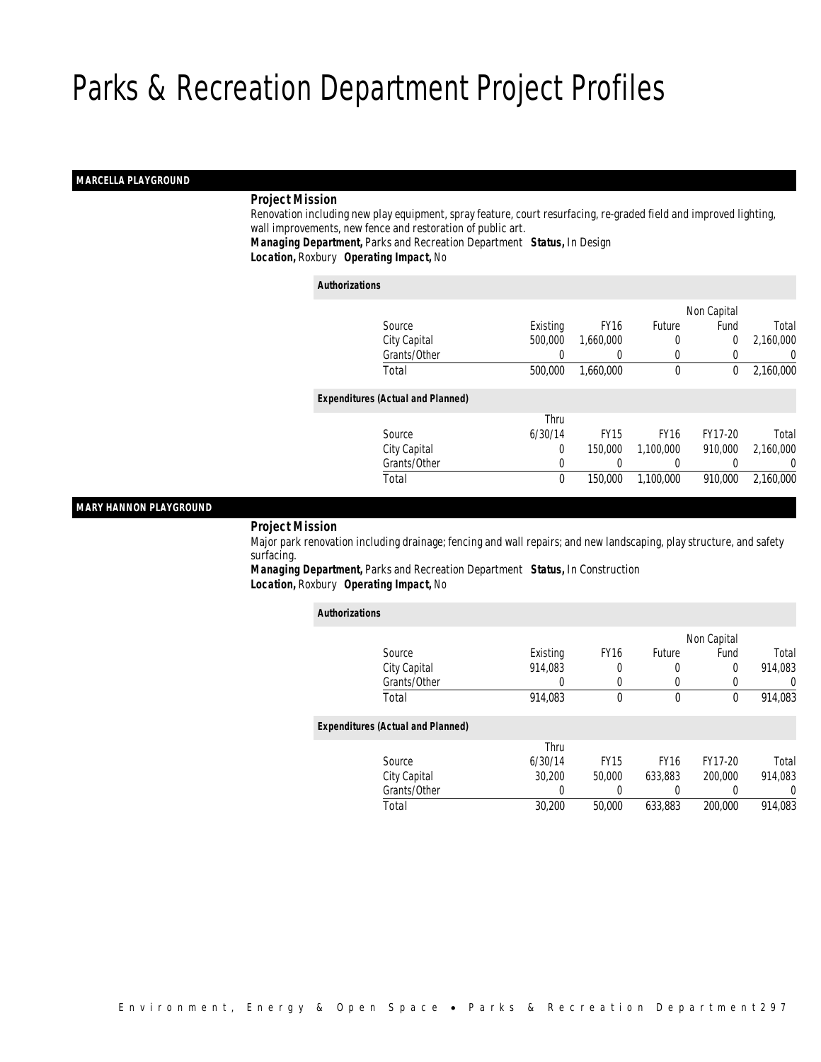# Parks & Recreation Department Project Profiles

## MARCELLA PLAYGROUND

**Project Mission**

Renovation including new play equipment, spray feature, court resurfacing, re-graded field and improved lighting, wall improvements, new fence and restoration of public art.

**Managing Department,** Parks and Recreation Department **Status,** In Design

**Location,** Roxbury **Operating Impact,** No

*Authorizations*

| Source | Existing | FY16 | Future | Non Capital Fund | Total |
|---|---|---|---|---|---|
| City Capital | 500,000 | 1,660,000 | 0 | 0 | 2,160,000 |
| Grants/Other | 0 | 0 | 0 | 0 | 0 |
| Total | 500,000 | 1,660,000 | 0 | 0 | 2,160,000 |

*Expenditures (Actual and Planned)*

| Source | Thru 6/30/14 | FY15 | FY16 | FY17-20 | Total |
|---|---|---|---|---|---|
| City Capital | 0 | 150,000 | 1,100,000 | 910,000 | 2,160,000 |
| Grants/Other | 0 | 0 | 0 | 0 | 0 |
| Total | 0 | 150,000 | 1,100,000 | 910,000 | 2,160,000 |

## MARY HANNON PLAYGROUND

**Project Mission**

Major park renovation including drainage; fencing and wall repairs; and new landscaping, play structure, and safety surfacing.

**Managing Department,** Parks and Recreation Department **Status,** In Construction

**Location,** Roxbury **Operating Impact,** No

*Authorizations*

| Source | Existing | FY16 | Future | Non Capital Fund | Total |
|---|---|---|---|---|---|
| City Capital | 914,083 | 0 | 0 | 0 | 914,083 |
| Grants/Other | 0 | 0 | 0 | 0 | 0 |
| Total | 914,083 | 0 | 0 | 0 | 914,083 |

*Expenditures (Actual and Planned)*

| Source | Thru 6/30/14 | FY15 | FY16 | FY17-20 | Total |
|---|---|---|---|---|---|
| City Capital | 30,200 | 50,000 | 633,883 | 200,000 | 914,083 |
| Grants/Other | 0 | 0 | 0 | 0 | 0 |
| Total | 30,200 | 50,000 | 633,883 | 200,000 | 914,083 |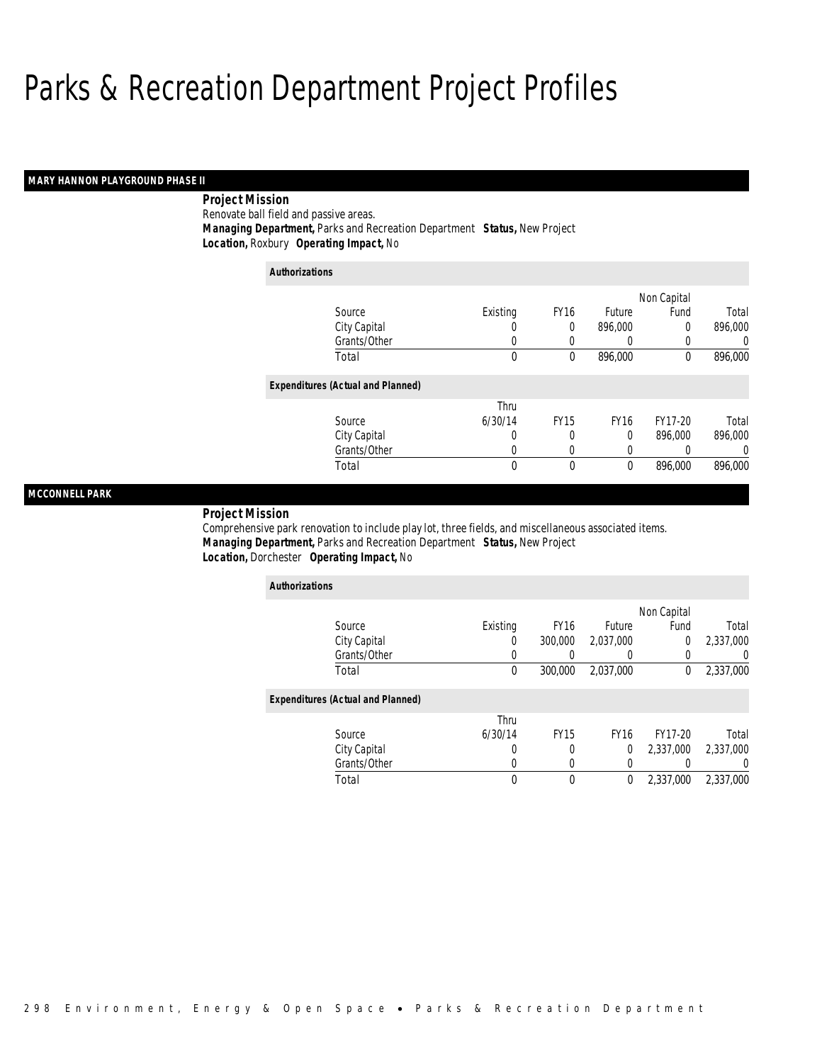# Parks & Recreation Department Project Profiles

## MARY HANNON PLAYGROUND PHASE II

**Project Mission**
Renovate ball field and passive areas.
***Managing Department,*** Parks and Recreation Department ***Status,*** New Project
***Location,*** Roxbury ***Operating Impact,*** No

***Authorizations***

| Source | Existing | FY16 | Future | Non Capital Fund | Total |
|---|---|---|---|---|---|
| City Capital | 0 | 0 | 896,000 | 0 | 896,000 |
| Grants/Other | 0 | 0 | 0 | 0 | 0 |
| Total | 0 | 0 | 896,000 | 0 | 896,000 |

***Expenditures (Actual and Planned)***

| Source | Thru 6/30/14 | FY15 | FY16 | FY17-20 | Total |
|---|---|---|---|---|---|
| City Capital | 0 | 0 | 0 | 896,000 | 896,000 |
| Grants/Other | 0 | 0 | 0 | 0 | 0 |
| Total | 0 | 0 | 0 | 896,000 | 896,000 |

## MCCONNELL PARK

**Project Mission**
Comprehensive park renovation to include play lot, three fields, and miscellaneous associated items.
***Managing Department,*** Parks and Recreation Department ***Status,*** New Project
***Location,*** Dorchester ***Operating Impact,*** No

***Authorizations***

| Source | Existing | FY16 | Future | Non Capital Fund | Total |
|---|---|---|---|---|---|
| City Capital | 0 | 300,000 | 2,037,000 | 0 | 2,337,000 |
| Grants/Other | 0 | 0 | 0 | 0 | 0 |
| Total | 0 | 300,000 | 2,037,000 | 0 | 2,337,000 |

***Expenditures (Actual and Planned)***

| Source | Thru 6/30/14 | FY15 | FY16 | FY17-20 | Total |
|---|---|---|---|---|---|
| City Capital | 0 | 0 | 0 | 2,337,000 | 2,337,000 |
| Grants/Other | 0 | 0 | 0 | 0 | 0 |
| Total | 0 | 0 | 0 | 2,337,000 | 2,337,000 |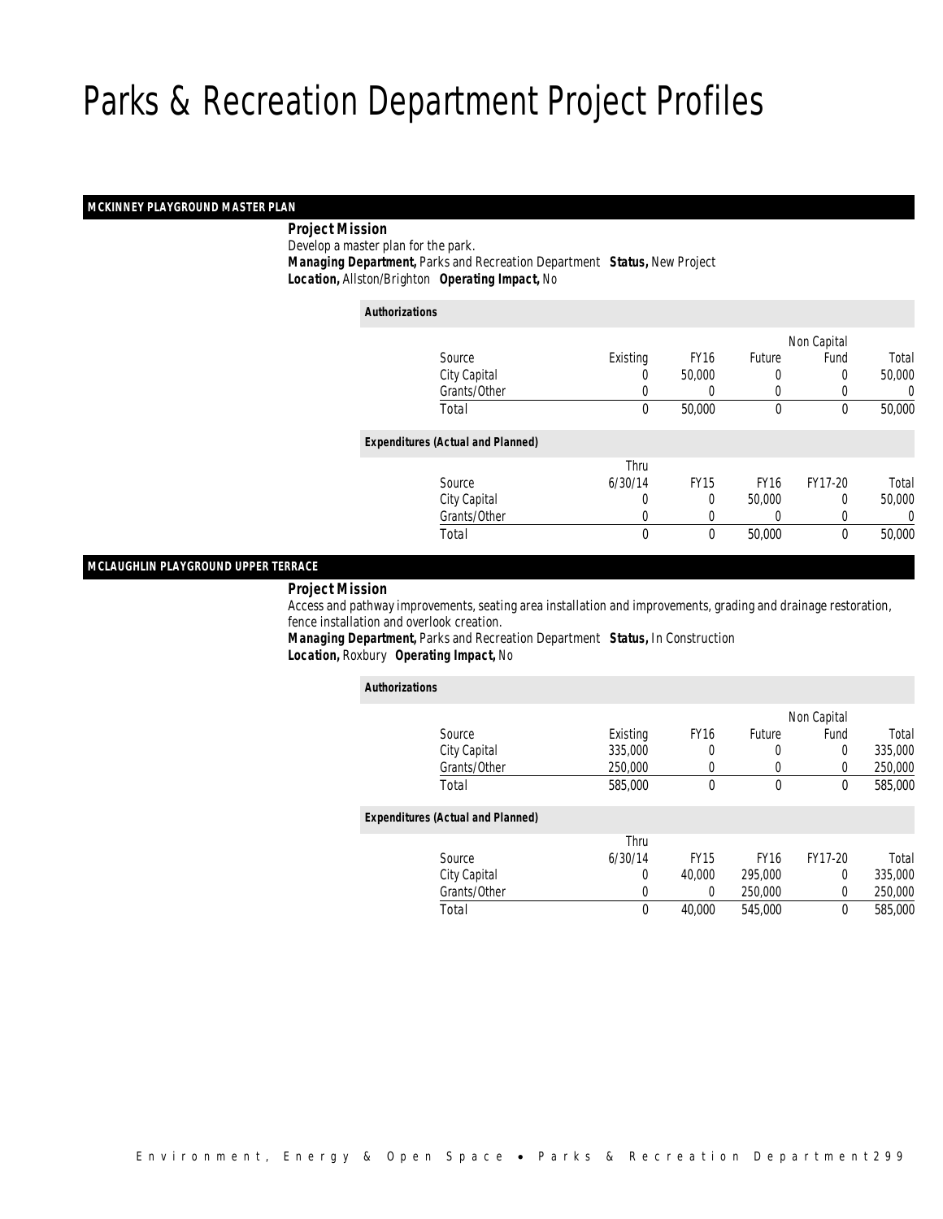# Parks & Recreation Department Project Profiles

## MCKINNEY PLAYGROUND MASTER PLAN

**Project Mission**

Develop a master plan for the park.

**Managing Department,** Parks and Recreation Department **Status,** New Project

**Location,** Allston/Brighton **Operating Impact,** No

**Authorizations**

| Source | Existing | FY16 | Future | Non Capital Fund | Total |
|---|---|---|---|---|---|
| City Capital | 0 | 50,000 | 0 | 0 | 50,000 |
| Grants/Other | 0 | 0 | 0 | 0 | 0 |
| Total | 0 | 50,000 | 0 | 0 | 50,000 |

**Expenditures (Actual and Planned)**

| Source | Thru 6/30/14 | FY15 | FY16 | FY17-20 | Total |
|---|---|---|---|---|---|
| City Capital | 0 | 0 | 50,000 | 0 | 50,000 |
| Grants/Other | 0 | 0 | 0 | 0 | 0 |
| Total | 0 | 0 | 50,000 | 0 | 50,000 |

## MCLAUGHLIN PLAYGROUND UPPER TERRACE

**Project Mission**

Access and pathway improvements, seating area installation and improvements, grading and drainage restoration, fence installation and overlook creation.

**Managing Department,** Parks and Recreation Department **Status,** In Construction

**Location,** Roxbury **Operating Impact,** No

**Authorizations**

| Source | Existing | FY16 | Future | Non Capital Fund | Total |
|---|---|---|---|---|---|
| City Capital | 335,000 | 0 | 0 | 0 | 335,000 |
| Grants/Other | 250,000 | 0 | 0 | 0 | 250,000 |
| Total | 585,000 | 0 | 0 | 0 | 585,000 |

**Expenditures (Actual and Planned)**

| Source | Thru 6/30/14 | FY15 | FY16 | FY17-20 | Total |
|---|---|---|---|---|---|
| City Capital | 0 | 40,000 | 295,000 | 0 | 335,000 |
| Grants/Other | 0 | 0 | 250,000 | 0 | 250,000 |
| Total | 0 | 40,000 | 545,000 | 0 | 585,000 |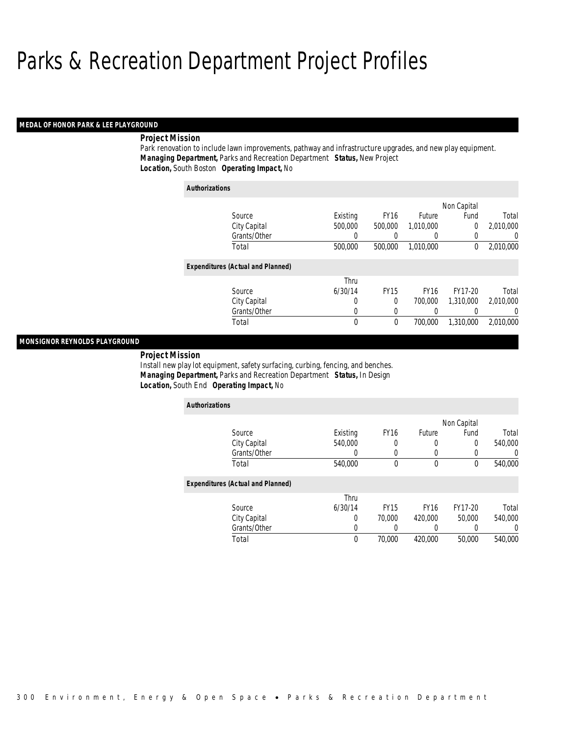# Parks & Recreation Department Project Profiles

## MEDAL OF HONOR PARK & LEE PLAYGROUND

**Project Mission**

Park renovation to include lawn improvements, pathway and infrastructure upgrades, and new play equipment.

***Managing Department,*** Parks and Recreation Department ***Status,*** New Project

***Location,*** South Boston ***Operating Impact,*** No

**Authorizations**

| Source | Existing | FY16 | Future | Non Capital Fund | Total |
|---|---|---|---|---|---|
| City Capital | 500,000 | 500,000 | 1,010,000 | 0 | 2,010,000 |
| Grants/Other | 0 | 0 | 0 | 0 | 0 |
| Total | 500,000 | 500,000 | 1,010,000 | 0 | 2,010,000 |

**Expenditures (Actual and Planned)**

| Source | Thru 6/30/14 | FY15 | FY16 | FY17-20 | Total |
|---|---|---|---|---|---|
| City Capital | 0 | 0 | 700,000 | 1,310,000 | 2,010,000 |
| Grants/Other | 0 | 0 | 0 | 0 | 0 |
| Total | 0 | 0 | 700,000 | 1,310,000 | 2,010,000 |

## MONSIGNOR REYNOLDS PLAYGROUND

**Project Mission**

Install new play lot equipment, safety surfacing, curbing, fencing, and benches.

***Managing Department,*** Parks and Recreation Department ***Status,*** In Design

***Location,*** South End ***Operating Impact,*** No

**Authorizations**

| Source | Existing | FY16 | Future | Non Capital Fund | Total |
|---|---|---|---|---|---|
| City Capital | 540,000 | 0 | 0 | 0 | 540,000 |
| Grants/Other | 0 | 0 | 0 | 0 | 0 |
| Total | 540,000 | 0 | 0 | 0 | 540,000 |

**Expenditures (Actual and Planned)**

| Source | Thru 6/30/14 | FY15 | FY16 | FY17-20 | Total |
|---|---|---|---|---|---|
| City Capital | 0 | 70,000 | 420,000 | 50,000 | 540,000 |
| Grants/Other | 0 | 0 | 0 | 0 | 0 |
| Total | 0 | 70,000 | 420,000 | 50,000 | 540,000 |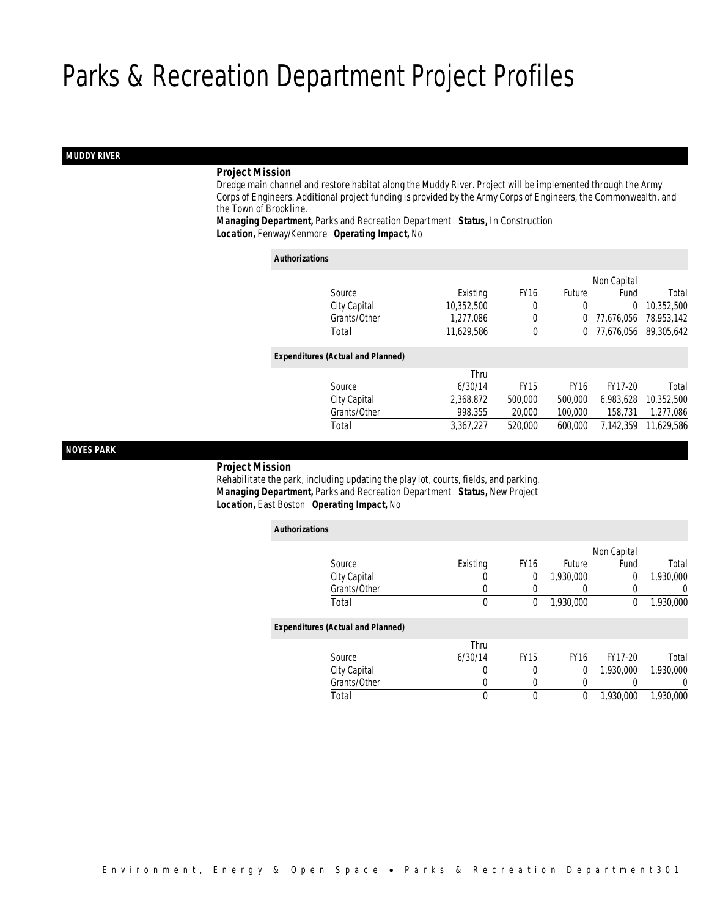# Parks & Recreation Department Project Profiles

## MUDDY RIVER

**Project Mission**

Dredge main channel and restore habitat along the Muddy River. Project will be implemented through the Army Corps of Engineers. Additional project funding is provided by the Army Corps of Engineers, the Commonwealth, and the Town of Brookline.

***Managing Department,*** Parks and Recreation Department ***Status,*** In Construction
***Location,*** Fenway/Kenmore ***Operating Impact,*** No

***Authorizations***

| Source | Existing | FY16 | Future | Non Capital Fund | Total |
|---|---|---|---|---|---|
| City Capital | 10,352,500 | 0 | 0 | 0 | 10,352,500 |
| Grants/Other | 1,277,086 | 0 | 0 | 77,676,056 | 78,953,142 |
| Total | 11,629,586 | 0 | 0 | 77,676,056 | 89,305,642 |

***Expenditures (Actual and Planned)***

| Source | Thru 6/30/14 | FY15 | FY16 | FY17-20 | Total |
|---|---|---|---|---|---|
| City Capital | 2,368,872 | 500,000 | 500,000 | 6,983,628 | 10,352,500 |
| Grants/Other | 998,355 | 20,000 | 100,000 | 158,731 | 1,277,086 |
| Total | 3,367,227 | 520,000 | 600,000 | 7,142,359 | 11,629,586 |

## NOYES PARK

**Project Mission**

Rehabilitate the park, including updating the play lot, courts, fields, and parking.

***Managing Department,*** Parks and Recreation Department ***Status,*** New Project
***Location,*** East Boston ***Operating Impact,*** No

***Authorizations***

| Source | Existing | FY16 | Future | Non Capital Fund | Total |
|---|---|---|---|---|---|
| City Capital | 0 | 0 | 1,930,000 | 0 | 1,930,000 |
| Grants/Other | 0 | 0 | 0 | 0 | 0 |
| Total | 0 | 0 | 1,930,000 | 0 | 1,930,000 |

***Expenditures (Actual and Planned)***

| Source | Thru 6/30/14 | FY15 | FY16 | FY17-20 | Total |
|---|---|---|---|---|---|
| City Capital | 0 | 0 | 0 | 1,930,000 | 1,930,000 |
| Grants/Other | 0 | 0 | 0 | 0 | 0 |
| Total | 0 | 0 | 0 | 1,930,000 | 1,930,000 |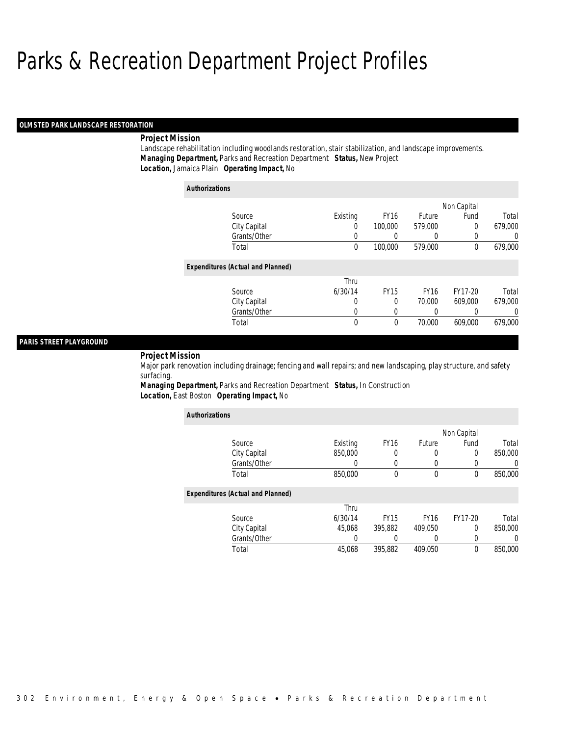# Parks & Recreation Department Project Profiles

## OLMSTED PARK LANDSCAPE RESTORATION

**Project Mission**

Landscape rehabilitation including woodlands restoration, stair stabilization, and landscape improvements.

***Managing Department,*** Parks and Recreation Department ***Status,*** New Project

***Location,*** Jamaica Plain ***Operating Impact,*** No

**Authorizations**

| Source | Existing | FY16 | Future | Non Capital Fund | Total |
|---|---|---|---|---|---|
| City Capital | 0 | 100,000 | 579,000 | 0 | 679,000 |
| Grants/Other | 0 | 0 | 0 | 0 | 0 |
| Total | 0 | 100,000 | 579,000 | 0 | 679,000 |

**Expenditures (Actual and Planned)**

| Source | Thru 6/30/14 | FY15 | FY16 | FY17-20 | Total |
|---|---|---|---|---|---|
| City Capital | 0 | 0 | 70,000 | 609,000 | 679,000 |
| Grants/Other | 0 | 0 | 0 | 0 | 0 |
| Total | 0 | 0 | 70,000 | 609,000 | 679,000 |

## PARIS STREET PLAYGROUND

**Project Mission**

Major park renovation including drainage; fencing and wall repairs; and new landscaping, play structure, and safety surfacing.

***Managing Department,*** Parks and Recreation Department ***Status,*** In Construction

***Location,*** East Boston ***Operating Impact,*** No

**Authorizations**

| Source | Existing | FY16 | Future | Non Capital Fund | Total |
|---|---|---|---|---|---|
| City Capital | 850,000 | 0 | 0 | 0 | 850,000 |
| Grants/Other | 0 | 0 | 0 | 0 | 0 |
| Total | 850,000 | 0 | 0 | 0 | 850,000 |

**Expenditures (Actual and Planned)**

| Source | Thru 6/30/14 | FY15 | FY16 | FY17-20 | Total |
|---|---|---|---|---|---|
| City Capital | 45,068 | 395,882 | 409,050 | 0 | 850,000 |
| Grants/Other | 0 | 0 | 0 | 0 | 0 |
| Total | 45,068 | 395,882 | 409,050 | 0 | 850,000 |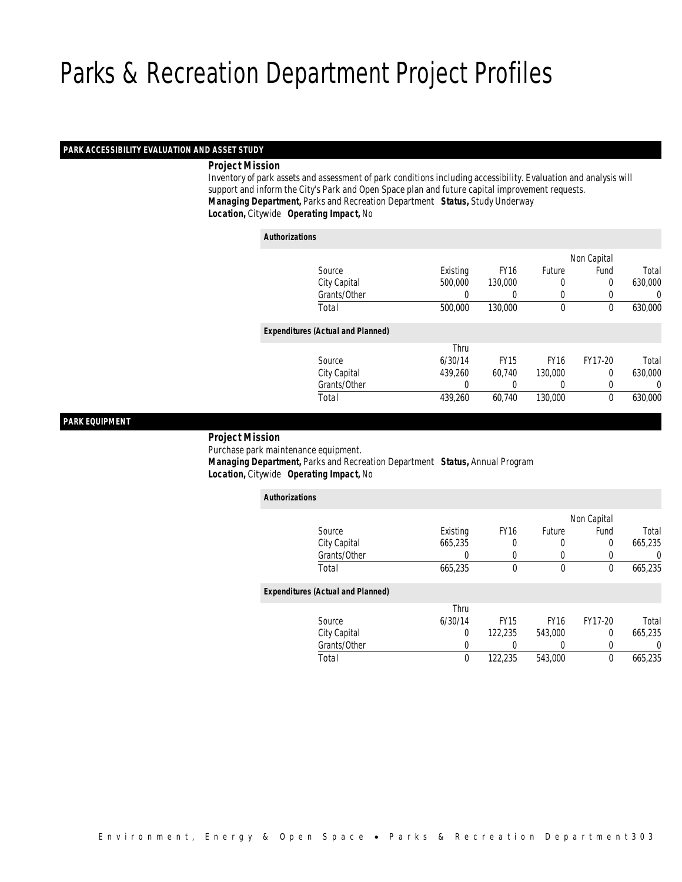# Parks & Recreation Department Project Profiles

## PARK ACCESSIBILITY EVALUATION AND ASSET STUDY

***Project Mission***

Inventory of park assets and assessment of park conditions including accessibility. Evaluation and analysis will support and inform the City's Park and Open Space plan and future capital improvement requests.

***Managing Department,*** Parks and Recreation Department ***Status,*** Study Underway

***Location,*** Citywide ***Operating Impact,*** No

***Authorizations***

| Source | Existing | FY16 | Future | Non Capital Fund | Total |
|---|---|---|---|---|---|
| City Capital | 500,000 | 130,000 | 0 | 0 | 630,000 |
| Grants/Other | 0 | 0 | 0 | 0 | 0 |
| Total | 500,000 | 130,000 | 0 | 0 | 630,000 |

***Expenditures (Actual and Planned)***

| Source | Thru 6/30/14 | FY15 | FY16 | FY17-20 | Total |
|---|---|---|---|---|---|
| City Capital | 439,260 | 60,740 | 130,000 | 0 | 630,000 |
| Grants/Other | 0 | 0 | 0 | 0 | 0 |
| Total | 439,260 | 60,740 | 130,000 | 0 | 630,000 |

## PARK EQUIPMENT

***Project Mission***

Purchase park maintenance equipment.

***Managing Department,*** Parks and Recreation Department ***Status,*** Annual Program

***Location,*** Citywide ***Operating Impact,*** No

***Authorizations***

| Source | Existing | FY16 | Future | Non Capital Fund | Total |
|---|---|---|---|---|---|
| City Capital | 665,235 | 0 | 0 | 0 | 665,235 |
| Grants/Other | 0 | 0 | 0 | 0 | 0 |
| Total | 665,235 | 0 | 0 | 0 | 665,235 |

***Expenditures (Actual and Planned)***

| Source | Thru 6/30/14 | FY15 | FY16 | FY17-20 | Total |
|---|---|---|---|---|---|
| City Capital | 0 | 122,235 | 543,000 | 0 | 665,235 |
| Grants/Other | 0 | 0 | 0 | 0 | 0 |
| Total | 0 | 122,235 | 543,000 | 0 | 665,235 |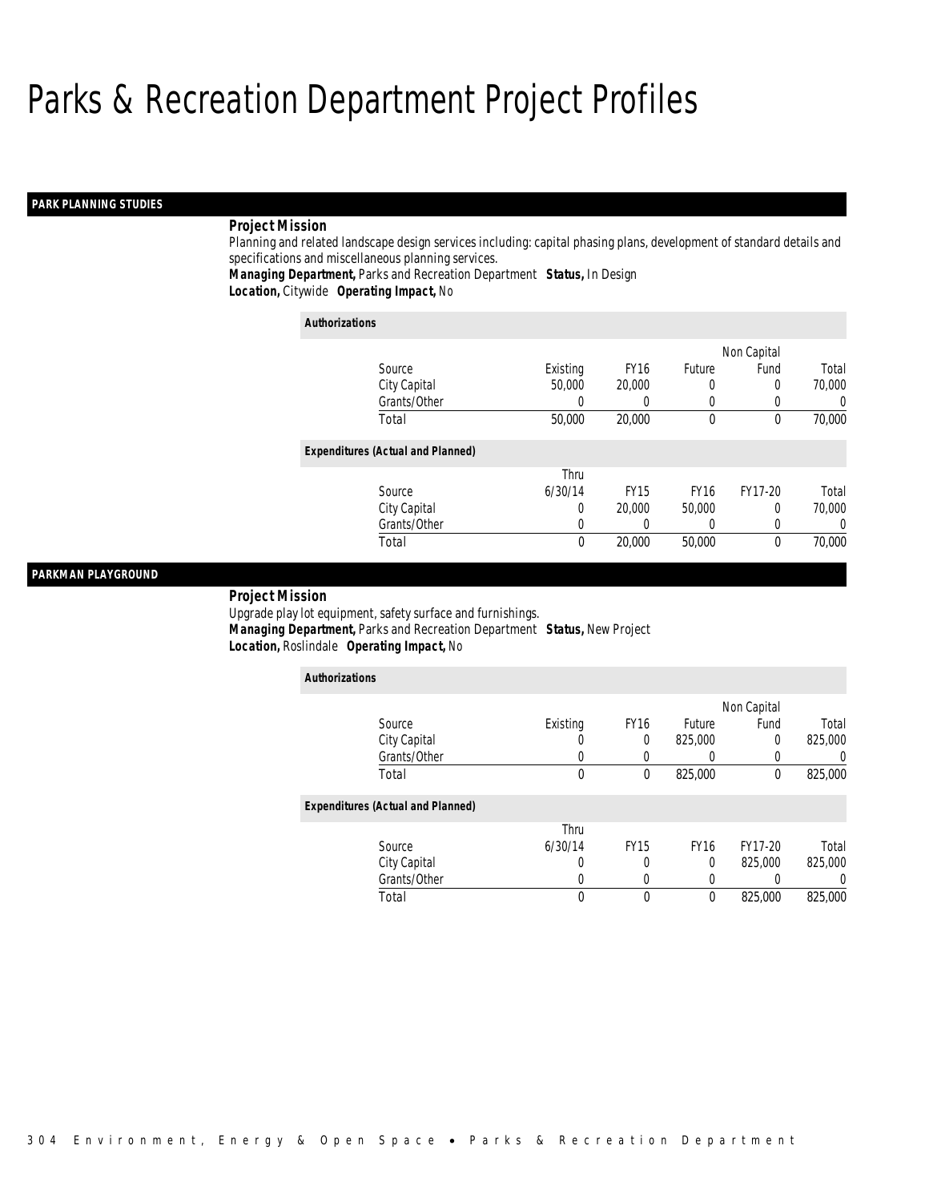# Parks & Recreation Department Project Profiles

## PARK PLANNING STUDIES

**Project Mission**

Planning and related landscape design services including: capital phasing plans, development of standard details and specifications and miscellaneous planning services.

***Managing Department,*** Parks and Recreation Department ***Status,*** In Design

***Location,*** Citywide ***Operating Impact,*** No

***Authorizations***

| Source | Existing | FY16 | Future | Non Capital Fund | Total |
|---|---|---|---|---|---|
| City Capital | 50,000 | 20,000 | 0 | 0 | 70,000 |
| Grants/Other | 0 | 0 | 0 | 0 | 0 |
| Total | 50,000 | 20,000 | 0 | 0 | 70,000 |

***Expenditures (Actual and Planned)***

| Source | Thru 6/30/14 | FY15 | FY16 | FY17-20 | Total |
|---|---|---|---|---|---|
| City Capital | 0 | 20,000 | 50,000 | 0 | 70,000 |
| Grants/Other | 0 | 0 | 0 | 0 | 0 |
| Total | 0 | 20,000 | 50,000 | 0 | 70,000 |

## PARKMAN PLAYGROUND

**Project Mission**

Upgrade play lot equipment, safety surface and furnishings.

***Managing Department,*** Parks and Recreation Department ***Status,*** New Project

***Location,*** Roslindale ***Operating Impact,*** No

***Authorizations***

| Source | Existing | FY16 | Future | Non Capital Fund | Total |
|---|---|---|---|---|---|
| City Capital | 0 | 0 | 825,000 | 0 | 825,000 |
| Grants/Other | 0 | 0 | 0 | 0 | 0 |
| Total | 0 | 0 | 825,000 | 0 | 825,000 |

***Expenditures (Actual and Planned)***

| Source | Thru 6/30/14 | FY15 | FY16 | FY17-20 | Total |
|---|---|---|---|---|---|
| City Capital | 0 | 0 | 0 | 825,000 | 825,000 |
| Grants/Other | 0 | 0 | 0 | 0 | 0 |
| Total | 0 | 0 | 0 | 825,000 | 825,000 |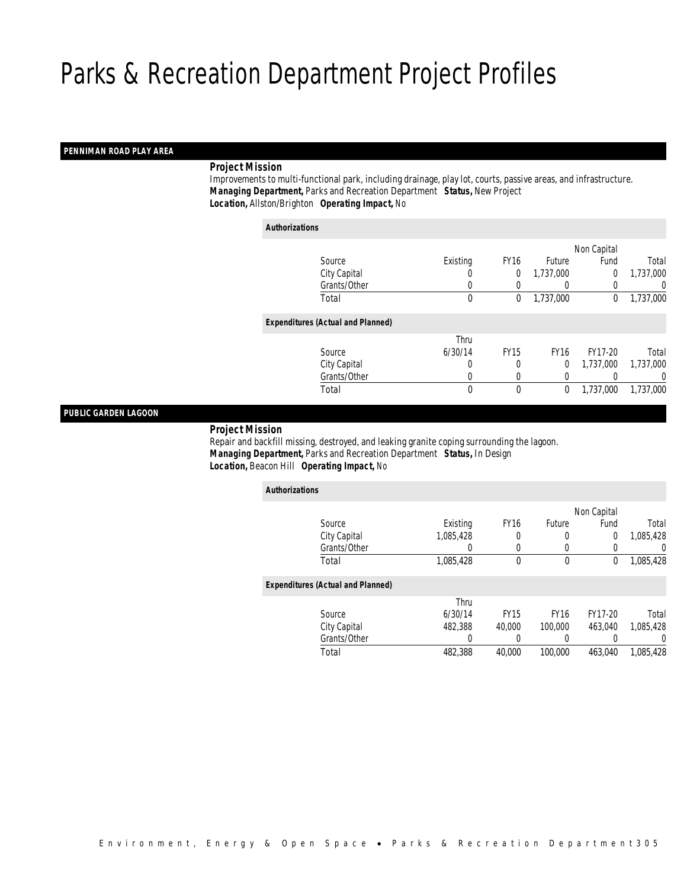# Parks & Recreation Department Project Profiles

## PENNIMAN ROAD PLAY AREA

**Project Mission**

Improvements to multi-functional park, including drainage, play lot, courts, passive areas, and infrastructure.

***Managing Department,*** Parks and Recreation Department ***Status,*** New Project

***Location,*** Allston/Brighton ***Operating Impact,*** No

***Authorizations***

| Source | Existing | FY16 | Future | Non Capital Fund | Total |
|---|---|---|---|---|---|
| City Capital | 0 | 0 | 1,737,000 | 0 | 1,737,000 |
| Grants/Other | 0 | 0 | 0 | 0 | 0 |
| Total | 0 | 0 | 1,737,000 | 0 | 1,737,000 |

***Expenditures (Actual and Planned)***

| Source | Thru 6/30/14 | FY15 | FY16 | FY17-20 | Total |
|---|---|---|---|---|---|
| City Capital | 0 | 0 | 0 | 1,737,000 | 1,737,000 |
| Grants/Other | 0 | 0 | 0 | 0 | 0 |
| Total | 0 | 0 | 0 | 1,737,000 | 1,737,000 |

## PUBLIC GARDEN LAGOON

**Project Mission**

Repair and backfill missing, destroyed, and leaking granite coping surrounding the lagoon.

***Managing Department,*** Parks and Recreation Department ***Status,*** In Design

***Location,*** Beacon Hill ***Operating Impact,*** No

***Authorizations***

| Source | Existing | FY16 | Future | Non Capital Fund | Total |
|---|---|---|---|---|---|
| City Capital | 1,085,428 | 0 | 0 | 0 | 1,085,428 |
| Grants/Other | 0 | 0 | 0 | 0 | 0 |
| Total | 1,085,428 | 0 | 0 | 0 | 1,085,428 |

***Expenditures (Actual and Planned)***

| Source | Thru 6/30/14 | FY15 | FY16 | FY17-20 | Total |
|---|---|---|---|---|---|
| City Capital | 482,388 | 40,000 | 100,000 | 463,040 | 1,085,428 |
| Grants/Other | 0 | 0 | 0 | 0 | 0 |
| Total | 482,388 | 40,000 | 100,000 | 463,040 | 1,085,428 |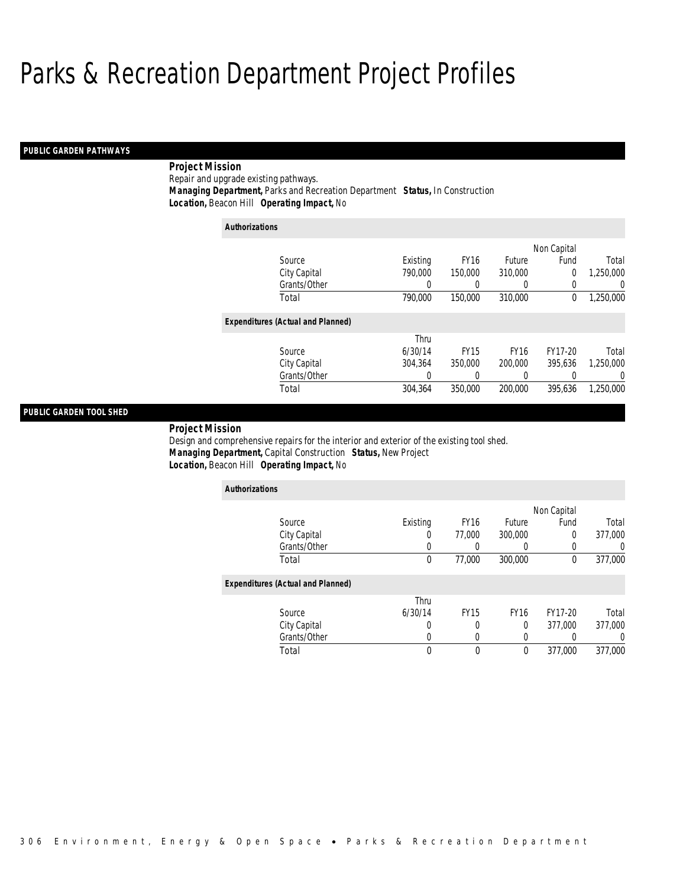# Parks & Recreation Department Project Profiles

## PUBLIC GARDEN PATHWAYS

***Project Mission***

Repair and upgrade existing pathways.

***Managing Department,*** Parks and Recreation Department ***Status,*** In Construction

***Location,*** Beacon Hill ***Operating Impact,*** No

***Authorizations***

| Source | Existing | FY16 | Future | Non Capital Fund | Total |
|---|---|---|---|---|---|
| City Capital | 790,000 | 150,000 | 310,000 | 0 | 1,250,000 |
| Grants/Other | 0 | 0 | 0 | 0 | 0 |
| Total | 790,000 | 150,000 | 310,000 | 0 | 1,250,000 |

***Expenditures (Actual and Planned)***

| Source | Thru 6/30/14 | FY15 | FY16 | FY17-20 | Total |
|---|---|---|---|---|---|
| City Capital | 304,364 | 350,000 | 200,000 | 395,636 | 1,250,000 |
| Grants/Other | 0 | 0 | 0 | 0 | 0 |
| Total | 304,364 | 350,000 | 200,000 | 395,636 | 1,250,000 |

## PUBLIC GARDEN TOOL SHED

***Project Mission***

Design and comprehensive repairs for the interior and exterior of the existing tool shed.

***Managing Department,*** Capital Construction ***Status,*** New Project

***Location,*** Beacon Hill ***Operating Impact,*** No

***Authorizations***

| Source | Existing | FY16 | Future | Non Capital Fund | Total |
|---|---|---|---|---|---|
| City Capital | 0 | 77,000 | 300,000 | 0 | 377,000 |
| Grants/Other | 0 | 0 | 0 | 0 | 0 |
| Total | 0 | 77,000 | 300,000 | 0 | 377,000 |

***Expenditures (Actual and Planned)***

| Source | Thru 6/30/14 | FY15 | FY16 | FY17-20 | Total |
|---|---|---|---|---|---|
| City Capital | 0 | 0 | 0 | 377,000 | 377,000 |
| Grants/Other | 0 | 0 | 0 | 0 | 0 |
| Total | 0 | 0 | 0 | 377,000 | 377,000 |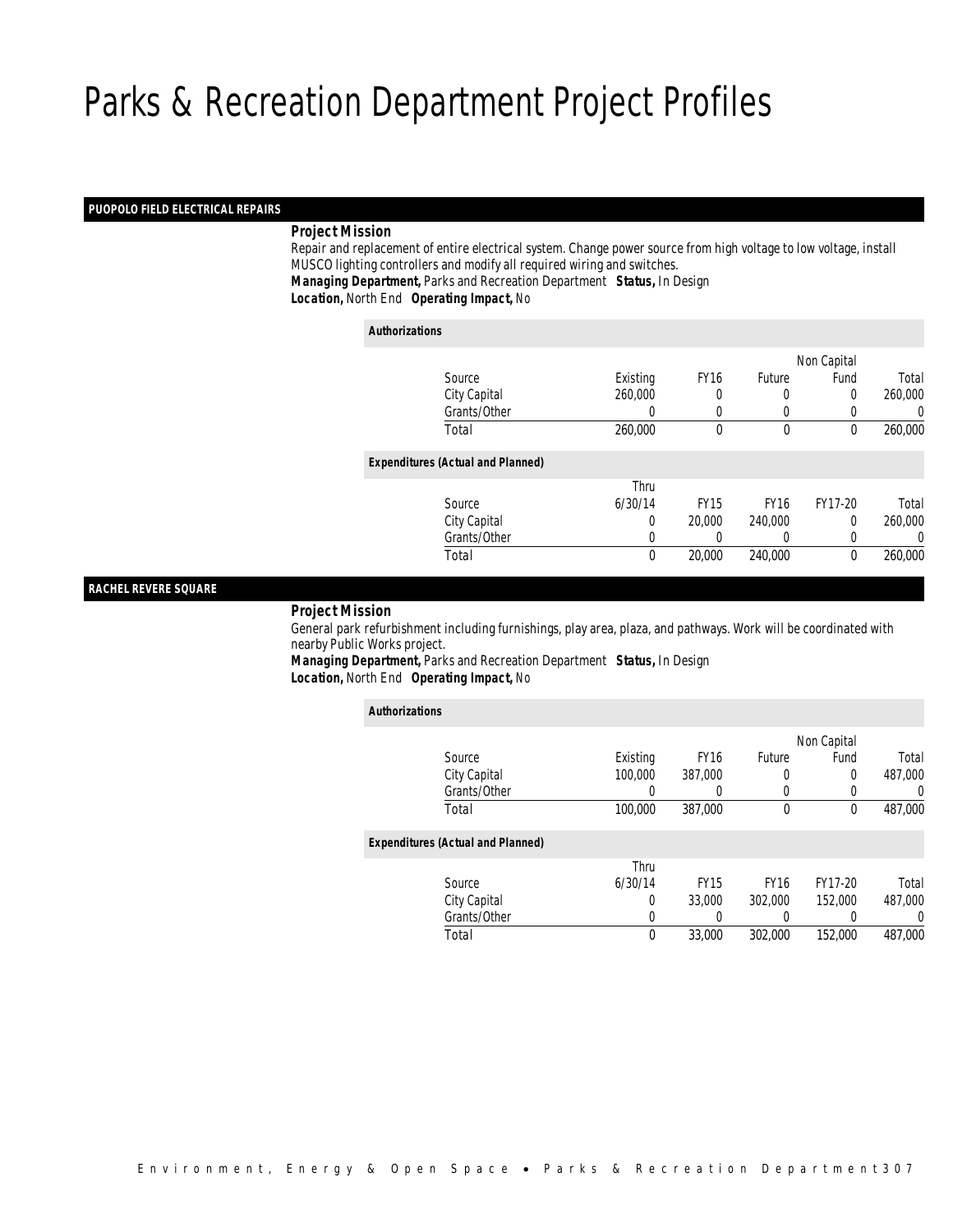# Parks & Recreation Department Project Profiles

## PUOPOLO FIELD ELECTRICAL REPAIRS

***Project Mission***

Repair and replacement of entire electrical system. Change power source from high voltage to low voltage, install MUSCO lighting controllers and modify all required wiring and switches.

***Managing Department,*** Parks and Recreation Department ***Status,*** In Design

***Location,*** North End ***Operating Impact,*** No

***Authorizations***

| Source | Existing | FY16 | Future | Non Capital Fund | Total |
|---|---|---|---|---|---|
| City Capital | 260,000 | 0 | 0 | 0 | 260,000 |
| Grants/Other | 0 | 0 | 0 | 0 | 0 |
| Total | 260,000 | 0 | 0 | 0 | 260,000 |

***Expenditures (Actual and Planned)***

| Source | Thru 6/30/14 | FY15 | FY16 | FY17-20 | Total |
|---|---|---|---|---|---|
| City Capital | 0 | 20,000 | 240,000 | 0 | 260,000 |
| Grants/Other | 0 | 0 | 0 | 0 | 0 |
| Total | 0 | 20,000 | 240,000 | 0 | 260,000 |

## RACHEL REVERE SQUARE

***Project Mission***

General park refurbishment including furnishings, play area, plaza, and pathways. Work will be coordinated with nearby Public Works project.

***Managing Department,*** Parks and Recreation Department ***Status,*** In Design

***Location,*** North End ***Operating Impact,*** No

***Authorizations***

| Source | Existing | FY16 | Future | Non Capital Fund | Total |
|---|---|---|---|---|---|
| City Capital | 100,000 | 387,000 | 0 | 0 | 487,000 |
| Grants/Other | 0 | 0 | 0 | 0 | 0 |
| Total | 100,000 | 387,000 | 0 | 0 | 487,000 |

***Expenditures (Actual and Planned)***

| Source | Thru 6/30/14 | FY15 | FY16 | FY17-20 | Total |
|---|---|---|---|---|---|
| City Capital | 0 | 33,000 | 302,000 | 152,000 | 487,000 |
| Grants/Other | 0 | 0 | 0 | 0 | 0 |
| Total | 0 | 33,000 | 302,000 | 152,000 | 487,000 |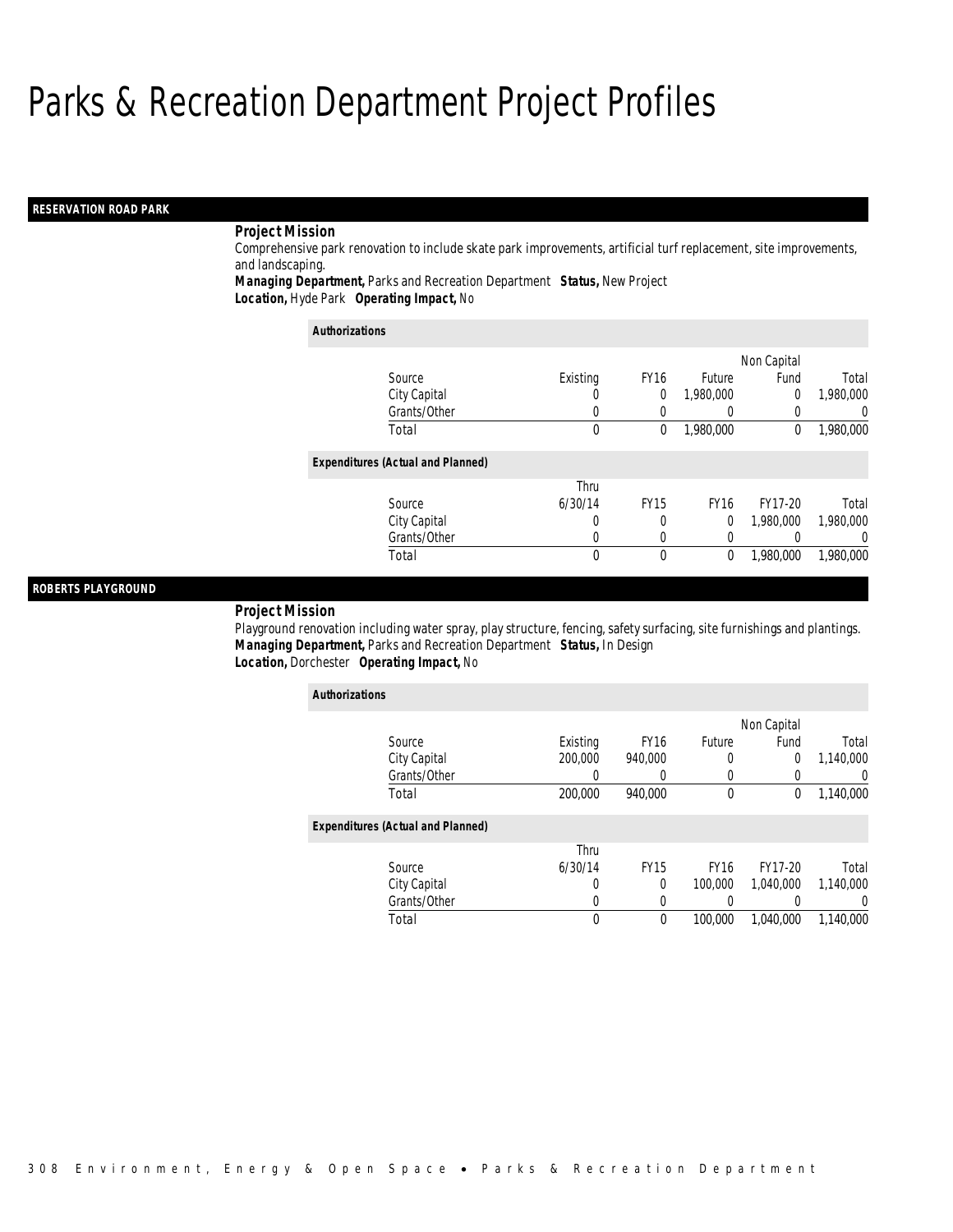# Parks & Recreation Department Project Profiles

## RESERVATION ROAD PARK

***Project Mission***

Comprehensive park renovation to include skate park improvements, artificial turf replacement, site improvements, and landscaping.

***Managing Department,*** Parks and Recreation Department ***Status,*** New Project
***Location,*** Hyde Park ***Operating Impact,*** No

***Authorizations***

| Source | Existing | FY16 | Future | Non Capital Fund | Total |
|---|---|---|---|---|---|
| City Capital | 0 | 0 | 1,980,000 | 0 | 1,980,000 |
| Grants/Other | 0 | 0 | 0 | 0 | 0 |
| Total | 0 | 0 | 1,980,000 | 0 | 1,980,000 |

***Expenditures (Actual and Planned)***

| Source | Thru 6/30/14 | FY15 | FY16 | FY17-20 | Total |
|---|---|---|---|---|---|
| City Capital | 0 | 0 | 0 | 1,980,000 | 1,980,000 |
| Grants/Other | 0 | 0 | 0 | 0 | 0 |
| Total | 0 | 0 | 0 | 1,980,000 | 1,980,000 |

## ROBERTS PLAYGROUND

***Project Mission***

Playground renovation including water spray, play structure, fencing, safety surfacing, site furnishings and plantings.

***Managing Department,*** Parks and Recreation Department ***Status,*** In Design
***Location,*** Dorchester ***Operating Impact,*** No

***Authorizations***

| Source | Existing | FY16 | Future | Non Capital Fund | Total |
|---|---|---|---|---|---|
| City Capital | 200,000 | 940,000 | 0 | 0 | 1,140,000 |
| Grants/Other | 0 | 0 | 0 | 0 | 0 |
| Total | 200,000 | 940,000 | 0 | 0 | 1,140,000 |

***Expenditures (Actual and Planned)***

| Source | Thru 6/30/14 | FY15 | FY16 | FY17-20 | Total |
|---|---|---|---|---|---|
| City Capital | 0 | 0 | 100,000 | 1,040,000 | 1,140,000 |
| Grants/Other | 0 | 0 | 0 | 0 | 0 |
| Total | 0 | 0 | 100,000 | 1,040,000 | 1,140,000 |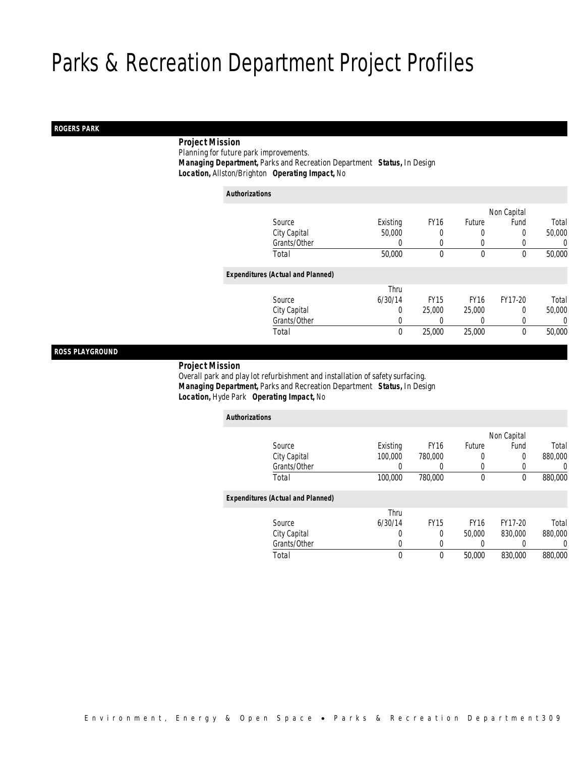# Parks & Recreation Department Project Profiles

## ROGERS PARK

**Project Mission**

Planning for future park improvements.

***Managing Department,*** Parks and Recreation Department ***Status,*** In Design

***Location,*** Allston/Brighton ***Operating Impact,*** No

**Authorizations**

| Source | Existing | FY16 | Future | Non Capital Fund | Total |
|---|---|---|---|---|---|
| City Capital | 50,000 | 0 | 0 | 0 | 50,000 |
| Grants/Other | 0 | 0 | 0 | 0 | 0 |
| Total | 50,000 | 0 | 0 | 0 | 50,000 |

**Expenditures (Actual and Planned)**

| Source | Thru 6/30/14 | FY15 | FY16 | FY17-20 | Total |
|---|---|---|---|---|---|
| City Capital | 0 | 25,000 | 25,000 | 0 | 50,000 |
| Grants/Other | 0 | 0 | 0 | 0 | 0 |
| Total | 0 | 25,000 | 25,000 | 0 | 50,000 |

## ROSS PLAYGROUND

**Project Mission**

Overall park and play lot refurbishment and installation of safety surfacing.

***Managing Department,*** Parks and Recreation Department ***Status,*** In Design

***Location,*** Hyde Park ***Operating Impact,*** No

**Authorizations**

| Source | Existing | FY16 | Future | Non Capital Fund | Total |
|---|---|---|---|---|---|
| City Capital | 100,000 | 780,000 | 0 | 0 | 880,000 |
| Grants/Other | 0 | 0 | 0 | 0 | 0 |
| Total | 100,000 | 780,000 | 0 | 0 | 880,000 |

**Expenditures (Actual and Planned)**

| Source | Thru 6/30/14 | FY15 | FY16 | FY17-20 | Total |
|---|---|---|---|---|---|
| City Capital | 0 | 0 | 50,000 | 830,000 | 880,000 |
| Grants/Other | 0 | 0 | 0 | 0 | 0 |
| Total | 0 | 0 | 50,000 | 830,000 | 880,000 |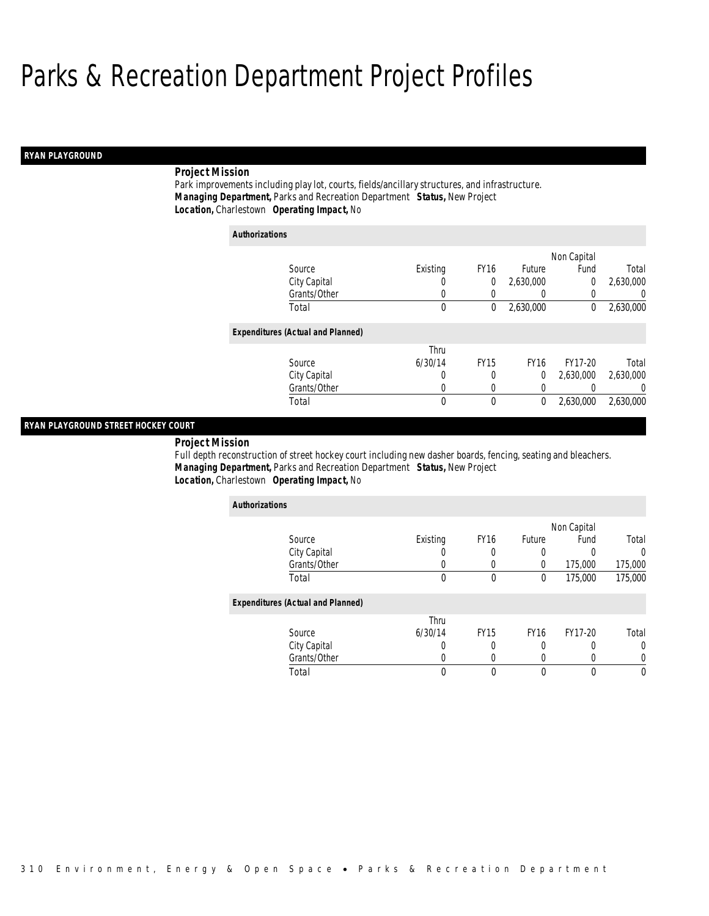# Parks & Recreation Department Project Profiles

## RYAN PLAYGROUND

**Project Mission**

Park improvements including play lot, courts, fields/ancillary structures, and infrastructure.

***Managing Department,*** Parks and Recreation Department ***Status,*** New Project

***Location,*** Charlestown ***Operating Impact,*** No

***Authorizations***

| Source | Existing | FY16 | Future | Non Capital Fund | Total |
|---|---|---|---|---|---|
| City Capital | 0 | 0 | 2,630,000 | 0 | 2,630,000 |
| Grants/Other | 0 | 0 | 0 | 0 | 0 |
| Total | 0 | 0 | 2,630,000 | 0 | 2,630,000 |

***Expenditures (Actual and Planned)***

| Source | Thru 6/30/14 | FY15 | FY16 | FY17-20 | Total |
|---|---|---|---|---|---|
| City Capital | 0 | 0 | 0 | 2,630,000 | 2,630,000 |
| Grants/Other | 0 | 0 | 0 | 0 | 0 |
| Total | 0 | 0 | 0 | 2,630,000 | 2,630,000 |

## RYAN PLAYGROUND STREET HOCKEY COURT

**Project Mission**

Full depth reconstruction of street hockey court including new dasher boards, fencing, seating and bleachers.

***Managing Department,*** Parks and Recreation Department ***Status,*** New Project

***Location,*** Charlestown ***Operating Impact,*** No

***Authorizations***

| Source | Existing | FY16 | Future | Non Capital Fund | Total |
|---|---|---|---|---|---|
| City Capital | 0 | 0 | 0 | 0 | 0 |
| Grants/Other | 0 | 0 | 0 | 175,000 | 175,000 |
| Total | 0 | 0 | 0 | 175,000 | 175,000 |

***Expenditures (Actual and Planned)***

| Source | Thru 6/30/14 | FY15 | FY16 | FY17-20 | Total |
|---|---|---|---|---|---|
| City Capital | 0 | 0 | 0 | 0 | 0 |
| Grants/Other | 0 | 0 | 0 | 0 | 0 |
| Total | 0 | 0 | 0 | 0 | 0 |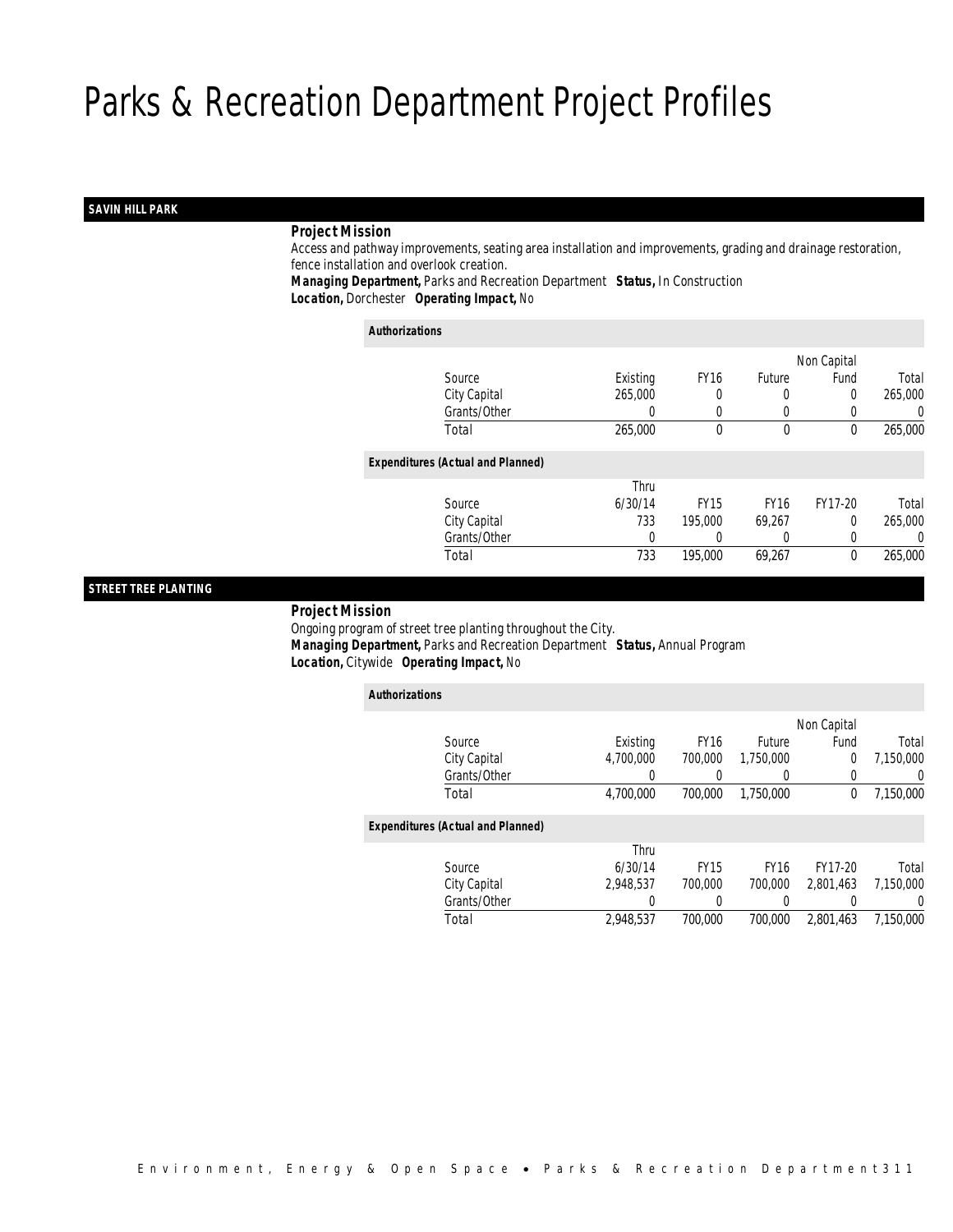# Parks & Recreation Department Project Profiles

## SAVIN HILL PARK

**Project Mission**

Access and pathway improvements, seating area installation and improvements, grading and drainage restoration, fence installation and overlook creation.

***Managing Department,*** Parks and Recreation Department ***Status,*** In Construction
***Location,*** Dorchester ***Operating Impact,*** No

***Authorizations***

| Source | Existing | FY16 | Future | Non Capital Fund | Total |
|---|---|---|---|---|---|
| City Capital | 265,000 | 0 | 0 | 0 | 265,000 |
| Grants/Other | 0 | 0 | 0 | 0 | 0 |
| Total | 265,000 | 0 | 0 | 0 | 265,000 |

***Expenditures (Actual and Planned)***

| Source | Thru 6/30/14 | FY15 | FY16 | FY17-20 | Total |
|---|---|---|---|---|---|
| City Capital | 733 | 195,000 | 69,267 | 0 | 265,000 |
| Grants/Other | 0 | 0 | 0 | 0 | 0 |
| Total | 733 | 195,000 | 69,267 | 0 | 265,000 |

## STREET TREE PLANTING

**Project Mission**

Ongoing program of street tree planting throughout the City.

***Managing Department,*** Parks and Recreation Department ***Status,*** Annual Program
***Location,*** Citywide ***Operating Impact,*** No

***Authorizations***

| Source | Existing | FY16 | Future | Non Capital Fund | Total |
|---|---|---|---|---|---|
| City Capital | 4,700,000 | 700,000 | 1,750,000 | 0 | 7,150,000 |
| Grants/Other | 0 | 0 | 0 | 0 | 0 |
| Total | 4,700,000 | 700,000 | 1,750,000 | 0 | 7,150,000 |

***Expenditures (Actual and Planned)***

| Source | Thru 6/30/14 | FY15 | FY16 | FY17-20 | Total |
|---|---|---|---|---|---|
| City Capital | 2,948,537 | 700,000 | 700,000 | 2,801,463 | 7,150,000 |
| Grants/Other | 0 | 0 | 0 | 0 | 0 |
| Total | 2,948,537 | 700,000 | 700,000 | 2,801,463 | 7,150,000 |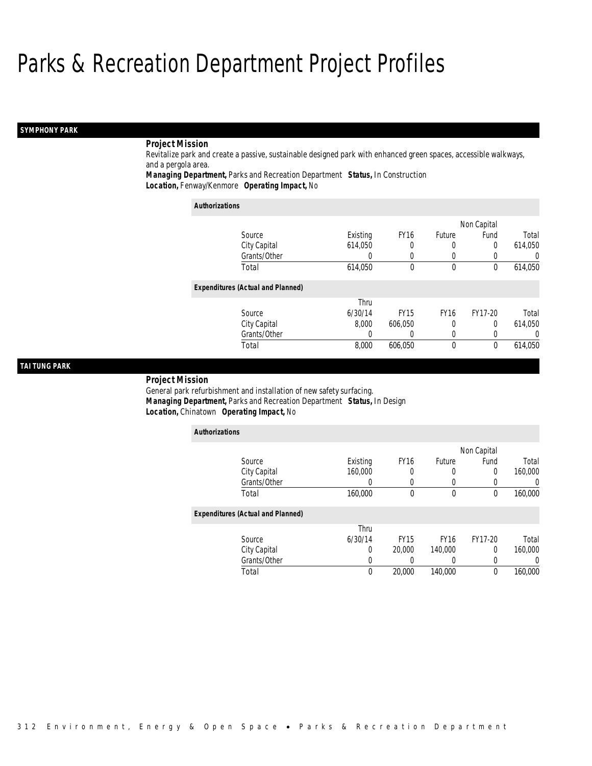# Parks & Recreation Department Project Profiles

## SYMPHONY PARK

***Project Mission***

Revitalize park and create a passive, sustainable designed park with enhanced green spaces, accessible walkways, and a pergola area.

***Managing Department,*** Parks and Recreation Department ***Status,*** In Construction
***Location,*** Fenway/Kenmore ***Operating Impact,*** No

***Authorizations***

| Source | Existing | FY16 | Future | Non Capital Fund | Total |
|---|---|---|---|---|---|
| City Capital | 614,050 | 0 | 0 | 0 | 614,050 |
| Grants/Other | 0 | 0 | 0 | 0 | 0 |
| Total | 614,050 | 0 | 0 | 0 | 614,050 |

***Expenditures (Actual and Planned)***

| Source | Thru 6/30/14 | FY15 | FY16 | FY17-20 | Total |
|---|---|---|---|---|---|
| City Capital | 8,000 | 606,050 | 0 | 0 | 614,050 |
| Grants/Other | 0 | 0 | 0 | 0 | 0 |
| Total | 8,000 | 606,050 | 0 | 0 | 614,050 |

## TAI TUNG PARK

***Project Mission***

General park refurbishment and installation of new safety surfacing.

***Managing Department,*** Parks and Recreation Department ***Status,*** In Design
***Location,*** Chinatown ***Operating Impact,*** No

***Authorizations***

| Source | Existing | FY16 | Future | Non Capital Fund | Total |
|---|---|---|---|---|---|
| City Capital | 160,000 | 0 | 0 | 0 | 160,000 |
| Grants/Other | 0 | 0 | 0 | 0 | 0 |
| Total | 160,000 | 0 | 0 | 0 | 160,000 |

***Expenditures (Actual and Planned)***

| Source | Thru 6/30/14 | FY15 | FY16 | FY17-20 | Total |
|---|---|---|---|---|---|
| City Capital | 0 | 20,000 | 140,000 | 0 | 160,000 |
| Grants/Other | 0 | 0 | 0 | 0 | 0 |
| Total | 0 | 20,000 | 140,000 | 0 | 160,000 |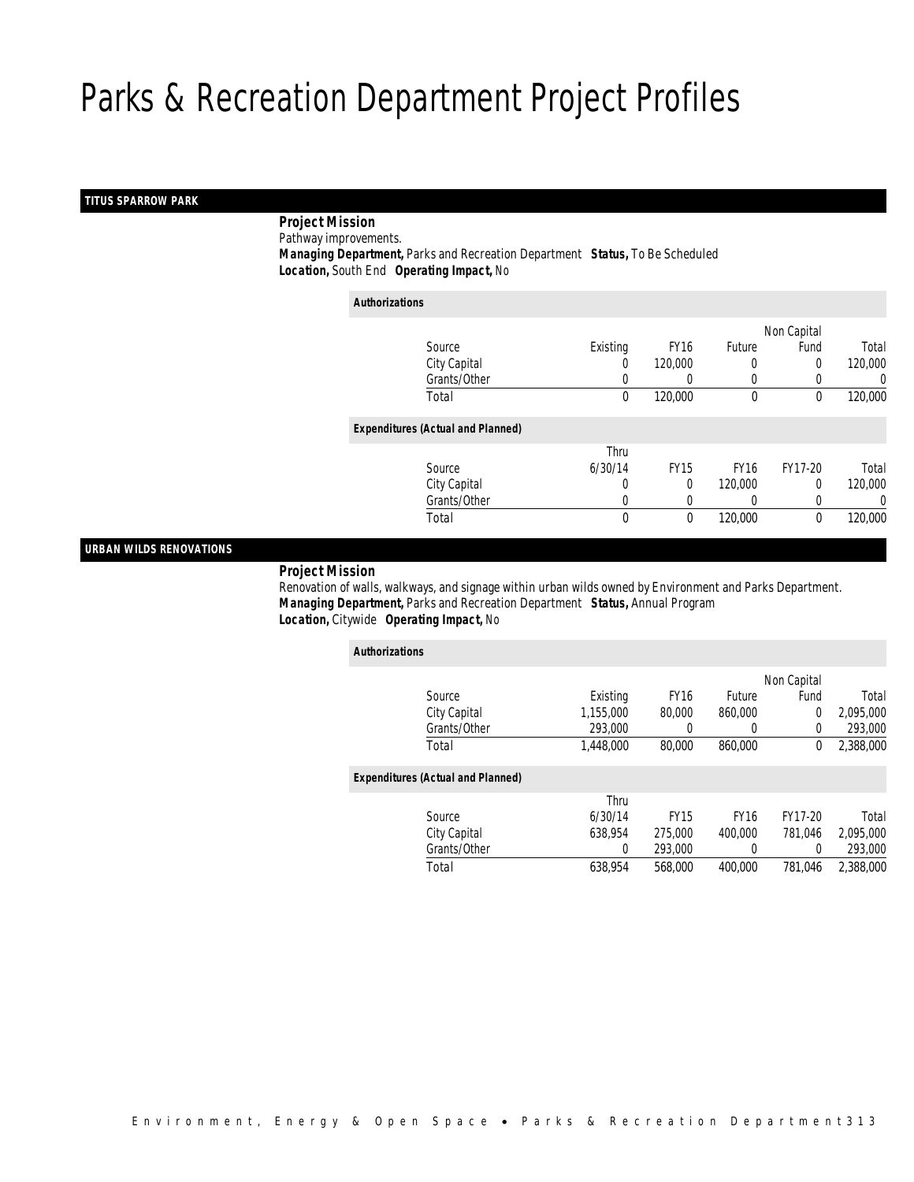# Parks & Recreation Department Project Profiles

## TITUS SPARROW PARK

**Project Mission**

Pathway improvements.

**Managing Department,** Parks and Recreation Department **Status,** To Be Scheduled

**Location,** South End **Operating Impact,** No

**Authorizations**

| Source | Existing | FY16 | Future | Non Capital Fund | Total |
|---|---|---|---|---|---|
| City Capital | 0 | 120,000 | 0 | 0 | 120,000 |
| Grants/Other | 0 | 0 | 0 | 0 | 0 |
| Total | 0 | 120,000 | 0 | 0 | 120,000 |

**Expenditures (Actual and Planned)**

| Source | Thru 6/30/14 | FY15 | FY16 | FY17-20 | Total |
|---|---|---|---|---|---|
| City Capital | 0 | 0 | 120,000 | 0 | 120,000 |
| Grants/Other | 0 | 0 | 0 | 0 | 0 |
| Total | 0 | 0 | 120,000 | 0 | 120,000 |

## URBAN WILDS RENOVATIONS

**Project Mission**

Renovation of walls, walkways, and signage within urban wilds owned by Environment and Parks Department.

**Managing Department,** Parks and Recreation Department **Status,** Annual Program

**Location,** Citywide **Operating Impact,** No

**Authorizations**

| Source | Existing | FY16 | Future | Non Capital Fund | Total |
|---|---|---|---|---|---|
| City Capital | 1,155,000 | 80,000 | 860,000 | 0 | 2,095,000 |
| Grants/Other | 293,000 | 0 | 0 | 0 | 293,000 |
| Total | 1,448,000 | 80,000 | 860,000 | 0 | 2,388,000 |

**Expenditures (Actual and Planned)**

| Source | Thru 6/30/14 | FY15 | FY16 | FY17-20 | Total |
|---|---|---|---|---|---|
| City Capital | 638,954 | 275,000 | 400,000 | 781,046 | 2,095,000 |
| Grants/Other | 0 | 293,000 | 0 | 0 | 293,000 |
| Total | 638,954 | 568,000 | 400,000 | 781,046 | 2,388,000 |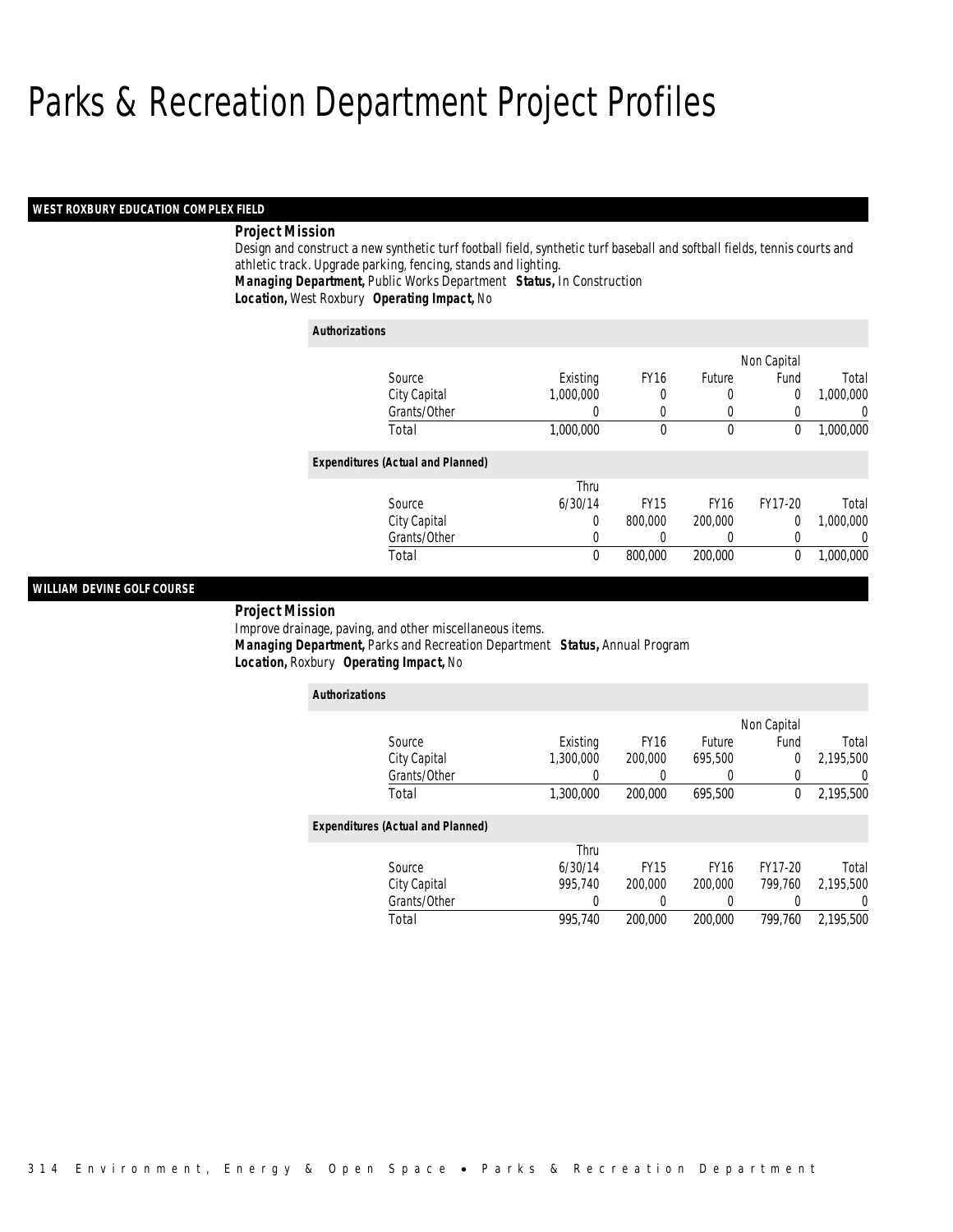# Parks & Recreation Department Project Profiles

## WEST ROXBURY EDUCATION COMPLEX FIELD

**Project Mission**

Design and construct a new synthetic turf football field, synthetic turf baseball and softball fields, tennis courts and athletic track. Upgrade parking, fencing, stands and lighting.

***Managing Department,*** Public Works Department ***Status,*** In Construction

***Location,*** West Roxbury ***Operating Impact,*** No

***Authorizations***

| Source | Existing | FY16 | Future | Non Capital Fund | Total |
|---|---|---|---|---|---|
| City Capital | 1,000,000 | 0 | 0 | 0 | 1,000,000 |
| Grants/Other | 0 | 0 | 0 | 0 | 0 |
| Total | 1,000,000 | 0 | 0 | 0 | 1,000,000 |

***Expenditures (Actual and Planned)***

| Source | Thru 6/30/14 | FY15 | FY16 | FY17-20 | Total |
|---|---|---|---|---|---|
| City Capital | 0 | 800,000 | 200,000 | 0 | 1,000,000 |
| Grants/Other | 0 | 0 | 0 | 0 | 0 |
| Total | 0 | 800,000 | 200,000 | 0 | 1,000,000 |

## WILLIAM DEVINE GOLF COURSE

**Project Mission**

Improve drainage, paving, and other miscellaneous items.

***Managing Department,*** Parks and Recreation Department ***Status,*** Annual Program

***Location,*** Roxbury ***Operating Impact,*** No

***Authorizations***

| Source | Existing | FY16 | Future | Non Capital Fund | Total |
|---|---|---|---|---|---|
| City Capital | 1,300,000 | 200,000 | 695,500 | 0 | 2,195,500 |
| Grants/Other | 0 | 0 | 0 | 0 | 0 |
| Total | 1,300,000 | 200,000 | 695,500 | 0 | 2,195,500 |

***Expenditures (Actual and Planned)***

| Source | Thru 6/30/14 | FY15 | FY16 | FY17-20 | Total |
|---|---|---|---|---|---|
| City Capital | 995,740 | 200,000 | 200,000 | 799,760 | 2,195,500 |
| Grants/Other | 0 | 0 | 0 | 0 | 0 |
| Total | 995,740 | 200,000 | 200,000 | 799,760 | 2,195,500 |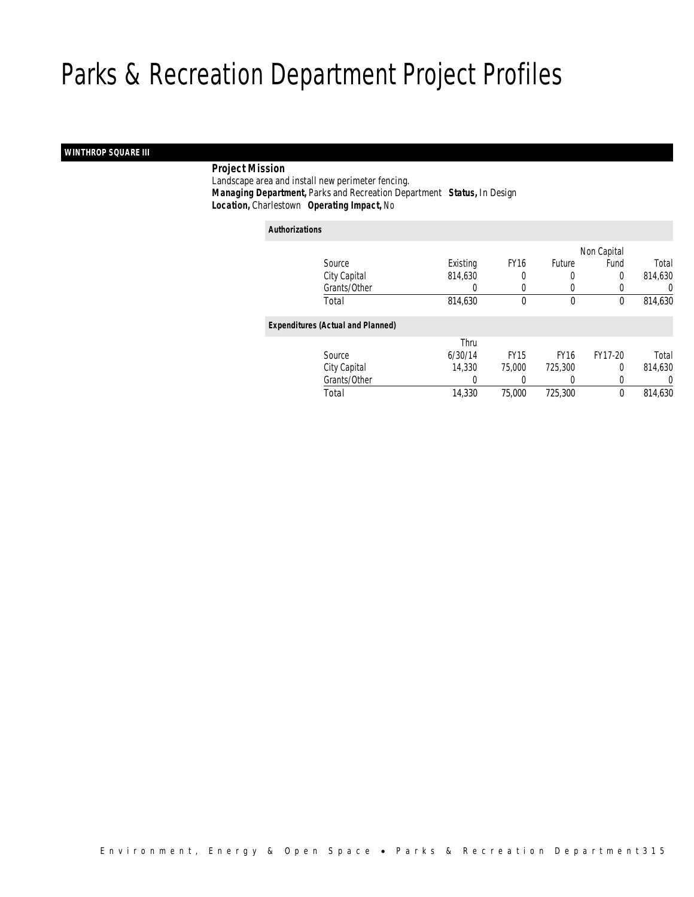# Parks & Recreation Department Project Profiles

## WINTHROP SQUARE III

**Project Mission**

Landscape area and install new perimeter fencing.

***Managing Department,*** Parks and Recreation Department ***Status,*** In Design

***Location,*** Charlestown ***Operating Impact,*** No

***Authorizations***

| Source | Existing | FY16 | Future | Non Capital Fund | Total |
|---|---|---|---|---|---|
| City Capital | 814,630 | 0 | 0 | 0 | 814,630 |
| Grants/Other | 0 | 0 | 0 | 0 | 0 |
| Total | 814,630 | 0 | 0 | 0 | 814,630 |

***Expenditures (Actual and Planned)***

| Source | Thru 6/30/14 | FY15 | FY16 | FY17-20 | Total |
|---|---|---|---|---|---|
| City Capital | 14,330 | 75,000 | 725,300 | 0 | 814,630 |
| Grants/Other | 0 | 0 | 0 | 0 | 0 |
| Total | 14,330 | 75,000 | 725,300 | 0 | 814,630 |